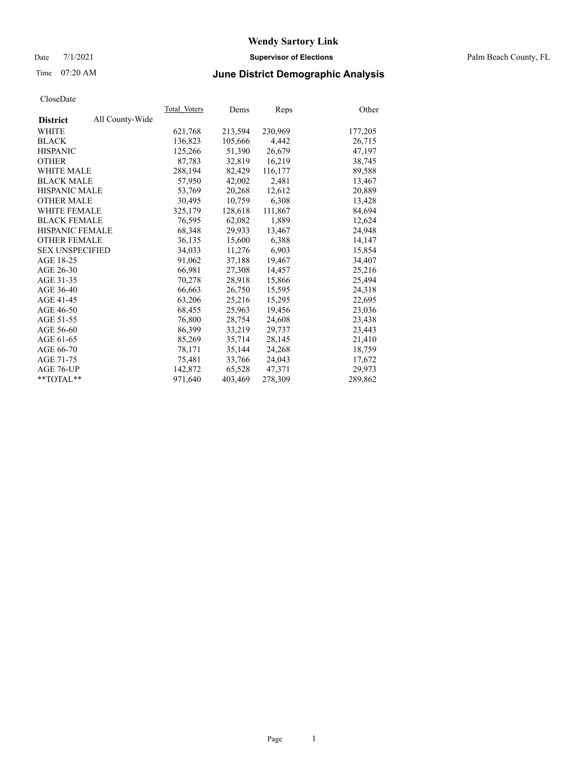# Wendy Sartory Link

Date 7/1/2021 **Supervisor of Elections** Palm Beach County, FL

Time 07:20 AM

## June District Demographic Analysis

CloseDate

| **District** All County-Wide | Total_Voters | Dems | Reps | Other |
|---|---|---|---|---|
| WHITE | 621,768 | 213,594 | 230,969 | 177,205 |
| BLACK | 136,823 | 105,666 | 4,442 | 26,715 |
| HISPANIC | 125,266 | 51,390 | 26,679 | 47,197 |
| OTHER | 87,783 | 32,819 | 16,219 | 38,745 |
| WHITE MALE | 288,194 | 82,429 | 116,177 | 89,588 |
| BLACK MALE | 57,950 | 42,002 | 2,481 | 13,467 |
| HISPANIC MALE | 53,769 | 20,268 | 12,612 | 20,889 |
| OTHER MALE | 30,495 | 10,759 | 6,308 | 13,428 |
| WHITE FEMALE | 325,179 | 128,618 | 111,867 | 84,694 |
| BLACK FEMALE | 76,595 | 62,082 | 1,889 | 12,624 |
| HISPANIC FEMALE | 68,348 | 29,933 | 13,467 | 24,948 |
| OTHER FEMALE | 36,135 | 15,600 | 6,388 | 14,147 |
| SEX UNSPECIFIED | 34,033 | 11,276 | 6,903 | 15,854 |
| AGE 18-25 | 91,062 | 37,188 | 19,467 | 34,407 |
| AGE 26-30 | 66,981 | 27,308 | 14,457 | 25,216 |
| AGE 31-35 | 70,278 | 28,918 | 15,866 | 25,494 |
| AGE 36-40 | 66,663 | 26,750 | 15,595 | 24,318 |
| AGE 41-45 | 63,206 | 25,216 | 15,295 | 22,695 |
| AGE 46-50 | 68,455 | 25,963 | 19,456 | 23,036 |
| AGE 51-55 | 76,800 | 28,754 | 24,608 | 23,438 |
| AGE 56-60 | 86,399 | 33,219 | 29,737 | 23,443 |
| AGE 61-65 | 85,269 | 35,714 | 28,145 | 21,410 |
| AGE 66-70 | 78,171 | 35,144 | 24,268 | 18,759 |
| AGE 71-75 | 75,481 | 33,766 | 24,043 | 17,672 |
| AGE 76-UP | 142,872 | 65,528 | 47,371 | 29,973 |
| **TOTAL** | 971,640 | 403,469 | 278,309 | 289,862 |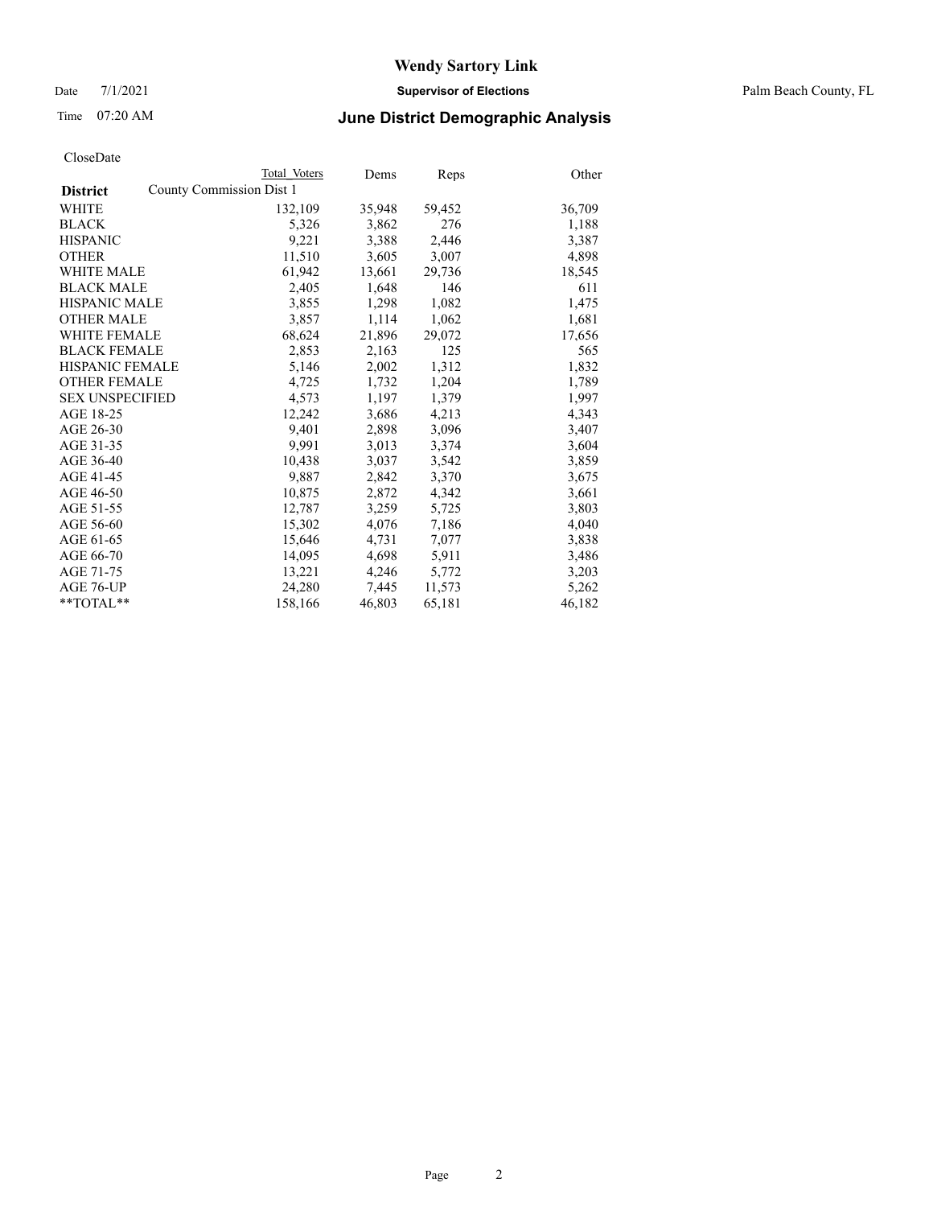# Wendy Sartory Link

Date 7/1/2021 **Supervisor of Elections** Palm Beach County, FL

Time 07:20 AM **June District Demographic Analysis**

CloseDate

| **District** | Total Voters | Dems | Reps | Other |
|---|---|---|---|---|
| County Commission Dist 1 | | | | |
| WHITE | 132,109 | 35,948 | 59,452 | 36,709 |
| BLACK | 5,326 | 3,862 | 276 | 1,188 |
| HISPANIC | 9,221 | 3,388 | 2,446 | 3,387 |
| OTHER | 11,510 | 3,605 | 3,007 | 4,898 |
| WHITE MALE | 61,942 | 13,661 | 29,736 | 18,545 |
| BLACK MALE | 2,405 | 1,648 | 146 | 611 |
| HISPANIC MALE | 3,855 | 1,298 | 1,082 | 1,475 |
| OTHER MALE | 3,857 | 1,114 | 1,062 | 1,681 |
| WHITE FEMALE | 68,624 | 21,896 | 29,072 | 17,656 |
| BLACK FEMALE | 2,853 | 2,163 | 125 | 565 |
| HISPANIC FEMALE | 5,146 | 2,002 | 1,312 | 1,832 |
| OTHER FEMALE | 4,725 | 1,732 | 1,204 | 1,789 |
| SEX UNSPECIFIED | 4,573 | 1,197 | 1,379 | 1,997 |
| AGE 18-25 | 12,242 | 3,686 | 4,213 | 4,343 |
| AGE 26-30 | 9,401 | 2,898 | 3,096 | 3,407 |
| AGE 31-35 | 9,991 | 3,013 | 3,374 | 3,604 |
| AGE 36-40 | 10,438 | 3,037 | 3,542 | 3,859 |
| AGE 41-45 | 9,887 | 2,842 | 3,370 | 3,675 |
| AGE 46-50 | 10,875 | 2,872 | 4,342 | 3,661 |
| AGE 51-55 | 12,787 | 3,259 | 5,725 | 3,803 |
| AGE 56-60 | 15,302 | 4,076 | 7,186 | 4,040 |
| AGE 61-65 | 15,646 | 4,731 | 7,077 | 3,838 |
| AGE 66-70 | 14,095 | 4,698 | 5,911 | 3,486 |
| AGE 71-75 | 13,221 | 4,246 | 5,772 | 3,203 |
| AGE 76-UP | 24,280 | 7,445 | 11,573 | 5,262 |
| **TOTAL** | 158,166 | 46,803 | 65,181 | 46,182 |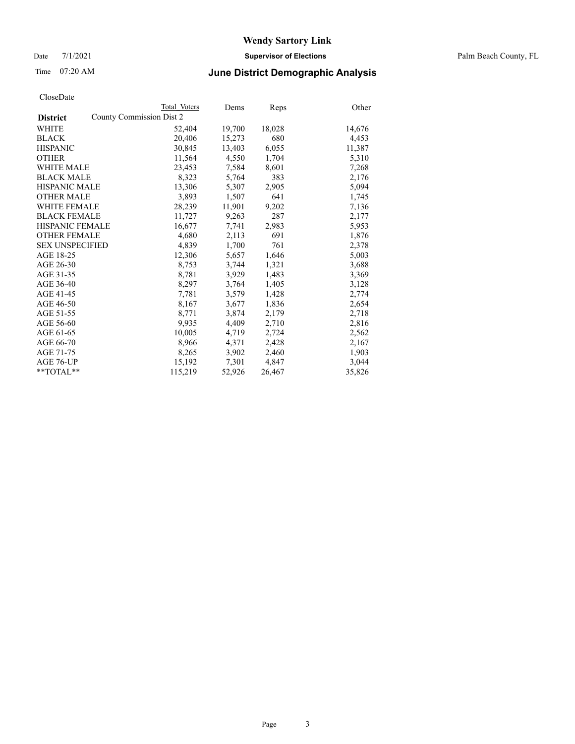# Wendy Sartory Link

**Supervisor of Elections**

Palm Beach County, FL

Date 7/1/2021

Time 07:20 AM

## June District Demographic Analysis

CloseDate

| District | Total Voters | Dems | Reps | Other |
|---|---|---|---|---|
| County Commission Dist 2 | | | | |
| WHITE | 52,404 | 19,700 | 18,028 | 14,676 |
| BLACK | 20,406 | 15,273 | 680 | 4,453 |
| HISPANIC | 30,845 | 13,403 | 6,055 | 11,387 |
| OTHER | 11,564 | 4,550 | 1,704 | 5,310 |
| WHITE MALE | 23,453 | 7,584 | 8,601 | 7,268 |
| BLACK MALE | 8,323 | 5,764 | 383 | 2,176 |
| HISPANIC MALE | 13,306 | 5,307 | 2,905 | 5,094 |
| OTHER MALE | 3,893 | 1,507 | 641 | 1,745 |
| WHITE FEMALE | 28,239 | 11,901 | 9,202 | 7,136 |
| BLACK FEMALE | 11,727 | 9,263 | 287 | 2,177 |
| HISPANIC FEMALE | 16,677 | 7,741 | 2,983 | 5,953 |
| OTHER FEMALE | 4,680 | 2,113 | 691 | 1,876 |
| SEX UNSPECIFIED | 4,839 | 1,700 | 761 | 2,378 |
| AGE 18-25 | 12,306 | 5,657 | 1,646 | 5,003 |
| AGE 26-30 | 8,753 | 3,744 | 1,321 | 3,688 |
| AGE 31-35 | 8,781 | 3,929 | 1,483 | 3,369 |
| AGE 36-40 | 8,297 | 3,764 | 1,405 | 3,128 |
| AGE 41-45 | 7,781 | 3,579 | 1,428 | 2,774 |
| AGE 46-50 | 8,167 | 3,677 | 1,836 | 2,654 |
| AGE 51-55 | 8,771 | 3,874 | 2,179 | 2,718 |
| AGE 56-60 | 9,935 | 4,409 | 2,710 | 2,816 |
| AGE 61-65 | 10,005 | 4,719 | 2,724 | 2,562 |
| AGE 66-70 | 8,966 | 4,371 | 2,428 | 2,167 |
| AGE 71-75 | 8,265 | 3,902 | 2,460 | 1,903 |
| AGE 76-UP | 15,192 | 7,301 | 4,847 | 3,044 |
| **TOTAL** | 115,219 | 52,926 | 26,467 | 35,826 |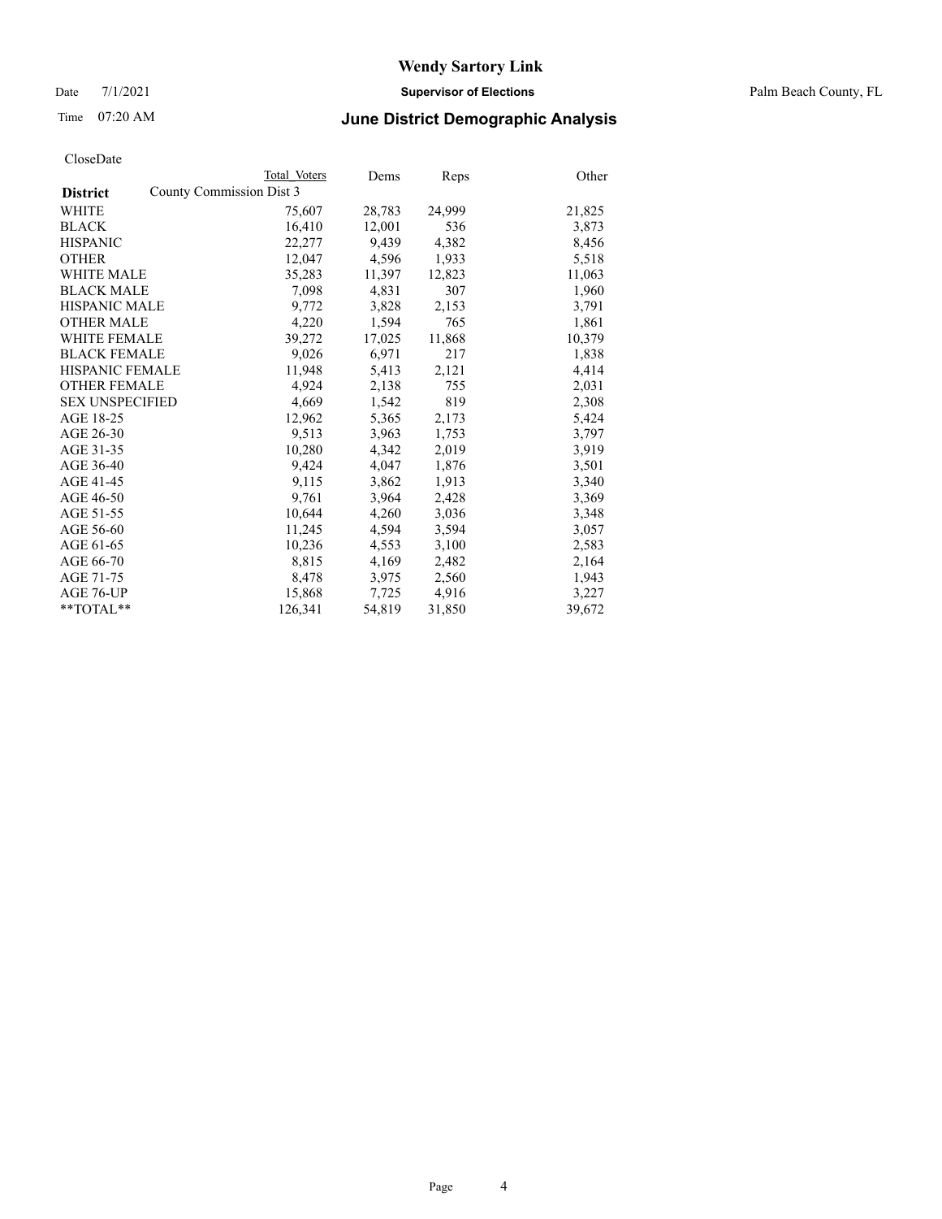CloseDate

| District | Total Voters | Dems | Reps | Other |
|---|---|---|---|---|
| County Commission Dist 3 | | | | |
| WHITE | 75,607 | 28,783 | 24,999 | 21,825 |
| BLACK | 16,410 | 12,001 | 536 | 3,873 |
| HISPANIC | 22,277 | 9,439 | 4,382 | 8,456 |
| OTHER | 12,047 | 4,596 | 1,933 | 5,518 |
| WHITE MALE | 35,283 | 11,397 | 12,823 | 11,063 |
| BLACK MALE | 7,098 | 4,831 | 307 | 1,960 |
| HISPANIC MALE | 9,772 | 3,828 | 2,153 | 3,791 |
| OTHER MALE | 4,220 | 1,594 | 765 | 1,861 |
| WHITE FEMALE | 39,272 | 17,025 | 11,868 | 10,379 |
| BLACK FEMALE | 9,026 | 6,971 | 217 | 1,838 |
| HISPANIC FEMALE | 11,948 | 5,413 | 2,121 | 4,414 |
| OTHER FEMALE | 4,924 | 2,138 | 755 | 2,031 |
| SEX UNSPECIFIED | 4,669 | 1,542 | 819 | 2,308 |
| AGE 18-25 | 12,962 | 5,365 | 2,173 | 5,424 |
| AGE 26-30 | 9,513 | 3,963 | 1,753 | 3,797 |
| AGE 31-35 | 10,280 | 4,342 | 2,019 | 3,919 |
| AGE 36-40 | 9,424 | 4,047 | 1,876 | 3,501 |
| AGE 41-45 | 9,115 | 3,862 | 1,913 | 3,340 |
| AGE 46-50 | 9,761 | 3,964 | 2,428 | 3,369 |
| AGE 51-55 | 10,644 | 4,260 | 3,036 | 3,348 |
| AGE 56-60 | 11,245 | 4,594 | 3,594 | 3,057 |
| AGE 61-65 | 10,236 | 4,553 | 3,100 | 2,583 |
| AGE 66-70 | 8,815 | 4,169 | 2,482 | 2,164 |
| AGE 71-75 | 8,478 | 3,975 | 2,560 | 1,943 |
| AGE 76-UP | 15,868 | 7,725 | 4,916 | 3,227 |
| **TOTAL** | 126,341 | 54,819 | 31,850 | 39,672 |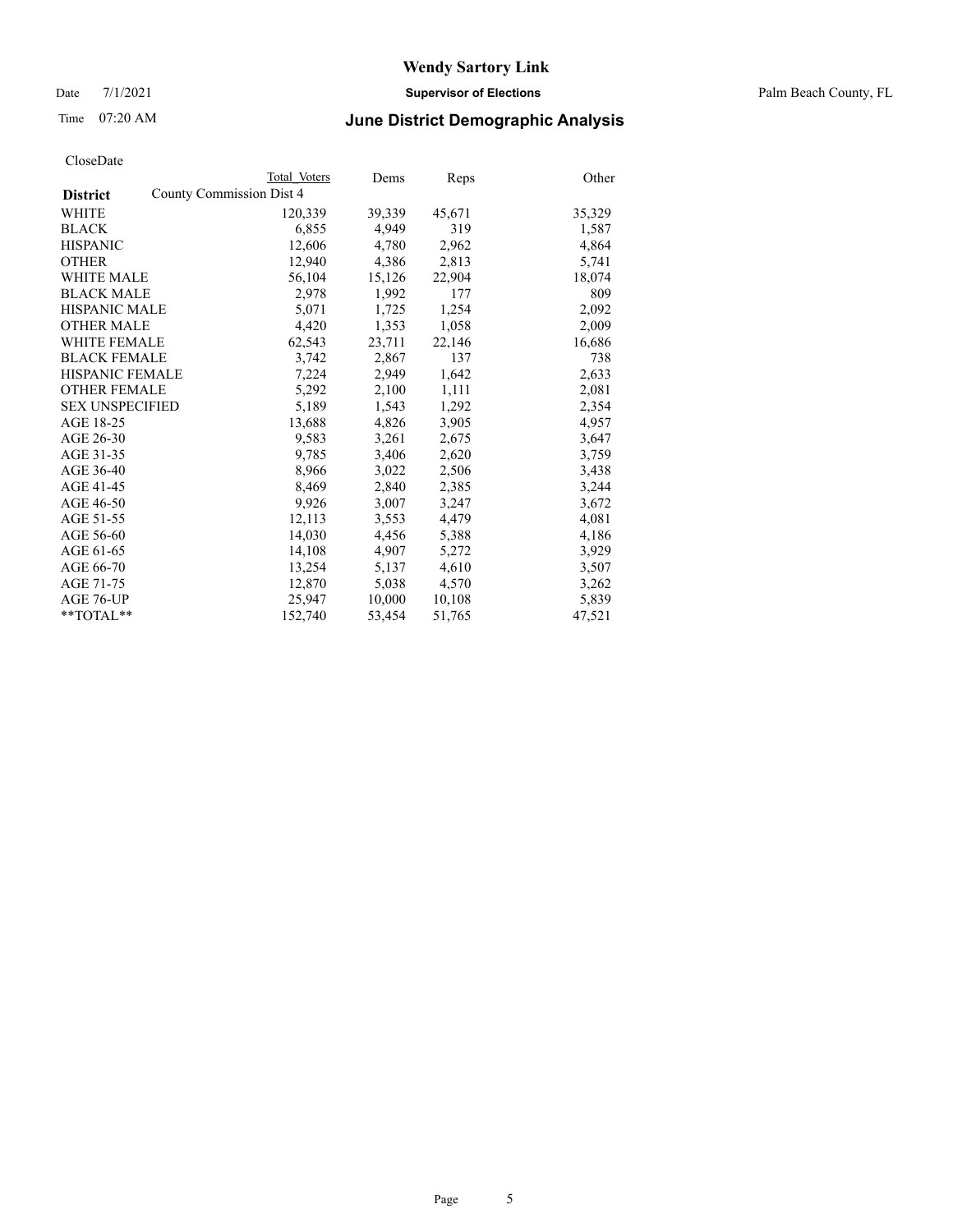# Wendy Sartory Link

Date 7/1/2021 **Supervisor of Elections** Palm Beach County, FL

Time 07:20 AM **June District Demographic Analysis**

CloseDate

| District | Total Voters | Dems | Reps | Other |
|---|---|---|---|---|
| County Commission Dist 4 | | | | |
| WHITE | 120,339 | 39,339 | 45,671 | 35,329 |
| BLACK | 6,855 | 4,949 | 319 | 1,587 |
| HISPANIC | 12,606 | 4,780 | 2,962 | 4,864 |
| OTHER | 12,940 | 4,386 | 2,813 | 5,741 |
| WHITE MALE | 56,104 | 15,126 | 22,904 | 18,074 |
| BLACK MALE | 2,978 | 1,992 | 177 | 809 |
| HISPANIC MALE | 5,071 | 1,725 | 1,254 | 2,092 |
| OTHER MALE | 4,420 | 1,353 | 1,058 | 2,009 |
| WHITE FEMALE | 62,543 | 23,711 | 22,146 | 16,686 |
| BLACK FEMALE | 3,742 | 2,867 | 137 | 738 |
| HISPANIC FEMALE | 7,224 | 2,949 | 1,642 | 2,633 |
| OTHER FEMALE | 5,292 | 2,100 | 1,111 | 2,081 |
| SEX UNSPECIFIED | 5,189 | 1,543 | 1,292 | 2,354 |
| AGE 18-25 | 13,688 | 4,826 | 3,905 | 4,957 |
| AGE 26-30 | 9,583 | 3,261 | 2,675 | 3,647 |
| AGE 31-35 | 9,785 | 3,406 | 2,620 | 3,759 |
| AGE 36-40 | 8,966 | 3,022 | 2,506 | 3,438 |
| AGE 41-45 | 8,469 | 2,840 | 2,385 | 3,244 |
| AGE 46-50 | 9,926 | 3,007 | 3,247 | 3,672 |
| AGE 51-55 | 12,113 | 3,553 | 4,479 | 4,081 |
| AGE 56-60 | 14,030 | 4,456 | 5,388 | 4,186 |
| AGE 61-65 | 14,108 | 4,907 | 5,272 | 3,929 |
| AGE 66-70 | 13,254 | 5,137 | 4,610 | 3,507 |
| AGE 71-75 | 12,870 | 5,038 | 4,570 | 3,262 |
| AGE 76-UP | 25,947 | 10,000 | 10,108 | 5,839 |
| **TOTAL** | 152,740 | 53,454 | 51,765 | 47,521 |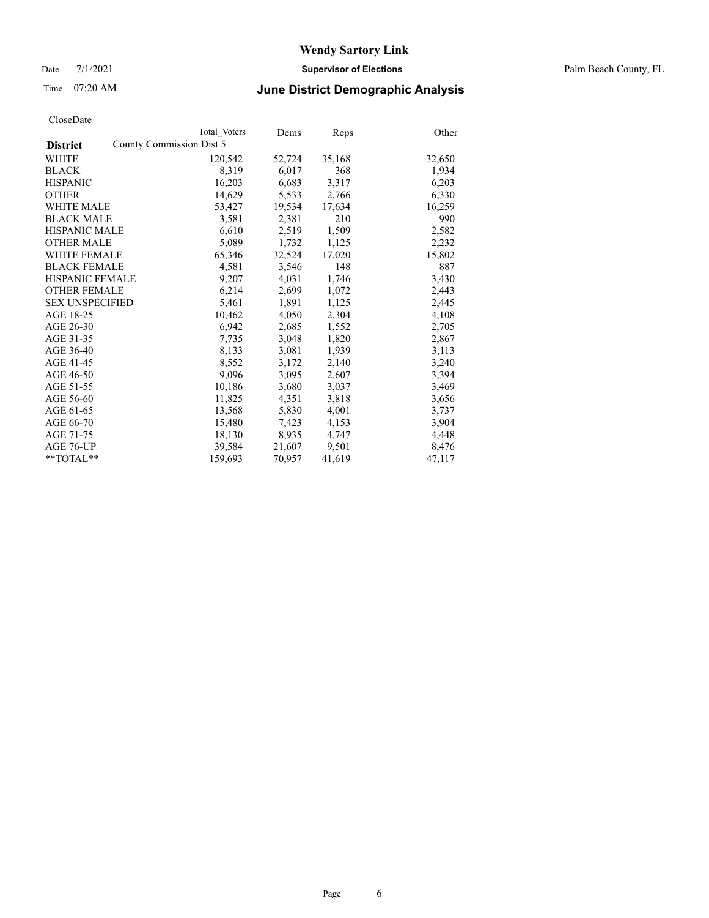# Wendy Sartory Link

Date 7/1/2021 **Supervisor of Elections** Palm Beach County, FL

Time 07:20 AM **June District Demographic Analysis**

CloseDate

| **District** | Total Voters | Dems | Reps | Other |
|---|---|---|---|---|
| County Commission Dist 5 | | | | |
| WHITE | 120,542 | 52,724 | 35,168 | 32,650 |
| BLACK | 8,319 | 6,017 | 368 | 1,934 |
| HISPANIC | 16,203 | 6,683 | 3,317 | 6,203 |
| OTHER | 14,629 | 5,533 | 2,766 | 6,330 |
| WHITE MALE | 53,427 | 19,534 | 17,634 | 16,259 |
| BLACK MALE | 3,581 | 2,381 | 210 | 990 |
| HISPANIC MALE | 6,610 | 2,519 | 1,509 | 2,582 |
| OTHER MALE | 5,089 | 1,732 | 1,125 | 2,232 |
| WHITE FEMALE | 65,346 | 32,524 | 17,020 | 15,802 |
| BLACK FEMALE | 4,581 | 3,546 | 148 | 887 |
| HISPANIC FEMALE | 9,207 | 4,031 | 1,746 | 3,430 |
| OTHER FEMALE | 6,214 | 2,699 | 1,072 | 2,443 |
| SEX UNSPECIFIED | 5,461 | 1,891 | 1,125 | 2,445 |
| AGE 18-25 | 10,462 | 4,050 | 2,304 | 4,108 |
| AGE 26-30 | 6,942 | 2,685 | 1,552 | 2,705 |
| AGE 31-35 | 7,735 | 3,048 | 1,820 | 2,867 |
| AGE 36-40 | 8,133 | 3,081 | 1,939 | 3,113 |
| AGE 41-45 | 8,552 | 3,172 | 2,140 | 3,240 |
| AGE 46-50 | 9,096 | 3,095 | 2,607 | 3,394 |
| AGE 51-55 | 10,186 | 3,680 | 3,037 | 3,469 |
| AGE 56-60 | 11,825 | 4,351 | 3,818 | 3,656 |
| AGE 61-65 | 13,568 | 5,830 | 4,001 | 3,737 |
| AGE 66-70 | 15,480 | 7,423 | 4,153 | 3,904 |
| AGE 71-75 | 18,130 | 8,935 | 4,747 | 4,448 |
| AGE 76-UP | 39,584 | 21,607 | 9,501 | 8,476 |
| **TOTAL** | 159,693 | 70,957 | 41,619 | 47,117 |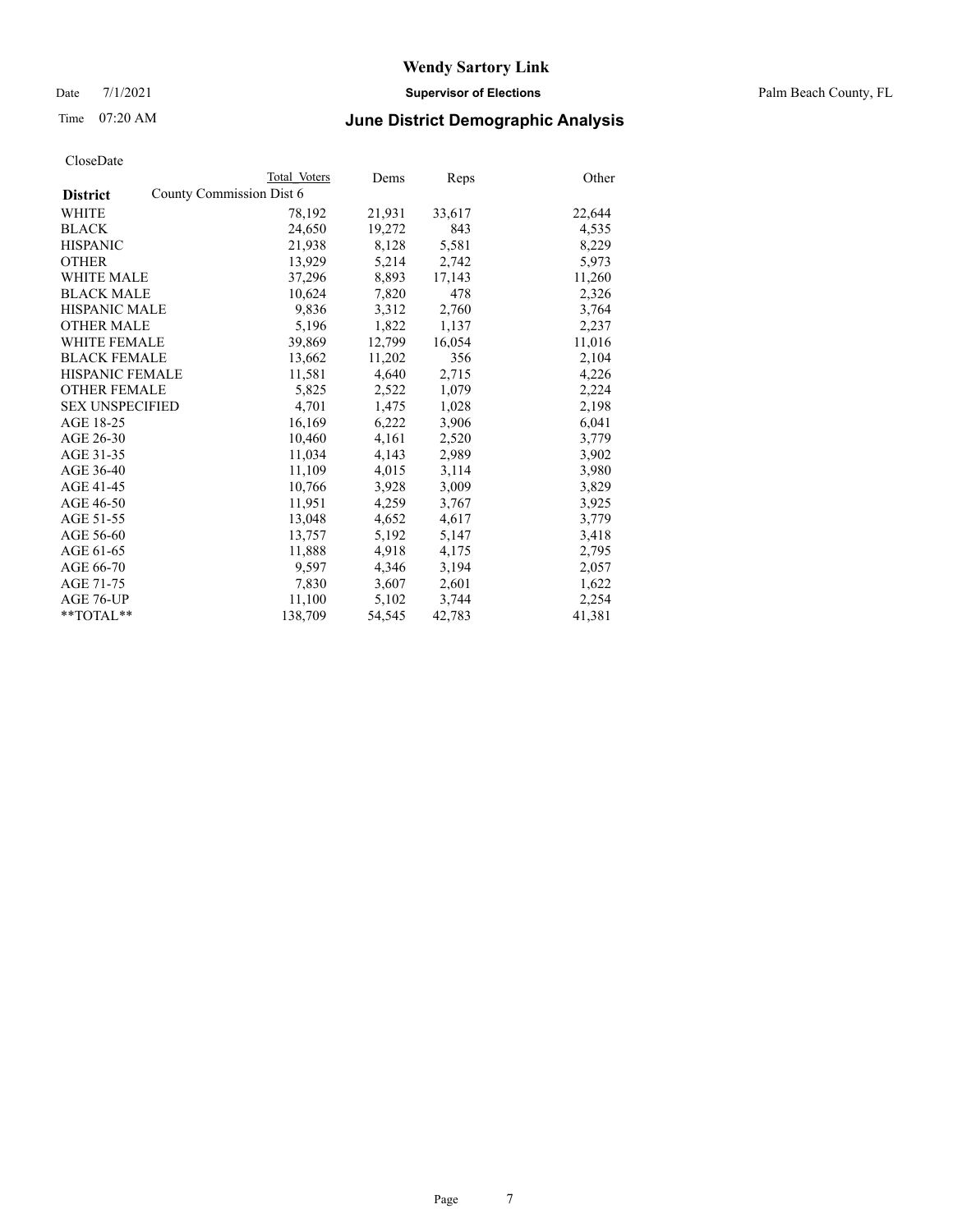# June District Demographic Analysis

Wendy Sartory Link
Supervisor of Elections
Palm Beach County, FL

Date 7/1/2021
Time 07:20 AM

CloseDate

| District | Total Voters | Dems | Reps | Other |
|---|---|---|---|---|
| County Commission Dist 6 | | | | |
| WHITE | 78,192 | 21,931 | 33,617 | 22,644 |
| BLACK | 24,650 | 19,272 | 843 | 4,535 |
| HISPANIC | 21,938 | 8,128 | 5,581 | 8,229 |
| OTHER | 13,929 | 5,214 | 2,742 | 5,973 |
| WHITE MALE | 37,296 | 8,893 | 17,143 | 11,260 |
| BLACK MALE | 10,624 | 7,820 | 478 | 2,326 |
| HISPANIC MALE | 9,836 | 3,312 | 2,760 | 3,764 |
| OTHER MALE | 5,196 | 1,822 | 1,137 | 2,237 |
| WHITE FEMALE | 39,869 | 12,799 | 16,054 | 11,016 |
| BLACK FEMALE | 13,662 | 11,202 | 356 | 2,104 |
| HISPANIC FEMALE | 11,581 | 4,640 | 2,715 | 4,226 |
| OTHER FEMALE | 5,825 | 2,522 | 1,079 | 2,224 |
| SEX UNSPECIFIED | 4,701 | 1,475 | 1,028 | 2,198 |
| AGE 18-25 | 16,169 | 6,222 | 3,906 | 6,041 |
| AGE 26-30 | 10,460 | 4,161 | 2,520 | 3,779 |
| AGE 31-35 | 11,034 | 4,143 | 2,989 | 3,902 |
| AGE 36-40 | 11,109 | 4,015 | 3,114 | 3,980 |
| AGE 41-45 | 10,766 | 3,928 | 3,009 | 3,829 |
| AGE 46-50 | 11,951 | 4,259 | 3,767 | 3,925 |
| AGE 51-55 | 13,048 | 4,652 | 4,617 | 3,779 |
| AGE 56-60 | 13,757 | 5,192 | 5,147 | 3,418 |
| AGE 61-65 | 11,888 | 4,918 | 4,175 | 2,795 |
| AGE 66-70 | 9,597 | 4,346 | 3,194 | 2,057 |
| AGE 71-75 | 7,830 | 3,607 | 2,601 | 1,622 |
| AGE 76-UP | 11,100 | 5,102 | 3,744 | 2,254 |
| **TOTAL** | 138,709 | 54,545 | 42,783 | 41,381 |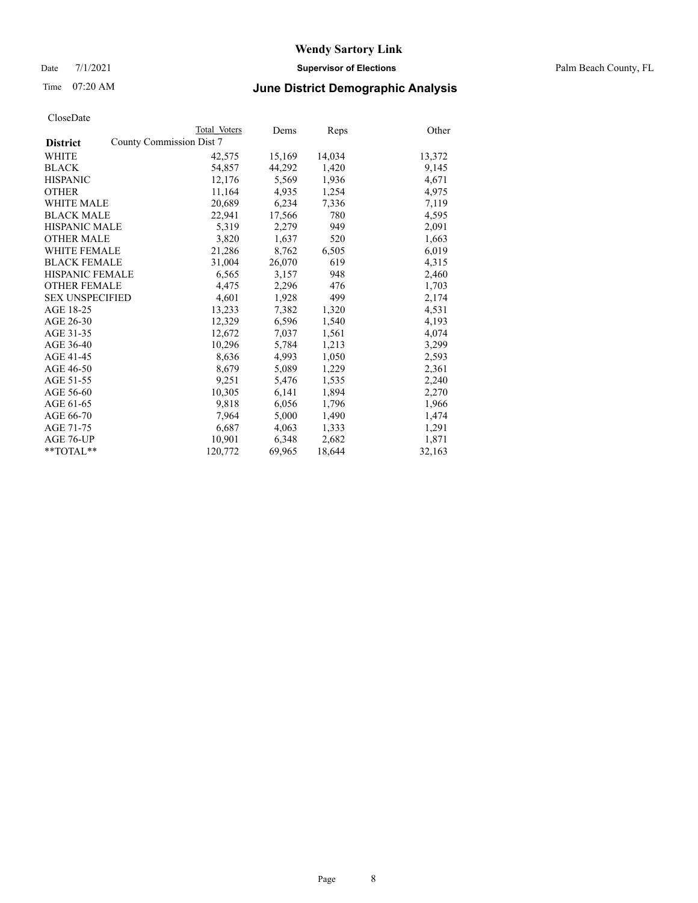CloseDate

| District | Total Voters | Dems | Reps | Other |
|---|---|---|---|---|
| County Commission Dist 7 | | | | |
| WHITE | 42,575 | 15,169 | 14,034 | 13,372 |
| BLACK | 54,857 | 44,292 | 1,420 | 9,145 |
| HISPANIC | 12,176 | 5,569 | 1,936 | 4,671 |
| OTHER | 11,164 | 4,935 | 1,254 | 4,975 |
| WHITE MALE | 20,689 | 6,234 | 7,336 | 7,119 |
| BLACK MALE | 22,941 | 17,566 | 780 | 4,595 |
| HISPANIC MALE | 5,319 | 2,279 | 949 | 2,091 |
| OTHER MALE | 3,820 | 1,637 | 520 | 1,663 |
| WHITE FEMALE | 21,286 | 8,762 | 6,505 | 6,019 |
| BLACK FEMALE | 31,004 | 26,070 | 619 | 4,315 |
| HISPANIC FEMALE | 6,565 | 3,157 | 948 | 2,460 |
| OTHER FEMALE | 4,475 | 2,296 | 476 | 1,703 |
| SEX UNSPECIFIED | 4,601 | 1,928 | 499 | 2,174 |
| AGE 18-25 | 13,233 | 7,382 | 1,320 | 4,531 |
| AGE 26-30 | 12,329 | 6,596 | 1,540 | 4,193 |
| AGE 31-35 | 12,672 | 7,037 | 1,561 | 4,074 |
| AGE 36-40 | 10,296 | 5,784 | 1,213 | 3,299 |
| AGE 41-45 | 8,636 | 4,993 | 1,050 | 2,593 |
| AGE 46-50 | 8,679 | 5,089 | 1,229 | 2,361 |
| AGE 51-55 | 9,251 | 5,476 | 1,535 | 2,240 |
| AGE 56-60 | 10,305 | 6,141 | 1,894 | 2,270 |
| AGE 61-65 | 9,818 | 6,056 | 1,796 | 1,966 |
| AGE 66-70 | 7,964 | 5,000 | 1,490 | 1,474 |
| AGE 71-75 | 6,687 | 4,063 | 1,333 | 1,291 |
| AGE 76-UP | 10,901 | 6,348 | 2,682 | 1,871 |
| **TOTAL** | 120,772 | 69,965 | 18,644 | 32,163 |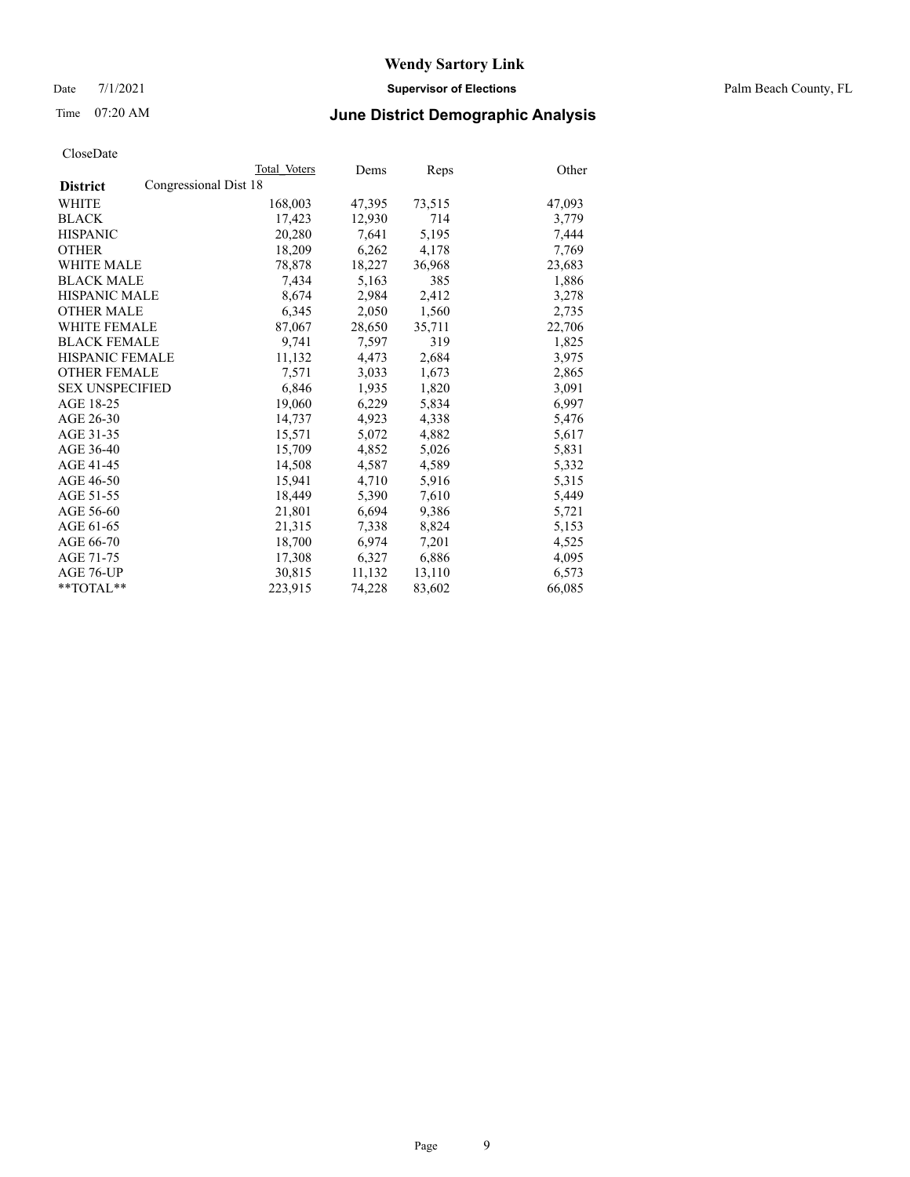# Wendy Sartory Link

Date 7/1/2021 **Supervisor of Elections** Palm Beach County, FL

Time 07:20 AM **June District Demographic Analysis**

CloseDate

| **District** | Congressional Dist 18 | Total Voters | Dems | Reps | Other |
|---|---|---|---|---|---|
| WHITE | | 168,003 | 47,395 | 73,515 | 47,093 |
| BLACK | | 17,423 | 12,930 | 714 | 3,779 |
| HISPANIC | | 20,280 | 7,641 | 5,195 | 7,444 |
| OTHER | | 18,209 | 6,262 | 4,178 | 7,769 |
| WHITE MALE | | 78,878 | 18,227 | 36,968 | 23,683 |
| BLACK MALE | | 7,434 | 5,163 | 385 | 1,886 |
| HISPANIC MALE | | 8,674 | 2,984 | 2,412 | 3,278 |
| OTHER MALE | | 6,345 | 2,050 | 1,560 | 2,735 |
| WHITE FEMALE | | 87,067 | 28,650 | 35,711 | 22,706 |
| BLACK FEMALE | | 9,741 | 7,597 | 319 | 1,825 |
| HISPANIC FEMALE | | 11,132 | 4,473 | 2,684 | 3,975 |
| OTHER FEMALE | | 7,571 | 3,033 | 1,673 | 2,865 |
| SEX UNSPECIFIED | | 6,846 | 1,935 | 1,820 | 3,091 |
| AGE 18-25 | | 19,060 | 6,229 | 5,834 | 6,997 |
| AGE 26-30 | | 14,737 | 4,923 | 4,338 | 5,476 |
| AGE 31-35 | | 15,571 | 5,072 | 4,882 | 5,617 |
| AGE 36-40 | | 15,709 | 4,852 | 5,026 | 5,831 |
| AGE 41-45 | | 14,508 | 4,587 | 4,589 | 5,332 |
| AGE 46-50 | | 15,941 | 4,710 | 5,916 | 5,315 |
| AGE 51-55 | | 18,449 | 5,390 | 7,610 | 5,449 |
| AGE 56-60 | | 21,801 | 6,694 | 9,386 | 5,721 |
| AGE 61-65 | | 21,315 | 7,338 | 8,824 | 5,153 |
| AGE 66-70 | | 18,700 | 6,974 | 7,201 | 4,525 |
| AGE 71-75 | | 17,308 | 6,327 | 6,886 | 4,095 |
| AGE 76-UP | | 30,815 | 11,132 | 13,110 | 6,573 |
| **TOTAL** | | 223,915 | 74,228 | 83,602 | 66,085 |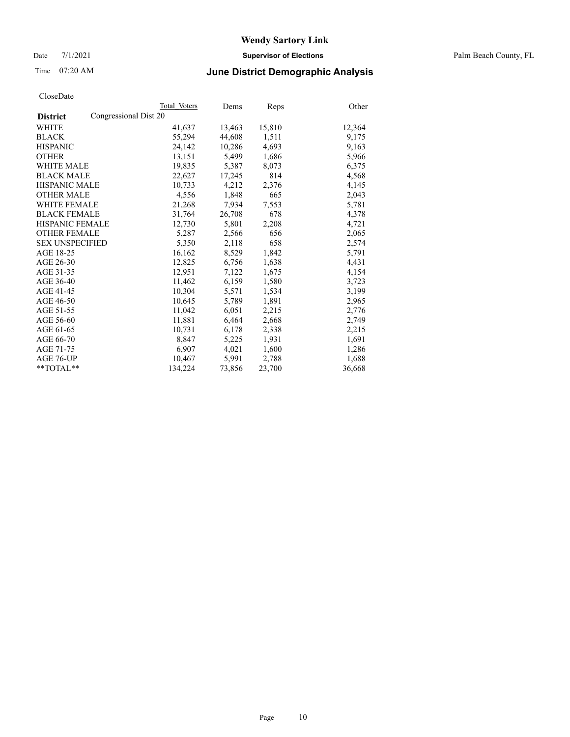# Wendy Sartory Link

Date 7/1/2021 **Supervisor of Elections** Palm Beach County, FL

Time 07:20 AM **June District Demographic Analysis**

CloseDate

| **District** | Total Voters | Dems | Reps | Other |
|---|---|---|---|---|
| Congressional Dist 20 | | | | |
| WHITE | 41,637 | 13,463 | 15,810 | 12,364 |
| BLACK | 55,294 | 44,608 | 1,511 | 9,175 |
| HISPANIC | 24,142 | 10,286 | 4,693 | 9,163 |
| OTHER | 13,151 | 5,499 | 1,686 | 5,966 |
| WHITE MALE | 19,835 | 5,387 | 8,073 | 6,375 |
| BLACK MALE | 22,627 | 17,245 | 814 | 4,568 |
| HISPANIC MALE | 10,733 | 4,212 | 2,376 | 4,145 |
| OTHER MALE | 4,556 | 1,848 | 665 | 2,043 |
| WHITE FEMALE | 21,268 | 7,934 | 7,553 | 5,781 |
| BLACK FEMALE | 31,764 | 26,708 | 678 | 4,378 |
| HISPANIC FEMALE | 12,730 | 5,801 | 2,208 | 4,721 |
| OTHER FEMALE | 5,287 | 2,566 | 656 | 2,065 |
| SEX UNSPECIFIED | 5,350 | 2,118 | 658 | 2,574 |
| AGE 18-25 | 16,162 | 8,529 | 1,842 | 5,791 |
| AGE 26-30 | 12,825 | 6,756 | 1,638 | 4,431 |
| AGE 31-35 | 12,951 | 7,122 | 1,675 | 4,154 |
| AGE 36-40 | 11,462 | 6,159 | 1,580 | 3,723 |
| AGE 41-45 | 10,304 | 5,571 | 1,534 | 3,199 |
| AGE 46-50 | 10,645 | 5,789 | 1,891 | 2,965 |
| AGE 51-55 | 11,042 | 6,051 | 2,215 | 2,776 |
| AGE 56-60 | 11,881 | 6,464 | 2,668 | 2,749 |
| AGE 61-65 | 10,731 | 6,178 | 2,338 | 2,215 |
| AGE 66-70 | 8,847 | 5,225 | 1,931 | 1,691 |
| AGE 71-75 | 6,907 | 4,021 | 1,600 | 1,286 |
| AGE 76-UP | 10,467 | 5,991 | 2,788 | 1,688 |
| **TOTAL** | 134,224 | 73,856 | 23,700 | 36,668 |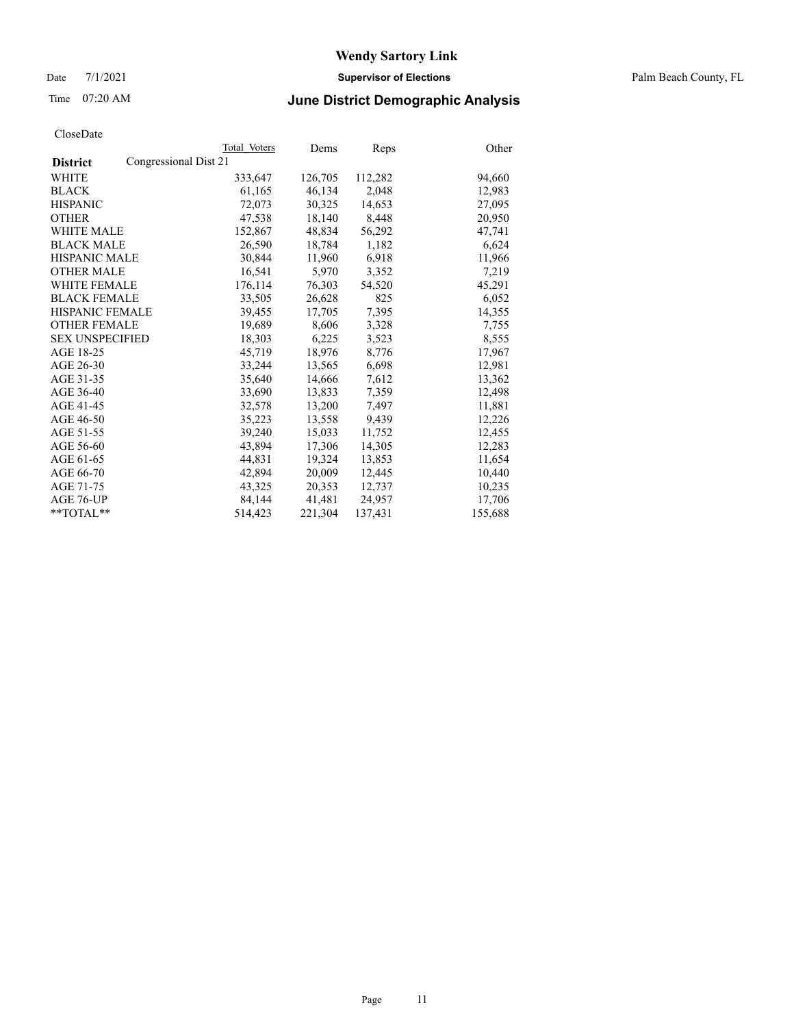# Wendy Sartory Link

Date 7/1/2021 **Supervisor of Elections** Palm Beach County, FL

Time 07:20 AM **June District Demographic Analysis**

CloseDate

| **District** | Total Voters | Dems | Reps | Other |
|---|---|---|---|---|
| Congressional Dist 21 | | | | |
| WHITE | 333,647 | 126,705 | 112,282 | 94,660 |
| BLACK | 61,165 | 46,134 | 2,048 | 12,983 |
| HISPANIC | 72,073 | 30,325 | 14,653 | 27,095 |
| OTHER | 47,538 | 18,140 | 8,448 | 20,950 |
| WHITE MALE | 152,867 | 48,834 | 56,292 | 47,741 |
| BLACK MALE | 26,590 | 18,784 | 1,182 | 6,624 |
| HISPANIC MALE | 30,844 | 11,960 | 6,918 | 11,966 |
| OTHER MALE | 16,541 | 5,970 | 3,352 | 7,219 |
| WHITE FEMALE | 176,114 | 76,303 | 54,520 | 45,291 |
| BLACK FEMALE | 33,505 | 26,628 | 825 | 6,052 |
| HISPANIC FEMALE | 39,455 | 17,705 | 7,395 | 14,355 |
| OTHER FEMALE | 19,689 | 8,606 | 3,328 | 7,755 |
| SEX UNSPECIFIED | 18,303 | 6,225 | 3,523 | 8,555 |
| AGE 18-25 | 45,719 | 18,976 | 8,776 | 17,967 |
| AGE 26-30 | 33,244 | 13,565 | 6,698 | 12,981 |
| AGE 31-35 | 35,640 | 14,666 | 7,612 | 13,362 |
| AGE 36-40 | 33,690 | 13,833 | 7,359 | 12,498 |
| AGE 41-45 | 32,578 | 13,200 | 7,497 | 11,881 |
| AGE 46-50 | 35,223 | 13,558 | 9,439 | 12,226 |
| AGE 51-55 | 39,240 | 15,033 | 11,752 | 12,455 |
| AGE 56-60 | 43,894 | 17,306 | 14,305 | 12,283 |
| AGE 61-65 | 44,831 | 19,324 | 13,853 | 11,654 |
| AGE 66-70 | 42,894 | 20,009 | 12,445 | 10,440 |
| AGE 71-75 | 43,325 | 20,353 | 12,737 | 10,235 |
| AGE 76-UP | 84,144 | 41,481 | 24,957 | 17,706 |
| **TOTAL** | 514,423 | 221,304 | 137,431 | 155,688 |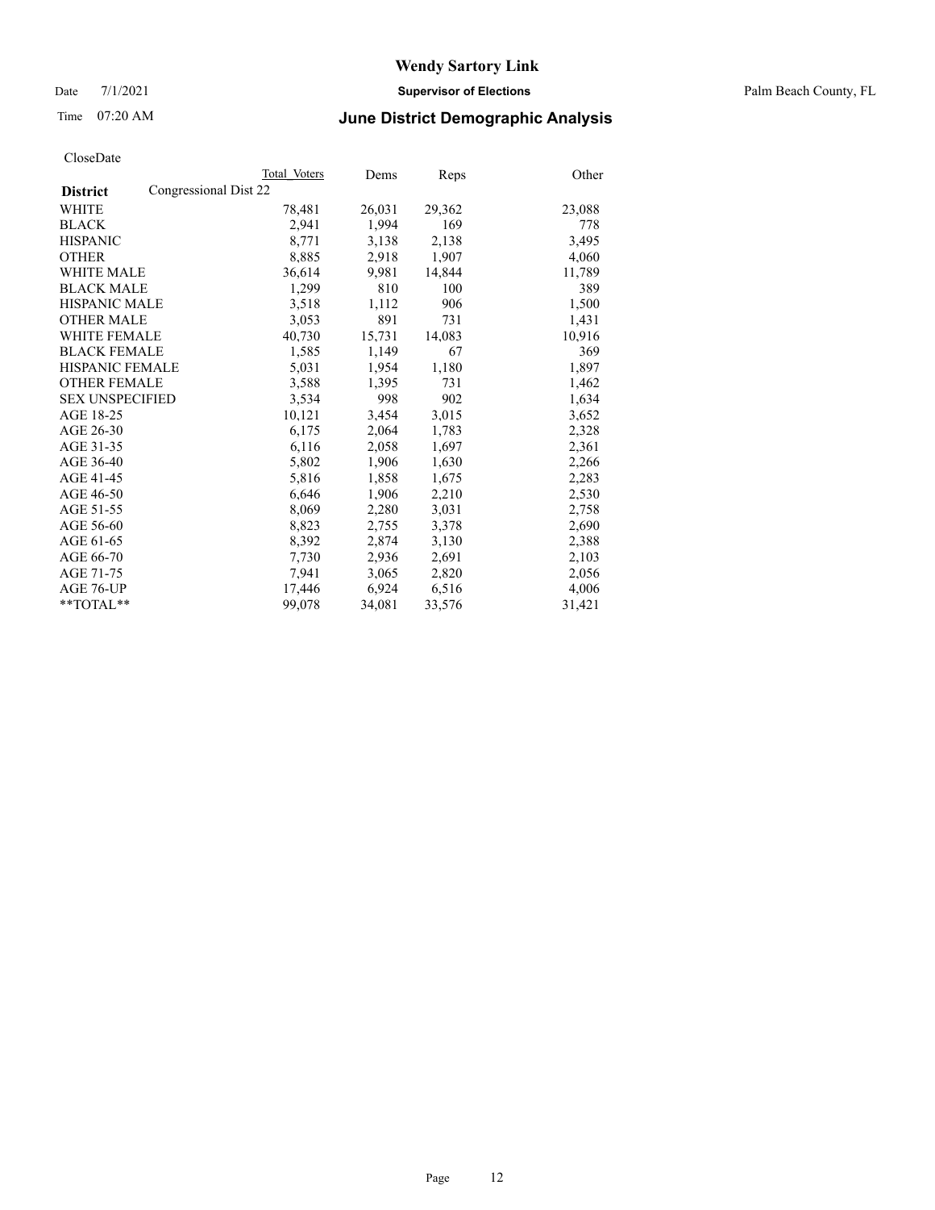# Wendy Sartory Link

Date 7/1/2021 **Supervisor of Elections** Palm Beach County, FL

Time 07:20 AM **June District Demographic Analysis**

CloseDate

| **District** | Congressional Dist 22 Total Voters | Dems | Reps | Other |
|---|---|---|---|---|
| WHITE | 78,481 | 26,031 | 29,362 | 23,088 |
| BLACK | 2,941 | 1,994 | 169 | 778 |
| HISPANIC | 8,771 | 3,138 | 2,138 | 3,495 |
| OTHER | 8,885 | 2,918 | 1,907 | 4,060 |
| WHITE MALE | 36,614 | 9,981 | 14,844 | 11,789 |
| BLACK MALE | 1,299 | 810 | 100 | 389 |
| HISPANIC MALE | 3,518 | 1,112 | 906 | 1,500 |
| OTHER MALE | 3,053 | 891 | 731 | 1,431 |
| WHITE FEMALE | 40,730 | 15,731 | 14,083 | 10,916 |
| BLACK FEMALE | 1,585 | 1,149 | 67 | 369 |
| HISPANIC FEMALE | 5,031 | 1,954 | 1,180 | 1,897 |
| OTHER FEMALE | 3,588 | 1,395 | 731 | 1,462 |
| SEX UNSPECIFIED | 3,534 | 998 | 902 | 1,634 |
| AGE 18-25 | 10,121 | 3,454 | 3,015 | 3,652 |
| AGE 26-30 | 6,175 | 2,064 | 1,783 | 2,328 |
| AGE 31-35 | 6,116 | 2,058 | 1,697 | 2,361 |
| AGE 36-40 | 5,802 | 1,906 | 1,630 | 2,266 |
| AGE 41-45 | 5,816 | 1,858 | 1,675 | 2,283 |
| AGE 46-50 | 6,646 | 1,906 | 2,210 | 2,530 |
| AGE 51-55 | 8,069 | 2,280 | 3,031 | 2,758 |
| AGE 56-60 | 8,823 | 2,755 | 3,378 | 2,690 |
| AGE 61-65 | 8,392 | 2,874 | 3,130 | 2,388 |
| AGE 66-70 | 7,730 | 2,936 | 2,691 | 2,103 |
| AGE 71-75 | 7,941 | 3,065 | 2,820 | 2,056 |
| AGE 76-UP | 17,446 | 6,924 | 6,516 | 4,006 |
| **TOTAL** | 99,078 | 34,081 | 33,576 | 31,421 |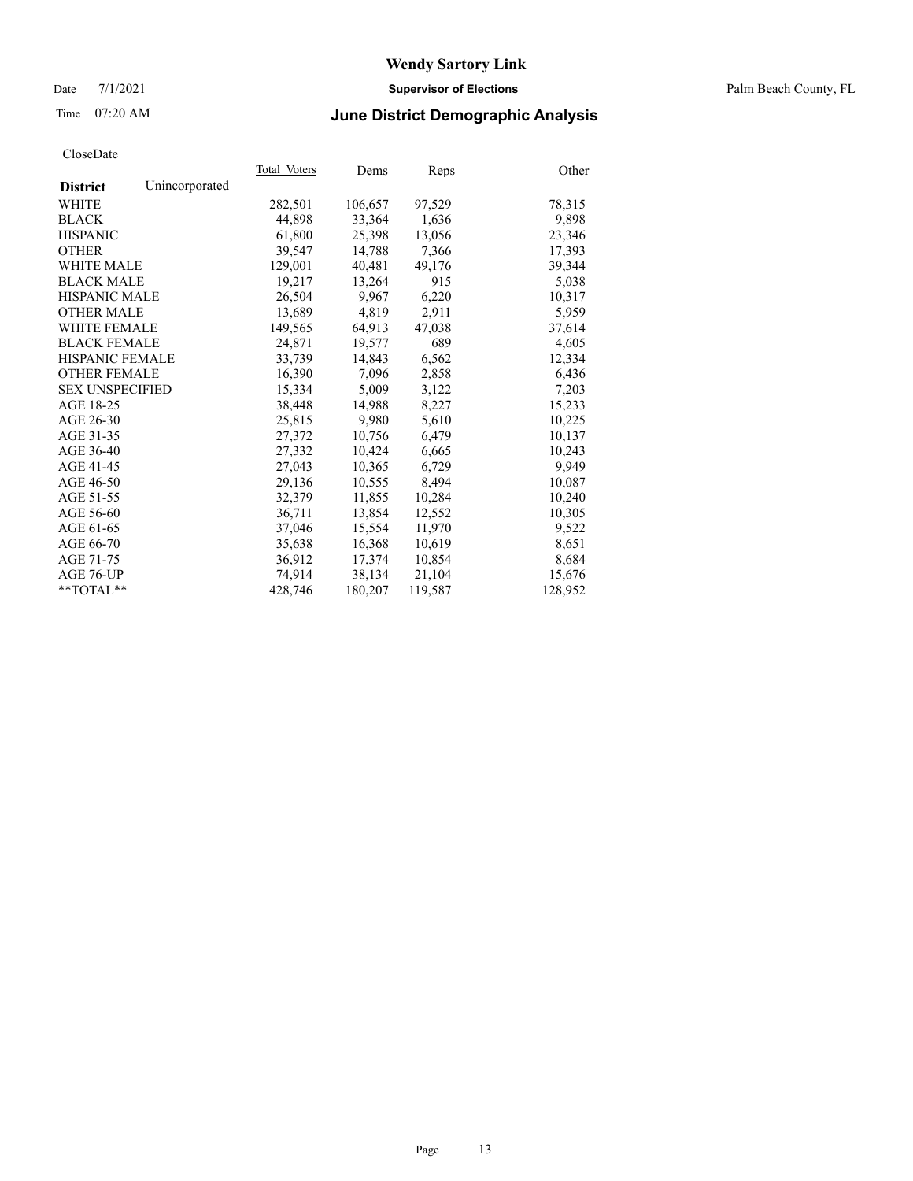CloseDate

| District | Unincorporated | Total_Voters | Dems | Reps | Other |
|---|---|---|---|---|---|
| WHITE | | 282,501 | 106,657 | 97,529 | 78,315 |
| BLACK | | 44,898 | 33,364 | 1,636 | 9,898 |
| HISPANIC | | 61,800 | 25,398 | 13,056 | 23,346 |
| OTHER | | 39,547 | 14,788 | 7,366 | 17,393 |
| WHITE MALE | | 129,001 | 40,481 | 49,176 | 39,344 |
| BLACK MALE | | 19,217 | 13,264 | 915 | 5,038 |
| HISPANIC MALE | | 26,504 | 9,967 | 6,220 | 10,317 |
| OTHER MALE | | 13,689 | 4,819 | 2,911 | 5,959 |
| WHITE FEMALE | | 149,565 | 64,913 | 47,038 | 37,614 |
| BLACK FEMALE | | 24,871 | 19,577 | 689 | 4,605 |
| HISPANIC FEMALE | | 33,739 | 14,843 | 6,562 | 12,334 |
| OTHER FEMALE | | 16,390 | 7,096 | 2,858 | 6,436 |
| SEX UNSPECIFIED | | 15,334 | 5,009 | 3,122 | 7,203 |
| AGE 18-25 | | 38,448 | 14,988 | 8,227 | 15,233 |
| AGE 26-30 | | 25,815 | 9,980 | 5,610 | 10,225 |
| AGE 31-35 | | 27,372 | 10,756 | 6,479 | 10,137 |
| AGE 36-40 | | 27,332 | 10,424 | 6,665 | 10,243 |
| AGE 41-45 | | 27,043 | 10,365 | 6,729 | 9,949 |
| AGE 46-50 | | 29,136 | 10,555 | 8,494 | 10,087 |
| AGE 51-55 | | 32,379 | 11,855 | 10,284 | 10,240 |
| AGE 56-60 | | 36,711 | 13,854 | 12,552 | 10,305 |
| AGE 61-65 | | 37,046 | 15,554 | 11,970 | 9,522 |
| AGE 66-70 | | 35,638 | 16,368 | 10,619 | 8,651 |
| AGE 71-75 | | 36,912 | 17,374 | 10,854 | 8,684 |
| AGE 76-UP | | 74,914 | 38,134 | 21,104 | 15,676 |
| **TOTAL** | | 428,746 | 180,207 | 119,587 | 128,952 |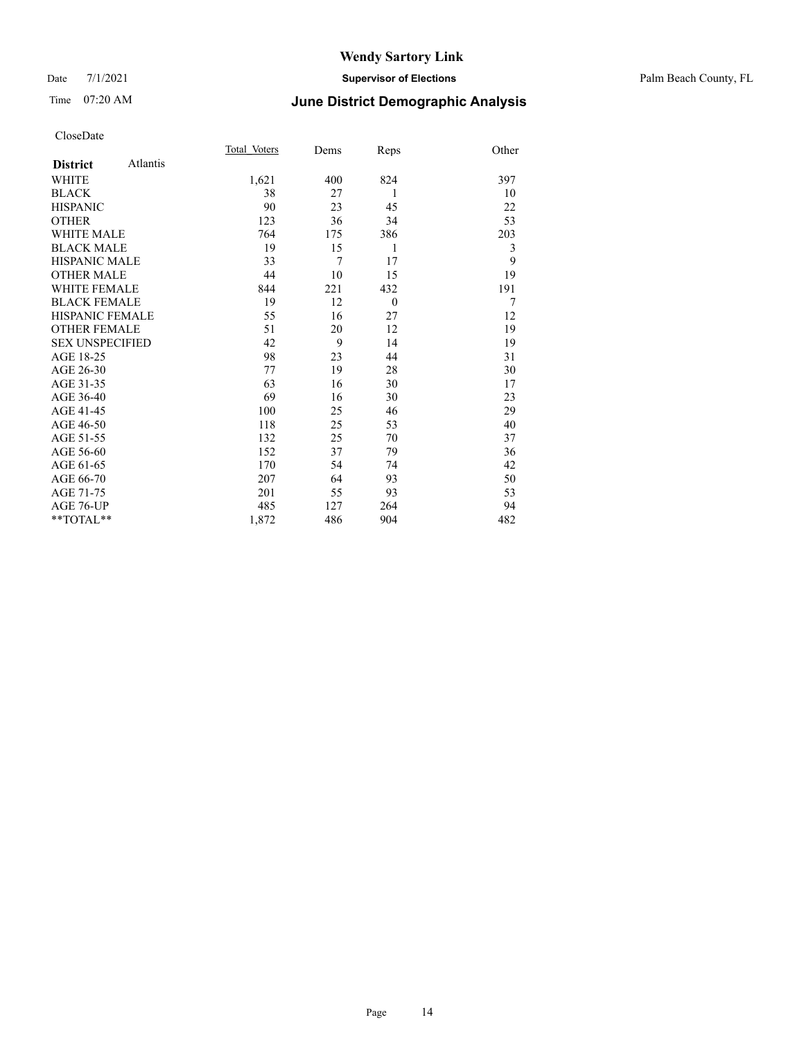# Wendy Sartory Link

Date 7/1/2021 **Supervisor of Elections** Palm Beach County, FL

Time 07:20 AM **June District Demographic Analysis**

CloseDate

| **District** Atlantis | Total_Voters | Dems | Reps | Other |
|---|---|---|---|---|
| WHITE | 1,621 | 400 | 824 | 397 |
| BLACK | 38 | 27 | 1 | 10 |
| HISPANIC | 90 | 23 | 45 | 22 |
| OTHER | 123 | 36 | 34 | 53 |
| WHITE MALE | 764 | 175 | 386 | 203 |
| BLACK MALE | 19 | 15 | 1 | 3 |
| HISPANIC MALE | 33 | 7 | 17 | 9 |
| OTHER MALE | 44 | 10 | 15 | 19 |
| WHITE FEMALE | 844 | 221 | 432 | 191 |
| BLACK FEMALE | 19 | 12 | 0 | 7 |
| HISPANIC FEMALE | 55 | 16 | 27 | 12 |
| OTHER FEMALE | 51 | 20 | 12 | 19 |
| SEX UNSPECIFIED | 42 | 9 | 14 | 19 |
| AGE 18-25 | 98 | 23 | 44 | 31 |
| AGE 26-30 | 77 | 19 | 28 | 30 |
| AGE 31-35 | 63 | 16 | 30 | 17 |
| AGE 36-40 | 69 | 16 | 30 | 23 |
| AGE 41-45 | 100 | 25 | 46 | 29 |
| AGE 46-50 | 118 | 25 | 53 | 40 |
| AGE 51-55 | 132 | 25 | 70 | 37 |
| AGE 56-60 | 152 | 37 | 79 | 36 |
| AGE 61-65 | 170 | 54 | 74 | 42 |
| AGE 66-70 | 207 | 64 | 93 | 50 |
| AGE 71-75 | 201 | 55 | 93 | 53 |
| AGE 76-UP | 485 | 127 | 264 | 94 |
| **TOTAL** | 1,872 | 486 | 904 | 482 |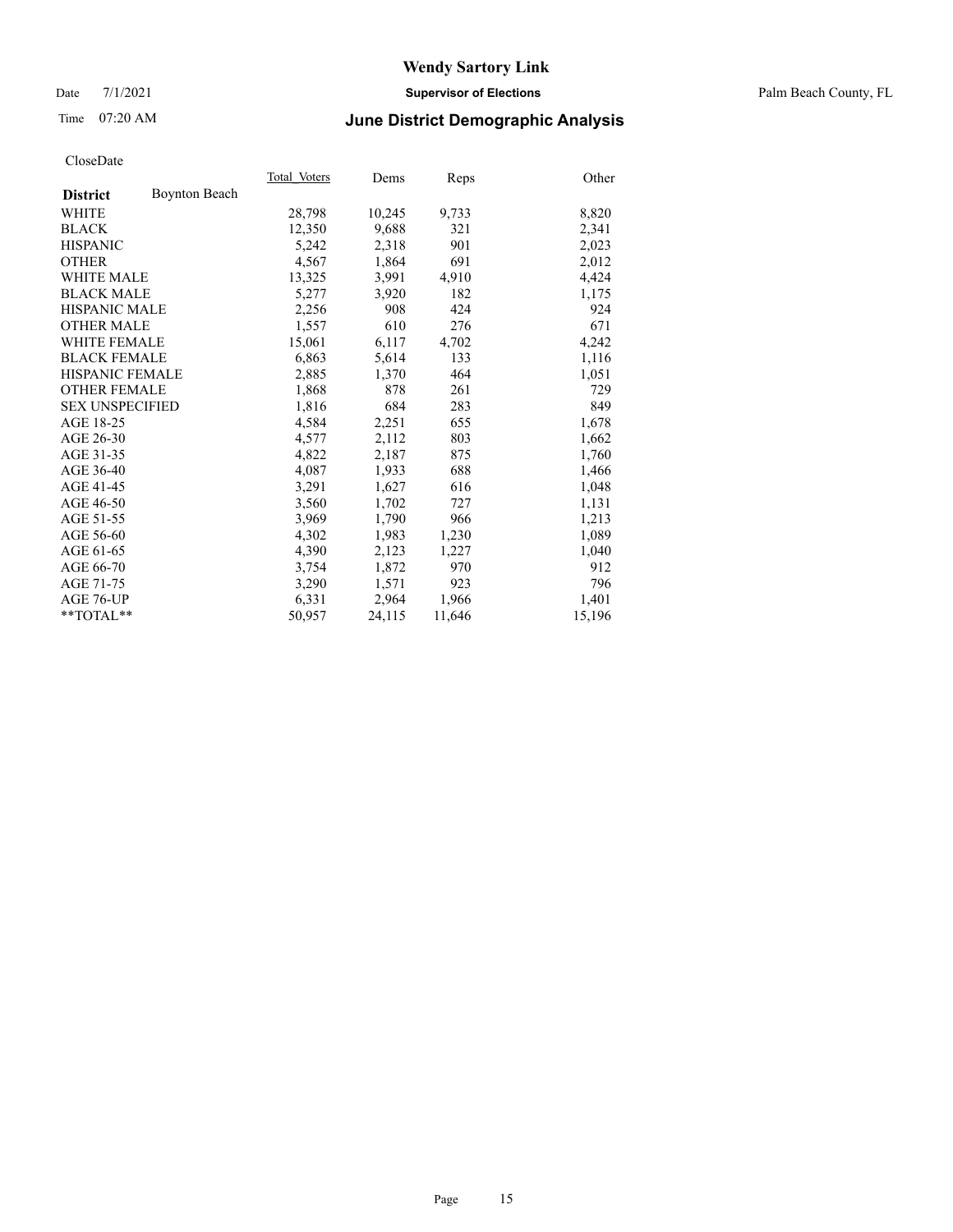# Wendy Sartory Link

Date 7/1/2021 **Supervisor of Elections** Palm Beach County, FL

Time 07:20 AM **June District Demographic Analysis**

CloseDate

| **District** Boynton Beach | Total Voters | Dems | Reps | Other |
|---|---|---|---|---|
| WHITE | 28,798 | 10,245 | 9,733 | 8,820 |
| BLACK | 12,350 | 9,688 | 321 | 2,341 |
| HISPANIC | 5,242 | 2,318 | 901 | 2,023 |
| OTHER | 4,567 | 1,864 | 691 | 2,012 |
| WHITE MALE | 13,325 | 3,991 | 4,910 | 4,424 |
| BLACK MALE | 5,277 | 3,920 | 182 | 1,175 |
| HISPANIC MALE | 2,256 | 908 | 424 | 924 |
| OTHER MALE | 1,557 | 610 | 276 | 671 |
| WHITE FEMALE | 15,061 | 6,117 | 4,702 | 4,242 |
| BLACK FEMALE | 6,863 | 5,614 | 133 | 1,116 |
| HISPANIC FEMALE | 2,885 | 1,370 | 464 | 1,051 |
| OTHER FEMALE | 1,868 | 878 | 261 | 729 |
| SEX UNSPECIFIED | 1,816 | 684 | 283 | 849 |
| AGE 18-25 | 4,584 | 2,251 | 655 | 1,678 |
| AGE 26-30 | 4,577 | 2,112 | 803 | 1,662 |
| AGE 31-35 | 4,822 | 2,187 | 875 | 1,760 |
| AGE 36-40 | 4,087 | 1,933 | 688 | 1,466 |
| AGE 41-45 | 3,291 | 1,627 | 616 | 1,048 |
| AGE 46-50 | 3,560 | 1,702 | 727 | 1,131 |
| AGE 51-55 | 3,969 | 1,790 | 966 | 1,213 |
| AGE 56-60 | 4,302 | 1,983 | 1,230 | 1,089 |
| AGE 61-65 | 4,390 | 2,123 | 1,227 | 1,040 |
| AGE 66-70 | 3,754 | 1,872 | 970 | 912 |
| AGE 71-75 | 3,290 | 1,571 | 923 | 796 |
| AGE 76-UP | 6,331 | 2,964 | 1,966 | 1,401 |
| **TOTAL** | 50,957 | 24,115 | 11,646 | 15,196 |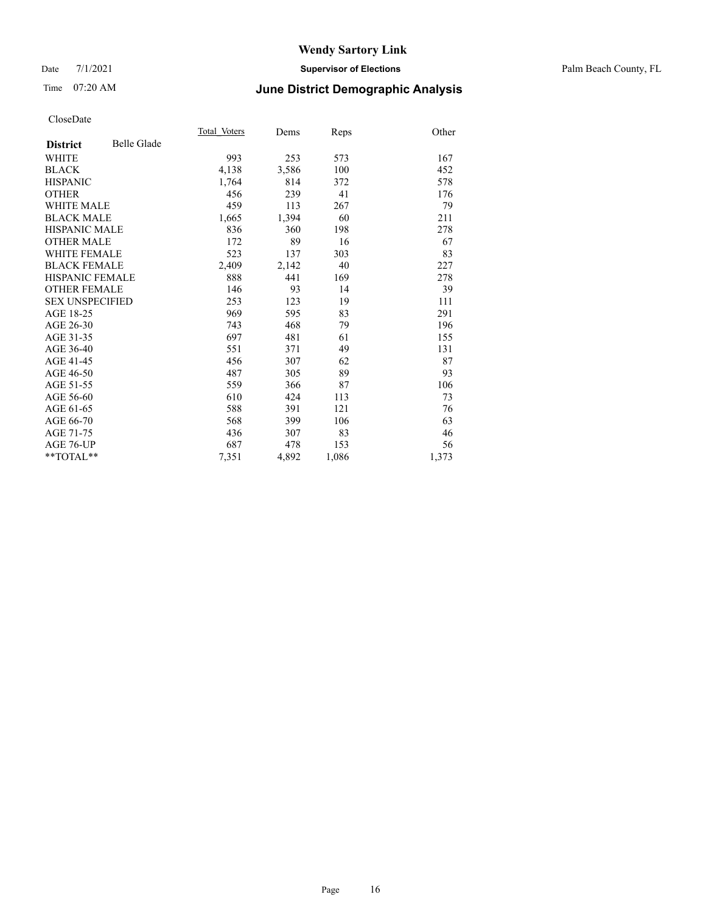# Wendy Sartory Link

Date 7/1/2021 **Supervisor of Elections** Palm Beach County, FL

Time 07:20 AM **June District Demographic Analysis**

CloseDate

| **District** Belle Glade | Total Voters | Dems | Reps | Other |
|---|---|---|---|---|
| WHITE | 993 | 253 | 573 | 167 |
| BLACK | 4,138 | 3,586 | 100 | 452 |
| HISPANIC | 1,764 | 814 | 372 | 578 |
| OTHER | 456 | 239 | 41 | 176 |
| WHITE MALE | 459 | 113 | 267 | 79 |
| BLACK MALE | 1,665 | 1,394 | 60 | 211 |
| HISPANIC MALE | 836 | 360 | 198 | 278 |
| OTHER MALE | 172 | 89 | 16 | 67 |
| WHITE FEMALE | 523 | 137 | 303 | 83 |
| BLACK FEMALE | 2,409 | 2,142 | 40 | 227 |
| HISPANIC FEMALE | 888 | 441 | 169 | 278 |
| OTHER FEMALE | 146 | 93 | 14 | 39 |
| SEX UNSPECIFIED | 253 | 123 | 19 | 111 |
| AGE 18-25 | 969 | 595 | 83 | 291 |
| AGE 26-30 | 743 | 468 | 79 | 196 |
| AGE 31-35 | 697 | 481 | 61 | 155 |
| AGE 36-40 | 551 | 371 | 49 | 131 |
| AGE 41-45 | 456 | 307 | 62 | 87 |
| AGE 46-50 | 487 | 305 | 89 | 93 |
| AGE 51-55 | 559 | 366 | 87 | 106 |
| AGE 56-60 | 610 | 424 | 113 | 73 |
| AGE 61-65 | 588 | 391 | 121 | 76 |
| AGE 66-70 | 568 | 399 | 106 | 63 |
| AGE 71-75 | 436 | 307 | 83 | 46 |
| AGE 76-UP | 687 | 478 | 153 | 56 |
| **TOTAL** | 7,351 | 4,892 | 1,086 | 1,373 |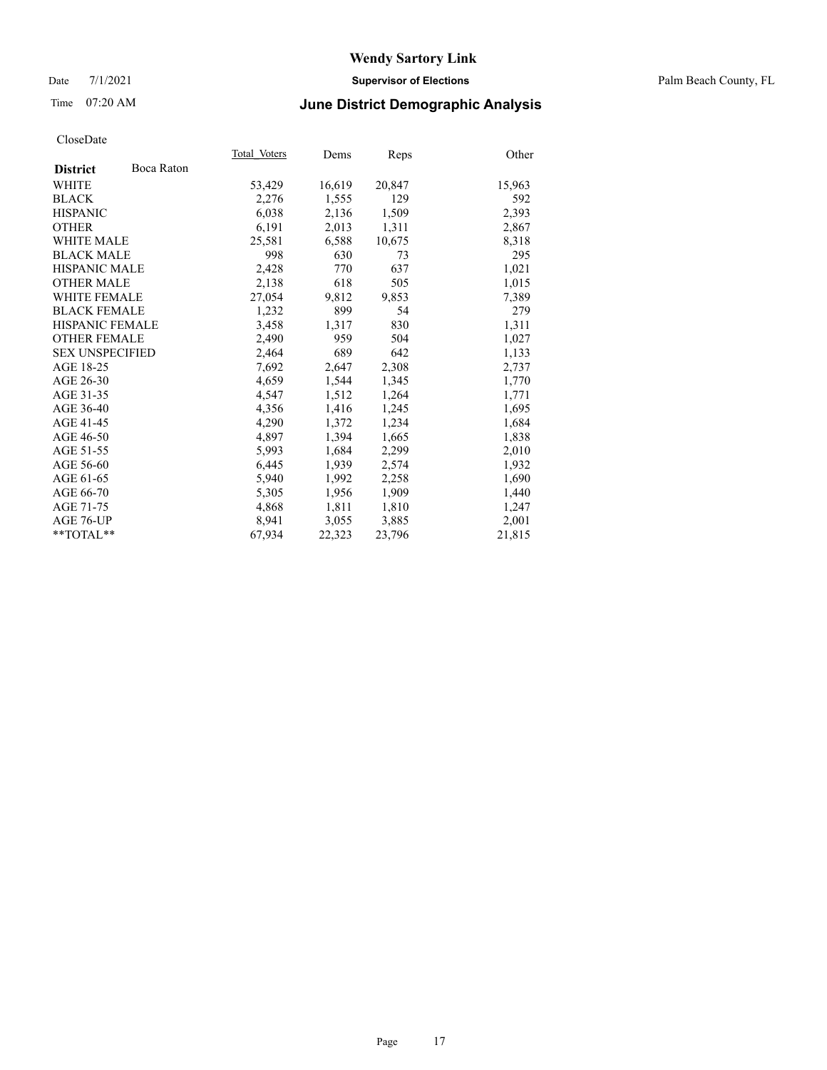# Wendy Sartory Link

Date 7/1/2021 **Supervisor of Elections** Palm Beach County, FL

Time 07:20 AM **June District Demographic Analysis**

CloseDate

| **District** Boca Raton | Total Voters | Dems | Reps | Other |
|---|---|---|---|---|
| WHITE | 53,429 | 16,619 | 20,847 | 15,963 |
| BLACK | 2,276 | 1,555 | 129 | 592 |
| HISPANIC | 6,038 | 2,136 | 1,509 | 2,393 |
| OTHER | 6,191 | 2,013 | 1,311 | 2,867 |
| WHITE MALE | 25,581 | 6,588 | 10,675 | 8,318 |
| BLACK MALE | 998 | 630 | 73 | 295 |
| HISPANIC MALE | 2,428 | 770 | 637 | 1,021 |
| OTHER MALE | 2,138 | 618 | 505 | 1,015 |
| WHITE FEMALE | 27,054 | 9,812 | 9,853 | 7,389 |
| BLACK FEMALE | 1,232 | 899 | 54 | 279 |
| HISPANIC FEMALE | 3,458 | 1,317 | 830 | 1,311 |
| OTHER FEMALE | 2,490 | 959 | 504 | 1,027 |
| SEX UNSPECIFIED | 2,464 | 689 | 642 | 1,133 |
| AGE 18-25 | 7,692 | 2,647 | 2,308 | 2,737 |
| AGE 26-30 | 4,659 | 1,544 | 1,345 | 1,770 |
| AGE 31-35 | 4,547 | 1,512 | 1,264 | 1,771 |
| AGE 36-40 | 4,356 | 1,416 | 1,245 | 1,695 |
| AGE 41-45 | 4,290 | 1,372 | 1,234 | 1,684 |
| AGE 46-50 | 4,897 | 1,394 | 1,665 | 1,838 |
| AGE 51-55 | 5,993 | 1,684 | 2,299 | 2,010 |
| AGE 56-60 | 6,445 | 1,939 | 2,574 | 1,932 |
| AGE 61-65 | 5,940 | 1,992 | 2,258 | 1,690 |
| AGE 66-70 | 5,305 | 1,956 | 1,909 | 1,440 |
| AGE 71-75 | 4,868 | 1,811 | 1,810 | 1,247 |
| AGE 76-UP | 8,941 | 3,055 | 3,885 | 2,001 |
| **TOTAL** | 67,934 | 22,323 | 23,796 | 21,815 |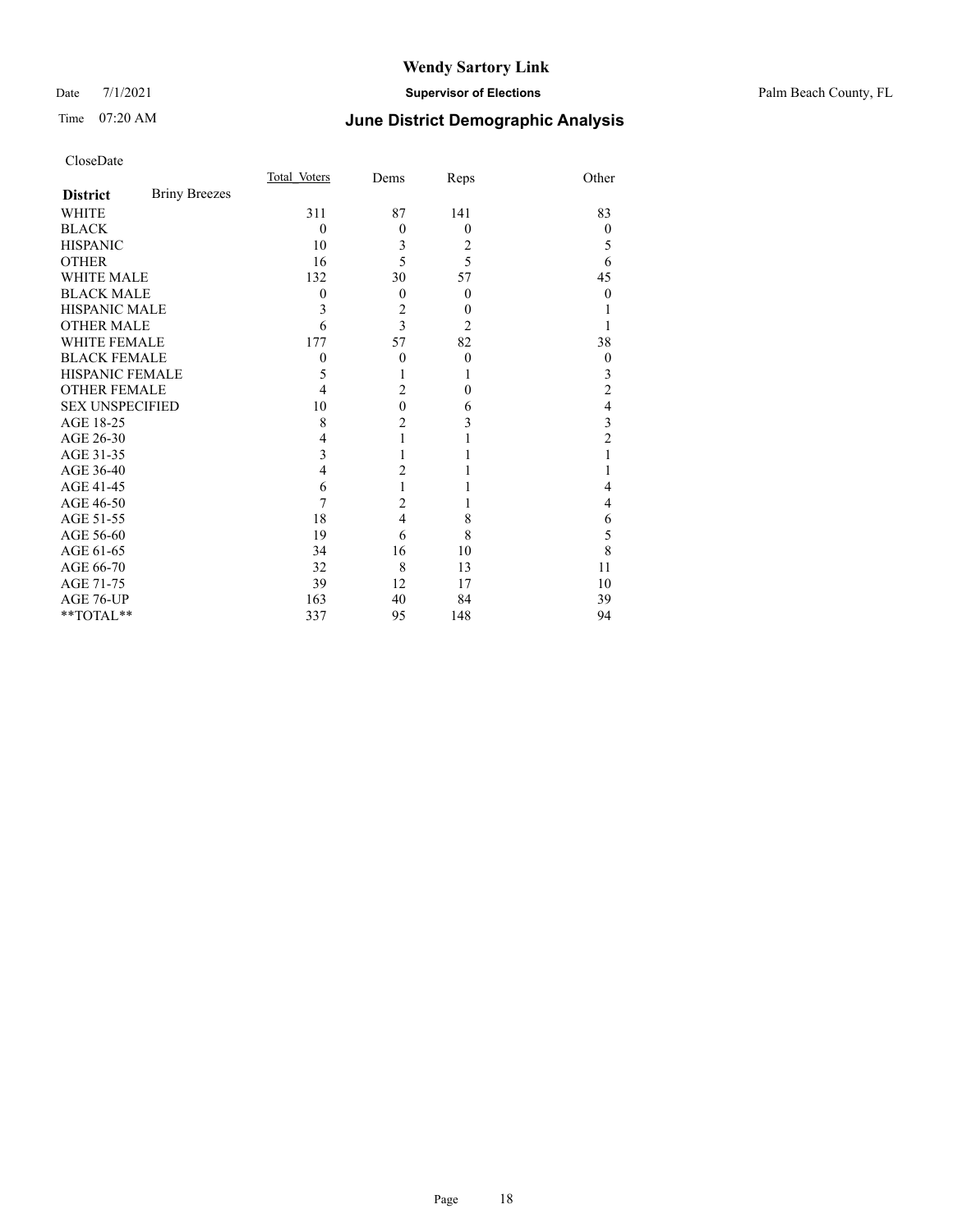# Wendy Sartory Link

Date 7/1/2021 **Supervisor of Elections** Palm Beach County, FL

Time 07:20 AM **June District Demographic Analysis**

CloseDate

| **District** Briny Breezes | Total_Voters | Dems | Reps | Other |
|---|---|---|---|---|
| WHITE | 311 | 87 | 141 | 83 |
| BLACK | 0 | 0 | 0 | 0 |
| HISPANIC | 10 | 3 | 2 | 5 |
| OTHER | 16 | 5 | 5 | 6 |
| WHITE MALE | 132 | 30 | 57 | 45 |
| BLACK MALE | 0 | 0 | 0 | 0 |
| HISPANIC MALE | 3 | 2 | 0 | 1 |
| OTHER MALE | 6 | 3 | 2 | 1 |
| WHITE FEMALE | 177 | 57 | 82 | 38 |
| BLACK FEMALE | 0 | 0 | 0 | 0 |
| HISPANIC FEMALE | 5 | 1 | 1 | 3 |
| OTHER FEMALE | 4 | 2 | 0 | 2 |
| SEX UNSPECIFIED | 10 | 0 | 6 | 4 |
| AGE 18-25 | 8 | 2 | 3 | 3 |
| AGE 26-30 | 4 | 1 | 1 | 2 |
| AGE 31-35 | 3 | 1 | 1 | 1 |
| AGE 36-40 | 4 | 2 | 1 | 1 |
| AGE 41-45 | 6 | 1 | 1 | 4 |
| AGE 46-50 | 7 | 2 | 1 | 4 |
| AGE 51-55 | 18 | 4 | 8 | 6 |
| AGE 56-60 | 19 | 6 | 8 | 5 |
| AGE 61-65 | 34 | 16 | 10 | 8 |
| AGE 66-70 | 32 | 8 | 13 | 11 |
| AGE 71-75 | 39 | 12 | 17 | 10 |
| AGE 76-UP | 163 | 40 | 84 | 39 |
| **TOTAL** | 337 | 95 | 148 | 94 |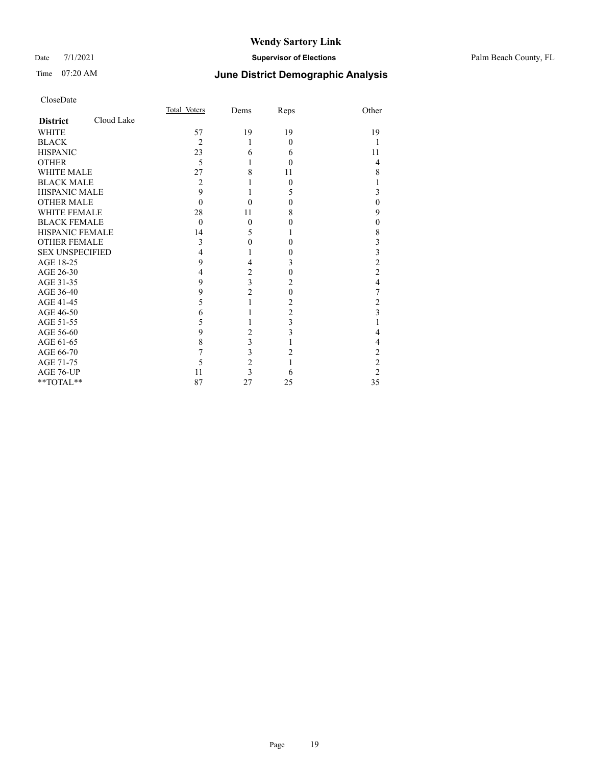# Wendy Sartory Link

Date 7/1/2021 **Supervisor of Elections** Palm Beach County, FL

Time 07:20 AM **June District Demographic Analysis**

CloseDate

| **District** Cloud Lake | Total_Voters | Dems | Reps | Other |
|---|---|---|---|---|
| WHITE | 57 | 19 | 19 | 19 |
| BLACK | 2 | 1 | 0 | 1 |
| HISPANIC | 23 | 6 | 6 | 11 |
| OTHER | 5 | 1 | 0 | 4 |
| WHITE MALE | 27 | 8 | 11 | 8 |
| BLACK MALE | 2 | 1 | 0 | 1 |
| HISPANIC MALE | 9 | 1 | 5 | 3 |
| OTHER MALE | 0 | 0 | 0 | 0 |
| WHITE FEMALE | 28 | 11 | 8 | 9 |
| BLACK FEMALE | 0 | 0 | 0 | 0 |
| HISPANIC FEMALE | 14 | 5 | 1 | 8 |
| OTHER FEMALE | 3 | 0 | 0 | 3 |
| SEX UNSPECIFIED | 4 | 1 | 0 | 3 |
| AGE 18-25 | 9 | 4 | 3 | 2 |
| AGE 26-30 | 4 | 2 | 0 | 2 |
| AGE 31-35 | 9 | 3 | 2 | 4 |
| AGE 36-40 | 9 | 2 | 0 | 7 |
| AGE 41-45 | 5 | 1 | 2 | 2 |
| AGE 46-50 | 6 | 1 | 2 | 3 |
| AGE 51-55 | 5 | 1 | 3 | 1 |
| AGE 56-60 | 9 | 2 | 3 | 4 |
| AGE 61-65 | 8 | 3 | 1 | 4 |
| AGE 66-70 | 7 | 3 | 2 | 2 |
| AGE 71-75 | 5 | 2 | 1 | 2 |
| AGE 76-UP | 11 | 3 | 6 | 2 |
| **TOTAL** | 87 | 27 | 25 | 35 |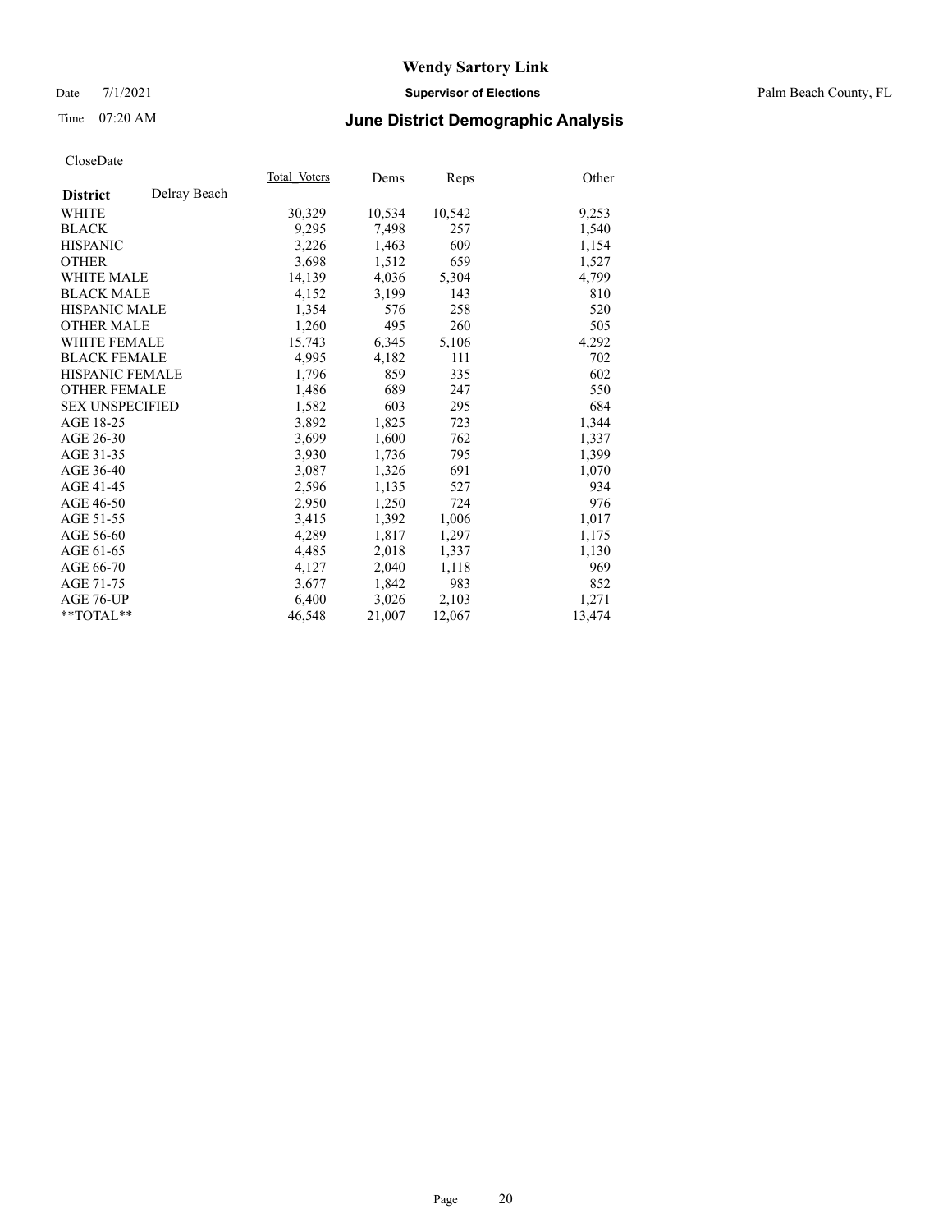# Wendy Sartory Link

Date 7/1/2021 **Supervisor of Elections** Palm Beach County, FL

Time 07:20 AM **June District Demographic Analysis**

CloseDate

| **District** Delray Beach | Total Voters | Dems | Reps | Other |
|---|---|---|---|---|
| WHITE | 30,329 | 10,534 | 10,542 | 9,253 |
| BLACK | 9,295 | 7,498 | 257 | 1,540 |
| HISPANIC | 3,226 | 1,463 | 609 | 1,154 |
| OTHER | 3,698 | 1,512 | 659 | 1,527 |
| WHITE MALE | 14,139 | 4,036 | 5,304 | 4,799 |
| BLACK MALE | 4,152 | 3,199 | 143 | 810 |
| HISPANIC MALE | 1,354 | 576 | 258 | 520 |
| OTHER MALE | 1,260 | 495 | 260 | 505 |
| WHITE FEMALE | 15,743 | 6,345 | 5,106 | 4,292 |
| BLACK FEMALE | 4,995 | 4,182 | 111 | 702 |
| HISPANIC FEMALE | 1,796 | 859 | 335 | 602 |
| OTHER FEMALE | 1,486 | 689 | 247 | 550 |
| SEX UNSPECIFIED | 1,582 | 603 | 295 | 684 |
| AGE 18-25 | 3,892 | 1,825 | 723 | 1,344 |
| AGE 26-30 | 3,699 | 1,600 | 762 | 1,337 |
| AGE 31-35 | 3,930 | 1,736 | 795 | 1,399 |
| AGE 36-40 | 3,087 | 1,326 | 691 | 1,070 |
| AGE 41-45 | 2,596 | 1,135 | 527 | 934 |
| AGE 46-50 | 2,950 | 1,250 | 724 | 976 |
| AGE 51-55 | 3,415 | 1,392 | 1,006 | 1,017 |
| AGE 56-60 | 4,289 | 1,817 | 1,297 | 1,175 |
| AGE 61-65 | 4,485 | 2,018 | 1,337 | 1,130 |
| AGE 66-70 | 4,127 | 2,040 | 1,118 | 969 |
| AGE 71-75 | 3,677 | 1,842 | 983 | 852 |
| AGE 76-UP | 6,400 | 3,026 | 2,103 | 1,271 |
| **TOTAL** | 46,548 | 21,007 | 12,067 | 13,474 |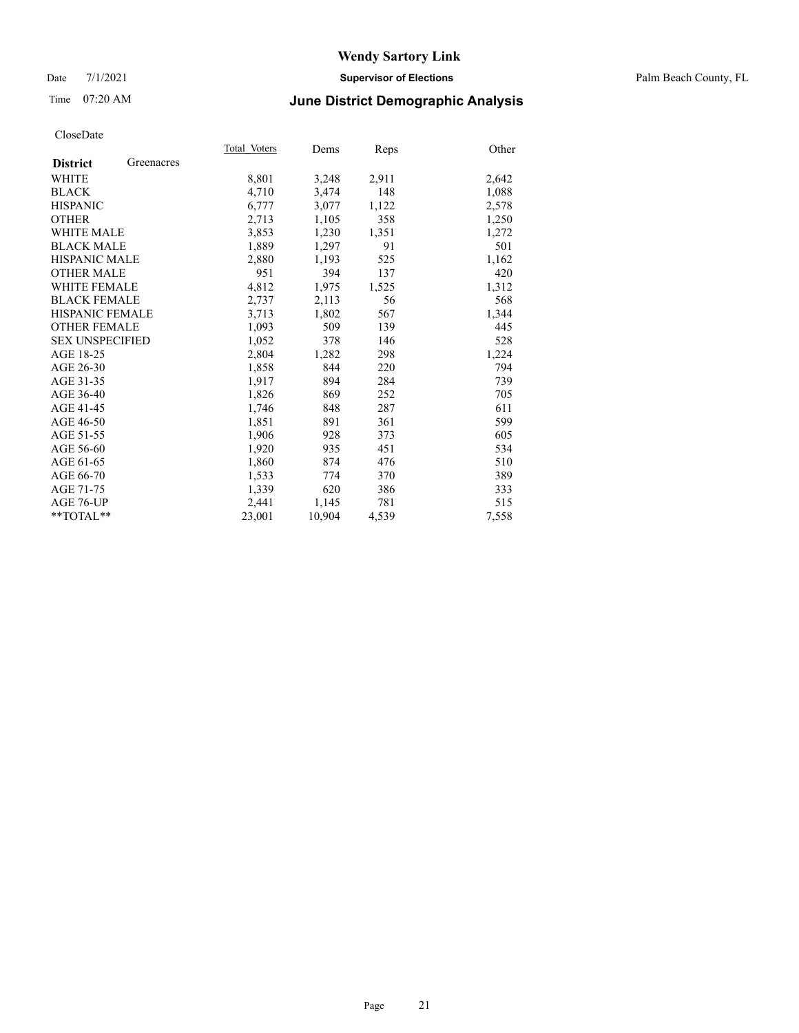CloseDate

| District | Greenacres | Total_Voters | Dems | Reps | Other |
|---|---|---|---|---|---|
| WHITE | | 8,801 | 3,248 | 2,911 | 2,642 |
| BLACK | | 4,710 | 3,474 | 148 | 1,088 |
| HISPANIC | | 6,777 | 3,077 | 1,122 | 2,578 |
| OTHER | | 2,713 | 1,105 | 358 | 1,250 |
| WHITE MALE | | 3,853 | 1,230 | 1,351 | 1,272 |
| BLACK MALE | | 1,889 | 1,297 | 91 | 501 |
| HISPANIC MALE | | 2,880 | 1,193 | 525 | 1,162 |
| OTHER MALE | | 951 | 394 | 137 | 420 |
| WHITE FEMALE | | 4,812 | 1,975 | 1,525 | 1,312 |
| BLACK FEMALE | | 2,737 | 2,113 | 56 | 568 |
| HISPANIC FEMALE | | 3,713 | 1,802 | 567 | 1,344 |
| OTHER FEMALE | | 1,093 | 509 | 139 | 445 |
| SEX UNSPECIFIED | | 1,052 | 378 | 146 | 528 |
| AGE 18-25 | | 2,804 | 1,282 | 298 | 1,224 |
| AGE 26-30 | | 1,858 | 844 | 220 | 794 |
| AGE 31-35 | | 1,917 | 894 | 284 | 739 |
| AGE 36-40 | | 1,826 | 869 | 252 | 705 |
| AGE 41-45 | | 1,746 | 848 | 287 | 611 |
| AGE 46-50 | | 1,851 | 891 | 361 | 599 |
| AGE 51-55 | | 1,906 | 928 | 373 | 605 |
| AGE 56-60 | | 1,920 | 935 | 451 | 534 |
| AGE 61-65 | | 1,860 | 874 | 476 | 510 |
| AGE 66-70 | | 1,533 | 774 | 370 | 389 |
| AGE 71-75 | | 1,339 | 620 | 386 | 333 |
| AGE 76-UP | | 2,441 | 1,145 | 781 | 515 |
| **TOTAL** | | 23,001 | 10,904 | 4,539 | 7,558 |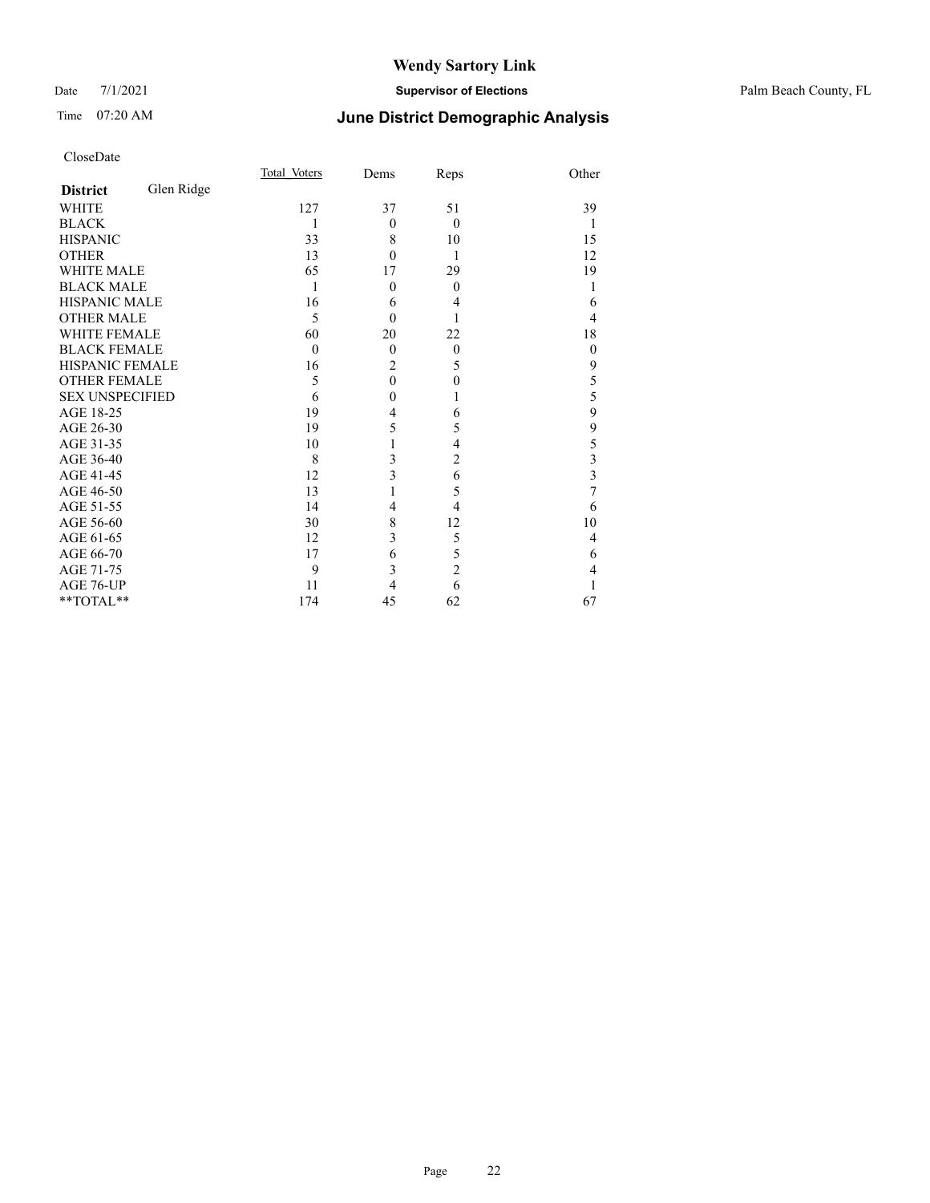# Wendy Sartory Link

Date 7/1/2021 **Supervisor of Elections** Palm Beach County, FL

Time 07:20 AM **June District Demographic Analysis**

CloseDate

| **District** Glen Ridge | Total_Voters | Dems | Reps | Other |
|---|---|---|---|---|
| WHITE | 127 | 37 | 51 | 39 |
| BLACK | 1 | 0 | 0 | 1 |
| HISPANIC | 33 | 8 | 10 | 15 |
| OTHER | 13 | 0 | 1 | 12 |
| WHITE MALE | 65 | 17 | 29 | 19 |
| BLACK MALE | 1 | 0 | 0 | 1 |
| HISPANIC MALE | 16 | 6 | 4 | 6 |
| OTHER MALE | 5 | 0 | 1 | 4 |
| WHITE FEMALE | 60 | 20 | 22 | 18 |
| BLACK FEMALE | 0 | 0 | 0 | 0 |
| HISPANIC FEMALE | 16 | 2 | 5 | 9 |
| OTHER FEMALE | 5 | 0 | 0 | 5 |
| SEX UNSPECIFIED | 6 | 0 | 1 | 5 |
| AGE 18-25 | 19 | 4 | 6 | 9 |
| AGE 26-30 | 19 | 5 | 5 | 9 |
| AGE 31-35 | 10 | 1 | 4 | 5 |
| AGE 36-40 | 8 | 3 | 2 | 3 |
| AGE 41-45 | 12 | 3 | 6 | 3 |
| AGE 46-50 | 13 | 1 | 5 | 7 |
| AGE 51-55 | 14 | 4 | 4 | 6 |
| AGE 56-60 | 30 | 8 | 12 | 10 |
| AGE 61-65 | 12 | 3 | 5 | 4 |
| AGE 66-70 | 17 | 6 | 5 | 6 |
| AGE 71-75 | 9 | 3 | 2 | 4 |
| AGE 76-UP | 11 | 4 | 6 | 1 |
| **TOTAL** | 174 | 45 | 62 | 67 |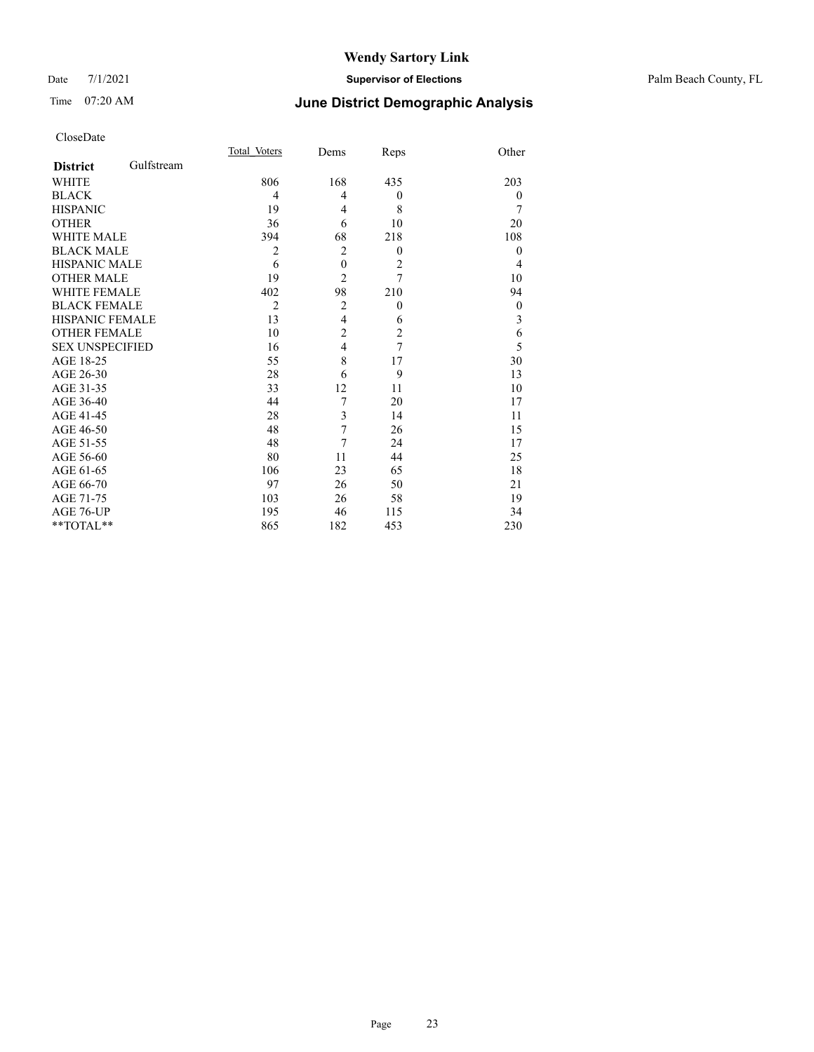# Wendy Sartory Link

Date 7/1/2021 **Supervisor of Elections** Palm Beach County, FL

Time 07:20 AM **June District Demographic Analysis**

CloseDate

| **District** Gulfstream | Total Voters | Dems | Reps | Other |
|---|---|---|---|---|
| WHITE | 806 | 168 | 435 | 203 |
| BLACK | 4 | 4 | 0 | 0 |
| HISPANIC | 19 | 4 | 8 | 7 |
| OTHER | 36 | 6 | 10 | 20 |
| WHITE MALE | 394 | 68 | 218 | 108 |
| BLACK MALE | 2 | 2 | 0 | 0 |
| HISPANIC MALE | 6 | 0 | 2 | 4 |
| OTHER MALE | 19 | 2 | 7 | 10 |
| WHITE FEMALE | 402 | 98 | 210 | 94 |
| BLACK FEMALE | 2 | 2 | 0 | 0 |
| HISPANIC FEMALE | 13 | 4 | 6 | 3 |
| OTHER FEMALE | 10 | 2 | 2 | 6 |
| SEX UNSPECIFIED | 16 | 4 | 7 | 5 |
| AGE 18-25 | 55 | 8 | 17 | 30 |
| AGE 26-30 | 28 | 6 | 9 | 13 |
| AGE 31-35 | 33 | 12 | 11 | 10 |
| AGE 36-40 | 44 | 7 | 20 | 17 |
| AGE 41-45 | 28 | 3 | 14 | 11 |
| AGE 46-50 | 48 | 7 | 26 | 15 |
| AGE 51-55 | 48 | 7 | 24 | 17 |
| AGE 56-60 | 80 | 11 | 44 | 25 |
| AGE 61-65 | 106 | 23 | 65 | 18 |
| AGE 66-70 | 97 | 26 | 50 | 21 |
| AGE 71-75 | 103 | 26 | 58 | 19 |
| AGE 76-UP | 195 | 46 | 115 | 34 |
| **TOTAL** | 865 | 182 | 453 | 230 |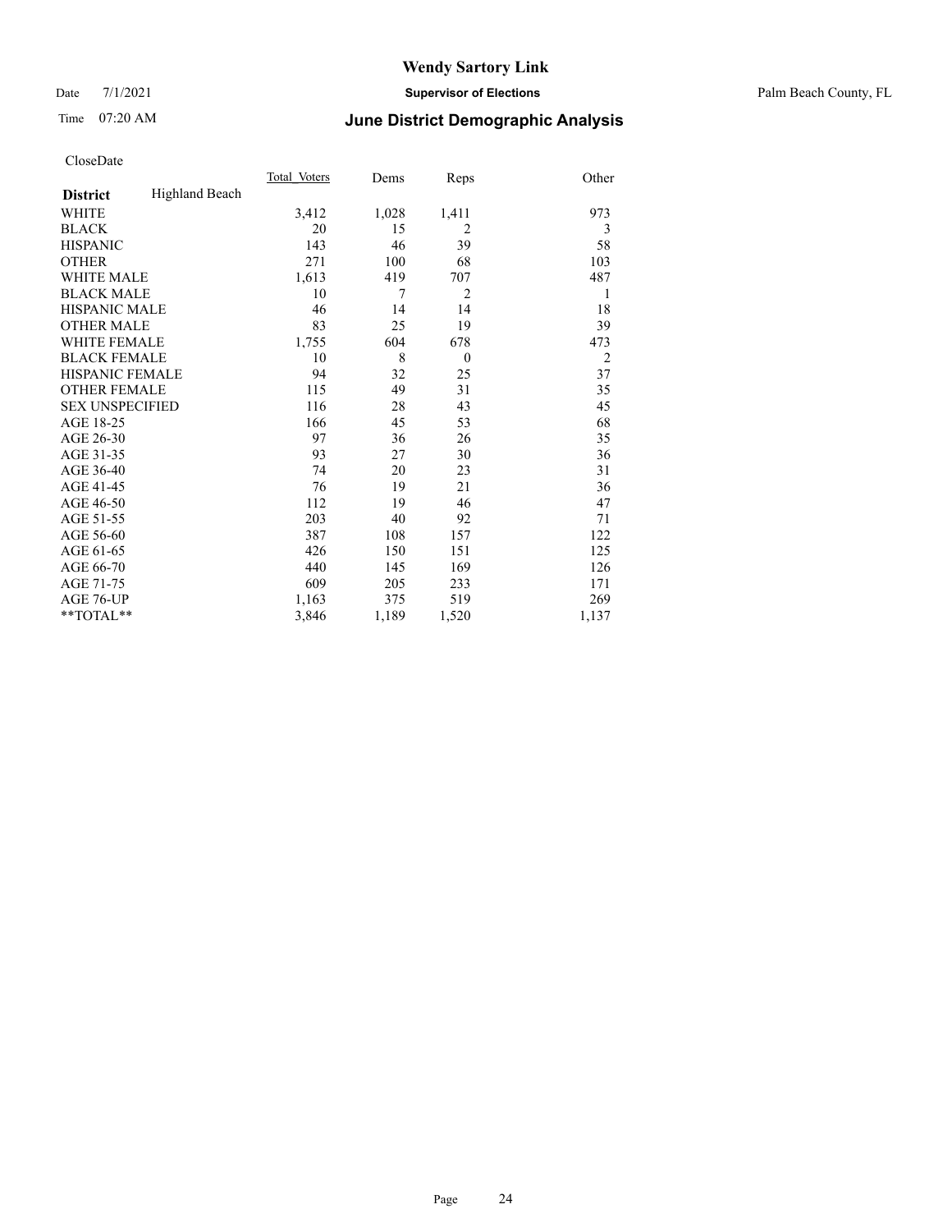# Wendy Sartory Link

Date 7/1/2021 **Supervisor of Elections** Palm Beach County, FL

Time 07:20 AM **June District Demographic Analysis**

CloseDate

| **District** Highland Beach | Total Voters | Dems | Reps | Other |
|---|---|---|---|---|
| WHITE | 3,412 | 1,028 | 1,411 | 973 |
| BLACK | 20 | 15 | 2 | 3 |
| HISPANIC | 143 | 46 | 39 | 58 |
| OTHER | 271 | 100 | 68 | 103 |
| WHITE MALE | 1,613 | 419 | 707 | 487 |
| BLACK MALE | 10 | 7 | 2 | 1 |
| HISPANIC MALE | 46 | 14 | 14 | 18 |
| OTHER MALE | 83 | 25 | 19 | 39 |
| WHITE FEMALE | 1,755 | 604 | 678 | 473 |
| BLACK FEMALE | 10 | 8 | 0 | 2 |
| HISPANIC FEMALE | 94 | 32 | 25 | 37 |
| OTHER FEMALE | 115 | 49 | 31 | 35 |
| SEX UNSPECIFIED | 116 | 28 | 43 | 45 |
| AGE 18-25 | 166 | 45 | 53 | 68 |
| AGE 26-30 | 97 | 36 | 26 | 35 |
| AGE 31-35 | 93 | 27 | 30 | 36 |
| AGE 36-40 | 74 | 20 | 23 | 31 |
| AGE 41-45 | 76 | 19 | 21 | 36 |
| AGE 46-50 | 112 | 19 | 46 | 47 |
| AGE 51-55 | 203 | 40 | 92 | 71 |
| AGE 56-60 | 387 | 108 | 157 | 122 |
| AGE 61-65 | 426 | 150 | 151 | 125 |
| AGE 66-70 | 440 | 145 | 169 | 126 |
| AGE 71-75 | 609 | 205 | 233 | 171 |
| AGE 76-UP | 1,163 | 375 | 519 | 269 |
| **TOTAL** | 3,846 | 1,189 | 1,520 | 1,137 |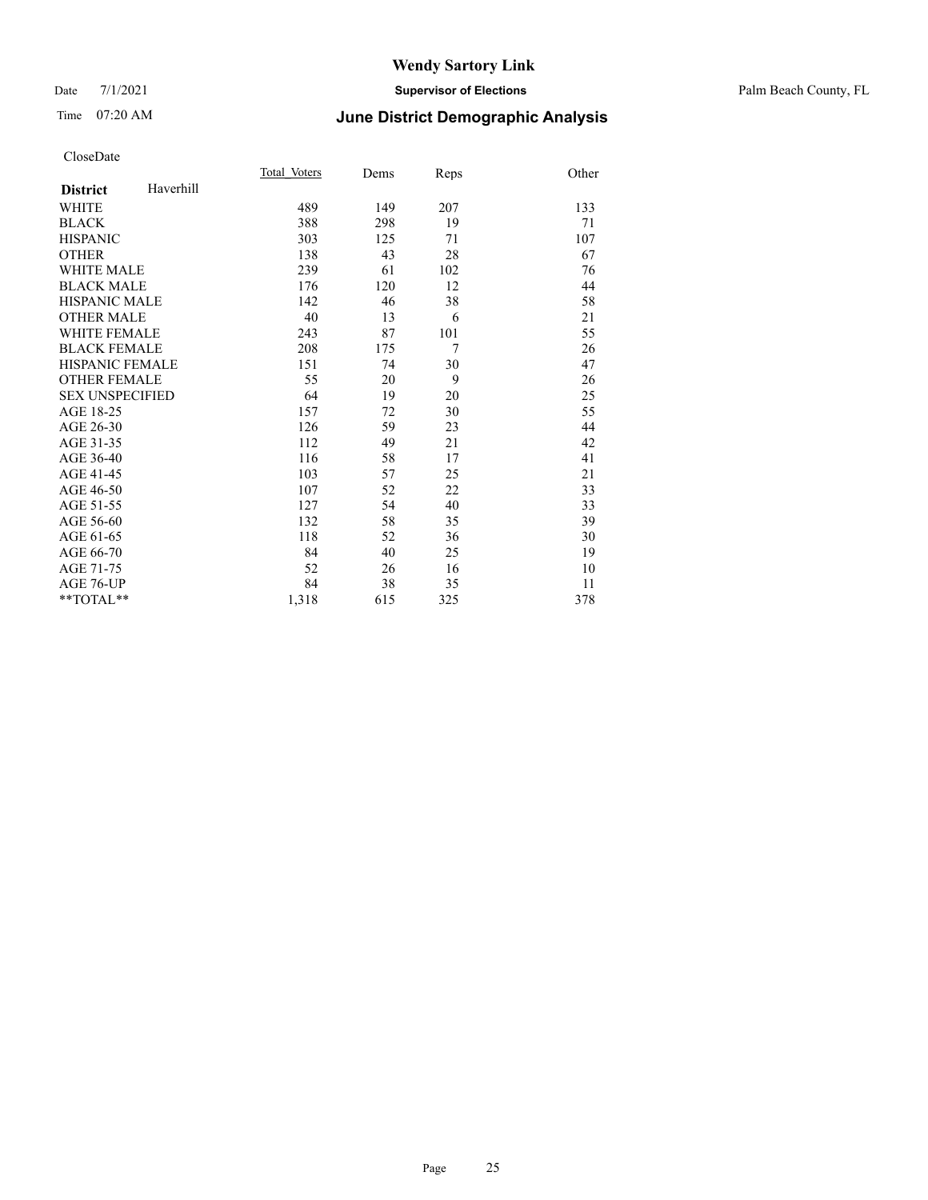# Wendy Sartory Link

Date 7/1/2021 **Supervisor of Elections** Palm Beach County, FL

Time 07:20 AM **June District Demographic Analysis**

CloseDate

| **District** Haverhill | Total_Voters | Dems | Reps | Other |
|---|---|---|---|---|
| WHITE | 489 | 149 | 207 | 133 |
| BLACK | 388 | 298 | 19 | 71 |
| HISPANIC | 303 | 125 | 71 | 107 |
| OTHER | 138 | 43 | 28 | 67 |
| WHITE MALE | 239 | 61 | 102 | 76 |
| BLACK MALE | 176 | 120 | 12 | 44 |
| HISPANIC MALE | 142 | 46 | 38 | 58 |
| OTHER MALE | 40 | 13 | 6 | 21 |
| WHITE FEMALE | 243 | 87 | 101 | 55 |
| BLACK FEMALE | 208 | 175 | 7 | 26 |
| HISPANIC FEMALE | 151 | 74 | 30 | 47 |
| OTHER FEMALE | 55 | 20 | 9 | 26 |
| SEX UNSPECIFIED | 64 | 19 | 20 | 25 |
| AGE 18-25 | 157 | 72 | 30 | 55 |
| AGE 26-30 | 126 | 59 | 23 | 44 |
| AGE 31-35 | 112 | 49 | 21 | 42 |
| AGE 36-40 | 116 | 58 | 17 | 41 |
| AGE 41-45 | 103 | 57 | 25 | 21 |
| AGE 46-50 | 107 | 52 | 22 | 33 |
| AGE 51-55 | 127 | 54 | 40 | 33 |
| AGE 56-60 | 132 | 58 | 35 | 39 |
| AGE 61-65 | 118 | 52 | 36 | 30 |
| AGE 66-70 | 84 | 40 | 25 | 19 |
| AGE 71-75 | 52 | 26 | 16 | 10 |
| AGE 76-UP | 84 | 38 | 35 | 11 |
| **TOTAL** | 1,318 | 615 | 325 | 378 |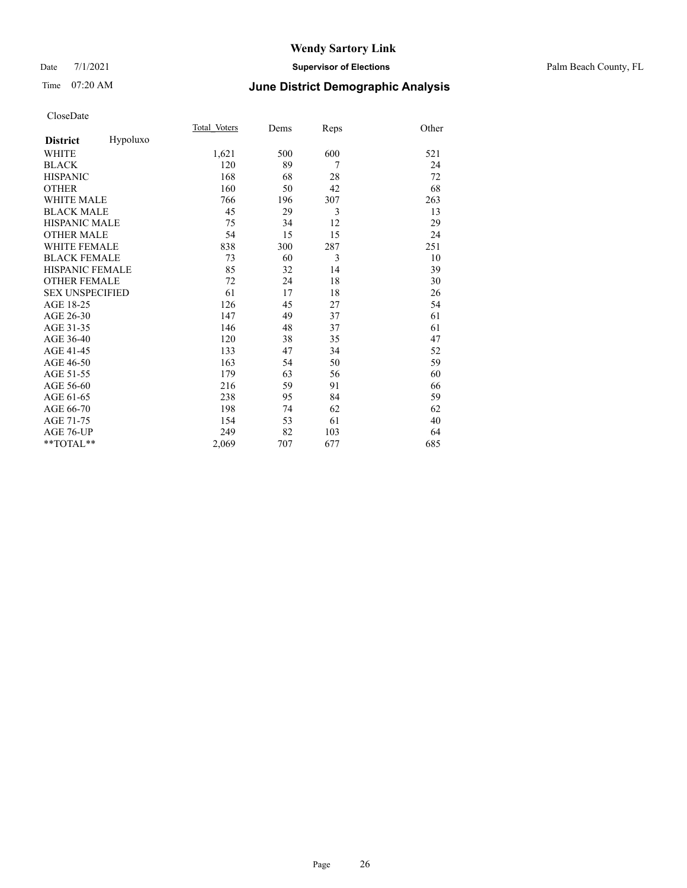# Wendy Sartory Link

Date 7/1/2021 **Supervisor of Elections** Palm Beach County, FL

Time 07:20 AM

## June District Demographic Analysis

CloseDate

| **District** Hypoluxo | Total_Voters | Dems | Reps | Other |
|---|---|---|---|---|
| WHITE | 1,621 | 500 | 600 | 521 |
| BLACK | 120 | 89 | 7 | 24 |
| HISPANIC | 168 | 68 | 28 | 72 |
| OTHER | 160 | 50 | 42 | 68 |
| WHITE MALE | 766 | 196 | 307 | 263 |
| BLACK MALE | 45 | 29 | 3 | 13 |
| HISPANIC MALE | 75 | 34 | 12 | 29 |
| OTHER MALE | 54 | 15 | 15 | 24 |
| WHITE FEMALE | 838 | 300 | 287 | 251 |
| BLACK FEMALE | 73 | 60 | 3 | 10 |
| HISPANIC FEMALE | 85 | 32 | 14 | 39 |
| OTHER FEMALE | 72 | 24 | 18 | 30 |
| SEX UNSPECIFIED | 61 | 17 | 18 | 26 |
| AGE 18-25 | 126 | 45 | 27 | 54 |
| AGE 26-30 | 147 | 49 | 37 | 61 |
| AGE 31-35 | 146 | 48 | 37 | 61 |
| AGE 36-40 | 120 | 38 | 35 | 47 |
| AGE 41-45 | 133 | 47 | 34 | 52 |
| AGE 46-50 | 163 | 54 | 50 | 59 |
| AGE 51-55 | 179 | 63 | 56 | 60 |
| AGE 56-60 | 216 | 59 | 91 | 66 |
| AGE 61-65 | 238 | 95 | 84 | 59 |
| AGE 66-70 | 198 | 74 | 62 | 62 |
| AGE 71-75 | 154 | 53 | 61 | 40 |
| AGE 76-UP | 249 | 82 | 103 | 64 |
| **TOTAL** | 2,069 | 707 | 677 | 685 |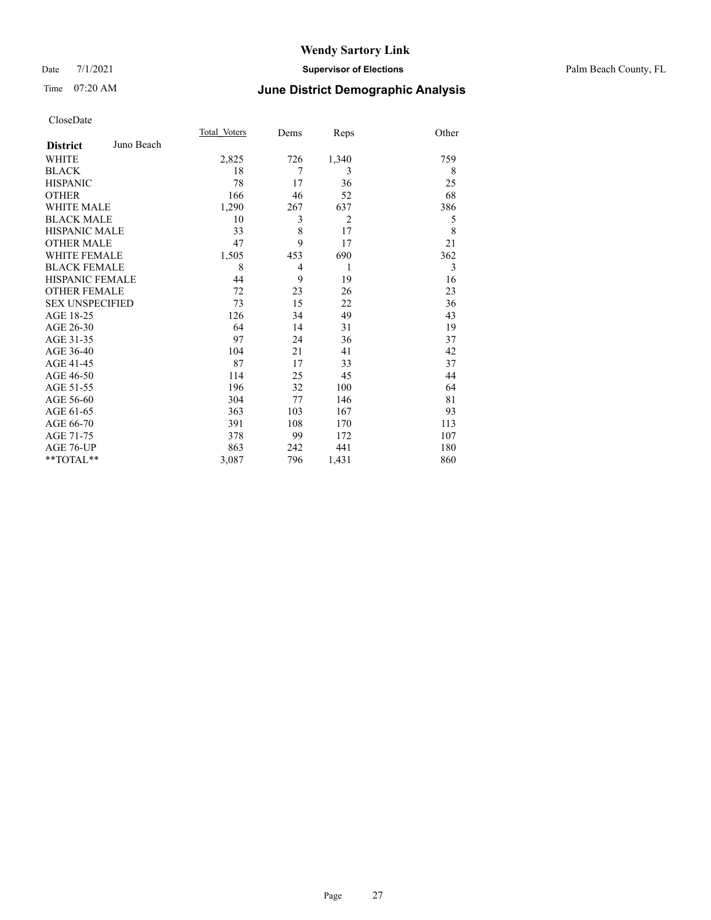# Wendy Sartory Link

Date 7/1/2021 **Supervisor of Elections** Palm Beach County, FL

Time 07:20 AM **June District Demographic Analysis**

CloseDate

| **District** Juno Beach | Total_Voters | Dems | Reps | Other |
|---|---|---|---|---|
| WHITE | 2,825 | 726 | 1,340 | 759 |
| BLACK | 18 | 7 | 3 | 8 |
| HISPANIC | 78 | 17 | 36 | 25 |
| OTHER | 166 | 46 | 52 | 68 |
| WHITE MALE | 1,290 | 267 | 637 | 386 |
| BLACK MALE | 10 | 3 | 2 | 5 |
| HISPANIC MALE | 33 | 8 | 17 | 8 |
| OTHER MALE | 47 | 9 | 17 | 21 |
| WHITE FEMALE | 1,505 | 453 | 690 | 362 |
| BLACK FEMALE | 8 | 4 | 1 | 3 |
| HISPANIC FEMALE | 44 | 9 | 19 | 16 |
| OTHER FEMALE | 72 | 23 | 26 | 23 |
| SEX UNSPECIFIED | 73 | 15 | 22 | 36 |
| AGE 18-25 | 126 | 34 | 49 | 43 |
| AGE 26-30 | 64 | 14 | 31 | 19 |
| AGE 31-35 | 97 | 24 | 36 | 37 |
| AGE 36-40 | 104 | 21 | 41 | 42 |
| AGE 41-45 | 87 | 17 | 33 | 37 |
| AGE 46-50 | 114 | 25 | 45 | 44 |
| AGE 51-55 | 196 | 32 | 100 | 64 |
| AGE 56-60 | 304 | 77 | 146 | 81 |
| AGE 61-65 | 363 | 103 | 167 | 93 |
| AGE 66-70 | 391 | 108 | 170 | 113 |
| AGE 71-75 | 378 | 99 | 172 | 107 |
| AGE 76-UP | 863 | 242 | 441 | 180 |
| **TOTAL** | 3,087 | 796 | 1,431 | 860 |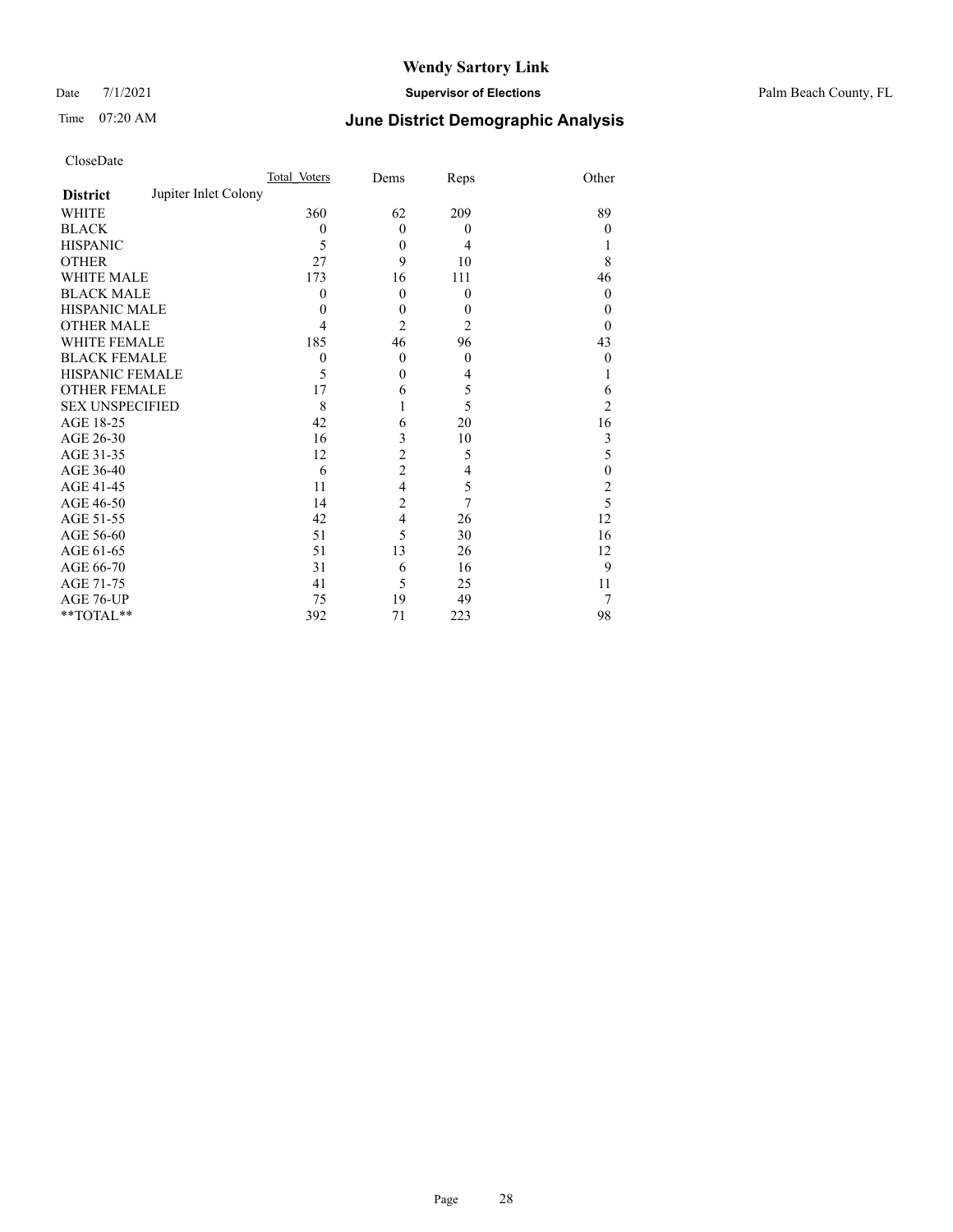# Wendy Sartory Link

Date 7/1/2021 **Supervisor of Elections** Palm Beach County, FL

Time 07:20 AM **June District Demographic Analysis**

CloseDate

| **District** Jupiter Inlet Colony | Total_Voters | Dems | Reps | Other |
|---|---|---|---|---|
| WHITE | 360 | 62 | 209 | 89 |
| BLACK | 0 | 0 | 0 | 0 |
| HISPANIC | 5 | 0 | 4 | 1 |
| OTHER | 27 | 9 | 10 | 8 |
| WHITE MALE | 173 | 16 | 111 | 46 |
| BLACK MALE | 0 | 0 | 0 | 0 |
| HISPANIC MALE | 0 | 0 | 0 | 0 |
| OTHER MALE | 4 | 2 | 2 | 0 |
| WHITE FEMALE | 185 | 46 | 96 | 43 |
| BLACK FEMALE | 0 | 0 | 0 | 0 |
| HISPANIC FEMALE | 5 | 0 | 4 | 1 |
| OTHER FEMALE | 17 | 6 | 5 | 6 |
| SEX UNSPECIFIED | 8 | 1 | 5 | 2 |
| AGE 18-25 | 42 | 6 | 20 | 16 |
| AGE 26-30 | 16 | 3 | 10 | 3 |
| AGE 31-35 | 12 | 2 | 5 | 5 |
| AGE 36-40 | 6 | 2 | 4 | 0 |
| AGE 41-45 | 11 | 4 | 5 | 2 |
| AGE 46-50 | 14 | 2 | 7 | 5 |
| AGE 51-55 | 42 | 4 | 26 | 12 |
| AGE 56-60 | 51 | 5 | 30 | 16 |
| AGE 61-65 | 51 | 13 | 26 | 12 |
| AGE 66-70 | 31 | 6 | 16 | 9 |
| AGE 71-75 | 41 | 5 | 25 | 11 |
| AGE 76-UP | 75 | 19 | 49 | 7 |
| **TOTAL** | 392 | 71 | 223 | 98 |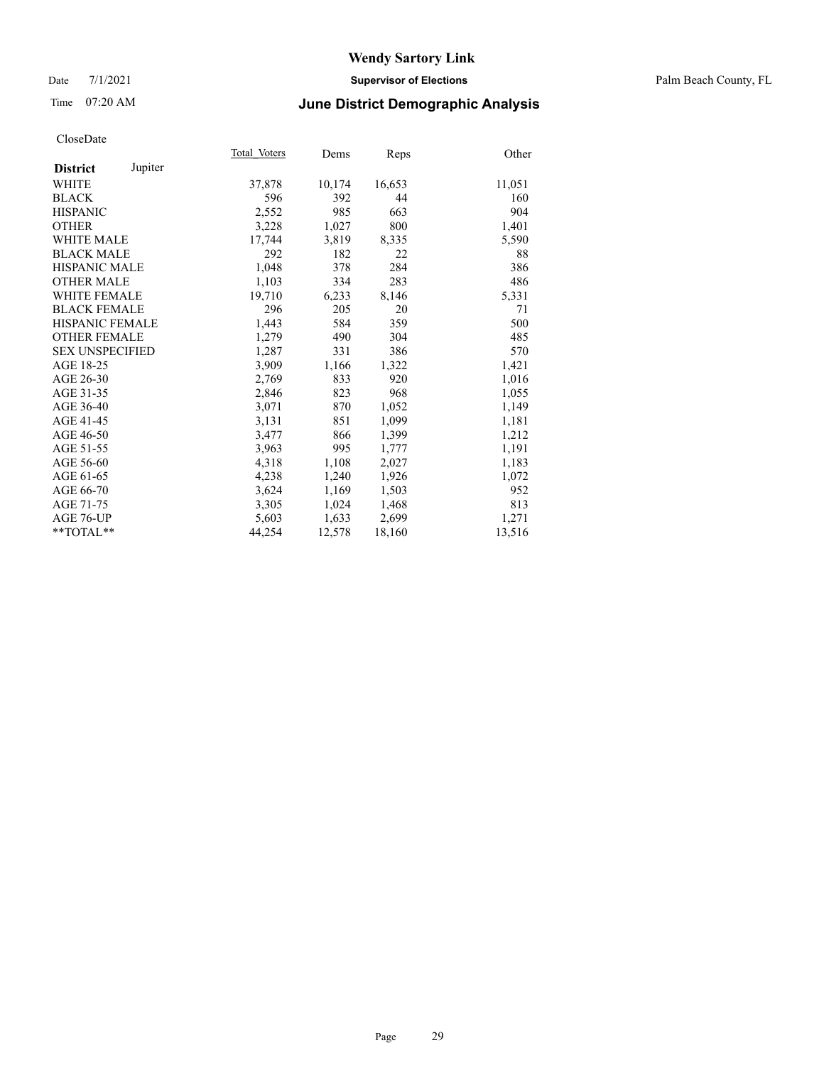# Wendy Sartory Link

Date 7/1/2021 **Supervisor of Elections** Palm Beach County, FL

Time 07:20 AM **June District Demographic Analysis**

CloseDate

| **District** Jupiter | Total Voters | Dems | Reps | Other |
|---|---|---|---|---|
| WHITE | 37,878 | 10,174 | 16,653 | 11,051 |
| BLACK | 596 | 392 | 44 | 160 |
| HISPANIC | 2,552 | 985 | 663 | 904 |
| OTHER | 3,228 | 1,027 | 800 | 1,401 |
| WHITE MALE | 17,744 | 3,819 | 8,335 | 5,590 |
| BLACK MALE | 292 | 182 | 22 | 88 |
| HISPANIC MALE | 1,048 | 378 | 284 | 386 |
| OTHER MALE | 1,103 | 334 | 283 | 486 |
| WHITE FEMALE | 19,710 | 6,233 | 8,146 | 5,331 |
| BLACK FEMALE | 296 | 205 | 20 | 71 |
| HISPANIC FEMALE | 1,443 | 584 | 359 | 500 |
| OTHER FEMALE | 1,279 | 490 | 304 | 485 |
| SEX UNSPECIFIED | 1,287 | 331 | 386 | 570 |
| AGE 18-25 | 3,909 | 1,166 | 1,322 | 1,421 |
| AGE 26-30 | 2,769 | 833 | 920 | 1,016 |
| AGE 31-35 | 2,846 | 823 | 968 | 1,055 |
| AGE 36-40 | 3,071 | 870 | 1,052 | 1,149 |
| AGE 41-45 | 3,131 | 851 | 1,099 | 1,181 |
| AGE 46-50 | 3,477 | 866 | 1,399 | 1,212 |
| AGE 51-55 | 3,963 | 995 | 1,777 | 1,191 |
| AGE 56-60 | 4,318 | 1,108 | 2,027 | 1,183 |
| AGE 61-65 | 4,238 | 1,240 | 1,926 | 1,072 |
| AGE 66-70 | 3,624 | 1,169 | 1,503 | 952 |
| AGE 71-75 | 3,305 | 1,024 | 1,468 | 813 |
| AGE 76-UP | 5,603 | 1,633 | 2,699 | 1,271 |
| **TOTAL** | 44,254 | 12,578 | 18,160 | 13,516 |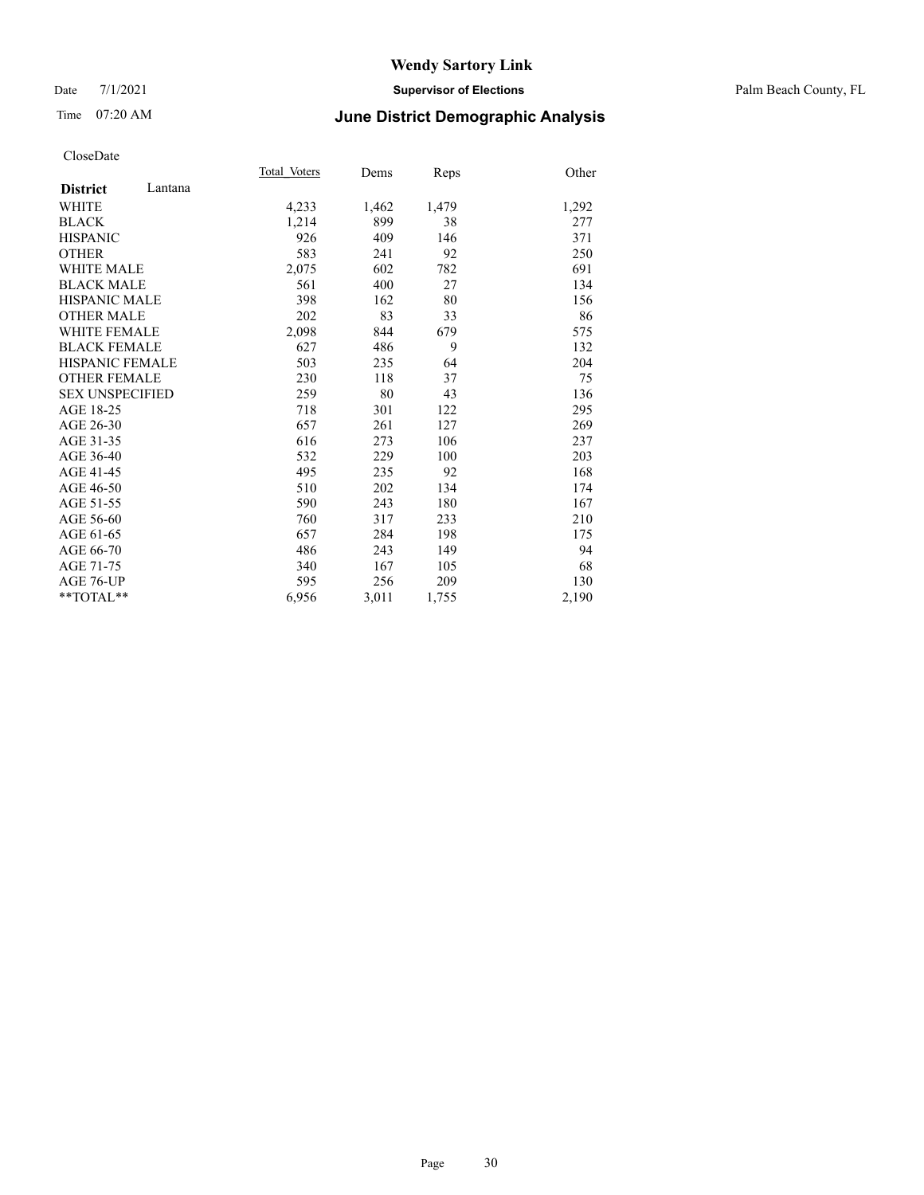# Wendy Sartory Link

Date 7/1/2021 **Supervisor of Elections** Palm Beach County, FL

Time 07:20 AM **June District Demographic Analysis**

CloseDate

| **District** Lantana | Total Voters | Dems | Reps | Other |
|---|---|---|---|---|
| WHITE | 4,233 | 1,462 | 1,479 | 1,292 |
| BLACK | 1,214 | 899 | 38 | 277 |
| HISPANIC | 926 | 409 | 146 | 371 |
| OTHER | 583 | 241 | 92 | 250 |
| WHITE MALE | 2,075 | 602 | 782 | 691 |
| BLACK MALE | 561 | 400 | 27 | 134 |
| HISPANIC MALE | 398 | 162 | 80 | 156 |
| OTHER MALE | 202 | 83 | 33 | 86 |
| WHITE FEMALE | 2,098 | 844 | 679 | 575 |
| BLACK FEMALE | 627 | 486 | 9 | 132 |
| HISPANIC FEMALE | 503 | 235 | 64 | 204 |
| OTHER FEMALE | 230 | 118 | 37 | 75 |
| SEX UNSPECIFIED | 259 | 80 | 43 | 136 |
| AGE 18-25 | 718 | 301 | 122 | 295 |
| AGE 26-30 | 657 | 261 | 127 | 269 |
| AGE 31-35 | 616 | 273 | 106 | 237 |
| AGE 36-40 | 532 | 229 | 100 | 203 |
| AGE 41-45 | 495 | 235 | 92 | 168 |
| AGE 46-50 | 510 | 202 | 134 | 174 |
| AGE 51-55 | 590 | 243 | 180 | 167 |
| AGE 56-60 | 760 | 317 | 233 | 210 |
| AGE 61-65 | 657 | 284 | 198 | 175 |
| AGE 66-70 | 486 | 243 | 149 | 94 |
| AGE 71-75 | 340 | 167 | 105 | 68 |
| AGE 76-UP | 595 | 256 | 209 | 130 |
| **TOTAL** | 6,956 | 3,011 | 1,755 | 2,190 |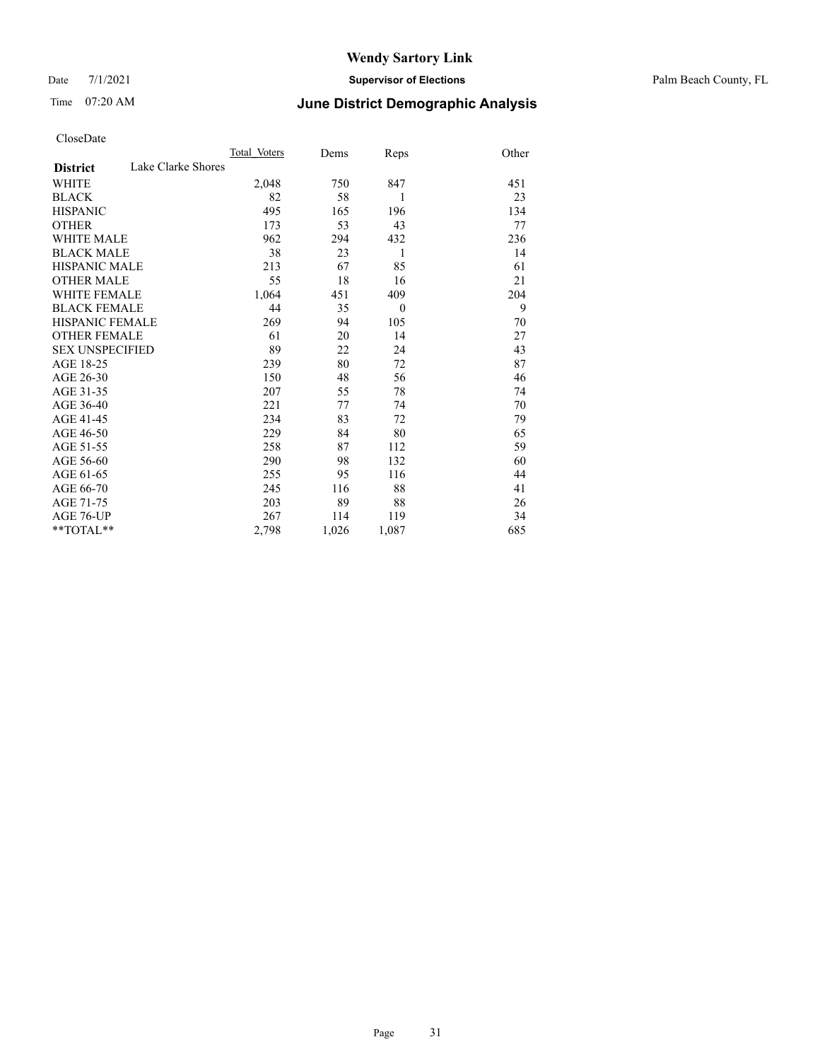CloseDate

| District | Lake Clarke Shores | Total_Voters | Dems | Reps | Other |
|---|---|---|---|---|---|
| WHITE | | 2,048 | 750 | 847 | 451 |
| BLACK | | 82 | 58 | 1 | 23 |
| HISPANIC | | 495 | 165 | 196 | 134 |
| OTHER | | 173 | 53 | 43 | 77 |
| WHITE MALE | | 962 | 294 | 432 | 236 |
| BLACK MALE | | 38 | 23 | 1 | 14 |
| HISPANIC MALE | | 213 | 67 | 85 | 61 |
| OTHER MALE | | 55 | 18 | 16 | 21 |
| WHITE FEMALE | | 1,064 | 451 | 409 | 204 |
| BLACK FEMALE | | 44 | 35 | 0 | 9 |
| HISPANIC FEMALE | | 269 | 94 | 105 | 70 |
| OTHER FEMALE | | 61 | 20 | 14 | 27 |
| SEX UNSPECIFIED | | 89 | 22 | 24 | 43 |
| AGE 18-25 | | 239 | 80 | 72 | 87 |
| AGE 26-30 | | 150 | 48 | 56 | 46 |
| AGE 31-35 | | 207 | 55 | 78 | 74 |
| AGE 36-40 | | 221 | 77 | 74 | 70 |
| AGE 41-45 | | 234 | 83 | 72 | 79 |
| AGE 46-50 | | 229 | 84 | 80 | 65 |
| AGE 51-55 | | 258 | 87 | 112 | 59 |
| AGE 56-60 | | 290 | 98 | 132 | 60 |
| AGE 61-65 | | 255 | 95 | 116 | 44 |
| AGE 66-70 | | 245 | 116 | 88 | 41 |
| AGE 71-75 | | 203 | 89 | 88 | 26 |
| AGE 76-UP | | 267 | 114 | 119 | 34 |
| **TOTAL** | | 2,798 | 1,026 | 1,087 | 685 |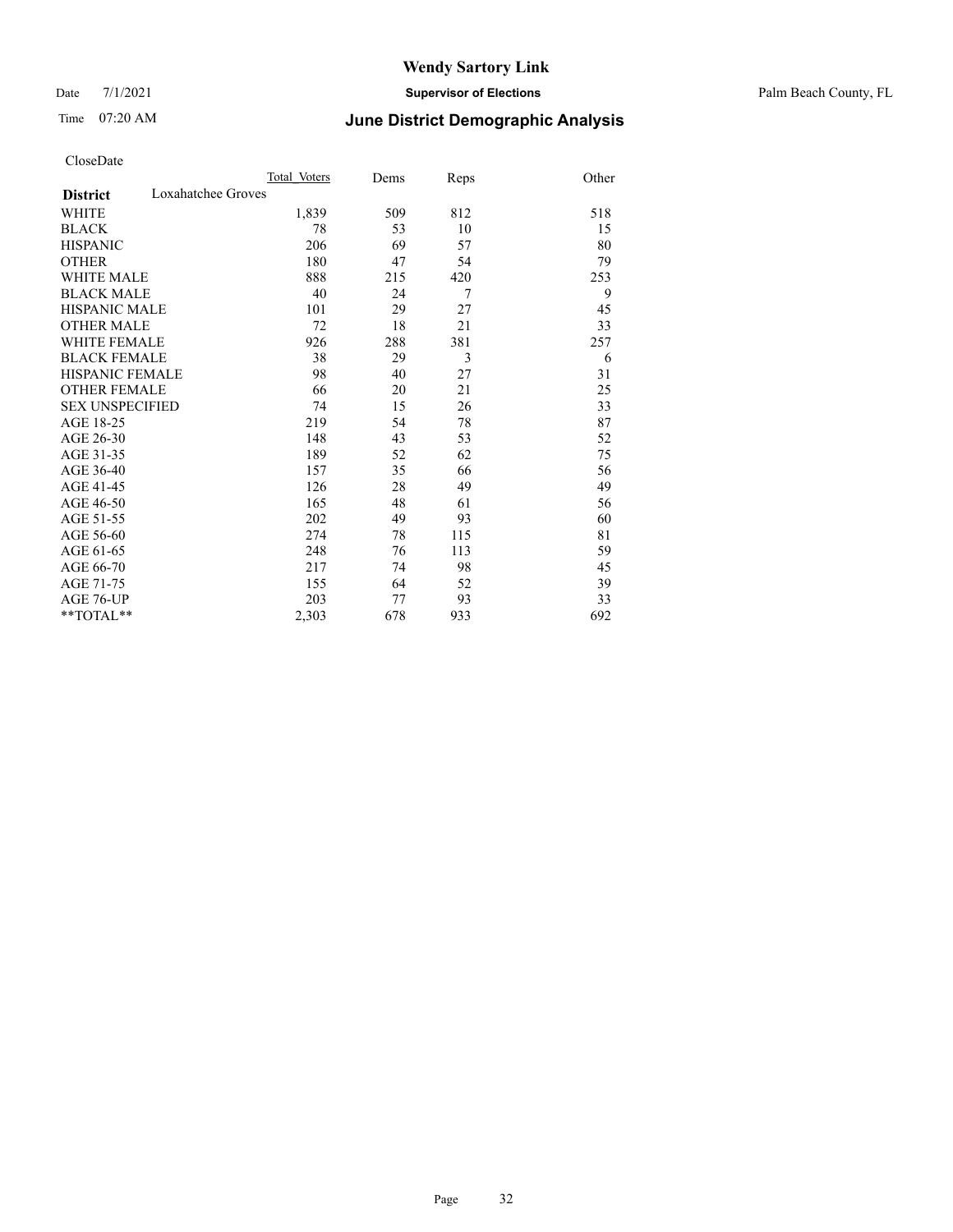# Wendy Sartory Link

Date 7/1/2021 **Supervisor of Elections** Palm Beach County, FL

Time 07:20 AM **June District Demographic Analysis**

CloseDate

| **District** | Loxahatchee Groves | Total Voters | Dems | Reps | Other |
|---|---|---|---|---|---|
| WHITE | | 1,839 | 509 | 812 | 518 |
| BLACK | | 78 | 53 | 10 | 15 |
| HISPANIC | | 206 | 69 | 57 | 80 |
| OTHER | | 180 | 47 | 54 | 79 |
| WHITE MALE | | 888 | 215 | 420 | 253 |
| BLACK MALE | | 40 | 24 | 7 | 9 |
| HISPANIC MALE | | 101 | 29 | 27 | 45 |
| OTHER MALE | | 72 | 18 | 21 | 33 |
| WHITE FEMALE | | 926 | 288 | 381 | 257 |
| BLACK FEMALE | | 38 | 29 | 3 | 6 |
| HISPANIC FEMALE | | 98 | 40 | 27 | 31 |
| OTHER FEMALE | | 66 | 20 | 21 | 25 |
| SEX UNSPECIFIED | | 74 | 15 | 26 | 33 |
| AGE 18-25 | | 219 | 54 | 78 | 87 |
| AGE 26-30 | | 148 | 43 | 53 | 52 |
| AGE 31-35 | | 189 | 52 | 62 | 75 |
| AGE 36-40 | | 157 | 35 | 66 | 56 |
| AGE 41-45 | | 126 | 28 | 49 | 49 |
| AGE 46-50 | | 165 | 48 | 61 | 56 |
| AGE 51-55 | | 202 | 49 | 93 | 60 |
| AGE 56-60 | | 274 | 78 | 115 | 81 |
| AGE 61-65 | | 248 | 76 | 113 | 59 |
| AGE 66-70 | | 217 | 74 | 98 | 45 |
| AGE 71-75 | | 155 | 64 | 52 | 39 |
| AGE 76-UP | | 203 | 77 | 93 | 33 |
| **TOTAL** | | 2,303 | 678 | 933 | 692 |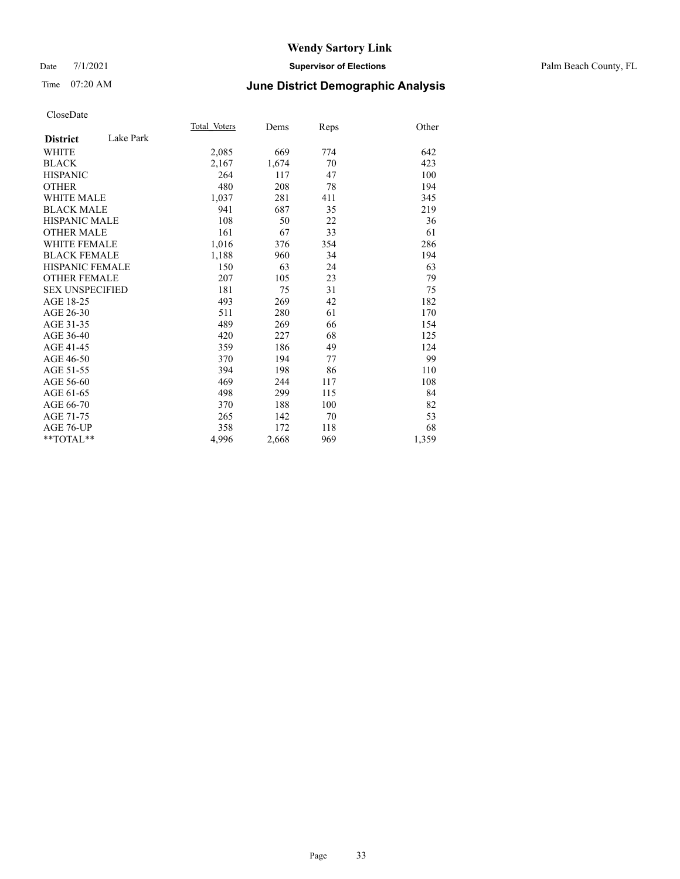CloseDate

| District | Lake Park | Total_Voters | Dems | Reps | Other |
|---|---|---|---|---|---|
| WHITE | | 2,085 | 669 | 774 | 642 |
| BLACK | | 2,167 | 1,674 | 70 | 423 |
| HISPANIC | | 264 | 117 | 47 | 100 |
| OTHER | | 480 | 208 | 78 | 194 |
| WHITE MALE | | 1,037 | 281 | 411 | 345 |
| BLACK MALE | | 941 | 687 | 35 | 219 |
| HISPANIC MALE | | 108 | 50 | 22 | 36 |
| OTHER MALE | | 161 | 67 | 33 | 61 |
| WHITE FEMALE | | 1,016 | 376 | 354 | 286 |
| BLACK FEMALE | | 1,188 | 960 | 34 | 194 |
| HISPANIC FEMALE | | 150 | 63 | 24 | 63 |
| OTHER FEMALE | | 207 | 105 | 23 | 79 |
| SEX UNSPECIFIED | | 181 | 75 | 31 | 75 |
| AGE 18-25 | | 493 | 269 | 42 | 182 |
| AGE 26-30 | | 511 | 280 | 61 | 170 |
| AGE 31-35 | | 489 | 269 | 66 | 154 |
| AGE 36-40 | | 420 | 227 | 68 | 125 |
| AGE 41-45 | | 359 | 186 | 49 | 124 |
| AGE 46-50 | | 370 | 194 | 77 | 99 |
| AGE 51-55 | | 394 | 198 | 86 | 110 |
| AGE 56-60 | | 469 | 244 | 117 | 108 |
| AGE 61-65 | | 498 | 299 | 115 | 84 |
| AGE 66-70 | | 370 | 188 | 100 | 82 |
| AGE 71-75 | | 265 | 142 | 70 | 53 |
| AGE 76-UP | | 358 | 172 | 118 | 68 |
| **TOTAL** | | 4,996 | 2,668 | 969 | 1,359 |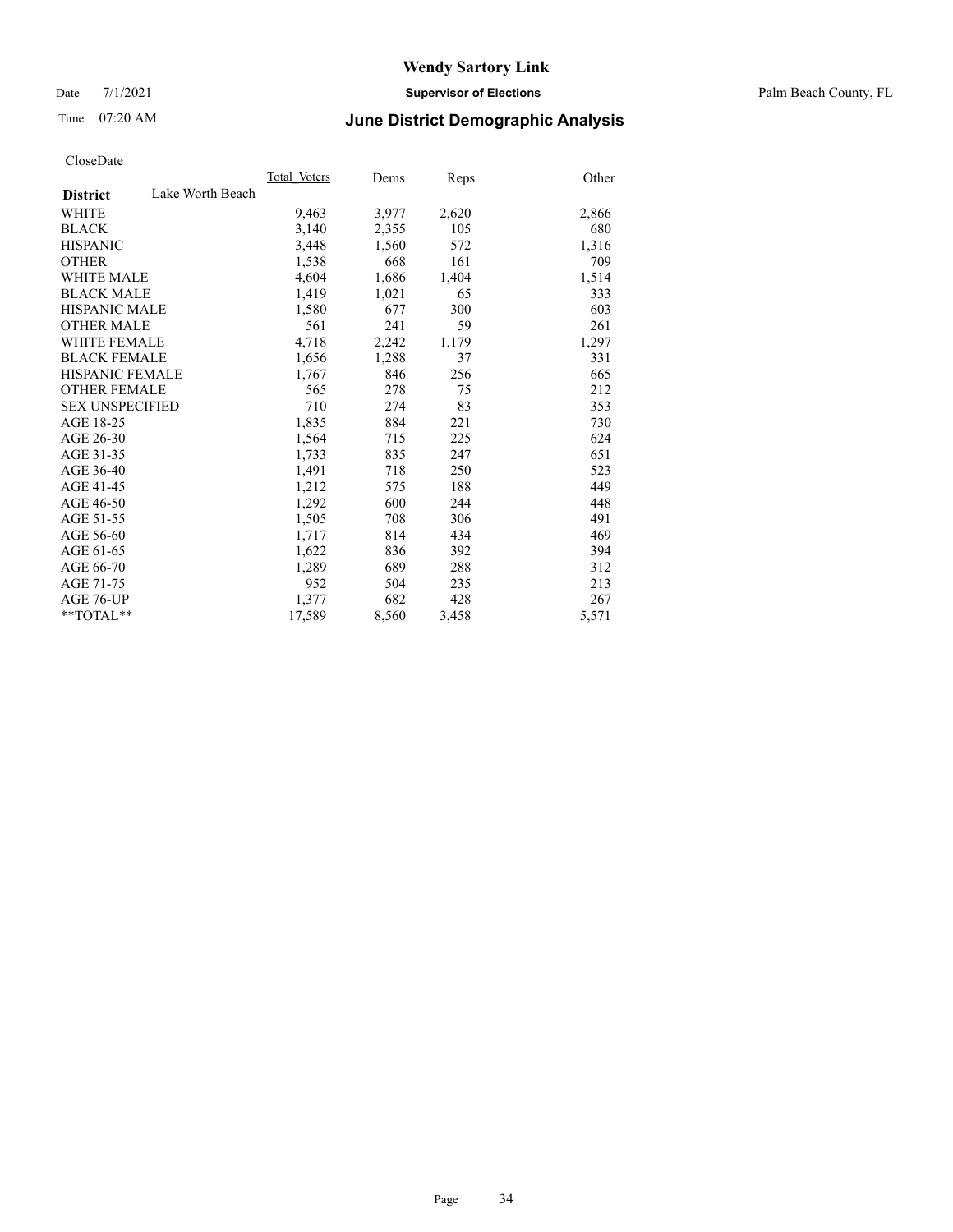# Wendy Sartory Link

Date 7/1/2021 **Supervisor of Elections** Palm Beach County, FL

Time 07:20 AM **June District Demographic Analysis**

CloseDate

| | Total_Voters | Dems | Reps | Other |
|---|---|---|---|---|
| **District** Lake Worth Beach | | | | |
| WHITE | 9,463 | 3,977 | 2,620 | 2,866 |
| BLACK | 3,140 | 2,355 | 105 | 680 |
| HISPANIC | 3,448 | 1,560 | 572 | 1,316 |
| OTHER | 1,538 | 668 | 161 | 709 |
| WHITE MALE | 4,604 | 1,686 | 1,404 | 1,514 |
| BLACK MALE | 1,419 | 1,021 | 65 | 333 |
| HISPANIC MALE | 1,580 | 677 | 300 | 603 |
| OTHER MALE | 561 | 241 | 59 | 261 |
| WHITE FEMALE | 4,718 | 2,242 | 1,179 | 1,297 |
| BLACK FEMALE | 1,656 | 1,288 | 37 | 331 |
| HISPANIC FEMALE | 1,767 | 846 | 256 | 665 |
| OTHER FEMALE | 565 | 278 | 75 | 212 |
| SEX UNSPECIFIED | 710 | 274 | 83 | 353 |
| AGE 18-25 | 1,835 | 884 | 221 | 730 |
| AGE 26-30 | 1,564 | 715 | 225 | 624 |
| AGE 31-35 | 1,733 | 835 | 247 | 651 |
| AGE 36-40 | 1,491 | 718 | 250 | 523 |
| AGE 41-45 | 1,212 | 575 | 188 | 449 |
| AGE 46-50 | 1,292 | 600 | 244 | 448 |
| AGE 51-55 | 1,505 | 708 | 306 | 491 |
| AGE 56-60 | 1,717 | 814 | 434 | 469 |
| AGE 61-65 | 1,622 | 836 | 392 | 394 |
| AGE 66-70 | 1,289 | 689 | 288 | 312 |
| AGE 71-75 | 952 | 504 | 235 | 213 |
| AGE 76-UP | 1,377 | 682 | 428 | 267 |
| **TOTAL** | 17,589 | 8,560 | 3,458 | 5,571 |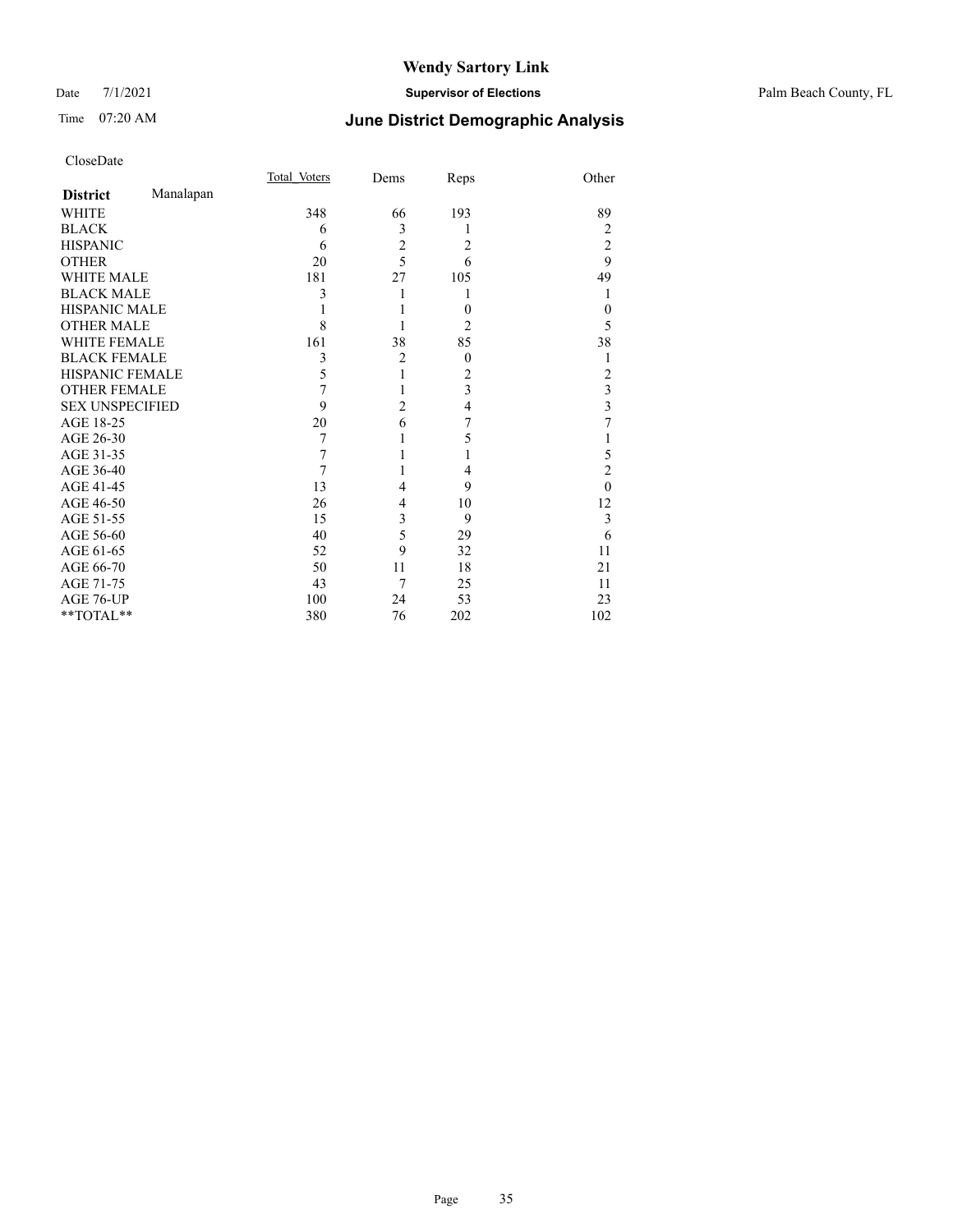# Wendy Sartory Link

Date 7/1/2021 **Supervisor of Elections** Palm Beach County, FL

Time 07:20 AM **June District Demographic Analysis**

CloseDate

| **District** Manalapan | Total Voters | Dems | Reps | Other |
|---|---|---|---|---|
| WHITE | 348 | 66 | 193 | 89 |
| BLACK | 6 | 3 | 1 | 2 |
| HISPANIC | 6 | 2 | 2 | 2 |
| OTHER | 20 | 5 | 6 | 9 |
| WHITE MALE | 181 | 27 | 105 | 49 |
| BLACK MALE | 3 | 1 | 1 | 1 |
| HISPANIC MALE | 1 | 1 | 0 | 0 |
| OTHER MALE | 8 | 1 | 2 | 5 |
| WHITE FEMALE | 161 | 38 | 85 | 38 |
| BLACK FEMALE | 3 | 2 | 0 | 1 |
| HISPANIC FEMALE | 5 | 1 | 2 | 2 |
| OTHER FEMALE | 7 | 1 | 3 | 3 |
| SEX UNSPECIFIED | 9 | 2 | 4 | 3 |
| AGE 18-25 | 20 | 6 | 7 | 7 |
| AGE 26-30 | 7 | 1 | 5 | 1 |
| AGE 31-35 | 7 | 1 | 1 | 5 |
| AGE 36-40 | 7 | 1 | 4 | 2 |
| AGE 41-45 | 13 | 4 | 9 | 0 |
| AGE 46-50 | 26 | 4 | 10 | 12 |
| AGE 51-55 | 15 | 3 | 9 | 3 |
| AGE 56-60 | 40 | 5 | 29 | 6 |
| AGE 61-65 | 52 | 9 | 32 | 11 |
| AGE 66-70 | 50 | 11 | 18 | 21 |
| AGE 71-75 | 43 | 7 | 25 | 11 |
| AGE 76-UP | 100 | 24 | 53 | 23 |
| **TOTAL** | 380 | 76 | 202 | 102 |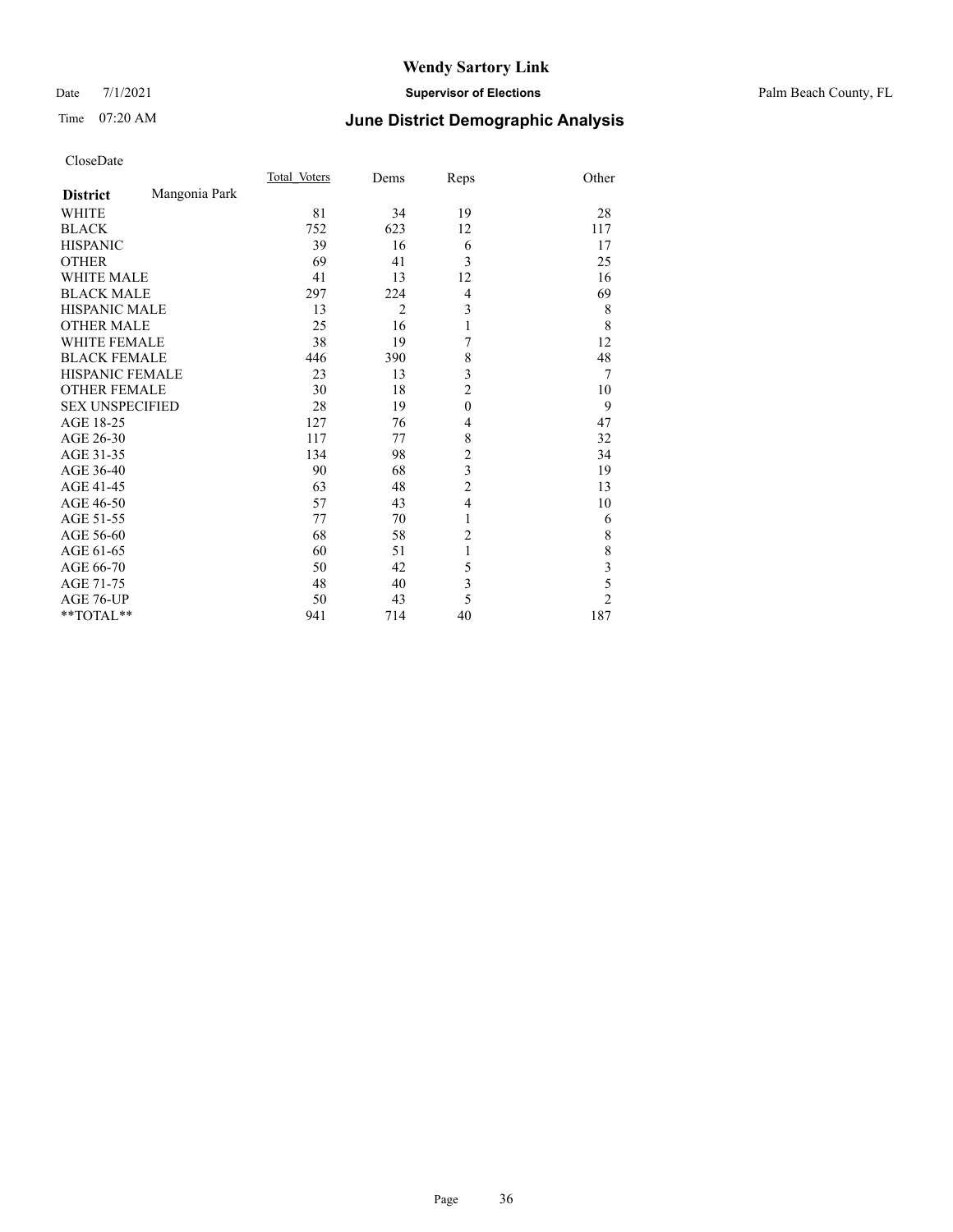# Wendy Sartory Link

Date 7/1/2021 **Supervisor of Elections** Palm Beach County, FL

Time 07:20 AM **June District Demographic Analysis**

CloseDate

| **District** Mangonia Park | Total Voters | Dems | Reps | Other |
|---|---|---|---|---|
| WHITE | 81 | 34 | 19 | 28 |
| BLACK | 752 | 623 | 12 | 117 |
| HISPANIC | 39 | 16 | 6 | 17 |
| OTHER | 69 | 41 | 3 | 25 |
| WHITE MALE | 41 | 13 | 12 | 16 |
| BLACK MALE | 297 | 224 | 4 | 69 |
| HISPANIC MALE | 13 | 2 | 3 | 8 |
| OTHER MALE | 25 | 16 | 1 | 8 |
| WHITE FEMALE | 38 | 19 | 7 | 12 |
| BLACK FEMALE | 446 | 390 | 8 | 48 |
| HISPANIC FEMALE | 23 | 13 | 3 | 7 |
| OTHER FEMALE | 30 | 18 | 2 | 10 |
| SEX UNSPECIFIED | 28 | 19 | 0 | 9 |
| AGE 18-25 | 127 | 76 | 4 | 47 |
| AGE 26-30 | 117 | 77 | 8 | 32 |
| AGE 31-35 | 134 | 98 | 2 | 34 |
| AGE 36-40 | 90 | 68 | 3 | 19 |
| AGE 41-45 | 63 | 48 | 2 | 13 |
| AGE 46-50 | 57 | 43 | 4 | 10 |
| AGE 51-55 | 77 | 70 | 1 | 6 |
| AGE 56-60 | 68 | 58 | 2 | 8 |
| AGE 61-65 | 60 | 51 | 1 | 8 |
| AGE 66-70 | 50 | 42 | 5 | 3 |
| AGE 71-75 | 48 | 40 | 3 | 5 |
| AGE 76-UP | 50 | 43 | 5 | 2 |
| **TOTAL** | 941 | 714 | 40 | 187 |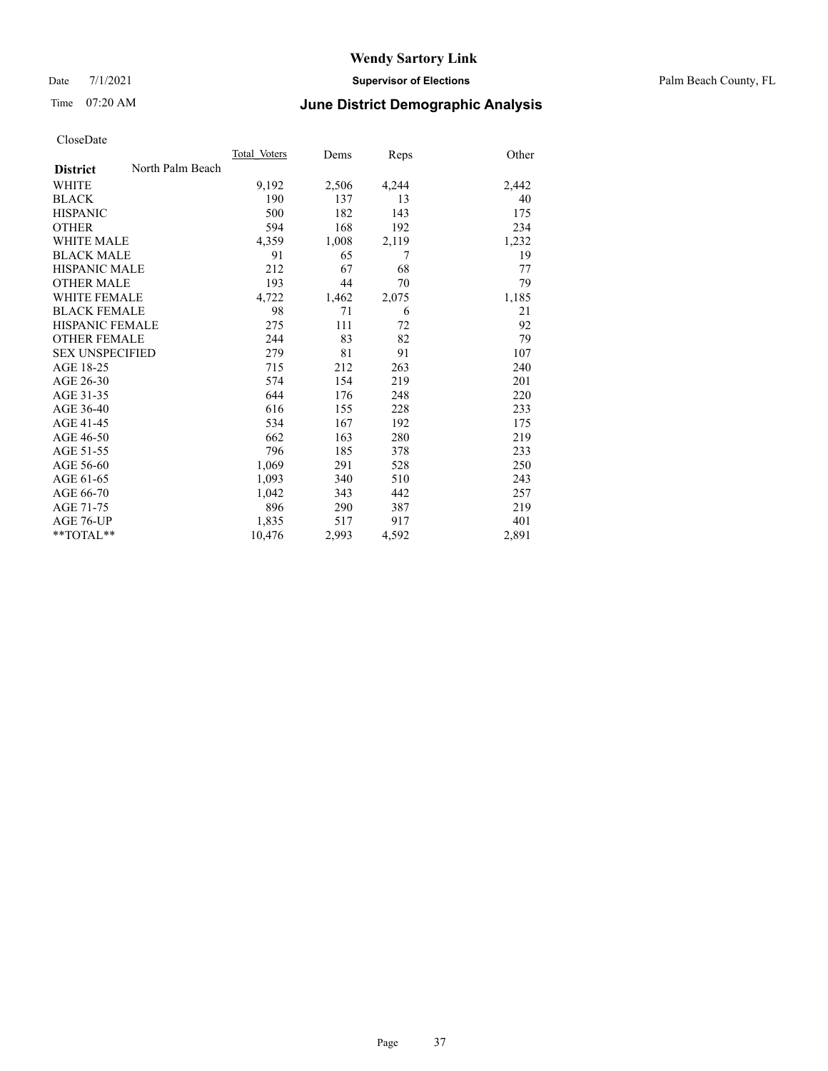# Wendy Sartory Link

Date 7/1/2021 **Supervisor of Elections** Palm Beach County, FL

Time 07:20 AM **June District Demographic Analysis**

CloseDate

| **District** North Palm Beach | Total Voters | Dems | Reps | Other |
|---|---|---|---|---|
| WHITE | 9,192 | 2,506 | 4,244 | 2,442 |
| BLACK | 190 | 137 | 13 | 40 |
| HISPANIC | 500 | 182 | 143 | 175 |
| OTHER | 594 | 168 | 192 | 234 |
| WHITE MALE | 4,359 | 1,008 | 2,119 | 1,232 |
| BLACK MALE | 91 | 65 | 7 | 19 |
| HISPANIC MALE | 212 | 67 | 68 | 77 |
| OTHER MALE | 193 | 44 | 70 | 79 |
| WHITE FEMALE | 4,722 | 1,462 | 2,075 | 1,185 |
| BLACK FEMALE | 98 | 71 | 6 | 21 |
| HISPANIC FEMALE | 275 | 111 | 72 | 92 |
| OTHER FEMALE | 244 | 83 | 82 | 79 |
| SEX UNSPECIFIED | 279 | 81 | 91 | 107 |
| AGE 18-25 | 715 | 212 | 263 | 240 |
| AGE 26-30 | 574 | 154 | 219 | 201 |
| AGE 31-35 | 644 | 176 | 248 | 220 |
| AGE 36-40 | 616 | 155 | 228 | 233 |
| AGE 41-45 | 534 | 167 | 192 | 175 |
| AGE 46-50 | 662 | 163 | 280 | 219 |
| AGE 51-55 | 796 | 185 | 378 | 233 |
| AGE 56-60 | 1,069 | 291 | 528 | 250 |
| AGE 61-65 | 1,093 | 340 | 510 | 243 |
| AGE 66-70 | 1,042 | 343 | 442 | 257 |
| AGE 71-75 | 896 | 290 | 387 | 219 |
| AGE 76-UP | 1,835 | 517 | 917 | 401 |
| **TOTAL** | 10,476 | 2,993 | 4,592 | 2,891 |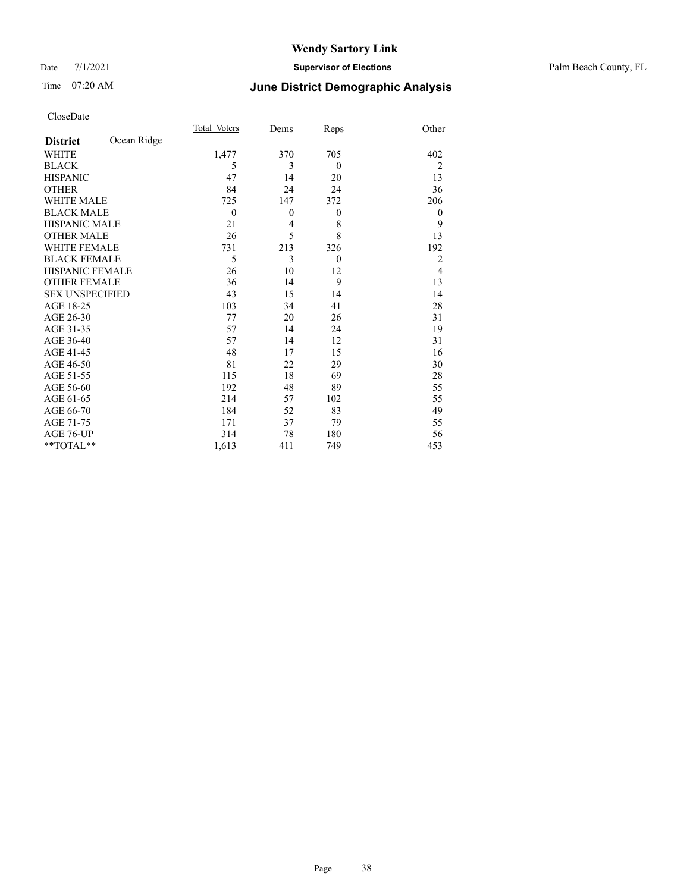# Wendy Sartory Link

Date 7/1/2021 **Supervisor of Elections** Palm Beach County, FL

Time 07:20 AM **June District Demographic Analysis**

CloseDate

| | Total_Voters | Dems | Reps | Other |
|---|---|---|---|---|
| **District** Ocean Ridge | | | | |
| WHITE | 1,477 | 370 | 705 | 402 |
| BLACK | 5 | 3 | 0 | 2 |
| HISPANIC | 47 | 14 | 20 | 13 |
| OTHER | 84 | 24 | 24 | 36 |
| WHITE MALE | 725 | 147 | 372 | 206 |
| BLACK MALE | 0 | 0 | 0 | 0 |
| HISPANIC MALE | 21 | 4 | 8 | 9 |
| OTHER MALE | 26 | 5 | 8 | 13 |
| WHITE FEMALE | 731 | 213 | 326 | 192 |
| BLACK FEMALE | 5 | 3 | 0 | 2 |
| HISPANIC FEMALE | 26 | 10 | 12 | 4 |
| OTHER FEMALE | 36 | 14 | 9 | 13 |
| SEX UNSPECIFIED | 43 | 15 | 14 | 14 |
| AGE 18-25 | 103 | 34 | 41 | 28 |
| AGE 26-30 | 77 | 20 | 26 | 31 |
| AGE 31-35 | 57 | 14 | 24 | 19 |
| AGE 36-40 | 57 | 14 | 12 | 31 |
| AGE 41-45 | 48 | 17 | 15 | 16 |
| AGE 46-50 | 81 | 22 | 29 | 30 |
| AGE 51-55 | 115 | 18 | 69 | 28 |
| AGE 56-60 | 192 | 48 | 89 | 55 |
| AGE 61-65 | 214 | 57 | 102 | 55 |
| AGE 66-70 | 184 | 52 | 83 | 49 |
| AGE 71-75 | 171 | 37 | 79 | 55 |
| AGE 76-UP | 314 | 78 | 180 | 56 |
| **TOTAL** | 1,613 | 411 | 749 | 453 |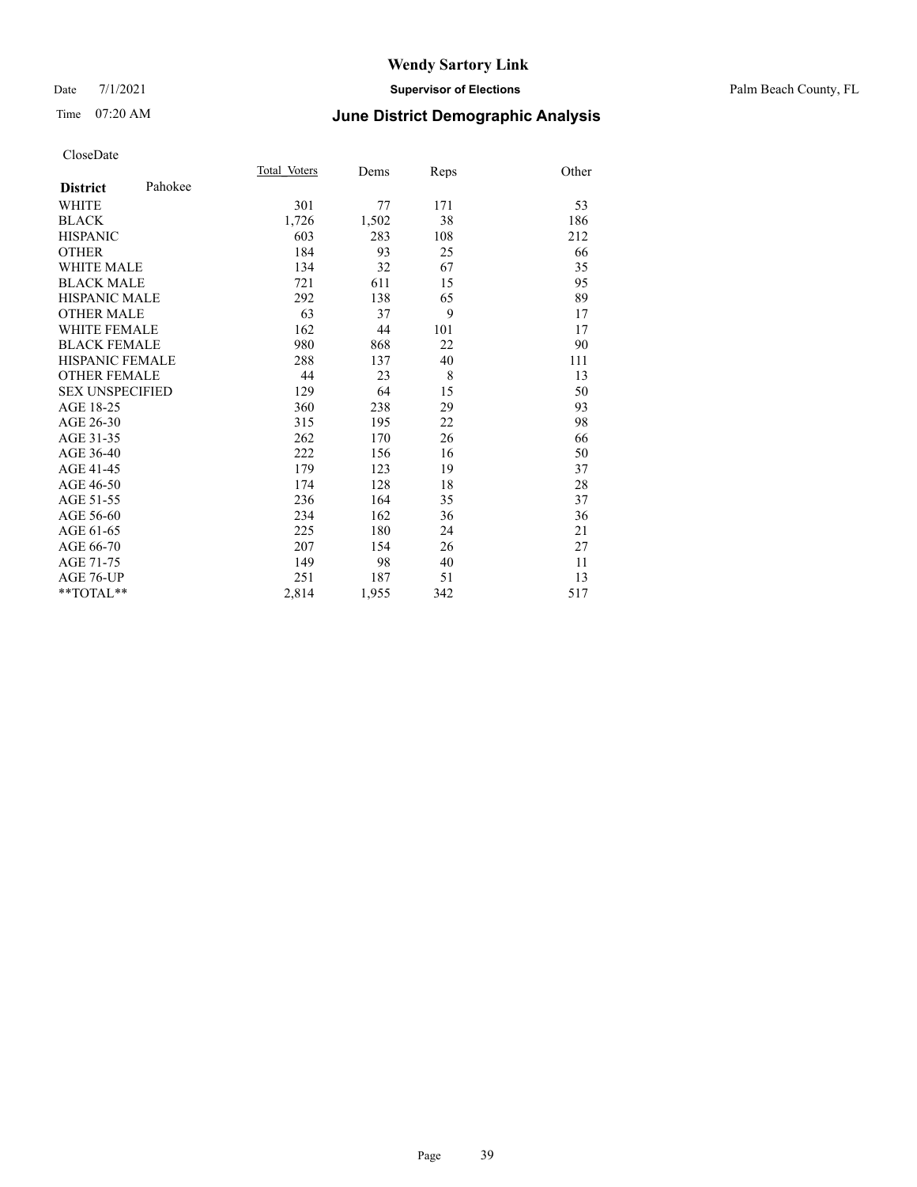# Wendy Sartory Link

Date 7/1/2021 **Supervisor of Elections** Palm Beach County, FL

Time 07:20 AM **June District Demographic Analysis**

CloseDate

| **District** Pahokee | Total_Voters | Dems | Reps | Other |
|---|---|---|---|---|
| WHITE | 301 | 77 | 171 | 53 |
| BLACK | 1,726 | 1,502 | 38 | 186 |
| HISPANIC | 603 | 283 | 108 | 212 |
| OTHER | 184 | 93 | 25 | 66 |
| WHITE MALE | 134 | 32 | 67 | 35 |
| BLACK MALE | 721 | 611 | 15 | 95 |
| HISPANIC MALE | 292 | 138 | 65 | 89 |
| OTHER MALE | 63 | 37 | 9 | 17 |
| WHITE FEMALE | 162 | 44 | 101 | 17 |
| BLACK FEMALE | 980 | 868 | 22 | 90 |
| HISPANIC FEMALE | 288 | 137 | 40 | 111 |
| OTHER FEMALE | 44 | 23 | 8 | 13 |
| SEX UNSPECIFIED | 129 | 64 | 15 | 50 |
| AGE 18-25 | 360 | 238 | 29 | 93 |
| AGE 26-30 | 315 | 195 | 22 | 98 |
| AGE 31-35 | 262 | 170 | 26 | 66 |
| AGE 36-40 | 222 | 156 | 16 | 50 |
| AGE 41-45 | 179 | 123 | 19 | 37 |
| AGE 46-50 | 174 | 128 | 18 | 28 |
| AGE 51-55 | 236 | 164 | 35 | 37 |
| AGE 56-60 | 234 | 162 | 36 | 36 |
| AGE 61-65 | 225 | 180 | 24 | 21 |
| AGE 66-70 | 207 | 154 | 26 | 27 |
| AGE 71-75 | 149 | 98 | 40 | 11 |
| AGE 76-UP | 251 | 187 | 51 | 13 |
| **TOTAL** | 2,814 | 1,955 | 342 | 517 |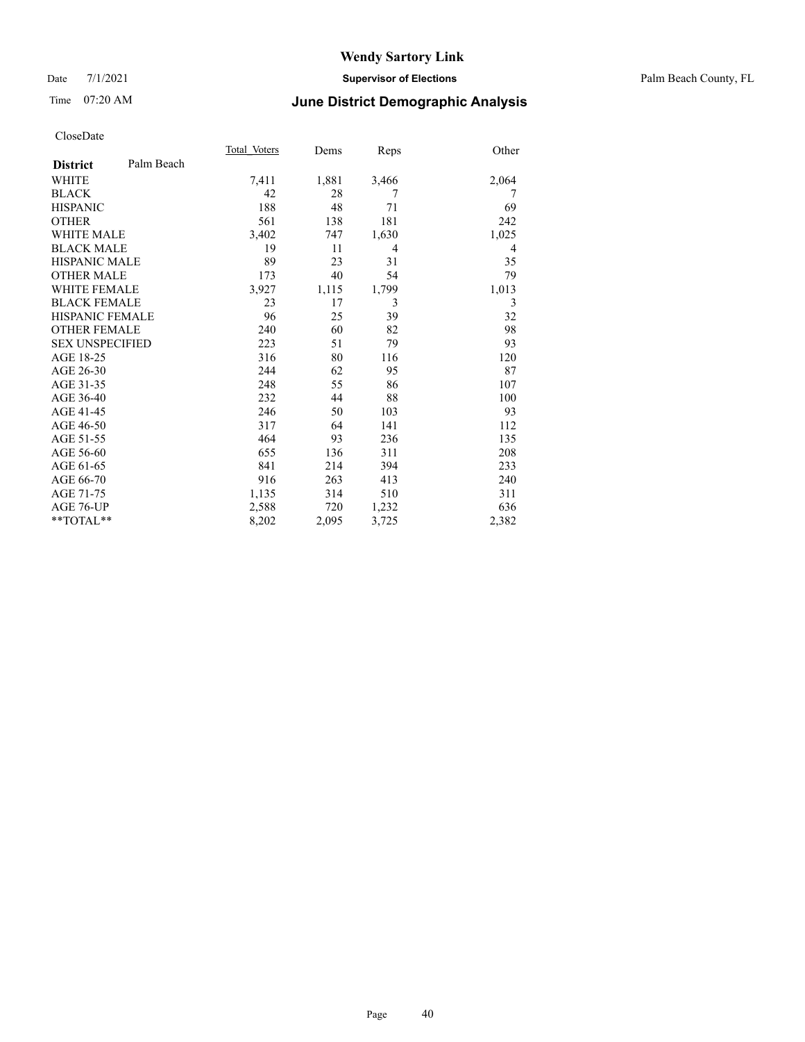# Wendy Sartory Link

Date 7/1/2021 **Supervisor of Elections** Palm Beach County, FL

Time 07:20 AM **June District Demographic Analysis**

CloseDate

| **District** Palm Beach | Total Voters | Dems | Reps | Other |
|---|---|---|---|---|
| WHITE | 7,411 | 1,881 | 3,466 | 2,064 |
| BLACK | 42 | 28 | 7 | 7 |
| HISPANIC | 188 | 48 | 71 | 69 |
| OTHER | 561 | 138 | 181 | 242 |
| WHITE MALE | 3,402 | 747 | 1,630 | 1,025 |
| BLACK MALE | 19 | 11 | 4 | 4 |
| HISPANIC MALE | 89 | 23 | 31 | 35 |
| OTHER MALE | 173 | 40 | 54 | 79 |
| WHITE FEMALE | 3,927 | 1,115 | 1,799 | 1,013 |
| BLACK FEMALE | 23 | 17 | 3 | 3 |
| HISPANIC FEMALE | 96 | 25 | 39 | 32 |
| OTHER FEMALE | 240 | 60 | 82 | 98 |
| SEX UNSPECIFIED | 223 | 51 | 79 | 93 |
| AGE 18-25 | 316 | 80 | 116 | 120 |
| AGE 26-30 | 244 | 62 | 95 | 87 |
| AGE 31-35 | 248 | 55 | 86 | 107 |
| AGE 36-40 | 232 | 44 | 88 | 100 |
| AGE 41-45 | 246 | 50 | 103 | 93 |
| AGE 46-50 | 317 | 64 | 141 | 112 |
| AGE 51-55 | 464 | 93 | 236 | 135 |
| AGE 56-60 | 655 | 136 | 311 | 208 |
| AGE 61-65 | 841 | 214 | 394 | 233 |
| AGE 66-70 | 916 | 263 | 413 | 240 |
| AGE 71-75 | 1,135 | 314 | 510 | 311 |
| AGE 76-UP | 2,588 | 720 | 1,232 | 636 |
| **TOTAL** | 8,202 | 2,095 | 3,725 | 2,382 |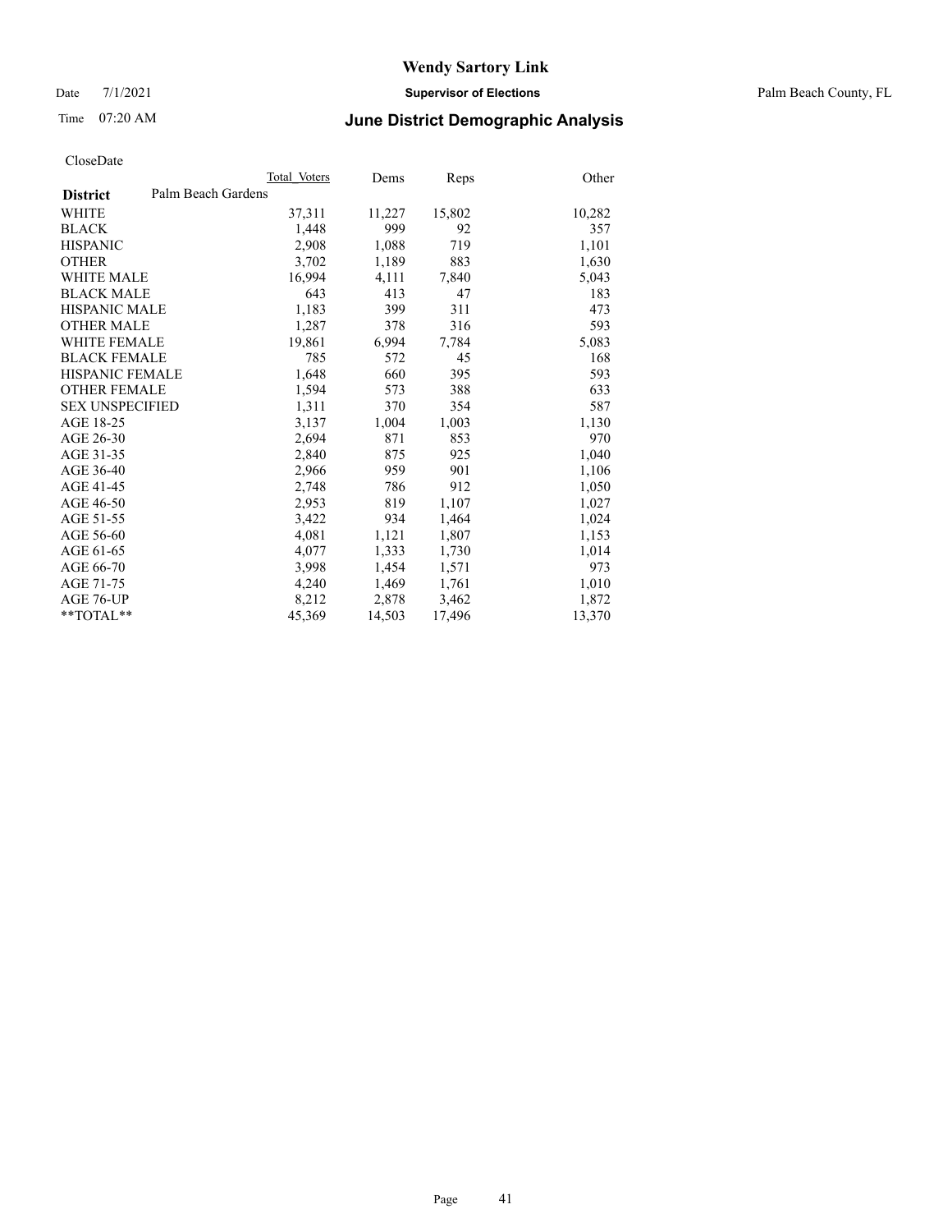# Wendy Sartory Link

Date 7/1/2021 **Supervisor of Elections** Palm Beach County, FL

Time 07:20 AM **June District Demographic Analysis**

CloseDate

| **District** Palm Beach Gardens | Total Voters | Dems | Reps | Other |
|---|---|---|---|---|
| WHITE | 37,311 | 11,227 | 15,802 | 10,282 |
| BLACK | 1,448 | 999 | 92 | 357 |
| HISPANIC | 2,908 | 1,088 | 719 | 1,101 |
| OTHER | 3,702 | 1,189 | 883 | 1,630 |
| WHITE MALE | 16,994 | 4,111 | 7,840 | 5,043 |
| BLACK MALE | 643 | 413 | 47 | 183 |
| HISPANIC MALE | 1,183 | 399 | 311 | 473 |
| OTHER MALE | 1,287 | 378 | 316 | 593 |
| WHITE FEMALE | 19,861 | 6,994 | 7,784 | 5,083 |
| BLACK FEMALE | 785 | 572 | 45 | 168 |
| HISPANIC FEMALE | 1,648 | 660 | 395 | 593 |
| OTHER FEMALE | 1,594 | 573 | 388 | 633 |
| SEX UNSPECIFIED | 1,311 | 370 | 354 | 587 |
| AGE 18-25 | 3,137 | 1,004 | 1,003 | 1,130 |
| AGE 26-30 | 2,694 | 871 | 853 | 970 |
| AGE 31-35 | 2,840 | 875 | 925 | 1,040 |
| AGE 36-40 | 2,966 | 959 | 901 | 1,106 |
| AGE 41-45 | 2,748 | 786 | 912 | 1,050 |
| AGE 46-50 | 2,953 | 819 | 1,107 | 1,027 |
| AGE 51-55 | 3,422 | 934 | 1,464 | 1,024 |
| AGE 56-60 | 4,081 | 1,121 | 1,807 | 1,153 |
| AGE 61-65 | 4,077 | 1,333 | 1,730 | 1,014 |
| AGE 66-70 | 3,998 | 1,454 | 1,571 | 973 |
| AGE 71-75 | 4,240 | 1,469 | 1,761 | 1,010 |
| AGE 76-UP | 8,212 | 2,878 | 3,462 | 1,872 |
| **TOTAL** | 45,369 | 14,503 | 17,496 | 13,370 |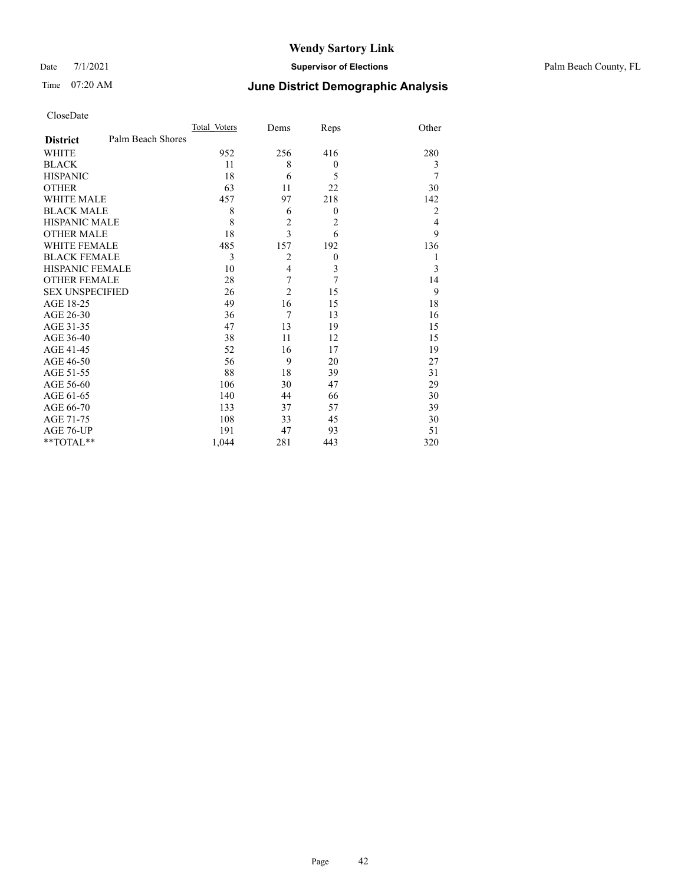# Wendy Sartory Link

Date 7/1/2021 **Supervisor of Elections** Palm Beach County, FL

Time 07:20 AM **June District Demographic Analysis**

CloseDate

| **District** Palm Beach Shores | Total Voters | Dems | Reps | Other |
|---|---|---|---|---|
| WHITE | 952 | 256 | 416 | 280 |
| BLACK | 11 | 8 | 0 | 3 |
| HISPANIC | 18 | 6 | 5 | 7 |
| OTHER | 63 | 11 | 22 | 30 |
| WHITE MALE | 457 | 97 | 218 | 142 |
| BLACK MALE | 8 | 6 | 0 | 2 |
| HISPANIC MALE | 8 | 2 | 2 | 4 |
| OTHER MALE | 18 | 3 | 6 | 9 |
| WHITE FEMALE | 485 | 157 | 192 | 136 |
| BLACK FEMALE | 3 | 2 | 0 | 1 |
| HISPANIC FEMALE | 10 | 4 | 3 | 3 |
| OTHER FEMALE | 28 | 7 | 7 | 14 |
| SEX UNSPECIFIED | 26 | 2 | 15 | 9 |
| AGE 18-25 | 49 | 16 | 15 | 18 |
| AGE 26-30 | 36 | 7 | 13 | 16 |
| AGE 31-35 | 47 | 13 | 19 | 15 |
| AGE 36-40 | 38 | 11 | 12 | 15 |
| AGE 41-45 | 52 | 16 | 17 | 19 |
| AGE 46-50 | 56 | 9 | 20 | 27 |
| AGE 51-55 | 88 | 18 | 39 | 31 |
| AGE 56-60 | 106 | 30 | 47 | 29 |
| AGE 61-65 | 140 | 44 | 66 | 30 |
| AGE 66-70 | 133 | 37 | 57 | 39 |
| AGE 71-75 | 108 | 33 | 45 | 30 |
| AGE 76-UP | 191 | 47 | 93 | 51 |
| **TOTAL** | 1,044 | 281 | 443 | 320 |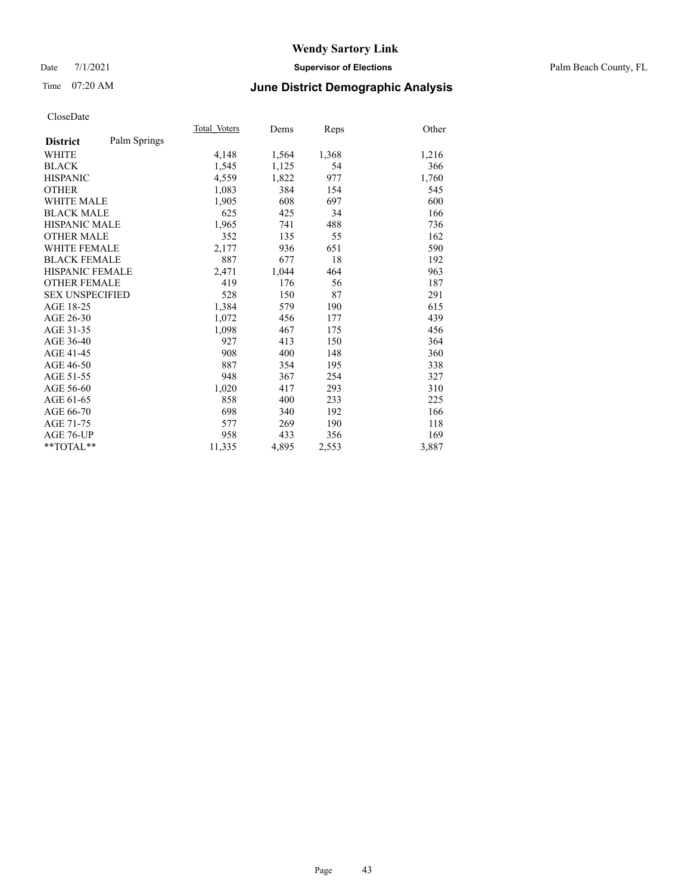**Wendy Sartory Link**

Date 7/1/2021 **Supervisor of Elections** Palm Beach County, FL

Time 07:20 AM **June District Demographic Analysis**

CloseDate

| **District** Palm Springs | Total Voters | Dems | Reps | Other |
|---|---|---|---|---|
| WHITE | 4,148 | 1,564 | 1,368 | 1,216 |
| BLACK | 1,545 | 1,125 | 54 | 366 |
| HISPANIC | 4,559 | 1,822 | 977 | 1,760 |
| OTHER | 1,083 | 384 | 154 | 545 |
| WHITE MALE | 1,905 | 608 | 697 | 600 |
| BLACK MALE | 625 | 425 | 34 | 166 |
| HISPANIC MALE | 1,965 | 741 | 488 | 736 |
| OTHER MALE | 352 | 135 | 55 | 162 |
| WHITE FEMALE | 2,177 | 936 | 651 | 590 |
| BLACK FEMALE | 887 | 677 | 18 | 192 |
| HISPANIC FEMALE | 2,471 | 1,044 | 464 | 963 |
| OTHER FEMALE | 419 | 176 | 56 | 187 |
| SEX UNSPECIFIED | 528 | 150 | 87 | 291 |
| AGE 18-25 | 1,384 | 579 | 190 | 615 |
| AGE 26-30 | 1,072 | 456 | 177 | 439 |
| AGE 31-35 | 1,098 | 467 | 175 | 456 |
| AGE 36-40 | 927 | 413 | 150 | 364 |
| AGE 41-45 | 908 | 400 | 148 | 360 |
| AGE 46-50 | 887 | 354 | 195 | 338 |
| AGE 51-55 | 948 | 367 | 254 | 327 |
| AGE 56-60 | 1,020 | 417 | 293 | 310 |
| AGE 61-65 | 858 | 400 | 233 | 225 |
| AGE 66-70 | 698 | 340 | 192 | 166 |
| AGE 71-75 | 577 | 269 | 190 | 118 |
| AGE 76-UP | 958 | 433 | 356 | 169 |
| **TOTAL** | 11,335 | 4,895 | 2,553 | 3,887 |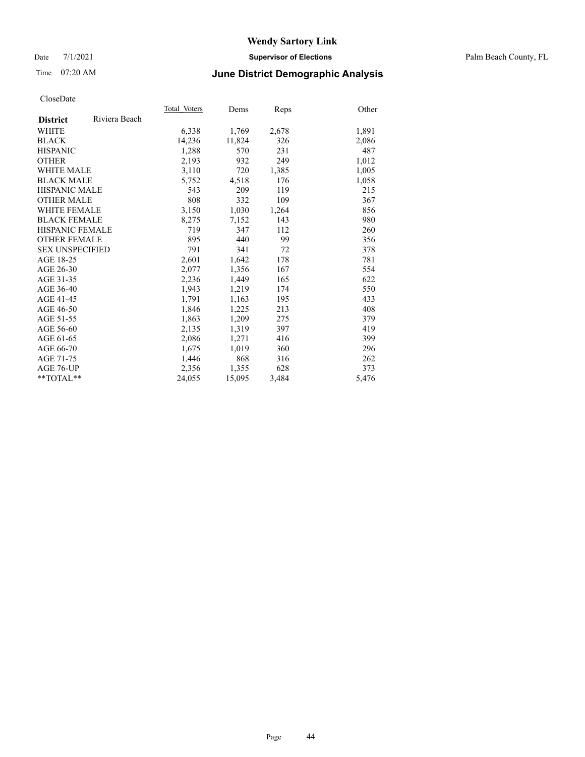# Wendy Sartory Link

Date 7/1/2021 **Supervisor of Elections** Palm Beach County, FL

Time 07:20 AM **June District Demographic Analysis**

CloseDate

| **District** Riviera Beach | Total Voters | Dems | Reps | Other |
|---|---|---|---|---|
| WHITE | 6,338 | 1,769 | 2,678 | 1,891 |
| BLACK | 14,236 | 11,824 | 326 | 2,086 |
| HISPANIC | 1,288 | 570 | 231 | 487 |
| OTHER | 2,193 | 932 | 249 | 1,012 |
| WHITE MALE | 3,110 | 720 | 1,385 | 1,005 |
| BLACK MALE | 5,752 | 4,518 | 176 | 1,058 |
| HISPANIC MALE | 543 | 209 | 119 | 215 |
| OTHER MALE | 808 | 332 | 109 | 367 |
| WHITE FEMALE | 3,150 | 1,030 | 1,264 | 856 |
| BLACK FEMALE | 8,275 | 7,152 | 143 | 980 |
| HISPANIC FEMALE | 719 | 347 | 112 | 260 |
| OTHER FEMALE | 895 | 440 | 99 | 356 |
| SEX UNSPECIFIED | 791 | 341 | 72 | 378 |
| AGE 18-25 | 2,601 | 1,642 | 178 | 781 |
| AGE 26-30 | 2,077 | 1,356 | 167 | 554 |
| AGE 31-35 | 2,236 | 1,449 | 165 | 622 |
| AGE 36-40 | 1,943 | 1,219 | 174 | 550 |
| AGE 41-45 | 1,791 | 1,163 | 195 | 433 |
| AGE 46-50 | 1,846 | 1,225 | 213 | 408 |
| AGE 51-55 | 1,863 | 1,209 | 275 | 379 |
| AGE 56-60 | 2,135 | 1,319 | 397 | 419 |
| AGE 61-65 | 2,086 | 1,271 | 416 | 399 |
| AGE 66-70 | 1,675 | 1,019 | 360 | 296 |
| AGE 71-75 | 1,446 | 868 | 316 | 262 |
| AGE 76-UP | 2,356 | 1,355 | 628 | 373 |
| **TOTAL** | 24,055 | 15,095 | 3,484 | 5,476 |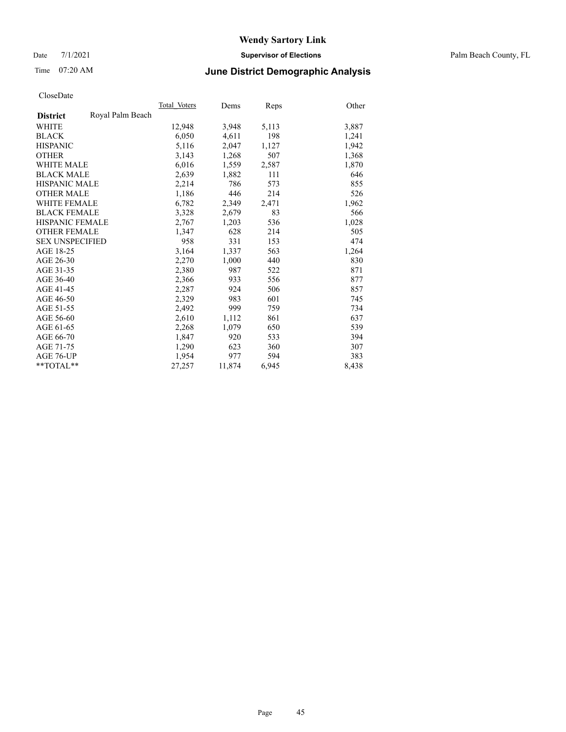# Wendy Sartory Link

Date 7/1/2021 **Supervisor of Elections** Palm Beach County, FL

Time 07:20 AM **June District Demographic Analysis**

CloseDate

| **District** Royal Palm Beach | Total Voters | Dems | Reps | Other |
|---|---|---|---|---|
| WHITE | 12,948 | 3,948 | 5,113 | 3,887 |
| BLACK | 6,050 | 4,611 | 198 | 1,241 |
| HISPANIC | 5,116 | 2,047 | 1,127 | 1,942 |
| OTHER | 3,143 | 1,268 | 507 | 1,368 |
| WHITE MALE | 6,016 | 1,559 | 2,587 | 1,870 |
| BLACK MALE | 2,639 | 1,882 | 111 | 646 |
| HISPANIC MALE | 2,214 | 786 | 573 | 855 |
| OTHER MALE | 1,186 | 446 | 214 | 526 |
| WHITE FEMALE | 6,782 | 2,349 | 2,471 | 1,962 |
| BLACK FEMALE | 3,328 | 2,679 | 83 | 566 |
| HISPANIC FEMALE | 2,767 | 1,203 | 536 | 1,028 |
| OTHER FEMALE | 1,347 | 628 | 214 | 505 |
| SEX UNSPECIFIED | 958 | 331 | 153 | 474 |
| AGE 18-25 | 3,164 | 1,337 | 563 | 1,264 |
| AGE 26-30 | 2,270 | 1,000 | 440 | 830 |
| AGE 31-35 | 2,380 | 987 | 522 | 871 |
| AGE 36-40 | 2,366 | 933 | 556 | 877 |
| AGE 41-45 | 2,287 | 924 | 506 | 857 |
| AGE 46-50 | 2,329 | 983 | 601 | 745 |
| AGE 51-55 | 2,492 | 999 | 759 | 734 |
| AGE 56-60 | 2,610 | 1,112 | 861 | 637 |
| AGE 61-65 | 2,268 | 1,079 | 650 | 539 |
| AGE 66-70 | 1,847 | 920 | 533 | 394 |
| AGE 71-75 | 1,290 | 623 | 360 | 307 |
| AGE 76-UP | 1,954 | 977 | 594 | 383 |
| **TOTAL** | 27,257 | 11,874 | 6,945 | 8,438 |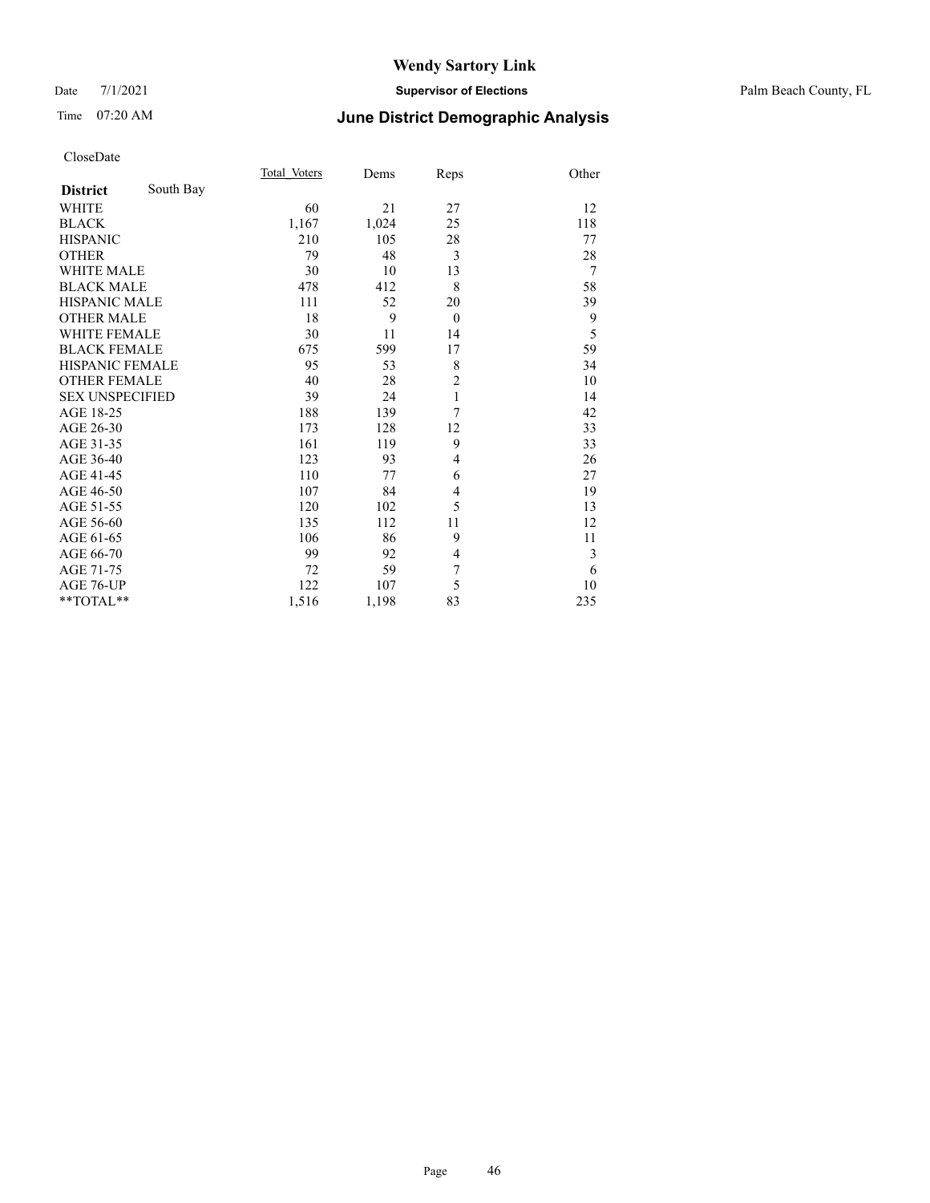# Wendy Sartory Link

Date 7/1/2021 **Supervisor of Elections** Palm Beach County, FL

Time 07:20 AM **June District Demographic Analysis**

CloseDate

| **District** South Bay | Total_Voters | Dems | Reps | Other |
|---|---|---|---|---|
| WHITE | 60 | 21 | 27 | 12 |
| BLACK | 1,167 | 1,024 | 25 | 118 |
| HISPANIC | 210 | 105 | 28 | 77 |
| OTHER | 79 | 48 | 3 | 28 |
| WHITE MALE | 30 | 10 | 13 | 7 |
| BLACK MALE | 478 | 412 | 8 | 58 |
| HISPANIC MALE | 111 | 52 | 20 | 39 |
| OTHER MALE | 18 | 9 | 0 | 9 |
| WHITE FEMALE | 30 | 11 | 14 | 5 |
| BLACK FEMALE | 675 | 599 | 17 | 59 |
| HISPANIC FEMALE | 95 | 53 | 8 | 34 |
| OTHER FEMALE | 40 | 28 | 2 | 10 |
| SEX UNSPECIFIED | 39 | 24 | 1 | 14 |
| AGE 18-25 | 188 | 139 | 7 | 42 |
| AGE 26-30 | 173 | 128 | 12 | 33 |
| AGE 31-35 | 161 | 119 | 9 | 33 |
| AGE 36-40 | 123 | 93 | 4 | 26 |
| AGE 41-45 | 110 | 77 | 6 | 27 |
| AGE 46-50 | 107 | 84 | 4 | 19 |
| AGE 51-55 | 120 | 102 | 5 | 13 |
| AGE 56-60 | 135 | 112 | 11 | 12 |
| AGE 61-65 | 106 | 86 | 9 | 11 |
| AGE 66-70 | 99 | 92 | 4 | 3 |
| AGE 71-75 | 72 | 59 | 7 | 6 |
| AGE 76-UP | 122 | 107 | 5 | 10 |
| **TOTAL** | 1,516 | 1,198 | 83 | 235 |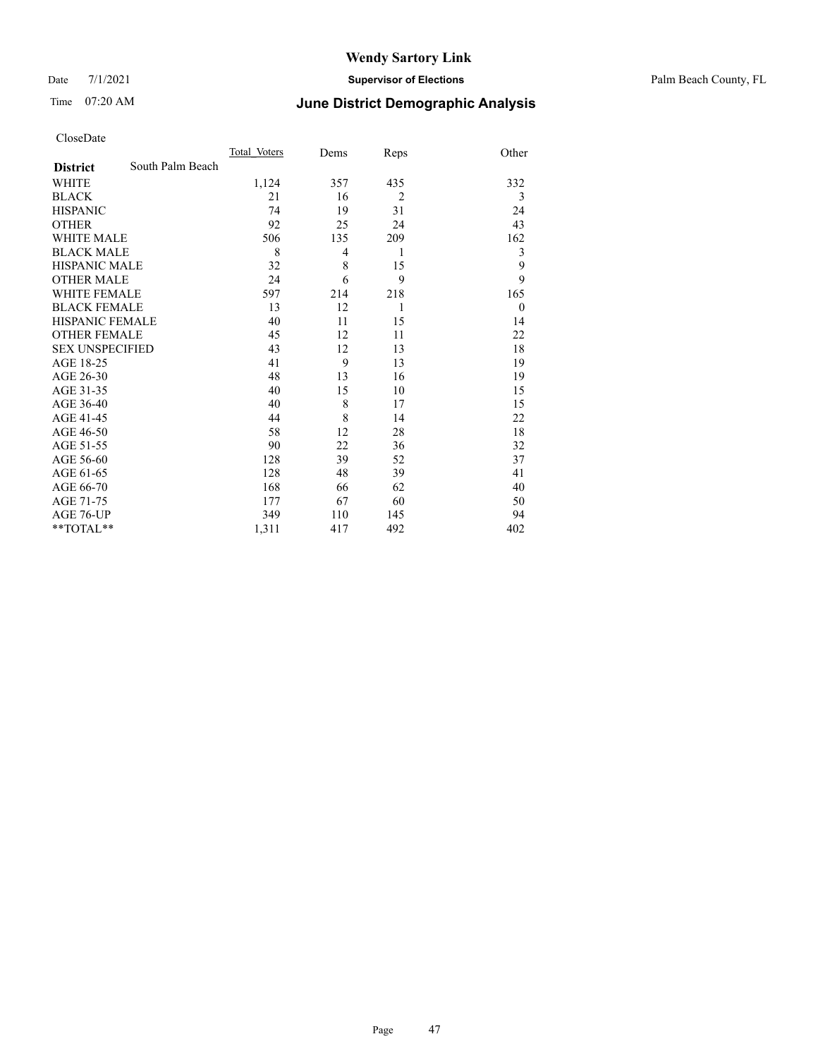# Wendy Sartory Link

Date 7/1/2021 **Supervisor of Elections** Palm Beach County, FL

Time 07:20 AM **June District Demographic Analysis**

CloseDate

| **District** South Palm Beach | Total Voters | Dems | Reps | Other |
|---|---|---|---|---|
| WHITE | 1,124 | 357 | 435 | 332 |
| BLACK | 21 | 16 | 2 | 3 |
| HISPANIC | 74 | 19 | 31 | 24 |
| OTHER | 92 | 25 | 24 | 43 |
| WHITE MALE | 506 | 135 | 209 | 162 |
| BLACK MALE | 8 | 4 | 1 | 3 |
| HISPANIC MALE | 32 | 8 | 15 | 9 |
| OTHER MALE | 24 | 6 | 9 | 9 |
| WHITE FEMALE | 597 | 214 | 218 | 165 |
| BLACK FEMALE | 13 | 12 | 1 | 0 |
| HISPANIC FEMALE | 40 | 11 | 15 | 14 |
| OTHER FEMALE | 45 | 12 | 11 | 22 |
| SEX UNSPECIFIED | 43 | 12 | 13 | 18 |
| AGE 18-25 | 41 | 9 | 13 | 19 |
| AGE 26-30 | 48 | 13 | 16 | 19 |
| AGE 31-35 | 40 | 15 | 10 | 15 |
| AGE 36-40 | 40 | 8 | 17 | 15 |
| AGE 41-45 | 44 | 8 | 14 | 22 |
| AGE 46-50 | 58 | 12 | 28 | 18 |
| AGE 51-55 | 90 | 22 | 36 | 32 |
| AGE 56-60 | 128 | 39 | 52 | 37 |
| AGE 61-65 | 128 | 48 | 39 | 41 |
| AGE 66-70 | 168 | 66 | 62 | 40 |
| AGE 71-75 | 177 | 67 | 60 | 50 |
| AGE 76-UP | 349 | 110 | 145 | 94 |
| **TOTAL** | 1,311 | 417 | 492 | 402 |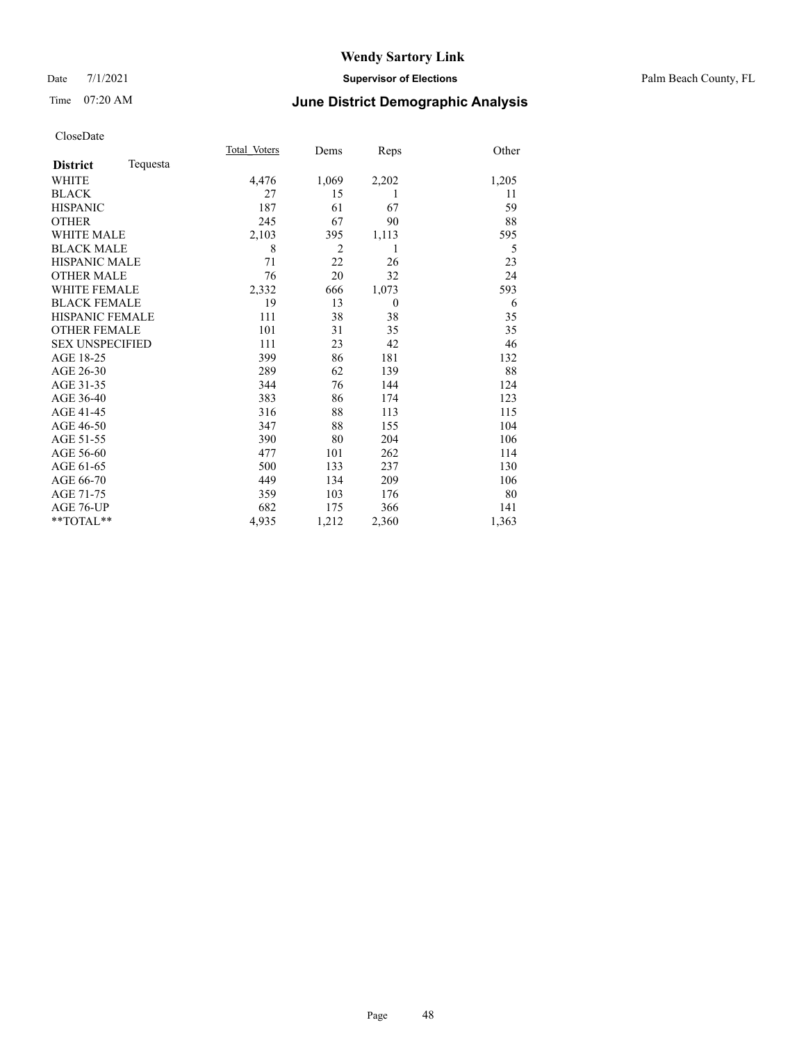# Wendy Sartory Link

Date 7/1/2021 **Supervisor of Elections** Palm Beach County, FL

Time 07:20 AM **June District Demographic Analysis**

CloseDate

| **District** Tequesta | Total Voters | Dems | Reps | Other |
|---|---|---|---|---|
| WHITE | 4,476 | 1,069 | 2,202 | 1,205 |
| BLACK | 27 | 15 | 1 | 11 |
| HISPANIC | 187 | 61 | 67 | 59 |
| OTHER | 245 | 67 | 90 | 88 |
| WHITE MALE | 2,103 | 395 | 1,113 | 595 |
| BLACK MALE | 8 | 2 | 1 | 5 |
| HISPANIC MALE | 71 | 22 | 26 | 23 |
| OTHER MALE | 76 | 20 | 32 | 24 |
| WHITE FEMALE | 2,332 | 666 | 1,073 | 593 |
| BLACK FEMALE | 19 | 13 | 0 | 6 |
| HISPANIC FEMALE | 111 | 38 | 38 | 35 |
| OTHER FEMALE | 101 | 31 | 35 | 35 |
| SEX UNSPECIFIED | 111 | 23 | 42 | 46 |
| AGE 18-25 | 399 | 86 | 181 | 132 |
| AGE 26-30 | 289 | 62 | 139 | 88 |
| AGE 31-35 | 344 | 76 | 144 | 124 |
| AGE 36-40 | 383 | 86 | 174 | 123 |
| AGE 41-45 | 316 | 88 | 113 | 115 |
| AGE 46-50 | 347 | 88 | 155 | 104 |
| AGE 51-55 | 390 | 80 | 204 | 106 |
| AGE 56-60 | 477 | 101 | 262 | 114 |
| AGE 61-65 | 500 | 133 | 237 | 130 |
| AGE 66-70 | 449 | 134 | 209 | 106 |
| AGE 71-75 | 359 | 103 | 176 | 80 |
| AGE 76-UP | 682 | 175 | 366 | 141 |
| **TOTAL** | 4,935 | 1,212 | 2,360 | 1,363 |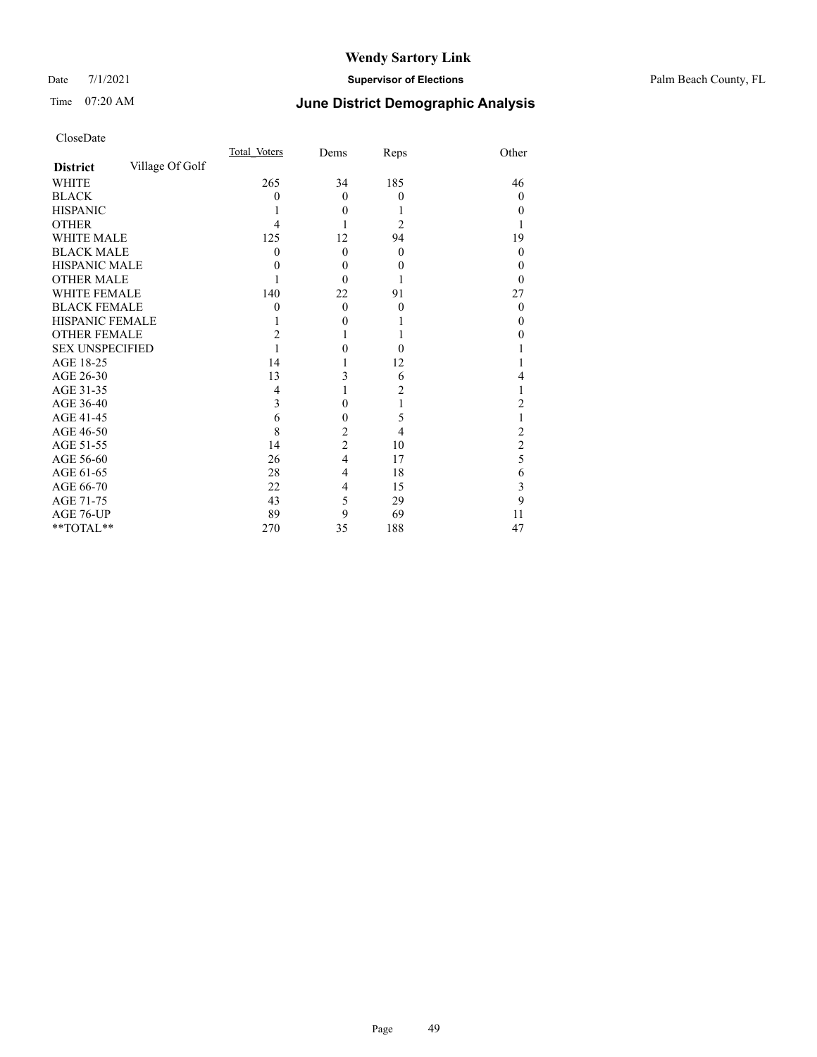# Wendy Sartory Link

Date 7/1/2021 **Supervisor of Elections** Palm Beach County, FL

Time 07:20 AM **June District Demographic Analysis**

CloseDate

| **District** Village Of Golf | Total_Voters | Dems | Reps | Other |
|---|---|---|---|---|
| WHITE | 265 | 34 | 185 | 46 |
| BLACK | 0 | 0 | 0 | 0 |
| HISPANIC | 1 | 0 | 1 | 0 |
| OTHER | 4 | 1 | 2 | 1 |
| WHITE MALE | 125 | 12 | 94 | 19 |
| BLACK MALE | 0 | 0 | 0 | 0 |
| HISPANIC MALE | 0 | 0 | 0 | 0 |
| OTHER MALE | 1 | 0 | 1 | 0 |
| WHITE FEMALE | 140 | 22 | 91 | 27 |
| BLACK FEMALE | 0 | 0 | 0 | 0 |
| HISPANIC FEMALE | 1 | 0 | 1 | 0 |
| OTHER FEMALE | 2 | 1 | 1 | 0 |
| SEX UNSPECIFIED | 1 | 0 | 0 | 1 |
| AGE 18-25 | 14 | 1 | 12 | 1 |
| AGE 26-30 | 13 | 3 | 6 | 4 |
| AGE 31-35 | 4 | 1 | 2 | 1 |
| AGE 36-40 | 3 | 0 | 1 | 2 |
| AGE 41-45 | 6 | 0 | 5 | 1 |
| AGE 46-50 | 8 | 2 | 4 | 2 |
| AGE 51-55 | 14 | 2 | 10 | 2 |
| AGE 56-60 | 26 | 4 | 17 | 5 |
| AGE 61-65 | 28 | 4 | 18 | 6 |
| AGE 66-70 | 22 | 4 | 15 | 3 |
| AGE 71-75 | 43 | 5 | 29 | 9 |
| AGE 76-UP | 89 | 9 | 69 | 11 |
| **TOTAL** | 270 | 35 | 188 | 47 |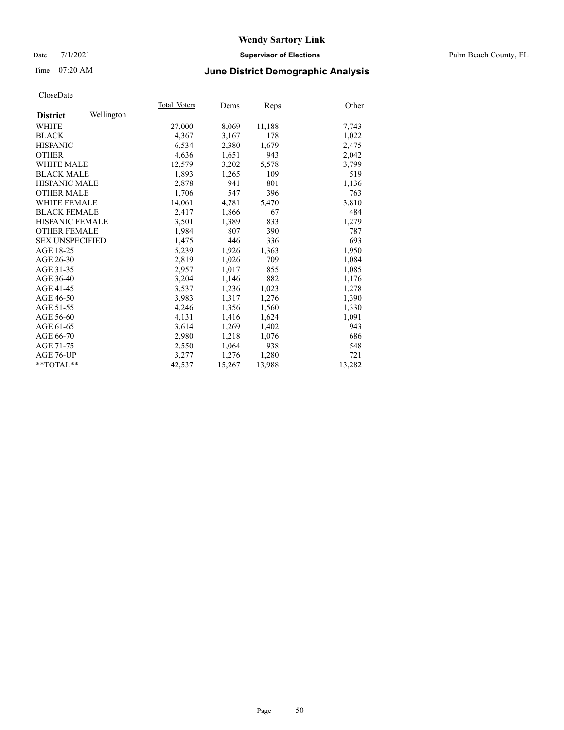# Wendy Sartory Link

Date 7/1/2021 **Supervisor of Elections** Palm Beach County, FL

Time 07:20 AM **June District Demographic Analysis**

CloseDate

| **District** Wellington | Total Voters | Dems | Reps | Other |
|---|---|---|---|---|
| WHITE | 27,000 | 8,069 | 11,188 | 7,743 |
| BLACK | 4,367 | 3,167 | 178 | 1,022 |
| HISPANIC | 6,534 | 2,380 | 1,679 | 2,475 |
| OTHER | 4,636 | 1,651 | 943 | 2,042 |
| WHITE MALE | 12,579 | 3,202 | 5,578 | 3,799 |
| BLACK MALE | 1,893 | 1,265 | 109 | 519 |
| HISPANIC MALE | 2,878 | 941 | 801 | 1,136 |
| OTHER MALE | 1,706 | 547 | 396 | 763 |
| WHITE FEMALE | 14,061 | 4,781 | 5,470 | 3,810 |
| BLACK FEMALE | 2,417 | 1,866 | 67 | 484 |
| HISPANIC FEMALE | 3,501 | 1,389 | 833 | 1,279 |
| OTHER FEMALE | 1,984 | 807 | 390 | 787 |
| SEX UNSPECIFIED | 1,475 | 446 | 336 | 693 |
| AGE 18-25 | 5,239 | 1,926 | 1,363 | 1,950 |
| AGE 26-30 | 2,819 | 1,026 | 709 | 1,084 |
| AGE 31-35 | 2,957 | 1,017 | 855 | 1,085 |
| AGE 36-40 | 3,204 | 1,146 | 882 | 1,176 |
| AGE 41-45 | 3,537 | 1,236 | 1,023 | 1,278 |
| AGE 46-50 | 3,983 | 1,317 | 1,276 | 1,390 |
| AGE 51-55 | 4,246 | 1,356 | 1,560 | 1,330 |
| AGE 56-60 | 4,131 | 1,416 | 1,624 | 1,091 |
| AGE 61-65 | 3,614 | 1,269 | 1,402 | 943 |
| AGE 66-70 | 2,980 | 1,218 | 1,076 | 686 |
| AGE 71-75 | 2,550 | 1,064 | 938 | 548 |
| AGE 76-UP | 3,277 | 1,276 | 1,280 | 721 |
| **TOTAL** | 42,537 | 15,267 | 13,988 | 13,282 |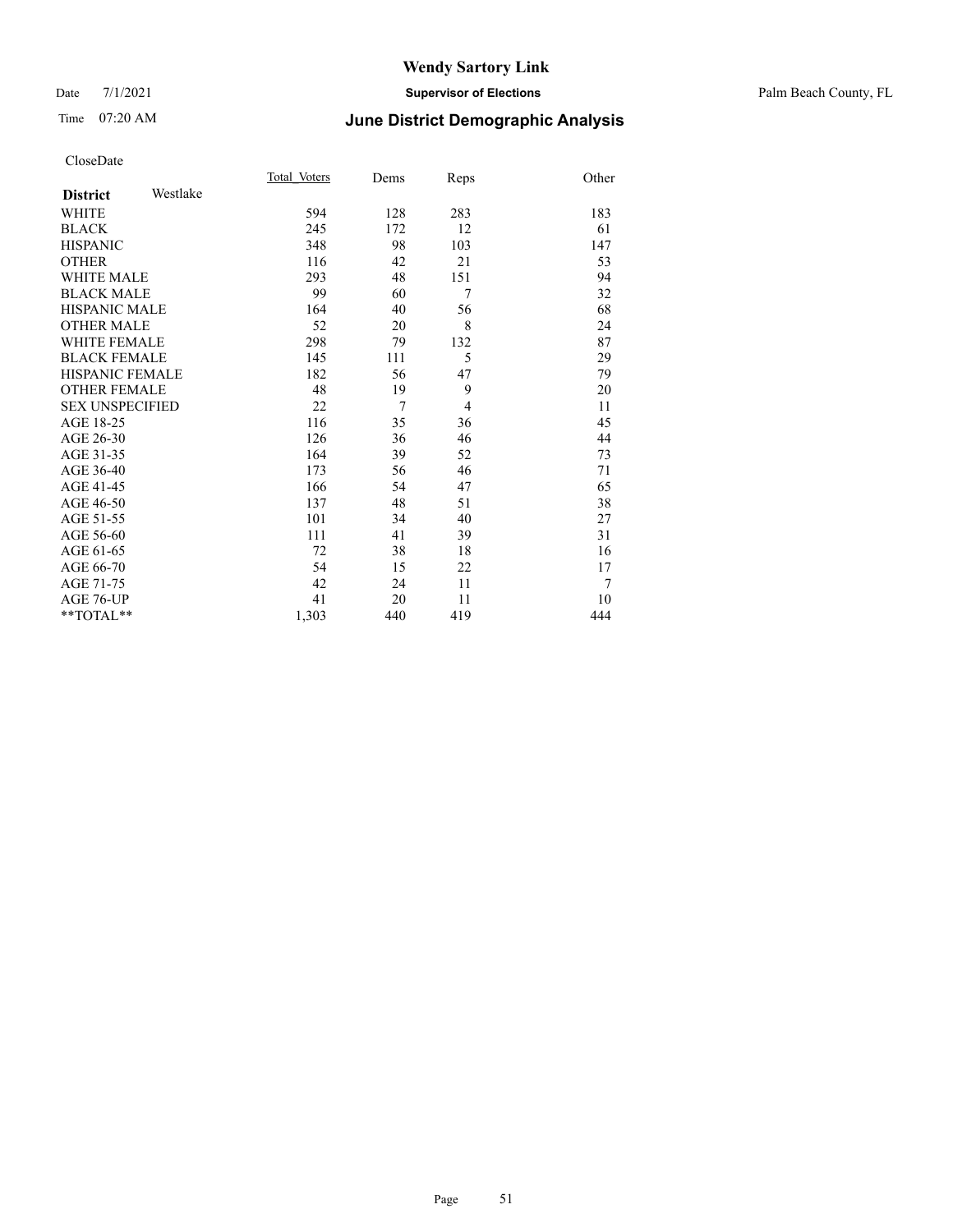# Wendy Sartory Link

Date 7/1/2021 **Supervisor of Elections** Palm Beach County, FL

Time 07:20 AM **June District Demographic Analysis**

CloseDate

| **District** Westlake | Total_Voters | Dems | Reps | Other |
|---|---|---|---|---|
| WHITE | 594 | 128 | 283 | 183 |
| BLACK | 245 | 172 | 12 | 61 |
| HISPANIC | 348 | 98 | 103 | 147 |
| OTHER | 116 | 42 | 21 | 53 |
| WHITE MALE | 293 | 48 | 151 | 94 |
| BLACK MALE | 99 | 60 | 7 | 32 |
| HISPANIC MALE | 164 | 40 | 56 | 68 |
| OTHER MALE | 52 | 20 | 8 | 24 |
| WHITE FEMALE | 298 | 79 | 132 | 87 |
| BLACK FEMALE | 145 | 111 | 5 | 29 |
| HISPANIC FEMALE | 182 | 56 | 47 | 79 |
| OTHER FEMALE | 48 | 19 | 9 | 20 |
| SEX UNSPECIFIED | 22 | 7 | 4 | 11 |
| AGE 18-25 | 116 | 35 | 36 | 45 |
| AGE 26-30 | 126 | 36 | 46 | 44 |
| AGE 31-35 | 164 | 39 | 52 | 73 |
| AGE 36-40 | 173 | 56 | 46 | 71 |
| AGE 41-45 | 166 | 54 | 47 | 65 |
| AGE 46-50 | 137 | 48 | 51 | 38 |
| AGE 51-55 | 101 | 34 | 40 | 27 |
| AGE 56-60 | 111 | 41 | 39 | 31 |
| AGE 61-65 | 72 | 38 | 18 | 16 |
| AGE 66-70 | 54 | 15 | 22 | 17 |
| AGE 71-75 | 42 | 24 | 11 | 7 |
| AGE 76-UP | 41 | 20 | 11 | 10 |
| **TOTAL** | 1,303 | 440 | 419 | 444 |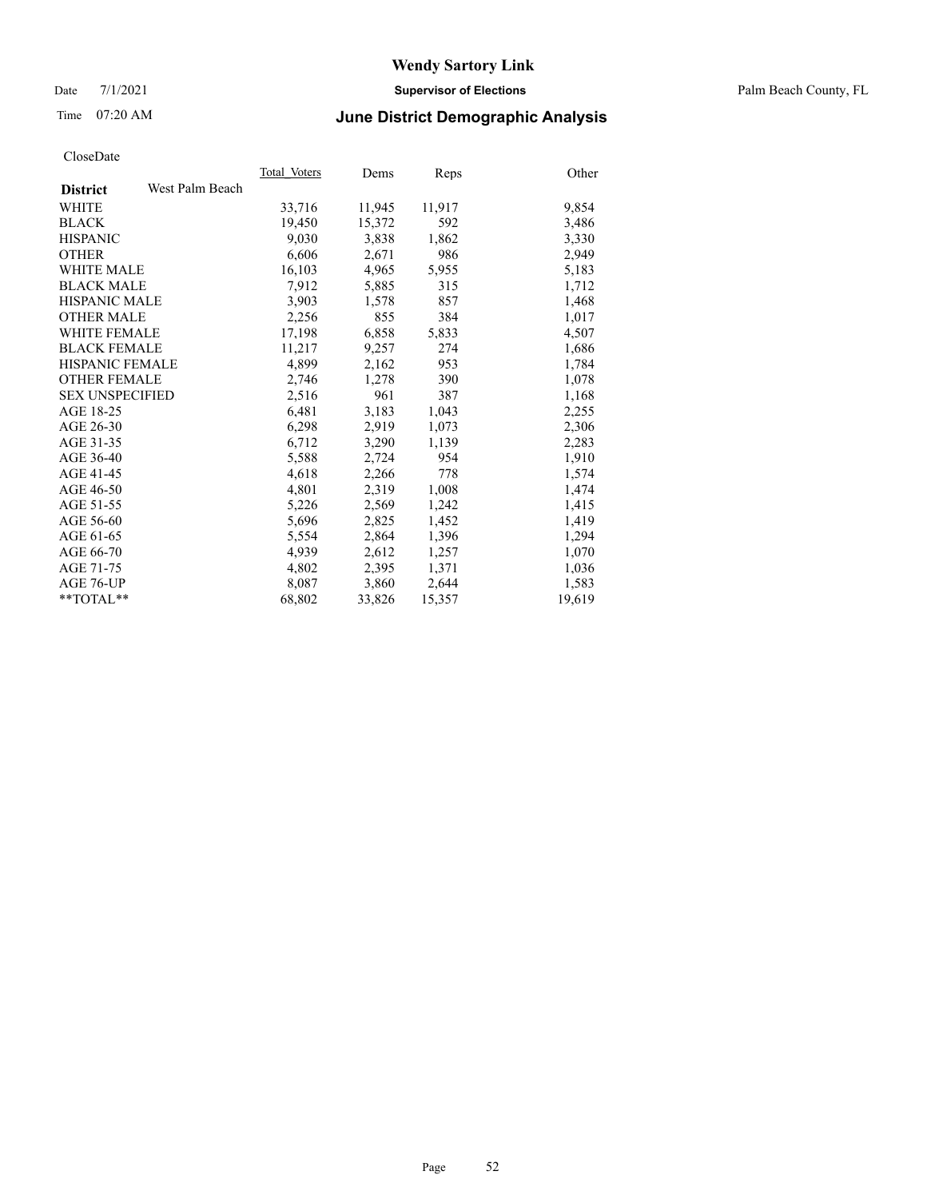# Wendy Sartory Link

Date 7/1/2021 **Supervisor of Elections** Palm Beach County, FL

Time 07:20 AM **June District Demographic Analysis**

CloseDate

| **District** West Palm Beach | Total Voters | Dems | Reps | Other |
|---|---|---|---|---|
| WHITE | 33,716 | 11,945 | 11,917 | 9,854 |
| BLACK | 19,450 | 15,372 | 592 | 3,486 |
| HISPANIC | 9,030 | 3,838 | 1,862 | 3,330 |
| OTHER | 6,606 | 2,671 | 986 | 2,949 |
| WHITE MALE | 16,103 | 4,965 | 5,955 | 5,183 |
| BLACK MALE | 7,912 | 5,885 | 315 | 1,712 |
| HISPANIC MALE | 3,903 | 1,578 | 857 | 1,468 |
| OTHER MALE | 2,256 | 855 | 384 | 1,017 |
| WHITE FEMALE | 17,198 | 6,858 | 5,833 | 4,507 |
| BLACK FEMALE | 11,217 | 9,257 | 274 | 1,686 |
| HISPANIC FEMALE | 4,899 | 2,162 | 953 | 1,784 |
| OTHER FEMALE | 2,746 | 1,278 | 390 | 1,078 |
| SEX UNSPECIFIED | 2,516 | 961 | 387 | 1,168 |
| AGE 18-25 | 6,481 | 3,183 | 1,043 | 2,255 |
| AGE 26-30 | 6,298 | 2,919 | 1,073 | 2,306 |
| AGE 31-35 | 6,712 | 3,290 | 1,139 | 2,283 |
| AGE 36-40 | 5,588 | 2,724 | 954 | 1,910 |
| AGE 41-45 | 4,618 | 2,266 | 778 | 1,574 |
| AGE 46-50 | 4,801 | 2,319 | 1,008 | 1,474 |
| AGE 51-55 | 5,226 | 2,569 | 1,242 | 1,415 |
| AGE 56-60 | 5,696 | 2,825 | 1,452 | 1,419 |
| AGE 61-65 | 5,554 | 2,864 | 1,396 | 1,294 |
| AGE 66-70 | 4,939 | 2,612 | 1,257 | 1,070 |
| AGE 71-75 | 4,802 | 2,395 | 1,371 | 1,036 |
| AGE 76-UP | 8,087 | 3,860 | 2,644 | 1,583 |
| **TOTAL** | 68,802 | 33,826 | 15,357 | 19,619 |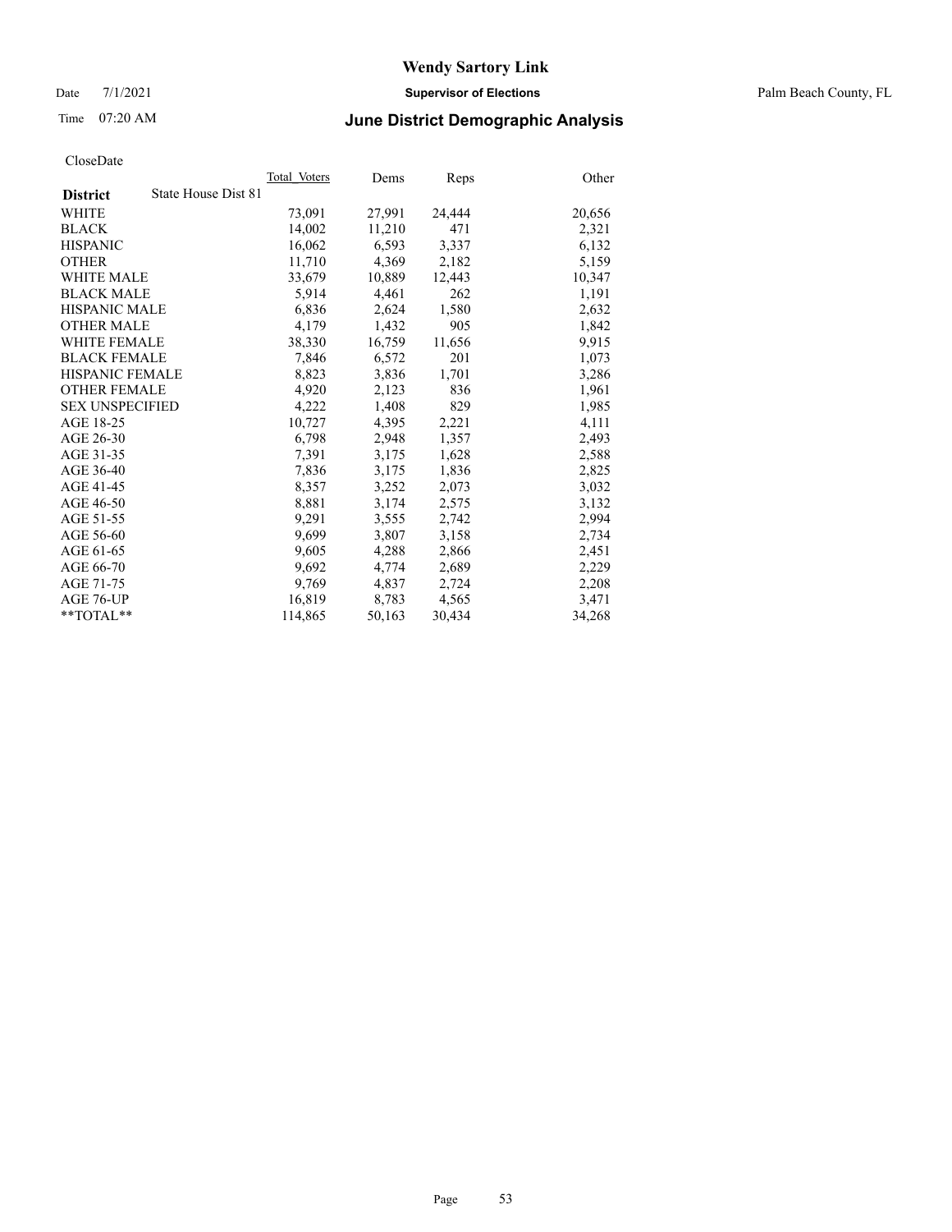# Wendy Sartory Link

Date 7/1/2021 **Supervisor of Elections** Palm Beach County, FL

Time 07:20 AM **June District Demographic Analysis**

CloseDate

| **District** State House Dist 81 | Total Voters | Dems | Reps | Other |
|---|---|---|---|---|
| WHITE | 73,091 | 27,991 | 24,444 | 20,656 |
| BLACK | 14,002 | 11,210 | 471 | 2,321 |
| HISPANIC | 16,062 | 6,593 | 3,337 | 6,132 |
| OTHER | 11,710 | 4,369 | 2,182 | 5,159 |
| WHITE MALE | 33,679 | 10,889 | 12,443 | 10,347 |
| BLACK MALE | 5,914 | 4,461 | 262 | 1,191 |
| HISPANIC MALE | 6,836 | 2,624 | 1,580 | 2,632 |
| OTHER MALE | 4,179 | 1,432 | 905 | 1,842 |
| WHITE FEMALE | 38,330 | 16,759 | 11,656 | 9,915 |
| BLACK FEMALE | 7,846 | 6,572 | 201 | 1,073 |
| HISPANIC FEMALE | 8,823 | 3,836 | 1,701 | 3,286 |
| OTHER FEMALE | 4,920 | 2,123 | 836 | 1,961 |
| SEX UNSPECIFIED | 4,222 | 1,408 | 829 | 1,985 |
| AGE 18-25 | 10,727 | 4,395 | 2,221 | 4,111 |
| AGE 26-30 | 6,798 | 2,948 | 1,357 | 2,493 |
| AGE 31-35 | 7,391 | 3,175 | 1,628 | 2,588 |
| AGE 36-40 | 7,836 | 3,175 | 1,836 | 2,825 |
| AGE 41-45 | 8,357 | 3,252 | 2,073 | 3,032 |
| AGE 46-50 | 8,881 | 3,174 | 2,575 | 3,132 |
| AGE 51-55 | 9,291 | 3,555 | 2,742 | 2,994 |
| AGE 56-60 | 9,699 | 3,807 | 3,158 | 2,734 |
| AGE 61-65 | 9,605 | 4,288 | 2,866 | 2,451 |
| AGE 66-70 | 9,692 | 4,774 | 2,689 | 2,229 |
| AGE 71-75 | 9,769 | 4,837 | 2,724 | 2,208 |
| AGE 76-UP | 16,819 | 8,783 | 4,565 | 3,471 |
| **TOTAL** | 114,865 | 50,163 | 30,434 | 34,268 |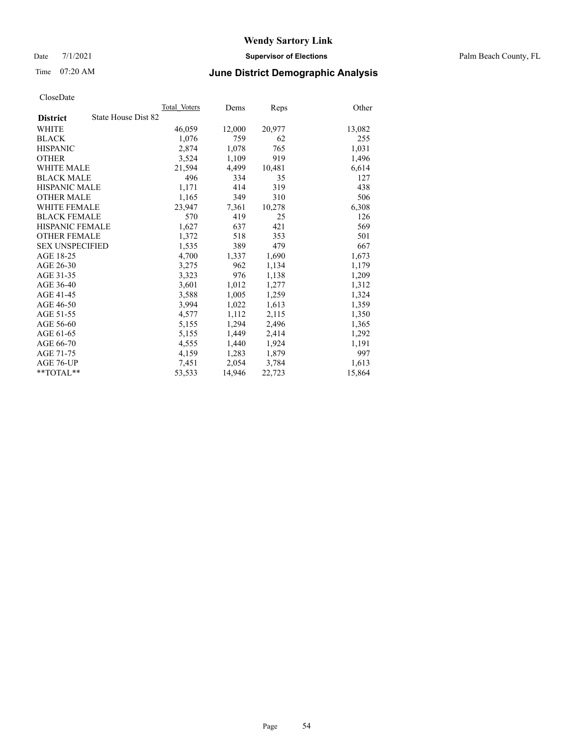# Wendy Sartory Link

Date 7/1/2021 **Supervisor of Elections** Palm Beach County, FL

Time 07:20 AM **June District Demographic Analysis**

CloseDate

| **District** State House Dist 82 | Total Voters | Dems | Reps | Other |
|---|---|---|---|---|
| WHITE | 46,059 | 12,000 | 20,977 | 13,082 |
| BLACK | 1,076 | 759 | 62 | 255 |
| HISPANIC | 2,874 | 1,078 | 765 | 1,031 |
| OTHER | 3,524 | 1,109 | 919 | 1,496 |
| WHITE MALE | 21,594 | 4,499 | 10,481 | 6,614 |
| BLACK MALE | 496 | 334 | 35 | 127 |
| HISPANIC MALE | 1,171 | 414 | 319 | 438 |
| OTHER MALE | 1,165 | 349 | 310 | 506 |
| WHITE FEMALE | 23,947 | 7,361 | 10,278 | 6,308 |
| BLACK FEMALE | 570 | 419 | 25 | 126 |
| HISPANIC FEMALE | 1,627 | 637 | 421 | 569 |
| OTHER FEMALE | 1,372 | 518 | 353 | 501 |
| SEX UNSPECIFIED | 1,535 | 389 | 479 | 667 |
| AGE 18-25 | 4,700 | 1,337 | 1,690 | 1,673 |
| AGE 26-30 | 3,275 | 962 | 1,134 | 1,179 |
| AGE 31-35 | 3,323 | 976 | 1,138 | 1,209 |
| AGE 36-40 | 3,601 | 1,012 | 1,277 | 1,312 |
| AGE 41-45 | 3,588 | 1,005 | 1,259 | 1,324 |
| AGE 46-50 | 3,994 | 1,022 | 1,613 | 1,359 |
| AGE 51-55 | 4,577 | 1,112 | 2,115 | 1,350 |
| AGE 56-60 | 5,155 | 1,294 | 2,496 | 1,365 |
| AGE 61-65 | 5,155 | 1,449 | 2,414 | 1,292 |
| AGE 66-70 | 4,555 | 1,440 | 1,924 | 1,191 |
| AGE 71-75 | 4,159 | 1,283 | 1,879 | 997 |
| AGE 76-UP | 7,451 | 2,054 | 3,784 | 1,613 |
| **TOTAL** | 53,533 | 14,946 | 22,723 | 15,864 |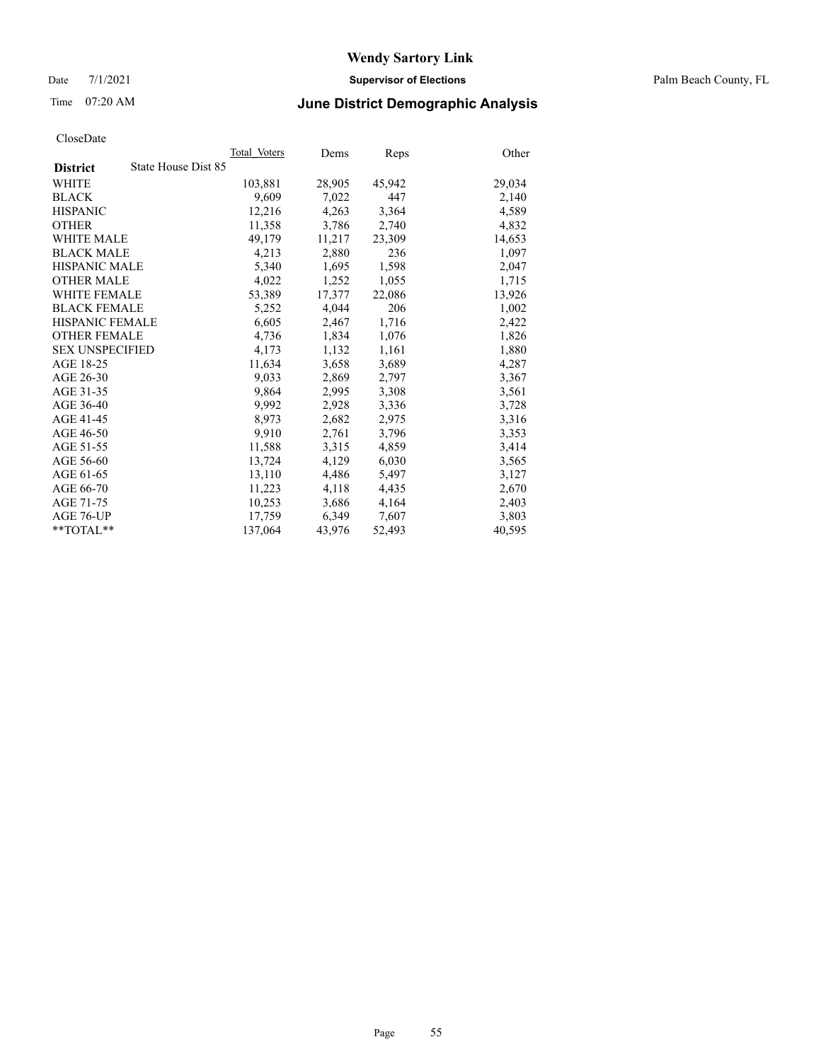**Wendy Sartory Link**

Date 7/1/2021 **Supervisor of Elections** Palm Beach County, FL

Time 07:20 AM **June District Demographic Analysis**

CloseDate

| **District** State House Dist 85 | Total Voters | Dems | Reps | Other |
|---|---|---|---|---|
| WHITE | 103,881 | 28,905 | 45,942 | 29,034 |
| BLACK | 9,609 | 7,022 | 447 | 2,140 |
| HISPANIC | 12,216 | 4,263 | 3,364 | 4,589 |
| OTHER | 11,358 | 3,786 | 2,740 | 4,832 |
| WHITE MALE | 49,179 | 11,217 | 23,309 | 14,653 |
| BLACK MALE | 4,213 | 2,880 | 236 | 1,097 |
| HISPANIC MALE | 5,340 | 1,695 | 1,598 | 2,047 |
| OTHER MALE | 4,022 | 1,252 | 1,055 | 1,715 |
| WHITE FEMALE | 53,389 | 17,377 | 22,086 | 13,926 |
| BLACK FEMALE | 5,252 | 4,044 | 206 | 1,002 |
| HISPANIC FEMALE | 6,605 | 2,467 | 1,716 | 2,422 |
| OTHER FEMALE | 4,736 | 1,834 | 1,076 | 1,826 |
| SEX UNSPECIFIED | 4,173 | 1,132 | 1,161 | 1,880 |
| AGE 18-25 | 11,634 | 3,658 | 3,689 | 4,287 |
| AGE 26-30 | 9,033 | 2,869 | 2,797 | 3,367 |
| AGE 31-35 | 9,864 | 2,995 | 3,308 | 3,561 |
| AGE 36-40 | 9,992 | 2,928 | 3,336 | 3,728 |
| AGE 41-45 | 8,973 | 2,682 | 2,975 | 3,316 |
| AGE 46-50 | 9,910 | 2,761 | 3,796 | 3,353 |
| AGE 51-55 | 11,588 | 3,315 | 4,859 | 3,414 |
| AGE 56-60 | 13,724 | 4,129 | 6,030 | 3,565 |
| AGE 61-65 | 13,110 | 4,486 | 5,497 | 3,127 |
| AGE 66-70 | 11,223 | 4,118 | 4,435 | 2,670 |
| AGE 71-75 | 10,253 | 3,686 | 4,164 | 2,403 |
| AGE 76-UP | 17,759 | 6,349 | 7,607 | 3,803 |
| **TOTAL** | 137,064 | 43,976 | 52,493 | 40,595 |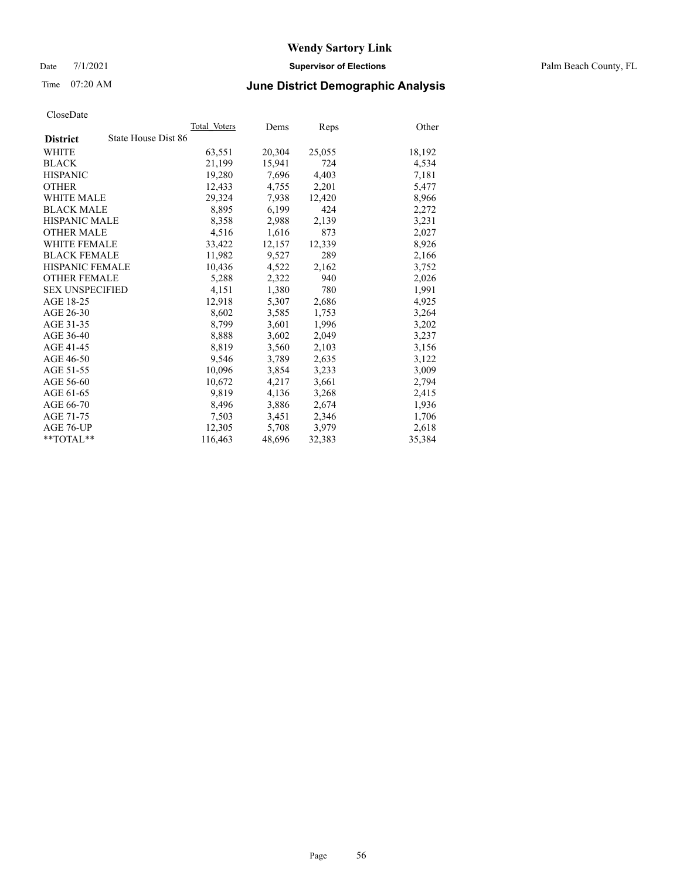# Wendy Sartory Link

Date 7/1/2021 **Supervisor of Elections** Palm Beach County, FL

Time 07:20 AM **June District Demographic Analysis**

CloseDate

| **District** State House Dist 86 | Total Voters | Dems | Reps | Other |
|---|---|---|---|---|
| WHITE | 63,551 | 20,304 | 25,055 | 18,192 |
| BLACK | 21,199 | 15,941 | 724 | 4,534 |
| HISPANIC | 19,280 | 7,696 | 4,403 | 7,181 |
| OTHER | 12,433 | 4,755 | 2,201 | 5,477 |
| WHITE MALE | 29,324 | 7,938 | 12,420 | 8,966 |
| BLACK MALE | 8,895 | 6,199 | 424 | 2,272 |
| HISPANIC MALE | 8,358 | 2,988 | 2,139 | 3,231 |
| OTHER MALE | 4,516 | 1,616 | 873 | 2,027 |
| WHITE FEMALE | 33,422 | 12,157 | 12,339 | 8,926 |
| BLACK FEMALE | 11,982 | 9,527 | 289 | 2,166 |
| HISPANIC FEMALE | 10,436 | 4,522 | 2,162 | 3,752 |
| OTHER FEMALE | 5,288 | 2,322 | 940 | 2,026 |
| SEX UNSPECIFIED | 4,151 | 1,380 | 780 | 1,991 |
| AGE 18-25 | 12,918 | 5,307 | 2,686 | 4,925 |
| AGE 26-30 | 8,602 | 3,585 | 1,753 | 3,264 |
| AGE 31-35 | 8,799 | 3,601 | 1,996 | 3,202 |
| AGE 36-40 | 8,888 | 3,602 | 2,049 | 3,237 |
| AGE 41-45 | 8,819 | 3,560 | 2,103 | 3,156 |
| AGE 46-50 | 9,546 | 3,789 | 2,635 | 3,122 |
| AGE 51-55 | 10,096 | 3,854 | 3,233 | 3,009 |
| AGE 56-60 | 10,672 | 4,217 | 3,661 | 2,794 |
| AGE 61-65 | 9,819 | 4,136 | 3,268 | 2,415 |
| AGE 66-70 | 8,496 | 3,886 | 2,674 | 1,936 |
| AGE 71-75 | 7,503 | 3,451 | 2,346 | 1,706 |
| AGE 76-UP | 12,305 | 5,708 | 3,979 | 2,618 |
| **TOTAL** | 116,463 | 48,696 | 32,383 | 35,384 |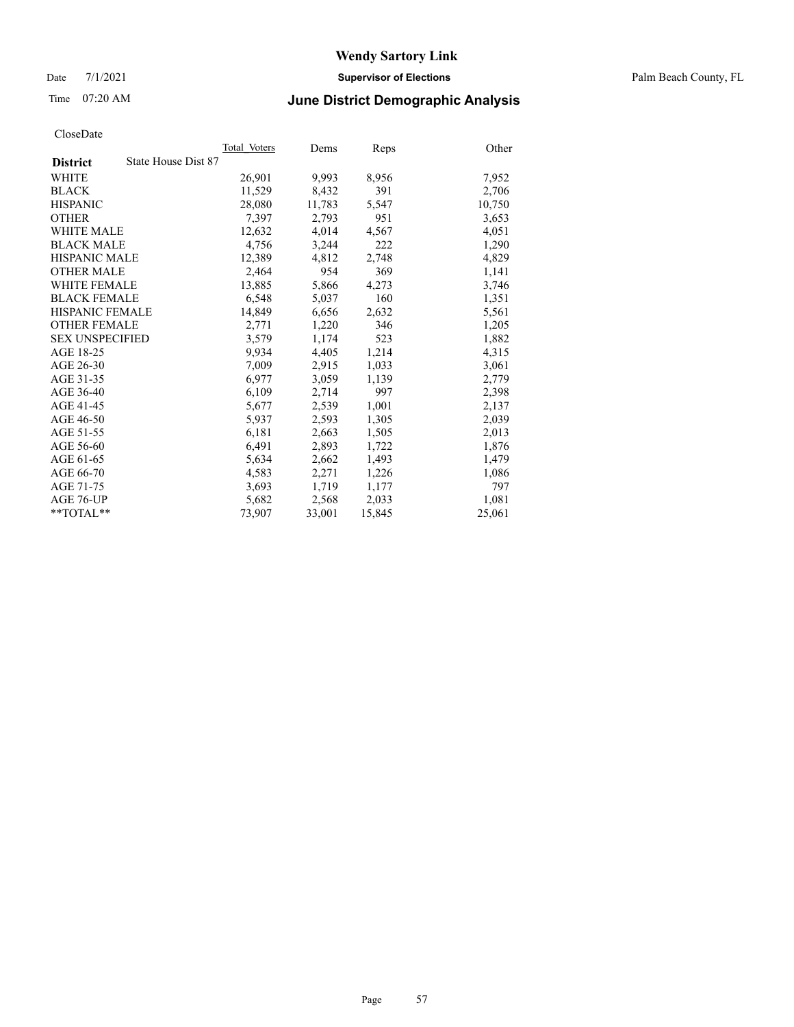# Wendy Sartory Link

Date 7/1/2021 **Supervisor of Elections** Palm Beach County, FL

Time 07:20 AM **June District Demographic Analysis**

CloseDate

| **District** State House Dist 87 | Total Voters | Dems | Reps | Other |
|---|---|---|---|---|
| WHITE | 26,901 | 9,993 | 8,956 | 7,952 |
| BLACK | 11,529 | 8,432 | 391 | 2,706 |
| HISPANIC | 28,080 | 11,783 | 5,547 | 10,750 |
| OTHER | 7,397 | 2,793 | 951 | 3,653 |
| WHITE MALE | 12,632 | 4,014 | 4,567 | 4,051 |
| BLACK MALE | 4,756 | 3,244 | 222 | 1,290 |
| HISPANIC MALE | 12,389 | 4,812 | 2,748 | 4,829 |
| OTHER MALE | 2,464 | 954 | 369 | 1,141 |
| WHITE FEMALE | 13,885 | 5,866 | 4,273 | 3,746 |
| BLACK FEMALE | 6,548 | 5,037 | 160 | 1,351 |
| HISPANIC FEMALE | 14,849 | 6,656 | 2,632 | 5,561 |
| OTHER FEMALE | 2,771 | 1,220 | 346 | 1,205 |
| SEX UNSPECIFIED | 3,579 | 1,174 | 523 | 1,882 |
| AGE 18-25 | 9,934 | 4,405 | 1,214 | 4,315 |
| AGE 26-30 | 7,009 | 2,915 | 1,033 | 3,061 |
| AGE 31-35 | 6,977 | 3,059 | 1,139 | 2,779 |
| AGE 36-40 | 6,109 | 2,714 | 997 | 2,398 |
| AGE 41-45 | 5,677 | 2,539 | 1,001 | 2,137 |
| AGE 46-50 | 5,937 | 2,593 | 1,305 | 2,039 |
| AGE 51-55 | 6,181 | 2,663 | 1,505 | 2,013 |
| AGE 56-60 | 6,491 | 2,893 | 1,722 | 1,876 |
| AGE 61-65 | 5,634 | 2,662 | 1,493 | 1,479 |
| AGE 66-70 | 4,583 | 2,271 | 1,226 | 1,086 |
| AGE 71-75 | 3,693 | 1,719 | 1,177 | 797 |
| AGE 76-UP | 5,682 | 2,568 | 2,033 | 1,081 |
| **TOTAL** | 73,907 | 33,001 | 15,845 | 25,061 |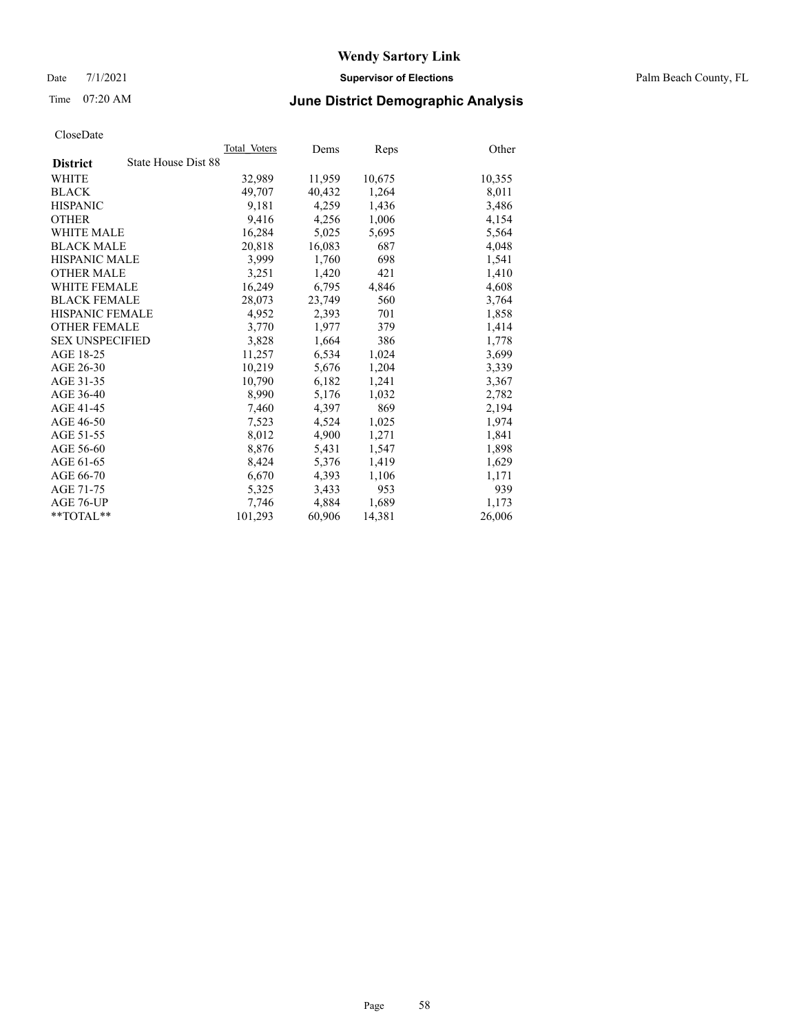# Wendy Sartory Link

Date 7/1/2021 **Supervisor of Elections** Palm Beach County, FL

Time 07:20 AM **June District Demographic Analysis**

CloseDate

| **District** State House Dist 88 | Total Voters | Dems | Reps | Other |
|---|---|---|---|---|
| WHITE | 32,989 | 11,959 | 10,675 | 10,355 |
| BLACK | 49,707 | 40,432 | 1,264 | 8,011 |
| HISPANIC | 9,181 | 4,259 | 1,436 | 3,486 |
| OTHER | 9,416 | 4,256 | 1,006 | 4,154 |
| WHITE MALE | 16,284 | 5,025 | 5,695 | 5,564 |
| BLACK MALE | 20,818 | 16,083 | 687 | 4,048 |
| HISPANIC MALE | 3,999 | 1,760 | 698 | 1,541 |
| OTHER MALE | 3,251 | 1,420 | 421 | 1,410 |
| WHITE FEMALE | 16,249 | 6,795 | 4,846 | 4,608 |
| BLACK FEMALE | 28,073 | 23,749 | 560 | 3,764 |
| HISPANIC FEMALE | 4,952 | 2,393 | 701 | 1,858 |
| OTHER FEMALE | 3,770 | 1,977 | 379 | 1,414 |
| SEX UNSPECIFIED | 3,828 | 1,664 | 386 | 1,778 |
| AGE 18-25 | 11,257 | 6,534 | 1,024 | 3,699 |
| AGE 26-30 | 10,219 | 5,676 | 1,204 | 3,339 |
| AGE 31-35 | 10,790 | 6,182 | 1,241 | 3,367 |
| AGE 36-40 | 8,990 | 5,176 | 1,032 | 2,782 |
| AGE 41-45 | 7,460 | 4,397 | 869 | 2,194 |
| AGE 46-50 | 7,523 | 4,524 | 1,025 | 1,974 |
| AGE 51-55 | 8,012 | 4,900 | 1,271 | 1,841 |
| AGE 56-60 | 8,876 | 5,431 | 1,547 | 1,898 |
| AGE 61-65 | 8,424 | 5,376 | 1,419 | 1,629 |
| AGE 66-70 | 6,670 | 4,393 | 1,106 | 1,171 |
| AGE 71-75 | 5,325 | 3,433 | 953 | 939 |
| AGE 76-UP | 7,746 | 4,884 | 1,689 | 1,173 |
| **TOTAL** | 101,293 | 60,906 | 14,381 | 26,006 |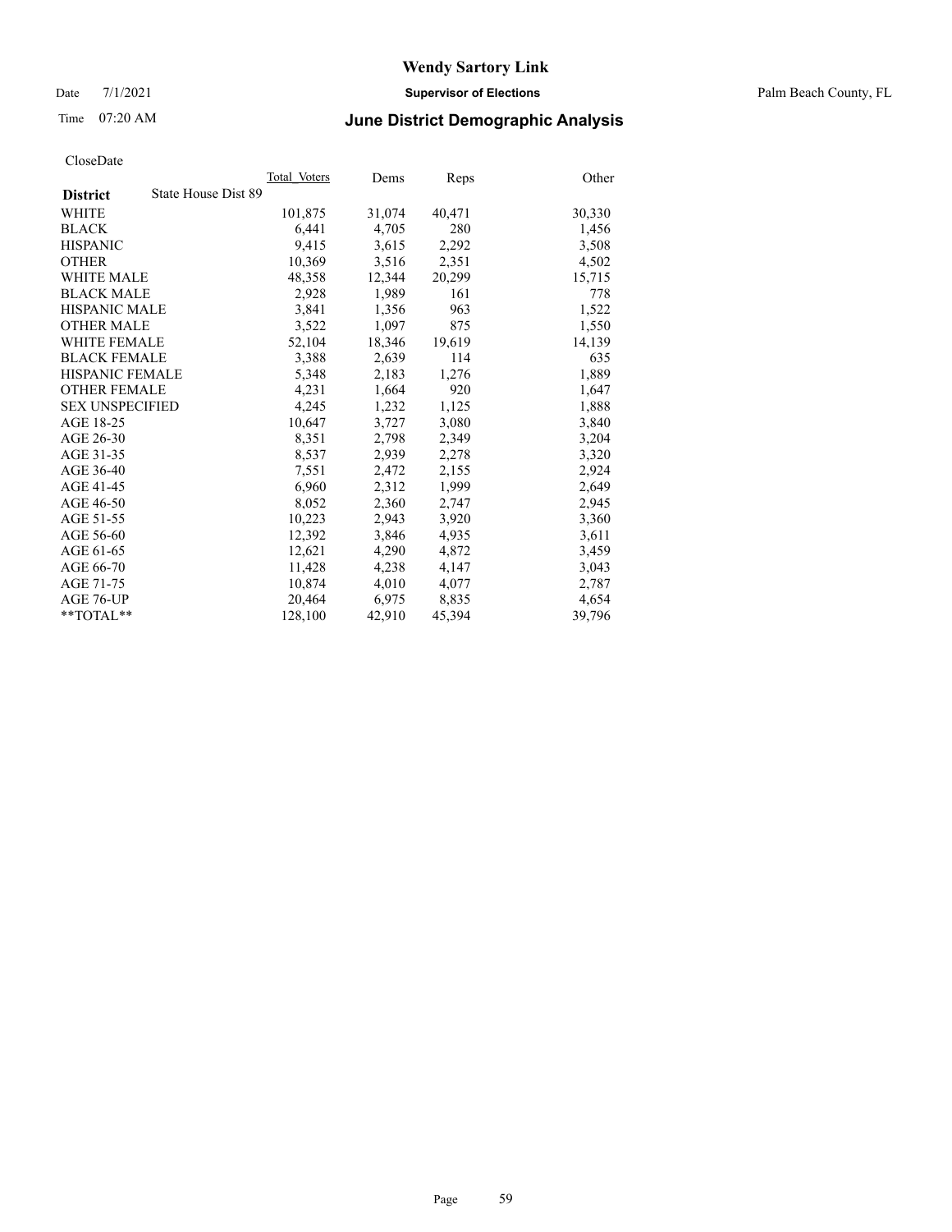Wendy Sartory Link

Date 7/1/2021

**Supervisor of Elections**

Palm Beach County, FL

Time 07:20 AM

## June District Demographic Analysis

CloseDate

| **District** | State House Dist 89 | Total Voters | Dems | Reps | Other |
|---|---|---|---|---|---|
| WHITE | | 101,875 | 31,074 | 40,471 | 30,330 |
| BLACK | | 6,441 | 4,705 | 280 | 1,456 |
| HISPANIC | | 9,415 | 3,615 | 2,292 | 3,508 |
| OTHER | | 10,369 | 3,516 | 2,351 | 4,502 |
| WHITE MALE | | 48,358 | 12,344 | 20,299 | 15,715 |
| BLACK MALE | | 2,928 | 1,989 | 161 | 778 |
| HISPANIC MALE | | 3,841 | 1,356 | 963 | 1,522 |
| OTHER MALE | | 3,522 | 1,097 | 875 | 1,550 |
| WHITE FEMALE | | 52,104 | 18,346 | 19,619 | 14,139 |
| BLACK FEMALE | | 3,388 | 2,639 | 114 | 635 |
| HISPANIC FEMALE | | 5,348 | 2,183 | 1,276 | 1,889 |
| OTHER FEMALE | | 4,231 | 1,664 | 920 | 1,647 |
| SEX UNSPECIFIED | | 4,245 | 1,232 | 1,125 | 1,888 |
| AGE 18-25 | | 10,647 | 3,727 | 3,080 | 3,840 |
| AGE 26-30 | | 8,351 | 2,798 | 2,349 | 3,204 |
| AGE 31-35 | | 8,537 | 2,939 | 2,278 | 3,320 |
| AGE 36-40 | | 7,551 | 2,472 | 2,155 | 2,924 |
| AGE 41-45 | | 6,960 | 2,312 | 1,999 | 2,649 |
| AGE 46-50 | | 8,052 | 2,360 | 2,747 | 2,945 |
| AGE 51-55 | | 10,223 | 2,943 | 3,920 | 3,360 |
| AGE 56-60 | | 12,392 | 3,846 | 4,935 | 3,611 |
| AGE 61-65 | | 12,621 | 4,290 | 4,872 | 3,459 |
| AGE 66-70 | | 11,428 | 4,238 | 4,147 | 3,043 |
| AGE 71-75 | | 10,874 | 4,010 | 4,077 | 2,787 |
| AGE 76-UP | | 20,464 | 6,975 | 8,835 | 4,654 |
| **TOTAL** | | 128,100 | 42,910 | 45,394 | 39,796 |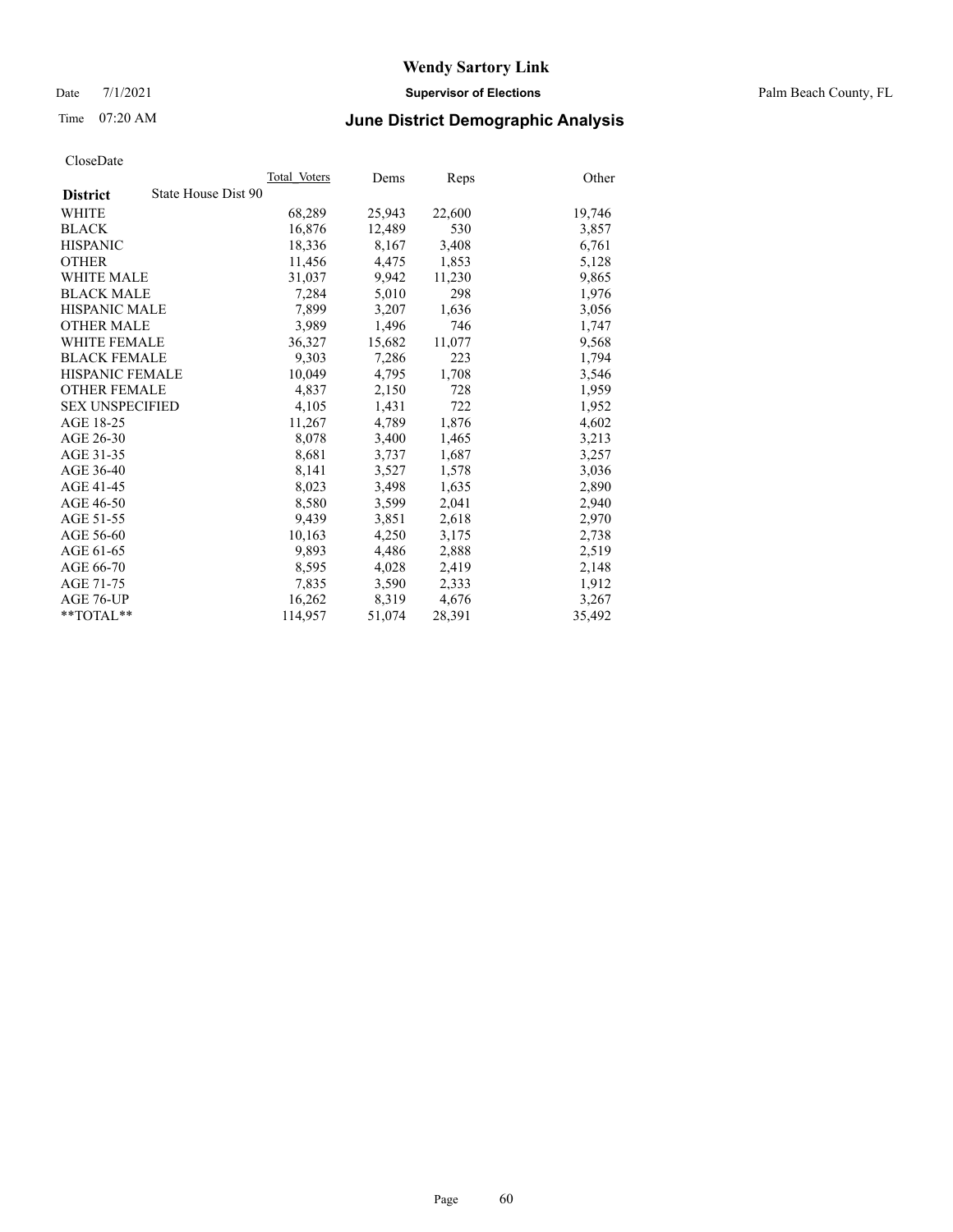CloseDate

| District | State House Dist 90 | Total_Voters | Dems | Reps | Other |
|---|---|---|---|---|---|
| WHITE | | 68,289 | 25,943 | 22,600 | 19,746 |
| BLACK | | 16,876 | 12,489 | 530 | 3,857 |
| HISPANIC | | 18,336 | 8,167 | 3,408 | 6,761 |
| OTHER | | 11,456 | 4,475 | 1,853 | 5,128 |
| WHITE MALE | | 31,037 | 9,942 | 11,230 | 9,865 |
| BLACK MALE | | 7,284 | 5,010 | 298 | 1,976 |
| HISPANIC MALE | | 7,899 | 3,207 | 1,636 | 3,056 |
| OTHER MALE | | 3,989 | 1,496 | 746 | 1,747 |
| WHITE FEMALE | | 36,327 | 15,682 | 11,077 | 9,568 |
| BLACK FEMALE | | 9,303 | 7,286 | 223 | 1,794 |
| HISPANIC FEMALE | | 10,049 | 4,795 | 1,708 | 3,546 |
| OTHER FEMALE | | 4,837 | 2,150 | 728 | 1,959 |
| SEX UNSPECIFIED | | 4,105 | 1,431 | 722 | 1,952 |
| AGE 18-25 | | 11,267 | 4,789 | 1,876 | 4,602 |
| AGE 26-30 | | 8,078 | 3,400 | 1,465 | 3,213 |
| AGE 31-35 | | 8,681 | 3,737 | 1,687 | 3,257 |
| AGE 36-40 | | 8,141 | 3,527 | 1,578 | 3,036 |
| AGE 41-45 | | 8,023 | 3,498 | 1,635 | 2,890 |
| AGE 46-50 | | 8,580 | 3,599 | 2,041 | 2,940 |
| AGE 51-55 | | 9,439 | 3,851 | 2,618 | 2,970 |
| AGE 56-60 | | 10,163 | 4,250 | 3,175 | 2,738 |
| AGE 61-65 | | 9,893 | 4,486 | 2,888 | 2,519 |
| AGE 66-70 | | 8,595 | 4,028 | 2,419 | 2,148 |
| AGE 71-75 | | 7,835 | 3,590 | 2,333 | 1,912 |
| AGE 76-UP | | 16,262 | 8,319 | 4,676 | 3,267 |
| **TOTAL** | | 114,957 | 51,074 | 28,391 | 35,492 |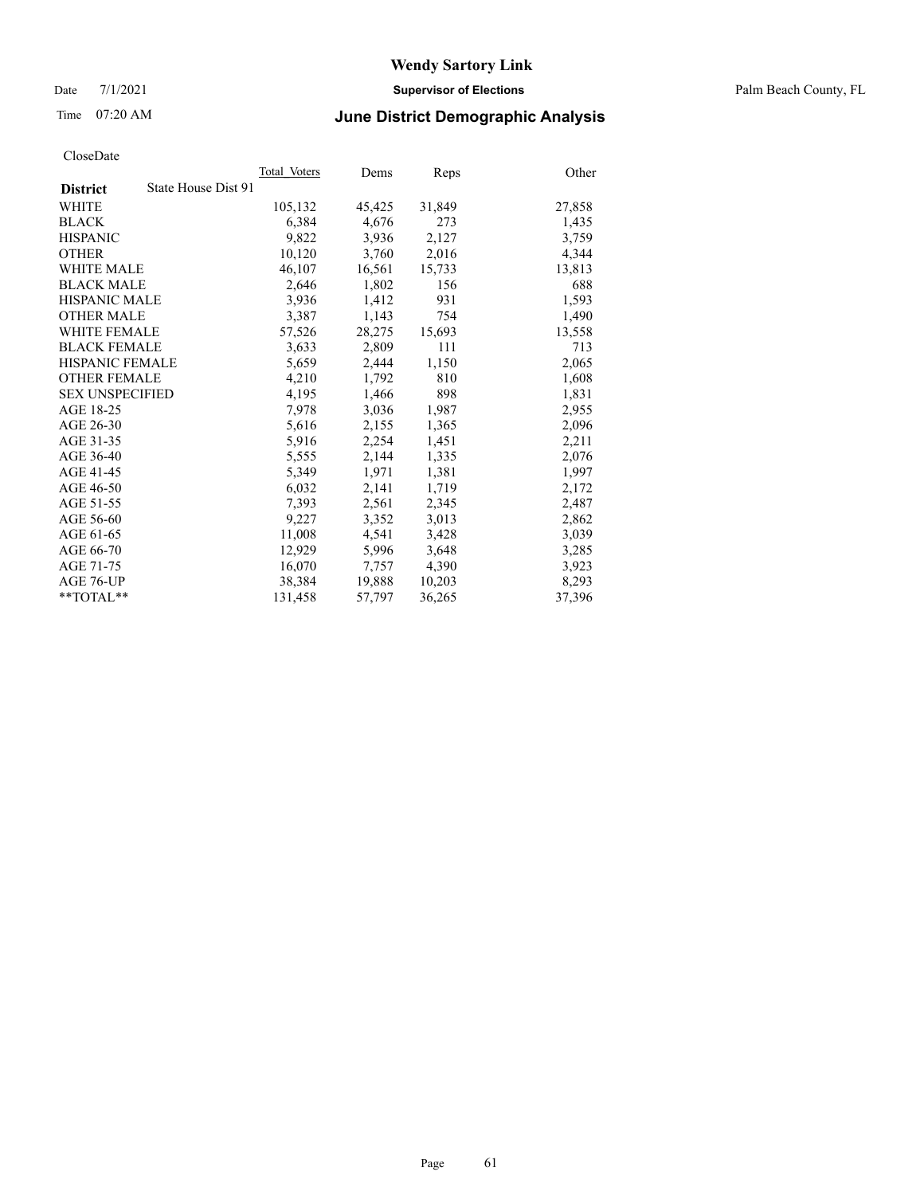## June District Demographic Analysis

Wendy Sartory Link
Supervisor of Elections
Palm Beach County, FL

Date 7/1/2021
Time 07:20 AM

CloseDate

| District | State House Dist 91 | Total_Voters | Dems | Reps | Other |
|---|---|---|---|---|---|
| WHITE | | 105,132 | 45,425 | 31,849 | 27,858 |
| BLACK | | 6,384 | 4,676 | 273 | 1,435 |
| HISPANIC | | 9,822 | 3,936 | 2,127 | 3,759 |
| OTHER | | 10,120 | 3,760 | 2,016 | 4,344 |
| WHITE MALE | | 46,107 | 16,561 | 15,733 | 13,813 |
| BLACK MALE | | 2,646 | 1,802 | 156 | 688 |
| HISPANIC MALE | | 3,936 | 1,412 | 931 | 1,593 |
| OTHER MALE | | 3,387 | 1,143 | 754 | 1,490 |
| WHITE FEMALE | | 57,526 | 28,275 | 15,693 | 13,558 |
| BLACK FEMALE | | 3,633 | 2,809 | 111 | 713 |
| HISPANIC FEMALE | | 5,659 | 2,444 | 1,150 | 2,065 |
| OTHER FEMALE | | 4,210 | 1,792 | 810 | 1,608 |
| SEX UNSPECIFIED | | 4,195 | 1,466 | 898 | 1,831 |
| AGE 18-25 | | 7,978 | 3,036 | 1,987 | 2,955 |
| AGE 26-30 | | 5,616 | 2,155 | 1,365 | 2,096 |
| AGE 31-35 | | 5,916 | 2,254 | 1,451 | 2,211 |
| AGE 36-40 | | 5,555 | 2,144 | 1,335 | 2,076 |
| AGE 41-45 | | 5,349 | 1,971 | 1,381 | 1,997 |
| AGE 46-50 | | 6,032 | 2,141 | 1,719 | 2,172 |
| AGE 51-55 | | 7,393 | 2,561 | 2,345 | 2,487 |
| AGE 56-60 | | 9,227 | 3,352 | 3,013 | 2,862 |
| AGE 61-65 | | 11,008 | 4,541 | 3,428 | 3,039 |
| AGE 66-70 | | 12,929 | 5,996 | 3,648 | 3,285 |
| AGE 71-75 | | 16,070 | 7,757 | 4,390 | 3,923 |
| AGE 76-UP | | 38,384 | 19,888 | 10,203 | 8,293 |
| **TOTAL** | | 131,458 | 57,797 | 36,265 | 37,396 |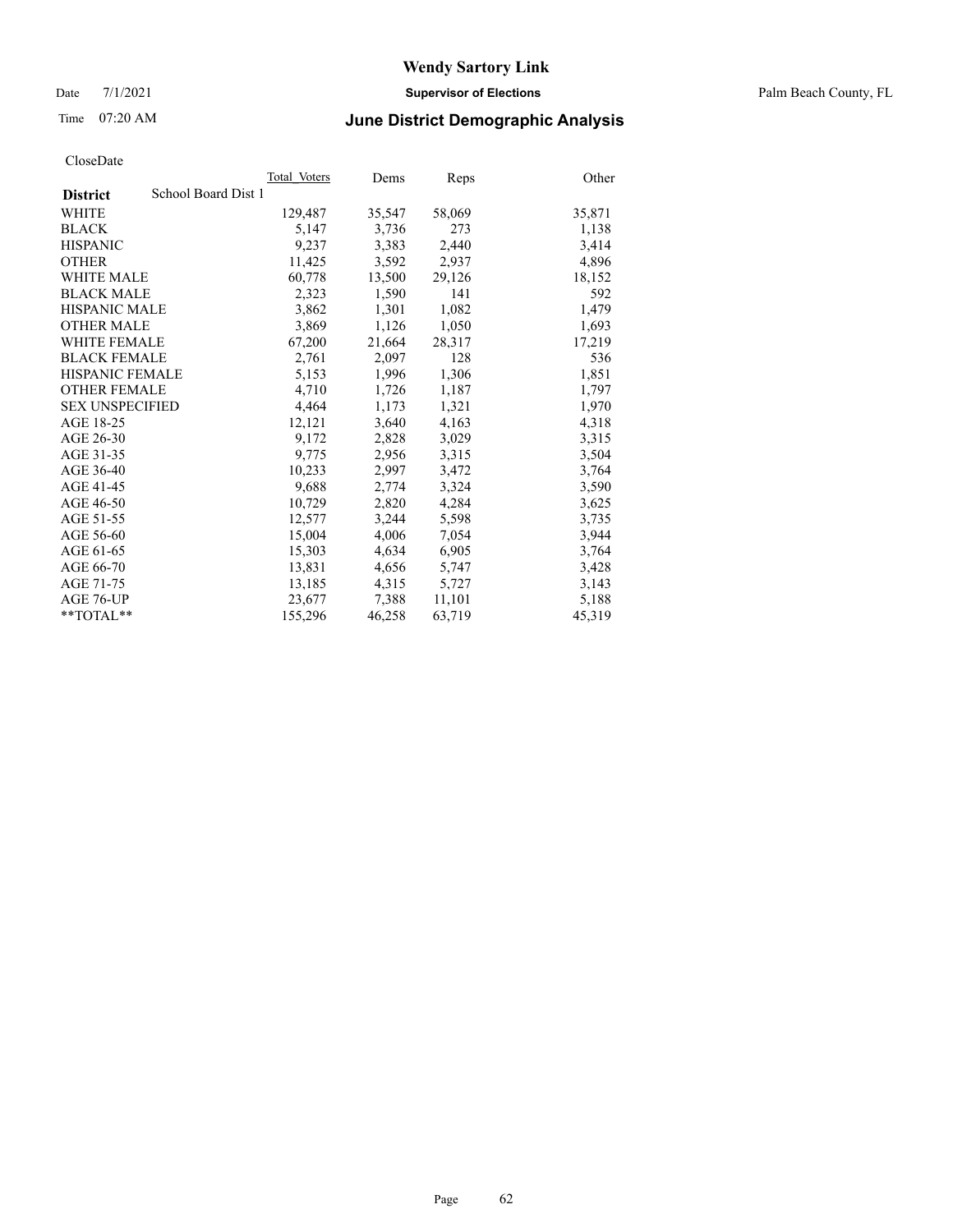# Wendy Sartory Link

Date 7/1/2021 **Supervisor of Elections** Palm Beach County, FL

Time 07:20 AM **June District Demographic Analysis**

CloseDate

| **District** School Board Dist 1 | Total Voters | Dems | Reps | Other |
|---|---|---|---|---|
| WHITE | 129,487 | 35,547 | 58,069 | 35,871 |
| BLACK | 5,147 | 3,736 | 273 | 1,138 |
| HISPANIC | 9,237 | 3,383 | 2,440 | 3,414 |
| OTHER | 11,425 | 3,592 | 2,937 | 4,896 |
| WHITE MALE | 60,778 | 13,500 | 29,126 | 18,152 |
| BLACK MALE | 2,323 | 1,590 | 141 | 592 |
| HISPANIC MALE | 3,862 | 1,301 | 1,082 | 1,479 |
| OTHER MALE | 3,869 | 1,126 | 1,050 | 1,693 |
| WHITE FEMALE | 67,200 | 21,664 | 28,317 | 17,219 |
| BLACK FEMALE | 2,761 | 2,097 | 128 | 536 |
| HISPANIC FEMALE | 5,153 | 1,996 | 1,306 | 1,851 |
| OTHER FEMALE | 4,710 | 1,726 | 1,187 | 1,797 |
| SEX UNSPECIFIED | 4,464 | 1,173 | 1,321 | 1,970 |
| AGE 18-25 | 12,121 | 3,640 | 4,163 | 4,318 |
| AGE 26-30 | 9,172 | 2,828 | 3,029 | 3,315 |
| AGE 31-35 | 9,775 | 2,956 | 3,315 | 3,504 |
| AGE 36-40 | 10,233 | 2,997 | 3,472 | 3,764 |
| AGE 41-45 | 9,688 | 2,774 | 3,324 | 3,590 |
| AGE 46-50 | 10,729 | 2,820 | 4,284 | 3,625 |
| AGE 51-55 | 12,577 | 3,244 | 5,598 | 3,735 |
| AGE 56-60 | 15,004 | 4,006 | 7,054 | 3,944 |
| AGE 61-65 | 15,303 | 4,634 | 6,905 | 3,764 |
| AGE 66-70 | 13,831 | 4,656 | 5,747 | 3,428 |
| AGE 71-75 | 13,185 | 4,315 | 5,727 | 3,143 |
| AGE 76-UP | 23,677 | 7,388 | 11,101 | 5,188 |
| **TOTAL** | 155,296 | 46,258 | 63,719 | 45,319 |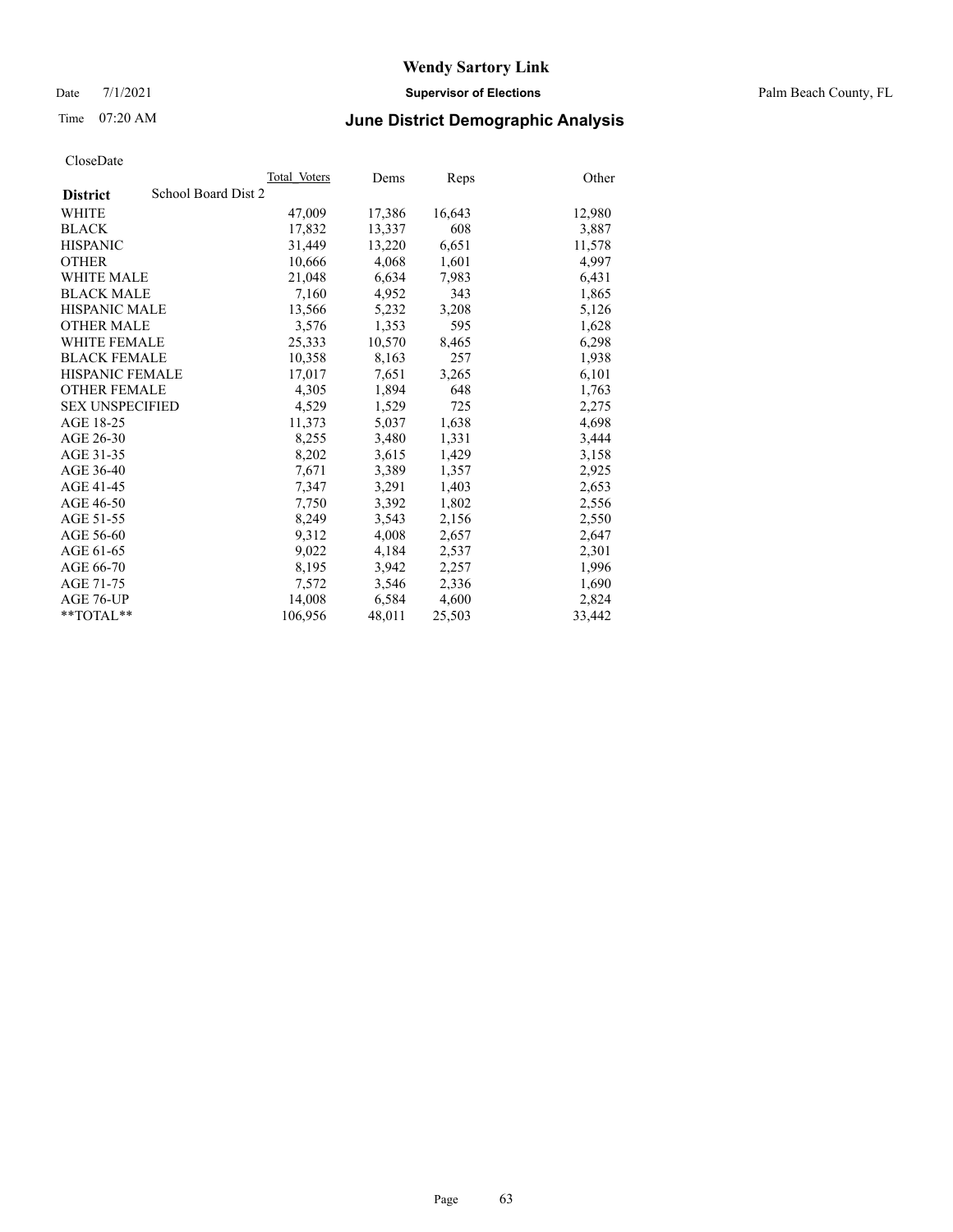# Wendy Sartory Link

Date 7/1/2021 **Supervisor of Elections** Palm Beach County, FL

Time 07:20 AM **June District Demographic Analysis**

CloseDate

| **District** School Board Dist 2 | Total Voters | Dems | Reps | Other |
|---|---|---|---|---|
| WHITE | 47,009 | 17,386 | 16,643 | 12,980 |
| BLACK | 17,832 | 13,337 | 608 | 3,887 |
| HISPANIC | 31,449 | 13,220 | 6,651 | 11,578 |
| OTHER | 10,666 | 4,068 | 1,601 | 4,997 |
| WHITE MALE | 21,048 | 6,634 | 7,983 | 6,431 |
| BLACK MALE | 7,160 | 4,952 | 343 | 1,865 |
| HISPANIC MALE | 13,566 | 5,232 | 3,208 | 5,126 |
| OTHER MALE | 3,576 | 1,353 | 595 | 1,628 |
| WHITE FEMALE | 25,333 | 10,570 | 8,465 | 6,298 |
| BLACK FEMALE | 10,358 | 8,163 | 257 | 1,938 |
| HISPANIC FEMALE | 17,017 | 7,651 | 3,265 | 6,101 |
| OTHER FEMALE | 4,305 | 1,894 | 648 | 1,763 |
| SEX UNSPECIFIED | 4,529 | 1,529 | 725 | 2,275 |
| AGE 18-25 | 11,373 | 5,037 | 1,638 | 4,698 |
| AGE 26-30 | 8,255 | 3,480 | 1,331 | 3,444 |
| AGE 31-35 | 8,202 | 3,615 | 1,429 | 3,158 |
| AGE 36-40 | 7,671 | 3,389 | 1,357 | 2,925 |
| AGE 41-45 | 7,347 | 3,291 | 1,403 | 2,653 |
| AGE 46-50 | 7,750 | 3,392 | 1,802 | 2,556 |
| AGE 51-55 | 8,249 | 3,543 | 2,156 | 2,550 |
| AGE 56-60 | 9,312 | 4,008 | 2,657 | 2,647 |
| AGE 61-65 | 9,022 | 4,184 | 2,537 | 2,301 |
| AGE 66-70 | 8,195 | 3,942 | 2,257 | 1,996 |
| AGE 71-75 | 7,572 | 3,546 | 2,336 | 1,690 |
| AGE 76-UP | 14,008 | 6,584 | 4,600 | 2,824 |
| **TOTAL** | 106,956 | 48,011 | 25,503 | 33,442 |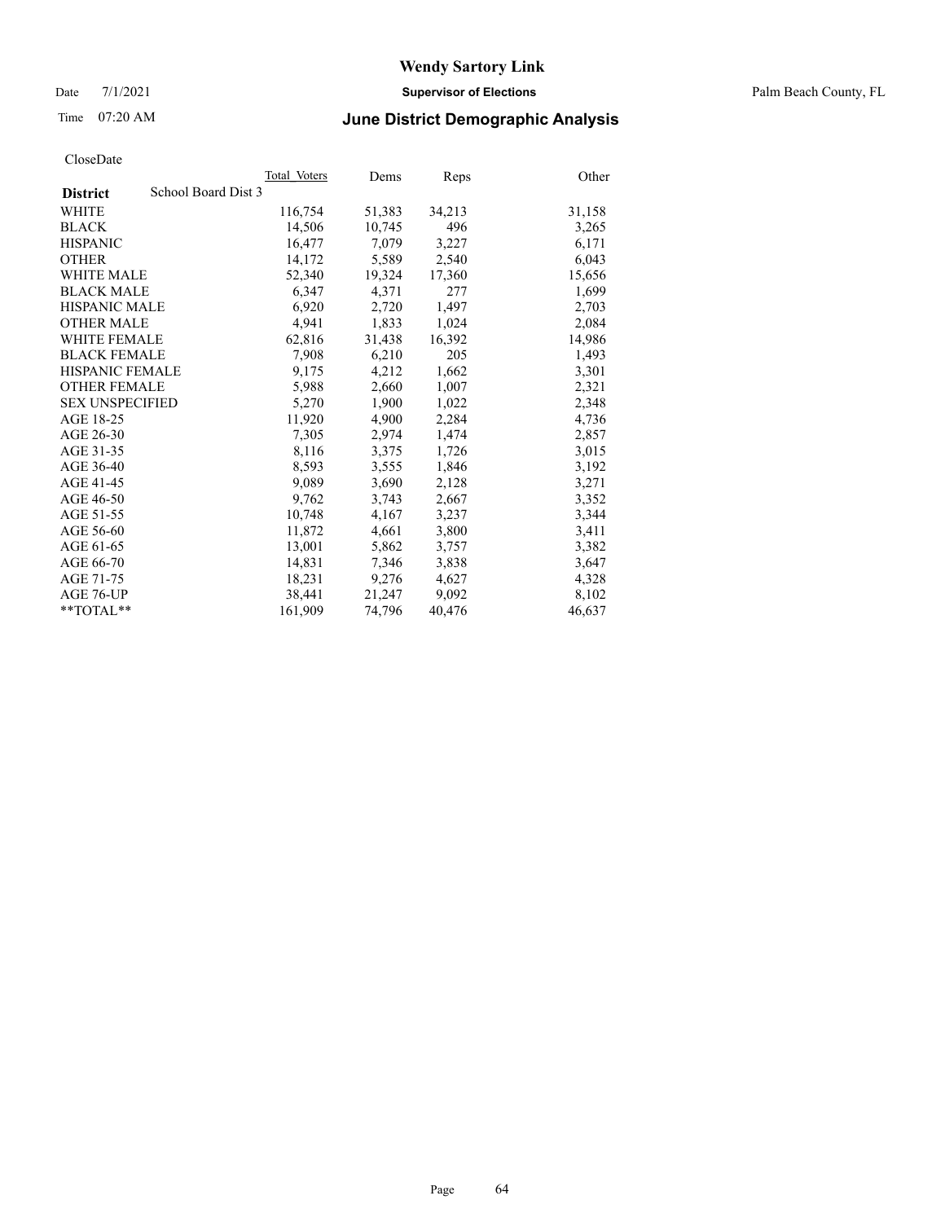# Wendy Sartory Link

Date 7/1/2021 **Supervisor of Elections** Palm Beach County, FL

Time 07:20 AM **June District Demographic Analysis**

CloseDate

| **District** School Board Dist 3 | Total Voters | Dems | Reps | Other |
|---|---|---|---|---|
| WHITE | 116,754 | 51,383 | 34,213 | 31,158 |
| BLACK | 14,506 | 10,745 | 496 | 3,265 |
| HISPANIC | 16,477 | 7,079 | 3,227 | 6,171 |
| OTHER | 14,172 | 5,589 | 2,540 | 6,043 |
| WHITE MALE | 52,340 | 19,324 | 17,360 | 15,656 |
| BLACK MALE | 6,347 | 4,371 | 277 | 1,699 |
| HISPANIC MALE | 6,920 | 2,720 | 1,497 | 2,703 |
| OTHER MALE | 4,941 | 1,833 | 1,024 | 2,084 |
| WHITE FEMALE | 62,816 | 31,438 | 16,392 | 14,986 |
| BLACK FEMALE | 7,908 | 6,210 | 205 | 1,493 |
| HISPANIC FEMALE | 9,175 | 4,212 | 1,662 | 3,301 |
| OTHER FEMALE | 5,988 | 2,660 | 1,007 | 2,321 |
| SEX UNSPECIFIED | 5,270 | 1,900 | 1,022 | 2,348 |
| AGE 18-25 | 11,920 | 4,900 | 2,284 | 4,736 |
| AGE 26-30 | 7,305 | 2,974 | 1,474 | 2,857 |
| AGE 31-35 | 8,116 | 3,375 | 1,726 | 3,015 |
| AGE 36-40 | 8,593 | 3,555 | 1,846 | 3,192 |
| AGE 41-45 | 9,089 | 3,690 | 2,128 | 3,271 |
| AGE 46-50 | 9,762 | 3,743 | 2,667 | 3,352 |
| AGE 51-55 | 10,748 | 4,167 | 3,237 | 3,344 |
| AGE 56-60 | 11,872 | 4,661 | 3,800 | 3,411 |
| AGE 61-65 | 13,001 | 5,862 | 3,757 | 3,382 |
| AGE 66-70 | 14,831 | 7,346 | 3,838 | 3,647 |
| AGE 71-75 | 18,231 | 9,276 | 4,627 | 4,328 |
| AGE 76-UP | 38,441 | 21,247 | 9,092 | 8,102 |
| **TOTAL** | 161,909 | 74,796 | 40,476 | 46,637 |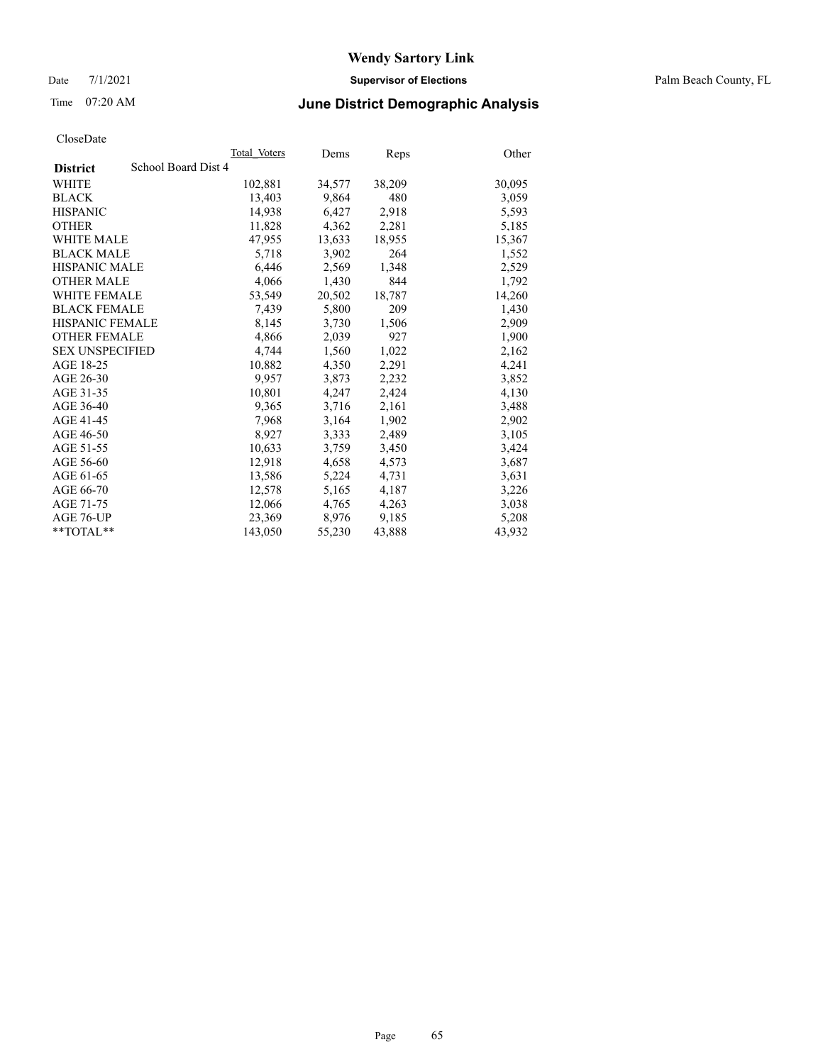# Wendy Sartory Link

Date 7/1/2021 **Supervisor of Elections** Palm Beach County, FL

Time 07:20 AM **June District Demographic Analysis**

CloseDate

| **District** | School Board Dist 4 | Total Voters | Dems | Reps | Other |
|---|---|---|---|---|---|
| WHITE | | 102,881 | 34,577 | 38,209 | 30,095 |
| BLACK | | 13,403 | 9,864 | 480 | 3,059 |
| HISPANIC | | 14,938 | 6,427 | 2,918 | 5,593 |
| OTHER | | 11,828 | 4,362 | 2,281 | 5,185 |
| WHITE MALE | | 47,955 | 13,633 | 18,955 | 15,367 |
| BLACK MALE | | 5,718 | 3,902 | 264 | 1,552 |
| HISPANIC MALE | | 6,446 | 2,569 | 1,348 | 2,529 |
| OTHER MALE | | 4,066 | 1,430 | 844 | 1,792 |
| WHITE FEMALE | | 53,549 | 20,502 | 18,787 | 14,260 |
| BLACK FEMALE | | 7,439 | 5,800 | 209 | 1,430 |
| HISPANIC FEMALE | | 8,145 | 3,730 | 1,506 | 2,909 |
| OTHER FEMALE | | 4,866 | 2,039 | 927 | 1,900 |
| SEX UNSPECIFIED | | 4,744 | 1,560 | 1,022 | 2,162 |
| AGE 18-25 | | 10,882 | 4,350 | 2,291 | 4,241 |
| AGE 26-30 | | 9,957 | 3,873 | 2,232 | 3,852 |
| AGE 31-35 | | 10,801 | 4,247 | 2,424 | 4,130 |
| AGE 36-40 | | 9,365 | 3,716 | 2,161 | 3,488 |
| AGE 41-45 | | 7,968 | 3,164 | 1,902 | 2,902 |
| AGE 46-50 | | 8,927 | 3,333 | 2,489 | 3,105 |
| AGE 51-55 | | 10,633 | 3,759 | 3,450 | 3,424 |
| AGE 56-60 | | 12,918 | 4,658 | 4,573 | 3,687 |
| AGE 61-65 | | 13,586 | 5,224 | 4,731 | 3,631 |
| AGE 66-70 | | 12,578 | 5,165 | 4,187 | 3,226 |
| AGE 71-75 | | 12,066 | 4,765 | 4,263 | 3,038 |
| AGE 76-UP | | 23,369 | 8,976 | 9,185 | 5,208 |
| **TOTAL** | | 143,050 | 55,230 | 43,888 | 43,932 |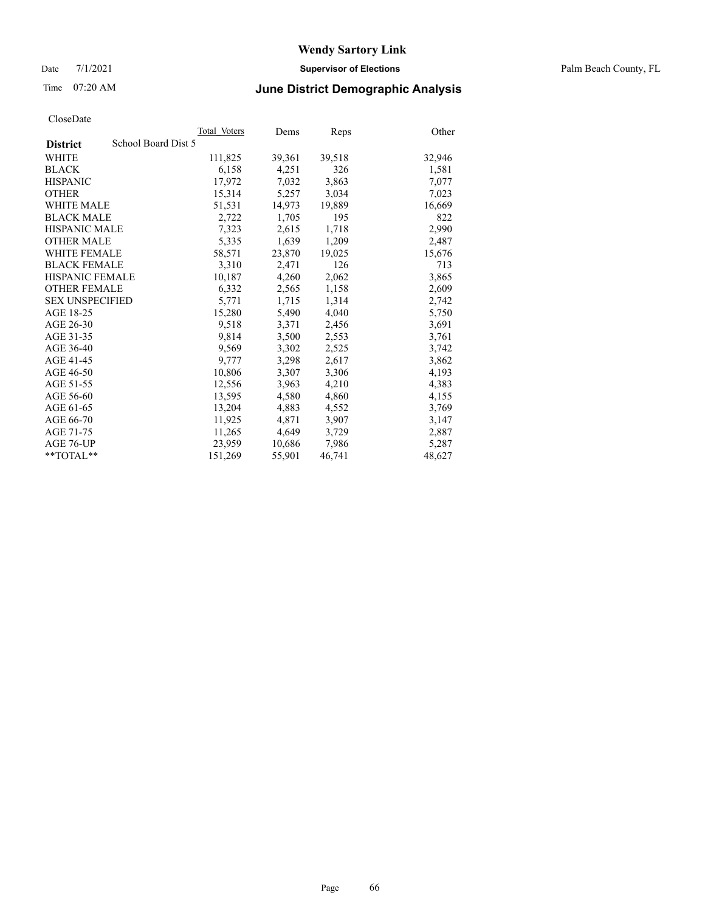# Wendy Sartory Link

Date 7/1/2021 **Supervisor of Elections** Palm Beach County, FL

Time 07:20 AM **June District Demographic Analysis**

CloseDate

| **District** School Board Dist 5 | Total Voters | Dems | Reps | Other |
|---|---|---|---|---|
| WHITE | 111,825 | 39,361 | 39,518 | 32,946 |
| BLACK | 6,158 | 4,251 | 326 | 1,581 |
| HISPANIC | 17,972 | 7,032 | 3,863 | 7,077 |
| OTHER | 15,314 | 5,257 | 3,034 | 7,023 |
| WHITE MALE | 51,531 | 14,973 | 19,889 | 16,669 |
| BLACK MALE | 2,722 | 1,705 | 195 | 822 |
| HISPANIC MALE | 7,323 | 2,615 | 1,718 | 2,990 |
| OTHER MALE | 5,335 | 1,639 | 1,209 | 2,487 |
| WHITE FEMALE | 58,571 | 23,870 | 19,025 | 15,676 |
| BLACK FEMALE | 3,310 | 2,471 | 126 | 713 |
| HISPANIC FEMALE | 10,187 | 4,260 | 2,062 | 3,865 |
| OTHER FEMALE | 6,332 | 2,565 | 1,158 | 2,609 |
| SEX UNSPECIFIED | 5,771 | 1,715 | 1,314 | 2,742 |
| AGE 18-25 | 15,280 | 5,490 | 4,040 | 5,750 |
| AGE 26-30 | 9,518 | 3,371 | 2,456 | 3,691 |
| AGE 31-35 | 9,814 | 3,500 | 2,553 | 3,761 |
| AGE 36-40 | 9,569 | 3,302 | 2,525 | 3,742 |
| AGE 41-45 | 9,777 | 3,298 | 2,617 | 3,862 |
| AGE 46-50 | 10,806 | 3,307 | 3,306 | 4,193 |
| AGE 51-55 | 12,556 | 3,963 | 4,210 | 4,383 |
| AGE 56-60 | 13,595 | 4,580 | 4,860 | 4,155 |
| AGE 61-65 | 13,204 | 4,883 | 4,552 | 3,769 |
| AGE 66-70 | 11,925 | 4,871 | 3,907 | 3,147 |
| AGE 71-75 | 11,265 | 4,649 | 3,729 | 2,887 |
| AGE 76-UP | 23,959 | 10,686 | 7,986 | 5,287 |
| **TOTAL** | 151,269 | 55,901 | 46,741 | 48,627 |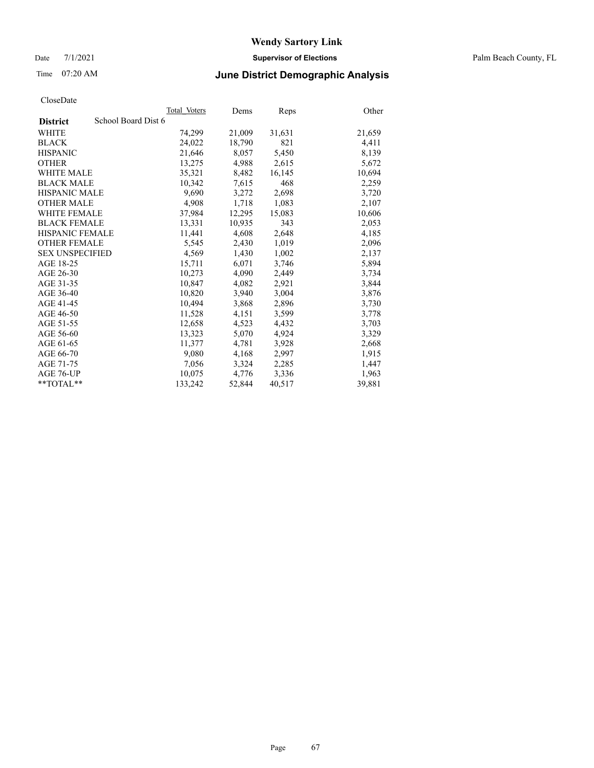# Wendy Sartory Link

Date 7/1/2021 **Supervisor of Elections** Palm Beach County, FL

Time 07:20 AM **June District Demographic Analysis**

CloseDate

| **District** | School Board Dist 6 Total_Voters | Dems | Reps | Other |
|---|---|---|---|---|
| WHITE | 74,299 | 21,009 | 31,631 | 21,659 |
| BLACK | 24,022 | 18,790 | 821 | 4,411 |
| HISPANIC | 21,646 | 8,057 | 5,450 | 8,139 |
| OTHER | 13,275 | 4,988 | 2,615 | 5,672 |
| WHITE MALE | 35,321 | 8,482 | 16,145 | 10,694 |
| BLACK MALE | 10,342 | 7,615 | 468 | 2,259 |
| HISPANIC MALE | 9,690 | 3,272 | 2,698 | 3,720 |
| OTHER MALE | 4,908 | 1,718 | 1,083 | 2,107 |
| WHITE FEMALE | 37,984 | 12,295 | 15,083 | 10,606 |
| BLACK FEMALE | 13,331 | 10,935 | 343 | 2,053 |
| HISPANIC FEMALE | 11,441 | 4,608 | 2,648 | 4,185 |
| OTHER FEMALE | 5,545 | 2,430 | 1,019 | 2,096 |
| SEX UNSPECIFIED | 4,569 | 1,430 | 1,002 | 2,137 |
| AGE 18-25 | 15,711 | 6,071 | 3,746 | 5,894 |
| AGE 26-30 | 10,273 | 4,090 | 2,449 | 3,734 |
| AGE 31-35 | 10,847 | 4,082 | 2,921 | 3,844 |
| AGE 36-40 | 10,820 | 3,940 | 3,004 | 3,876 |
| AGE 41-45 | 10,494 | 3,868 | 2,896 | 3,730 |
| AGE 46-50 | 11,528 | 4,151 | 3,599 | 3,778 |
| AGE 51-55 | 12,658 | 4,523 | 4,432 | 3,703 |
| AGE 56-60 | 13,323 | 5,070 | 4,924 | 3,329 |
| AGE 61-65 | 11,377 | 4,781 | 3,928 | 2,668 |
| AGE 66-70 | 9,080 | 4,168 | 2,997 | 1,915 |
| AGE 71-75 | 7,056 | 3,324 | 2,285 | 1,447 |
| AGE 76-UP | 10,075 | 4,776 | 3,336 | 1,963 |
| **TOTAL** | 133,242 | 52,844 | 40,517 | 39,881 |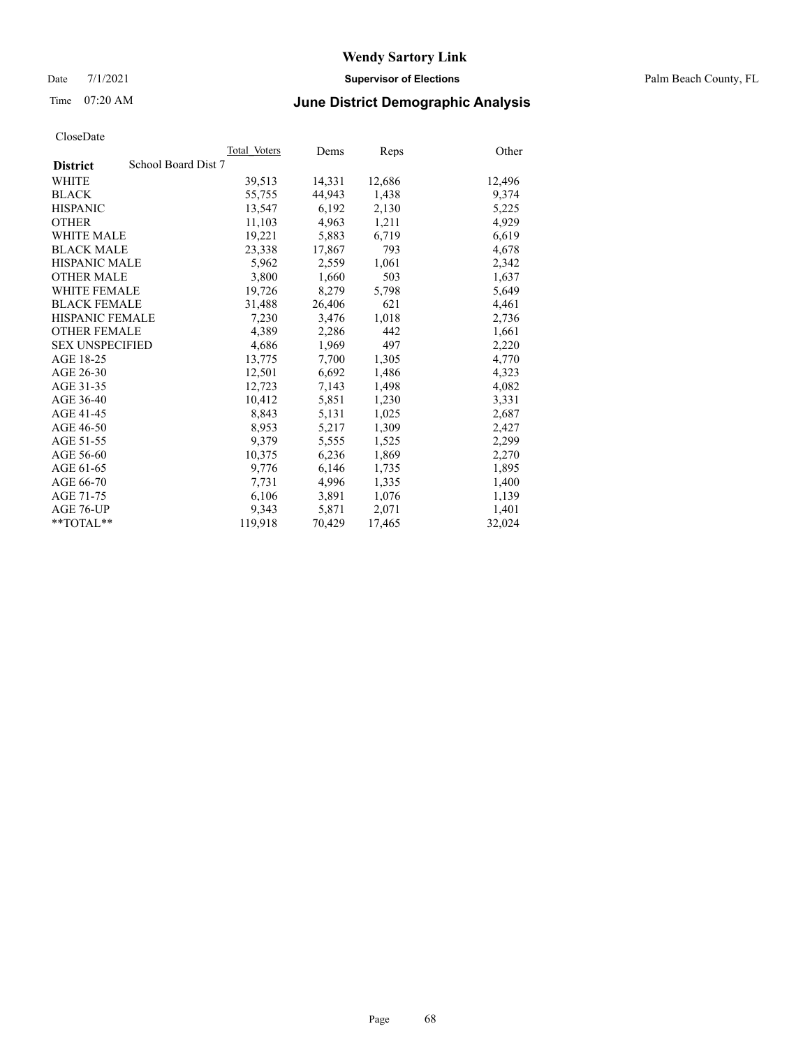# Wendy Sartory Link

Date 7/1/2021 **Supervisor of Elections** Palm Beach County, FL

Time 07:20 AM **June District Demographic Analysis**

CloseDate

| **District** School Board Dist 7 | Total Voters | Dems | Reps | Other |
|---|---|---|---|---|
| WHITE | 39,513 | 14,331 | 12,686 | 12,496 |
| BLACK | 55,755 | 44,943 | 1,438 | 9,374 |
| HISPANIC | 13,547 | 6,192 | 2,130 | 5,225 |
| OTHER | 11,103 | 4,963 | 1,211 | 4,929 |
| WHITE MALE | 19,221 | 5,883 | 6,719 | 6,619 |
| BLACK MALE | 23,338 | 17,867 | 793 | 4,678 |
| HISPANIC MALE | 5,962 | 2,559 | 1,061 | 2,342 |
| OTHER MALE | 3,800 | 1,660 | 503 | 1,637 |
| WHITE FEMALE | 19,726 | 8,279 | 5,798 | 5,649 |
| BLACK FEMALE | 31,488 | 26,406 | 621 | 4,461 |
| HISPANIC FEMALE | 7,230 | 3,476 | 1,018 | 2,736 |
| OTHER FEMALE | 4,389 | 2,286 | 442 | 1,661 |
| SEX UNSPECIFIED | 4,686 | 1,969 | 497 | 2,220 |
| AGE 18-25 | 13,775 | 7,700 | 1,305 | 4,770 |
| AGE 26-30 | 12,501 | 6,692 | 1,486 | 4,323 |
| AGE 31-35 | 12,723 | 7,143 | 1,498 | 4,082 |
| AGE 36-40 | 10,412 | 5,851 | 1,230 | 3,331 |
| AGE 41-45 | 8,843 | 5,131 | 1,025 | 2,687 |
| AGE 46-50 | 8,953 | 5,217 | 1,309 | 2,427 |
| AGE 51-55 | 9,379 | 5,555 | 1,525 | 2,299 |
| AGE 56-60 | 10,375 | 6,236 | 1,869 | 2,270 |
| AGE 61-65 | 9,776 | 6,146 | 1,735 | 1,895 |
| AGE 66-70 | 7,731 | 4,996 | 1,335 | 1,400 |
| AGE 71-75 | 6,106 | 3,891 | 1,076 | 1,139 |
| AGE 76-UP | 9,343 | 5,871 | 2,071 | 1,401 |
| **TOTAL** | 119,918 | 70,429 | 17,465 | 32,024 |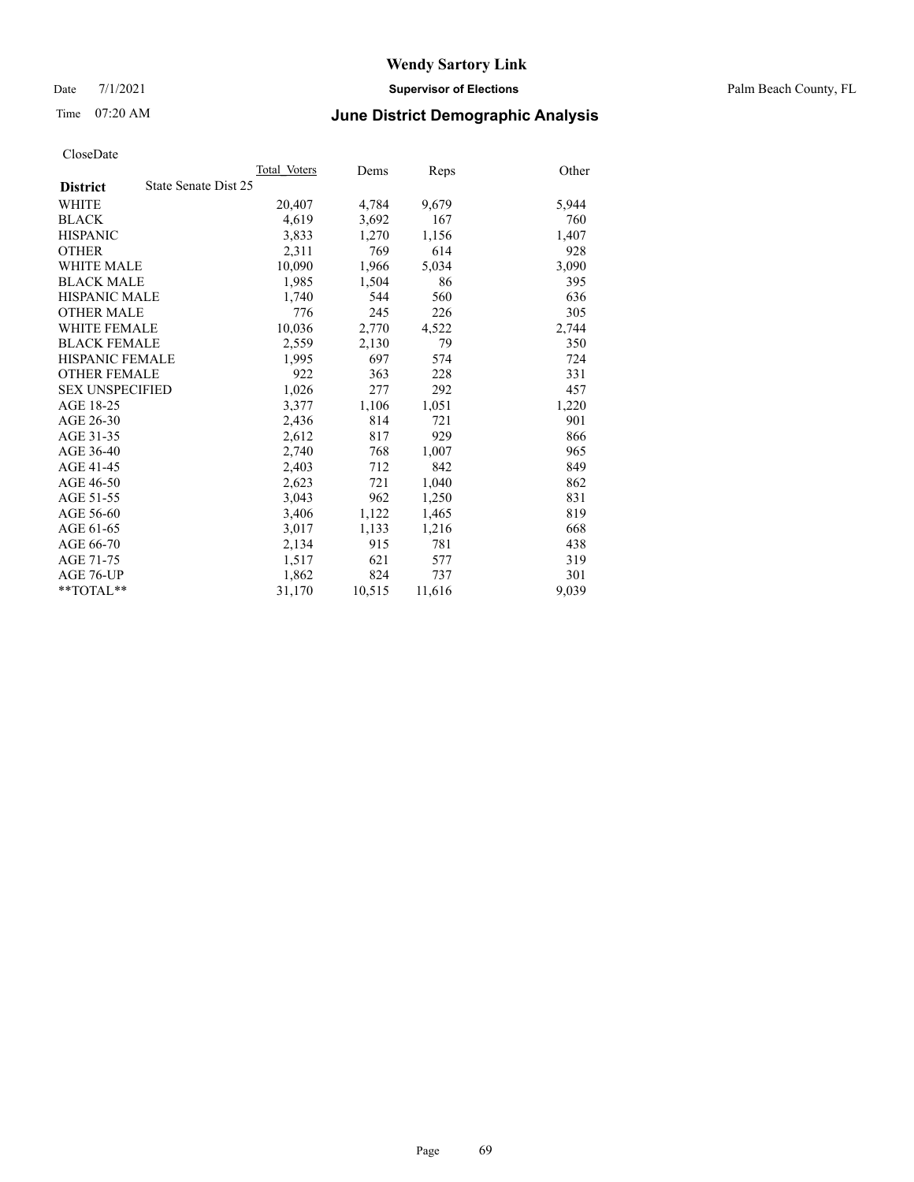**Wendy Sartory Link**

Date 7/1/2021 **Supervisor of Elections** Palm Beach County, FL

Time 07:20 AM **June District Demographic Analysis**

CloseDate

| **District** State Senate Dist 25 | Total Voters | Dems | Reps | Other |
|---|---|---|---|---|
| WHITE | 20,407 | 4,784 | 9,679 | 5,944 |
| BLACK | 4,619 | 3,692 | 167 | 760 |
| HISPANIC | 3,833 | 1,270 | 1,156 | 1,407 |
| OTHER | 2,311 | 769 | 614 | 928 |
| WHITE MALE | 10,090 | 1,966 | 5,034 | 3,090 |
| BLACK MALE | 1,985 | 1,504 | 86 | 395 |
| HISPANIC MALE | 1,740 | 544 | 560 | 636 |
| OTHER MALE | 776 | 245 | 226 | 305 |
| WHITE FEMALE | 10,036 | 2,770 | 4,522 | 2,744 |
| BLACK FEMALE | 2,559 | 2,130 | 79 | 350 |
| HISPANIC FEMALE | 1,995 | 697 | 574 | 724 |
| OTHER FEMALE | 922 | 363 | 228 | 331 |
| SEX UNSPECIFIED | 1,026 | 277 | 292 | 457 |
| AGE 18-25 | 3,377 | 1,106 | 1,051 | 1,220 |
| AGE 26-30 | 2,436 | 814 | 721 | 901 |
| AGE 31-35 | 2,612 | 817 | 929 | 866 |
| AGE 36-40 | 2,740 | 768 | 1,007 | 965 |
| AGE 41-45 | 2,403 | 712 | 842 | 849 |
| AGE 46-50 | 2,623 | 721 | 1,040 | 862 |
| AGE 51-55 | 3,043 | 962 | 1,250 | 831 |
| AGE 56-60 | 3,406 | 1,122 | 1,465 | 819 |
| AGE 61-65 | 3,017 | 1,133 | 1,216 | 668 |
| AGE 66-70 | 2,134 | 915 | 781 | 438 |
| AGE 71-75 | 1,517 | 621 | 577 | 319 |
| AGE 76-UP | 1,862 | 824 | 737 | 301 |
| **TOTAL** | 31,170 | 10,515 | 11,616 | 9,039 |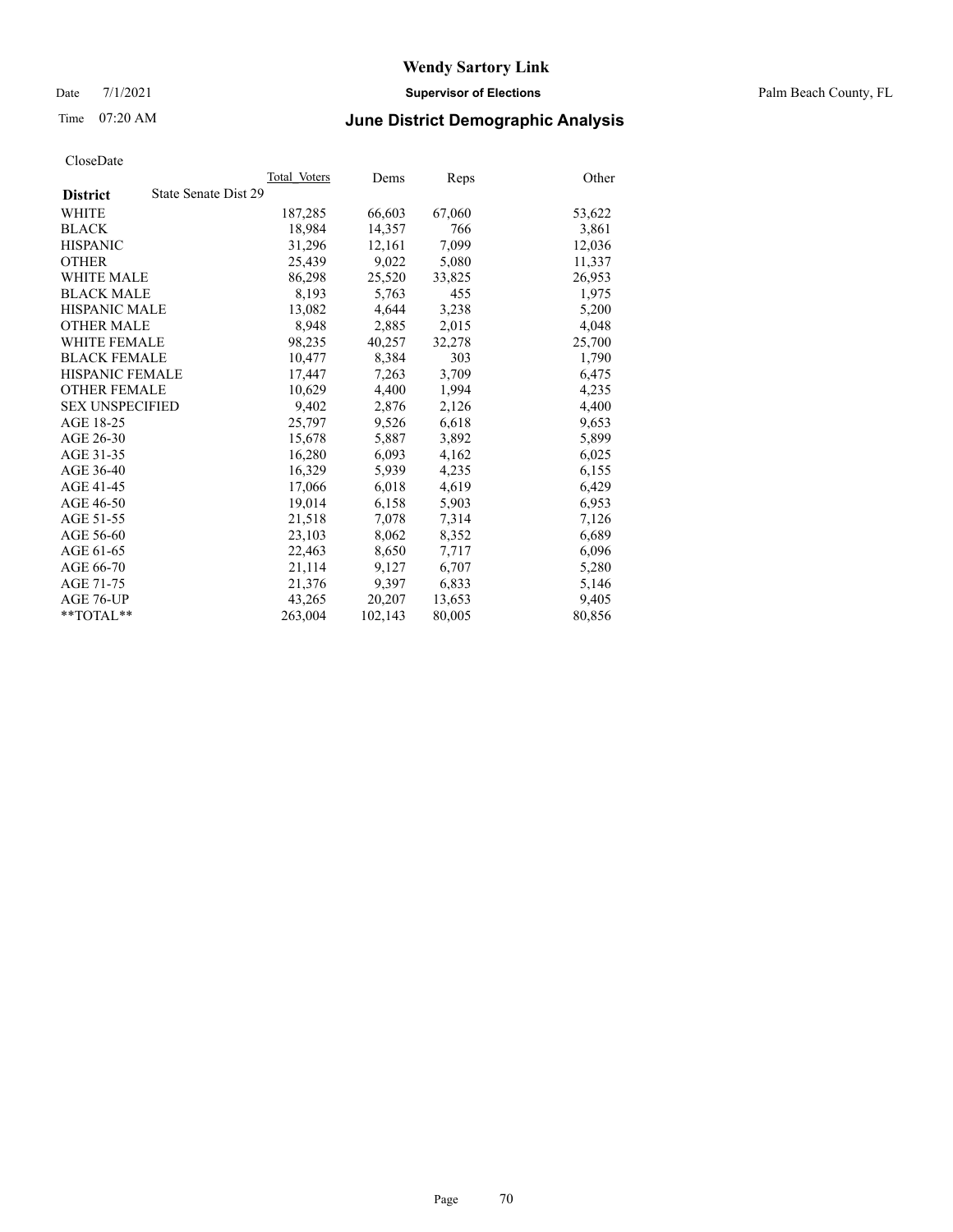# Wendy Sartory Link

Date 7/1/2021 **Supervisor of Elections** Palm Beach County, FL

Time 07:20 AM **June District Demographic Analysis**

CloseDate

| District | State Senate Dist 29 | Total Voters | Dems | Reps | Other |
|---|---|---|---|---|---|
| WHITE | | 187,285 | 66,603 | 67,060 | 53,622 |
| BLACK | | 18,984 | 14,357 | 766 | 3,861 |
| HISPANIC | | 31,296 | 12,161 | 7,099 | 12,036 |
| OTHER | | 25,439 | 9,022 | 5,080 | 11,337 |
| WHITE MALE | | 86,298 | 25,520 | 33,825 | 26,953 |
| BLACK MALE | | 8,193 | 5,763 | 455 | 1,975 |
| HISPANIC MALE | | 13,082 | 4,644 | 3,238 | 5,200 |
| OTHER MALE | | 8,948 | 2,885 | 2,015 | 4,048 |
| WHITE FEMALE | | 98,235 | 40,257 | 32,278 | 25,700 |
| BLACK FEMALE | | 10,477 | 8,384 | 303 | 1,790 |
| HISPANIC FEMALE | | 17,447 | 7,263 | 3,709 | 6,475 |
| OTHER FEMALE | | 10,629 | 4,400 | 1,994 | 4,235 |
| SEX UNSPECIFIED | | 9,402 | 2,876 | 2,126 | 4,400 |
| AGE 18-25 | | 25,797 | 9,526 | 6,618 | 9,653 |
| AGE 26-30 | | 15,678 | 5,887 | 3,892 | 5,899 |
| AGE 31-35 | | 16,280 | 6,093 | 4,162 | 6,025 |
| AGE 36-40 | | 16,329 | 5,939 | 4,235 | 6,155 |
| AGE 41-45 | | 17,066 | 6,018 | 4,619 | 6,429 |
| AGE 46-50 | | 19,014 | 6,158 | 5,903 | 6,953 |
| AGE 51-55 | | 21,518 | 7,078 | 7,314 | 7,126 |
| AGE 56-60 | | 23,103 | 8,062 | 8,352 | 6,689 |
| AGE 61-65 | | 22,463 | 8,650 | 7,717 | 6,096 |
| AGE 66-70 | | 21,114 | 9,127 | 6,707 | 5,280 |
| AGE 71-75 | | 21,376 | 9,397 | 6,833 | 5,146 |
| AGE 76-UP | | 43,265 | 20,207 | 13,653 | 9,405 |
| **TOTAL** | | 263,004 | 102,143 | 80,005 | 80,856 |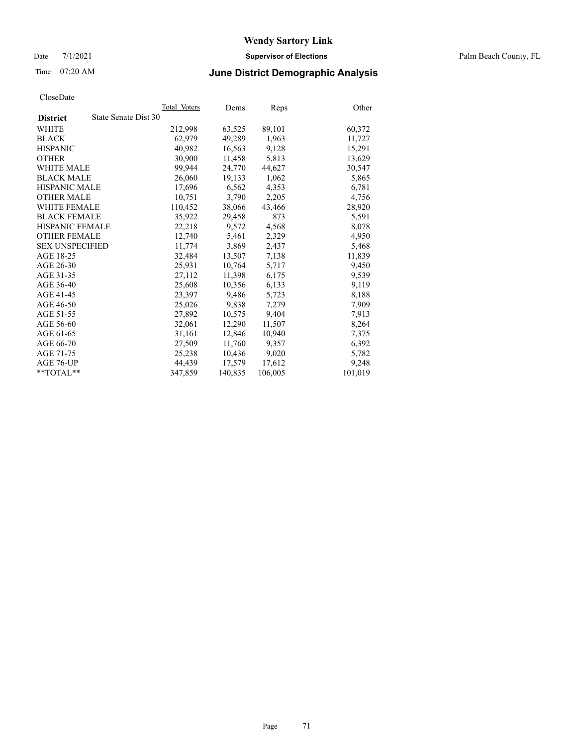# Wendy Sartory Link

Date 7/1/2021 **Supervisor of Elections** Palm Beach County, FL

Time 07:20 AM **June District Demographic Analysis**

CloseDate

| **District** State Senate Dist 30 | Total Voters | Dems | Reps | Other |
|---|---|---|---|---|
| WHITE | 212,998 | 63,525 | 89,101 | 60,372 |
| BLACK | 62,979 | 49,289 | 1,963 | 11,727 |
| HISPANIC | 40,982 | 16,563 | 9,128 | 15,291 |
| OTHER | 30,900 | 11,458 | 5,813 | 13,629 |
| WHITE MALE | 99,944 | 24,770 | 44,627 | 30,547 |
| BLACK MALE | 26,060 | 19,133 | 1,062 | 5,865 |
| HISPANIC MALE | 17,696 | 6,562 | 4,353 | 6,781 |
| OTHER MALE | 10,751 | 3,790 | 2,205 | 4,756 |
| WHITE FEMALE | 110,452 | 38,066 | 43,466 | 28,920 |
| BLACK FEMALE | 35,922 | 29,458 | 873 | 5,591 |
| HISPANIC FEMALE | 22,218 | 9,572 | 4,568 | 8,078 |
| OTHER FEMALE | 12,740 | 5,461 | 2,329 | 4,950 |
| SEX UNSPECIFIED | 11,774 | 3,869 | 2,437 | 5,468 |
| AGE 18-25 | 32,484 | 13,507 | 7,138 | 11,839 |
| AGE 26-30 | 25,931 | 10,764 | 5,717 | 9,450 |
| AGE 31-35 | 27,112 | 11,398 | 6,175 | 9,539 |
| AGE 36-40 | 25,608 | 10,356 | 6,133 | 9,119 |
| AGE 41-45 | 23,397 | 9,486 | 5,723 | 8,188 |
| AGE 46-50 | 25,026 | 9,838 | 7,279 | 7,909 |
| AGE 51-55 | 27,892 | 10,575 | 9,404 | 7,913 |
| AGE 56-60 | 32,061 | 12,290 | 11,507 | 8,264 |
| AGE 61-65 | 31,161 | 12,846 | 10,940 | 7,375 |
| AGE 66-70 | 27,509 | 11,760 | 9,357 | 6,392 |
| AGE 71-75 | 25,238 | 10,436 | 9,020 | 5,782 |
| AGE 76-UP | 44,439 | 17,579 | 17,612 | 9,248 |
| **TOTAL** | 347,859 | 140,835 | 106,005 | 101,019 |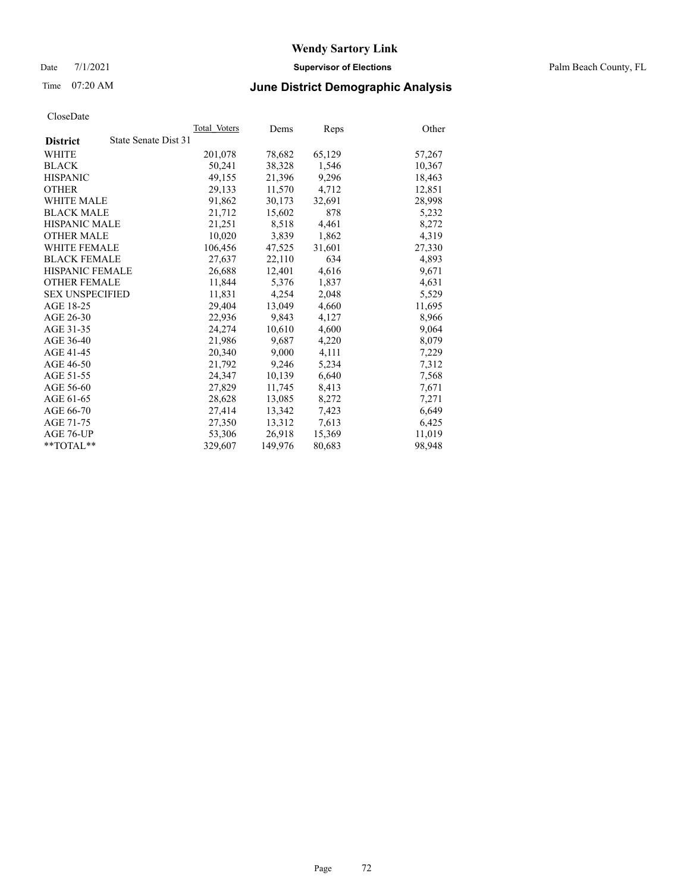# Wendy Sartory Link

Date 7/1/2021 **Supervisor of Elections** Palm Beach County, FL

Time 07:20 AM **June District Demographic Analysis**

CloseDate

| **District** State Senate Dist 31 | Total_Voters | Dems | Reps | Other |
|---|---|---|---|---|
| WHITE | 201,078 | 78,682 | 65,129 | 57,267 |
| BLACK | 50,241 | 38,328 | 1,546 | 10,367 |
| HISPANIC | 49,155 | 21,396 | 9,296 | 18,463 |
| OTHER | 29,133 | 11,570 | 4,712 | 12,851 |
| WHITE MALE | 91,862 | 30,173 | 32,691 | 28,998 |
| BLACK MALE | 21,712 | 15,602 | 878 | 5,232 |
| HISPANIC MALE | 21,251 | 8,518 | 4,461 | 8,272 |
| OTHER MALE | 10,020 | 3,839 | 1,862 | 4,319 |
| WHITE FEMALE | 106,456 | 47,525 | 31,601 | 27,330 |
| BLACK FEMALE | 27,637 | 22,110 | 634 | 4,893 |
| HISPANIC FEMALE | 26,688 | 12,401 | 4,616 | 9,671 |
| OTHER FEMALE | 11,844 | 5,376 | 1,837 | 4,631 |
| SEX UNSPECIFIED | 11,831 | 4,254 | 2,048 | 5,529 |
| AGE 18-25 | 29,404 | 13,049 | 4,660 | 11,695 |
| AGE 26-30 | 22,936 | 9,843 | 4,127 | 8,966 |
| AGE 31-35 | 24,274 | 10,610 | 4,600 | 9,064 |
| AGE 36-40 | 21,986 | 9,687 | 4,220 | 8,079 |
| AGE 41-45 | 20,340 | 9,000 | 4,111 | 7,229 |
| AGE 46-50 | 21,792 | 9,246 | 5,234 | 7,312 |
| AGE 51-55 | 24,347 | 10,139 | 6,640 | 7,568 |
| AGE 56-60 | 27,829 | 11,745 | 8,413 | 7,671 |
| AGE 61-65 | 28,628 | 13,085 | 8,272 | 7,271 |
| AGE 66-70 | 27,414 | 13,342 | 7,423 | 6,649 |
| AGE 71-75 | 27,350 | 13,312 | 7,613 | 6,425 |
| AGE 76-UP | 53,306 | 26,918 | 15,369 | 11,019 |
| **TOTAL** | 329,607 | 149,976 | 80,683 | 98,948 |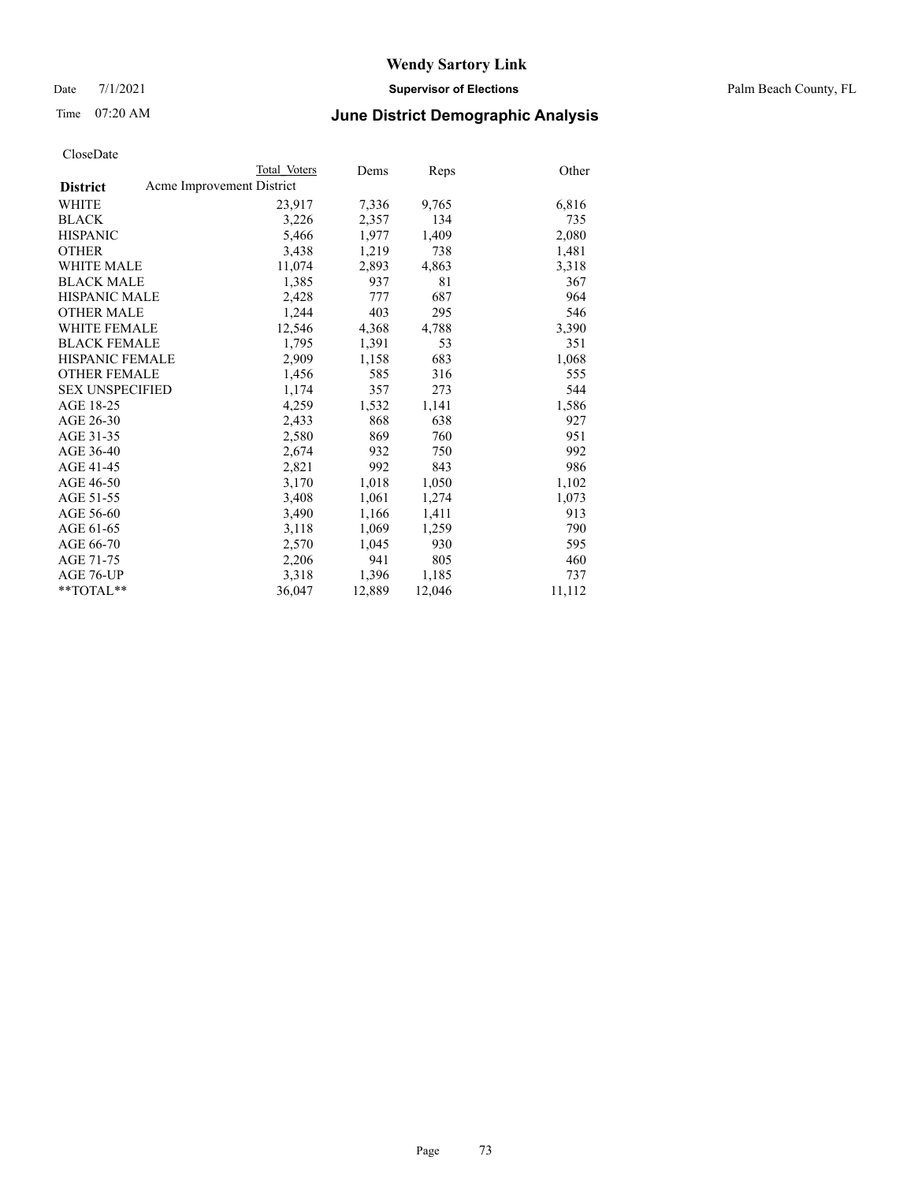# Wendy Sartory Link

Date 7/1/2021 **Supervisor of Elections** Palm Beach County, FL

Time 07:20 AM **June District Demographic Analysis**

CloseDate

| District | Total Voters | Dems | Reps | Other |
|---|---|---|---|---|
| Acme Improvement District | | | | |
| WHITE | 23,917 | 7,336 | 9,765 | 6,816 |
| BLACK | 3,226 | 2,357 | 134 | 735 |
| HISPANIC | 5,466 | 1,977 | 1,409 | 2,080 |
| OTHER | 3,438 | 1,219 | 738 | 1,481 |
| WHITE MALE | 11,074 | 2,893 | 4,863 | 3,318 |
| BLACK MALE | 1,385 | 937 | 81 | 367 |
| HISPANIC MALE | 2,428 | 777 | 687 | 964 |
| OTHER MALE | 1,244 | 403 | 295 | 546 |
| WHITE FEMALE | 12,546 | 4,368 | 4,788 | 3,390 |
| BLACK FEMALE | 1,795 | 1,391 | 53 | 351 |
| HISPANIC FEMALE | 2,909 | 1,158 | 683 | 1,068 |
| OTHER FEMALE | 1,456 | 585 | 316 | 555 |
| SEX UNSPECIFIED | 1,174 | 357 | 273 | 544 |
| AGE 18-25 | 4,259 | 1,532 | 1,141 | 1,586 |
| AGE 26-30 | 2,433 | 868 | 638 | 927 |
| AGE 31-35 | 2,580 | 869 | 760 | 951 |
| AGE 36-40 | 2,674 | 932 | 750 | 992 |
| AGE 41-45 | 2,821 | 992 | 843 | 986 |
| AGE 46-50 | 3,170 | 1,018 | 1,050 | 1,102 |
| AGE 51-55 | 3,408 | 1,061 | 1,274 | 1,073 |
| AGE 56-60 | 3,490 | 1,166 | 1,411 | 913 |
| AGE 61-65 | 3,118 | 1,069 | 1,259 | 790 |
| AGE 66-70 | 2,570 | 1,045 | 930 | 595 |
| AGE 71-75 | 2,206 | 941 | 805 | 460 |
| AGE 76-UP | 3,318 | 1,396 | 1,185 | 737 |
| **TOTAL** | 36,047 | 12,889 | 12,046 | 11,112 |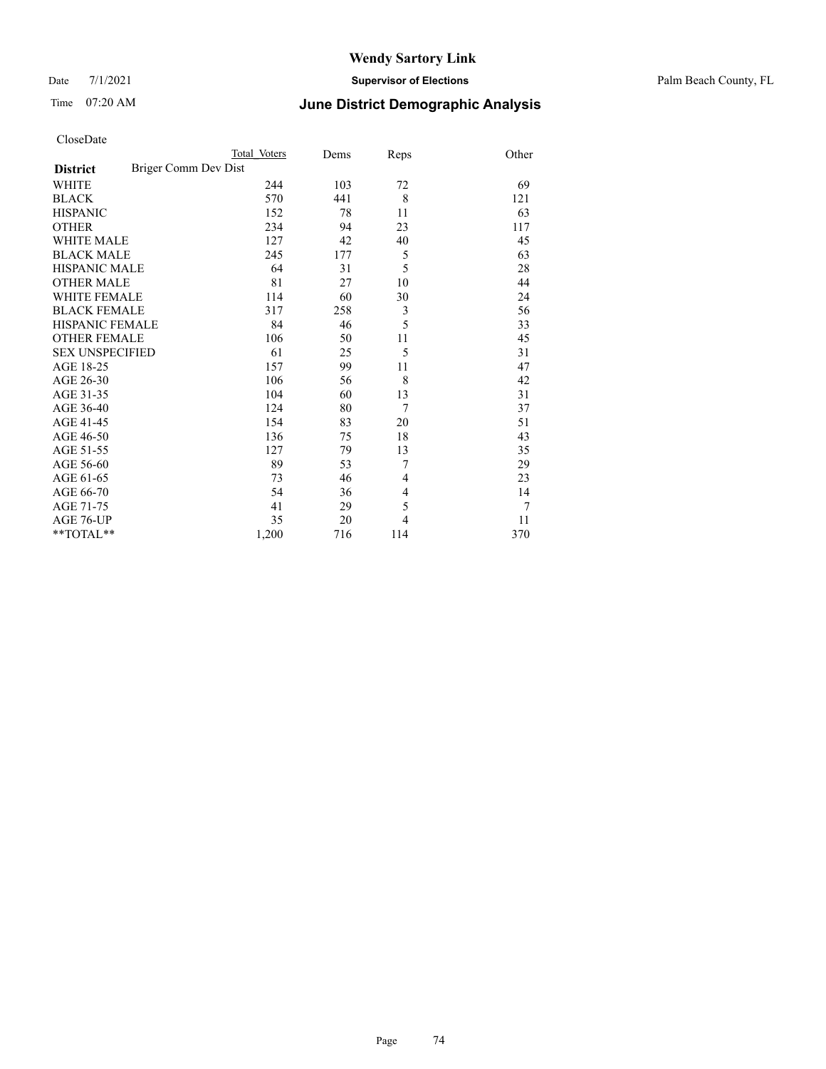## June District Demographic Analysis

CloseDate

| District | Total Voters | Dems | Reps | Other |
|---|---|---|---|---|
| Briger Comm Dev Dist | | | | |
| WHITE | 244 | 103 | 72 | 69 |
| BLACK | 570 | 441 | 8 | 121 |
| HISPANIC | 152 | 78 | 11 | 63 |
| OTHER | 234 | 94 | 23 | 117 |
| WHITE MALE | 127 | 42 | 40 | 45 |
| BLACK MALE | 245 | 177 | 5 | 63 |
| HISPANIC MALE | 64 | 31 | 5 | 28 |
| OTHER MALE | 81 | 27 | 10 | 44 |
| WHITE FEMALE | 114 | 60 | 30 | 24 |
| BLACK FEMALE | 317 | 258 | 3 | 56 |
| HISPANIC FEMALE | 84 | 46 | 5 | 33 |
| OTHER FEMALE | 106 | 50 | 11 | 45 |
| SEX UNSPECIFIED | 61 | 25 | 5 | 31 |
| AGE 18-25 | 157 | 99 | 11 | 47 |
| AGE 26-30 | 106 | 56 | 8 | 42 |
| AGE 31-35 | 104 | 60 | 13 | 31 |
| AGE 36-40 | 124 | 80 | 7 | 37 |
| AGE 41-45 | 154 | 83 | 20 | 51 |
| AGE 46-50 | 136 | 75 | 18 | 43 |
| AGE 51-55 | 127 | 79 | 13 | 35 |
| AGE 56-60 | 89 | 53 | 7 | 29 |
| AGE 61-65 | 73 | 46 | 4 | 23 |
| AGE 66-70 | 54 | 36 | 4 | 14 |
| AGE 71-75 | 41 | 29 | 5 | 7 |
| AGE 76-UP | 35 | 20 | 4 | 11 |
| **TOTAL** | 1,200 | 716 | 114 | 370 |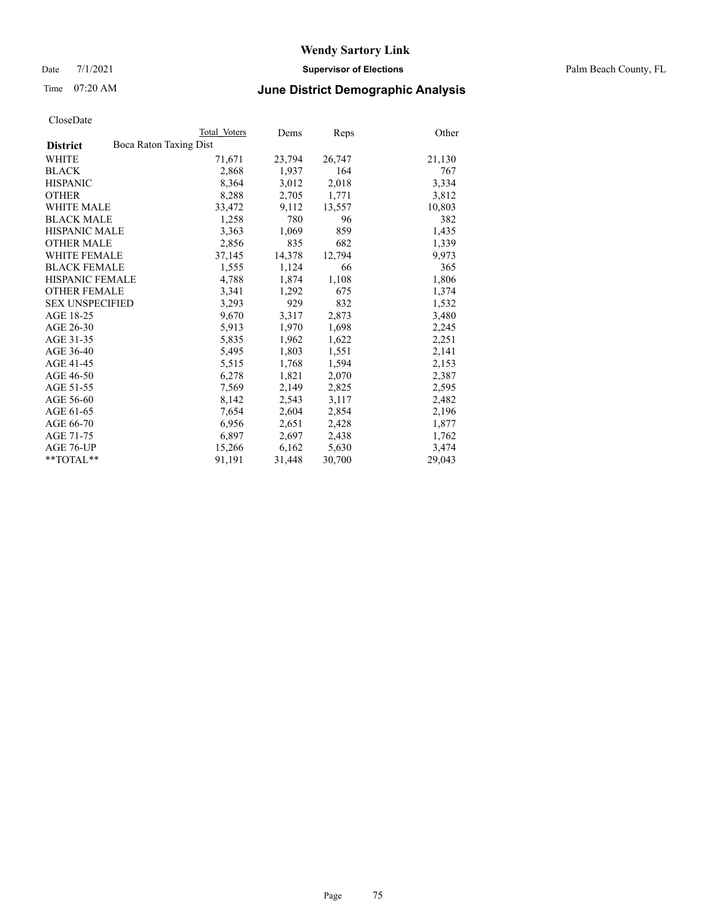# Wendy Sartory Link

Date 7/1/2021 **Supervisor of Elections** Palm Beach County, FL

Time 07:20 AM **June District Demographic Analysis**

CloseDate

| District | Total Voters | Dems | Reps | Other |
|---|---|---|---|---|
| Boca Raton Taxing Dist | | | | |
| WHITE | 71,671 | 23,794 | 26,747 | 21,130 |
| BLACK | 2,868 | 1,937 | 164 | 767 |
| HISPANIC | 8,364 | 3,012 | 2,018 | 3,334 |
| OTHER | 8,288 | 2,705 | 1,771 | 3,812 |
| WHITE MALE | 33,472 | 9,112 | 13,557 | 10,803 |
| BLACK MALE | 1,258 | 780 | 96 | 382 |
| HISPANIC MALE | 3,363 | 1,069 | 859 | 1,435 |
| OTHER MALE | 2,856 | 835 | 682 | 1,339 |
| WHITE FEMALE | 37,145 | 14,378 | 12,794 | 9,973 |
| BLACK FEMALE | 1,555 | 1,124 | 66 | 365 |
| HISPANIC FEMALE | 4,788 | 1,874 | 1,108 | 1,806 |
| OTHER FEMALE | 3,341 | 1,292 | 675 | 1,374 |
| SEX UNSPECIFIED | 3,293 | 929 | 832 | 1,532 |
| AGE 18-25 | 9,670 | 3,317 | 2,873 | 3,480 |
| AGE 26-30 | 5,913 | 1,970 | 1,698 | 2,245 |
| AGE 31-35 | 5,835 | 1,962 | 1,622 | 2,251 |
| AGE 36-40 | 5,495 | 1,803 | 1,551 | 2,141 |
| AGE 41-45 | 5,515 | 1,768 | 1,594 | 2,153 |
| AGE 46-50 | 6,278 | 1,821 | 2,070 | 2,387 |
| AGE 51-55 | 7,569 | 2,149 | 2,825 | 2,595 |
| AGE 56-60 | 8,142 | 2,543 | 3,117 | 2,482 |
| AGE 61-65 | 7,654 | 2,604 | 2,854 | 2,196 |
| AGE 66-70 | 6,956 | 2,651 | 2,428 | 1,877 |
| AGE 71-75 | 6,897 | 2,697 | 2,438 | 1,762 |
| AGE 76-UP | 15,266 | 6,162 | 5,630 | 3,474 |
| **TOTAL** | 91,191 | 31,448 | 30,700 | 29,043 |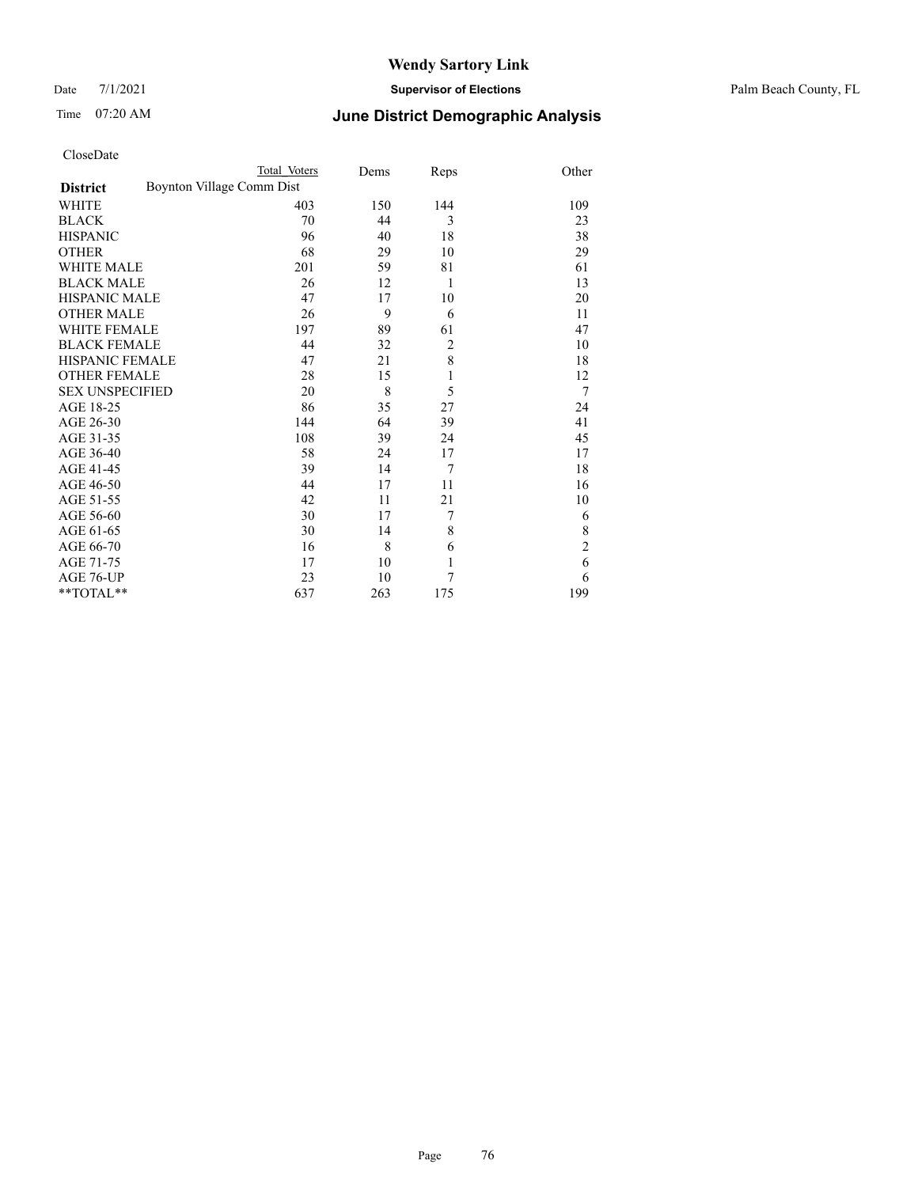# Wendy Sartory Link

Date 7/1/2021 **Supervisor of Elections** Palm Beach County, FL

Time 07:20 AM **June District Demographic Analysis**

CloseDate

| **District** | Total Voters | Dems | Reps | Other |
|---|---|---|---|---|
| Boynton Village Comm Dist | | | | |
| WHITE | 403 | 150 | 144 | 109 |
| BLACK | 70 | 44 | 3 | 23 |
| HISPANIC | 96 | 40 | 18 | 38 |
| OTHER | 68 | 29 | 10 | 29 |
| WHITE MALE | 201 | 59 | 81 | 61 |
| BLACK MALE | 26 | 12 | 1 | 13 |
| HISPANIC MALE | 47 | 17 | 10 | 20 |
| OTHER MALE | 26 | 9 | 6 | 11 |
| WHITE FEMALE | 197 | 89 | 61 | 47 |
| BLACK FEMALE | 44 | 32 | 2 | 10 |
| HISPANIC FEMALE | 47 | 21 | 8 | 18 |
| OTHER FEMALE | 28 | 15 | 1 | 12 |
| SEX UNSPECIFIED | 20 | 8 | 5 | 7 |
| AGE 18-25 | 86 | 35 | 27 | 24 |
| AGE 26-30 | 144 | 64 | 39 | 41 |
| AGE 31-35 | 108 | 39 | 24 | 45 |
| AGE 36-40 | 58 | 24 | 17 | 17 |
| AGE 41-45 | 39 | 14 | 7 | 18 |
| AGE 46-50 | 44 | 17 | 11 | 16 |
| AGE 51-55 | 42 | 11 | 21 | 10 |
| AGE 56-60 | 30 | 17 | 7 | 6 |
| AGE 61-65 | 30 | 14 | 8 | 8 |
| AGE 66-70 | 16 | 8 | 6 | 2 |
| AGE 71-75 | 17 | 10 | 1 | 6 |
| AGE 76-UP | 23 | 10 | 7 | 6 |
| **TOTAL** | 637 | 263 | 175 | 199 |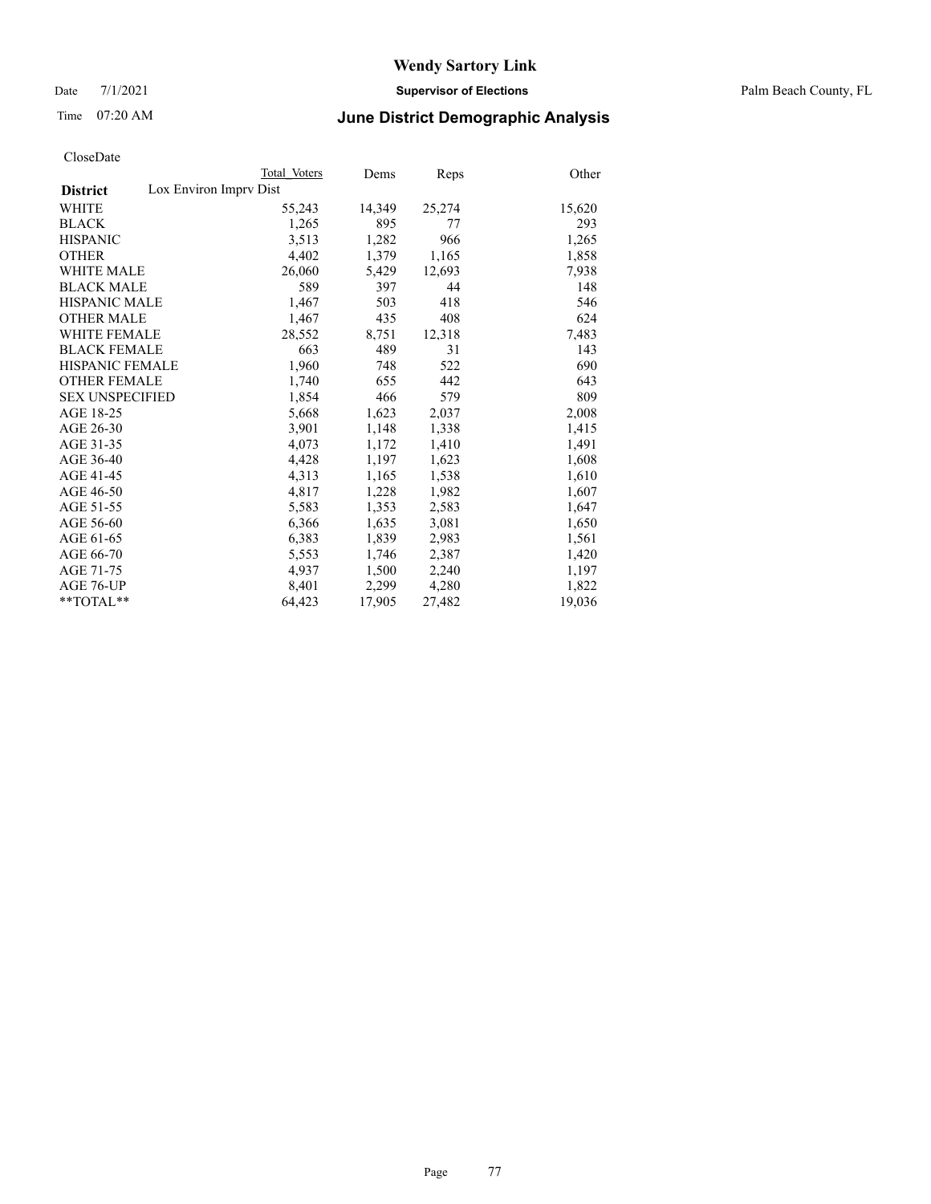# June District Demographic Analysis

Date 7/1/2021

Time 07:20 AM

**Wendy Sartory Link**

**Supervisor of Elections**

Palm Beach County, FL

CloseDate

| District | Total Voters | Dems | Reps | Other |
|---|---|---|---|---|
| **Lox Environ Imprv Dist** | | | | |
| WHITE | 55,243 | 14,349 | 25,274 | 15,620 |
| BLACK | 1,265 | 895 | 77 | 293 |
| HISPANIC | 3,513 | 1,282 | 966 | 1,265 |
| OTHER | 4,402 | 1,379 | 1,165 | 1,858 |
| WHITE MALE | 26,060 | 5,429 | 12,693 | 7,938 |
| BLACK MALE | 589 | 397 | 44 | 148 |
| HISPANIC MALE | 1,467 | 503 | 418 | 546 |
| OTHER MALE | 1,467 | 435 | 408 | 624 |
| WHITE FEMALE | 28,552 | 8,751 | 12,318 | 7,483 |
| BLACK FEMALE | 663 | 489 | 31 | 143 |
| HISPANIC FEMALE | 1,960 | 748 | 522 | 690 |
| OTHER FEMALE | 1,740 | 655 | 442 | 643 |
| SEX UNSPECIFIED | 1,854 | 466 | 579 | 809 |
| AGE 18-25 | 5,668 | 1,623 | 2,037 | 2,008 |
| AGE 26-30 | 3,901 | 1,148 | 1,338 | 1,415 |
| AGE 31-35 | 4,073 | 1,172 | 1,410 | 1,491 |
| AGE 36-40 | 4,428 | 1,197 | 1,623 | 1,608 |
| AGE 41-45 | 4,313 | 1,165 | 1,538 | 1,610 |
| AGE 46-50 | 4,817 | 1,228 | 1,982 | 1,607 |
| AGE 51-55 | 5,583 | 1,353 | 2,583 | 1,647 |
| AGE 56-60 | 6,366 | 1,635 | 3,081 | 1,650 |
| AGE 61-65 | 6,383 | 1,839 | 2,983 | 1,561 |
| AGE 66-70 | 5,553 | 1,746 | 2,387 | 1,420 |
| AGE 71-75 | 4,937 | 1,500 | 2,240 | 1,197 |
| AGE 76-UP | 8,401 | 2,299 | 4,280 | 1,822 |
| **TOTAL** | 64,423 | 17,905 | 27,482 | 19,036 |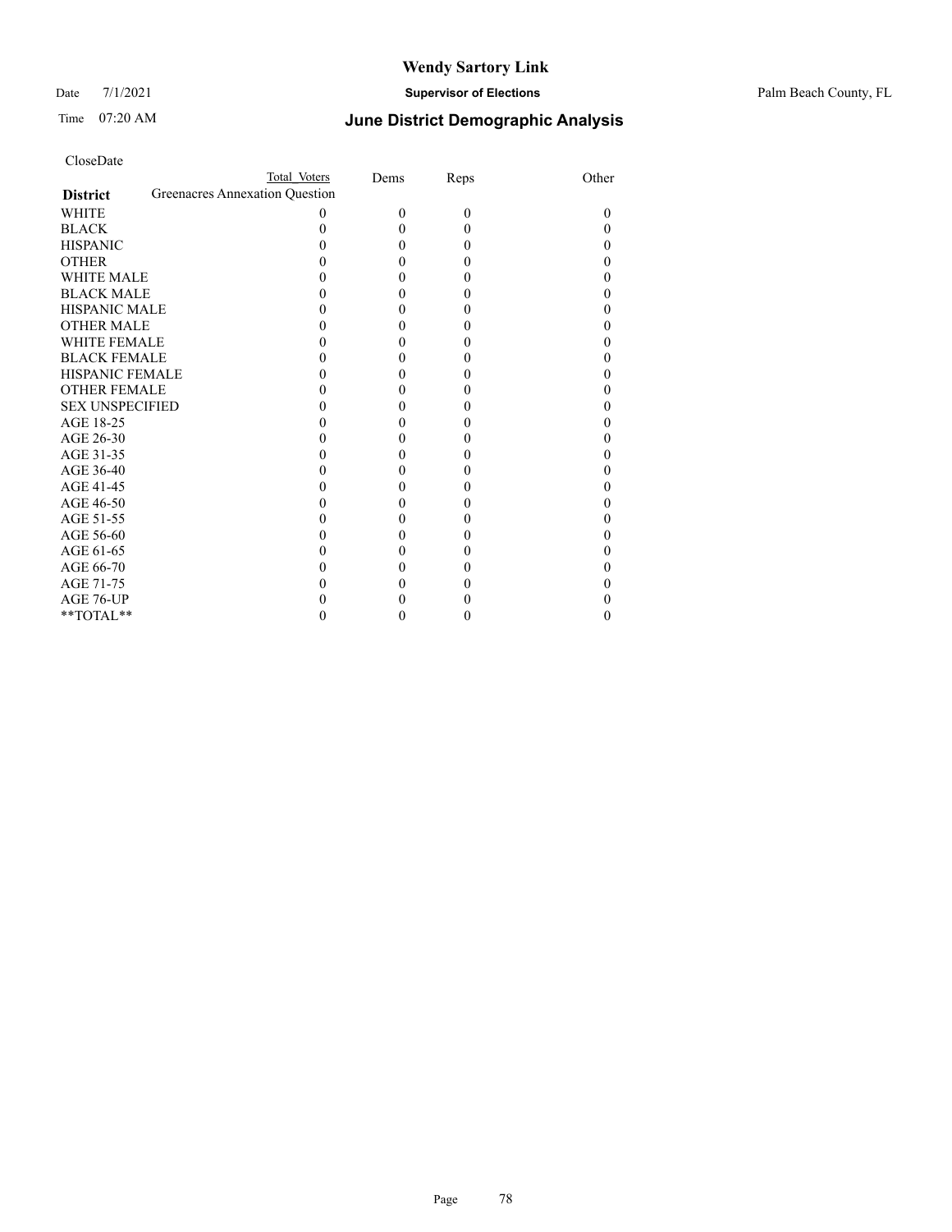CloseDate

| District | Total Voters | Dems | Reps | Other |
|---|---|---|---|---|
| Greenacres Annexation Question | | | | |
| WHITE | 0 | 0 | 0 | 0 |
| BLACK | 0 | 0 | 0 | 0 |
| HISPANIC | 0 | 0 | 0 | 0 |
| OTHER | 0 | 0 | 0 | 0 |
| WHITE MALE | 0 | 0 | 0 | 0 |
| BLACK MALE | 0 | 0 | 0 | 0 |
| HISPANIC MALE | 0 | 0 | 0 | 0 |
| OTHER MALE | 0 | 0 | 0 | 0 |
| WHITE FEMALE | 0 | 0 | 0 | 0 |
| BLACK FEMALE | 0 | 0 | 0 | 0 |
| HISPANIC FEMALE | 0 | 0 | 0 | 0 |
| OTHER FEMALE | 0 | 0 | 0 | 0 |
| SEX UNSPECIFIED | 0 | 0 | 0 | 0 |
| AGE 18-25 | 0 | 0 | 0 | 0 |
| AGE 26-30 | 0 | 0 | 0 | 0 |
| AGE 31-35 | 0 | 0 | 0 | 0 |
| AGE 36-40 | 0 | 0 | 0 | 0 |
| AGE 41-45 | 0 | 0 | 0 | 0 |
| AGE 46-50 | 0 | 0 | 0 | 0 |
| AGE 51-55 | 0 | 0 | 0 | 0 |
| AGE 56-60 | 0 | 0 | 0 | 0 |
| AGE 61-65 | 0 | 0 | 0 | 0 |
| AGE 66-70 | 0 | 0 | 0 | 0 |
| AGE 71-75 | 0 | 0 | 0 | 0 |
| AGE 76-UP | 0 | 0 | 0 | 0 |
| **TOTAL** | 0 | 0 | 0 | 0 |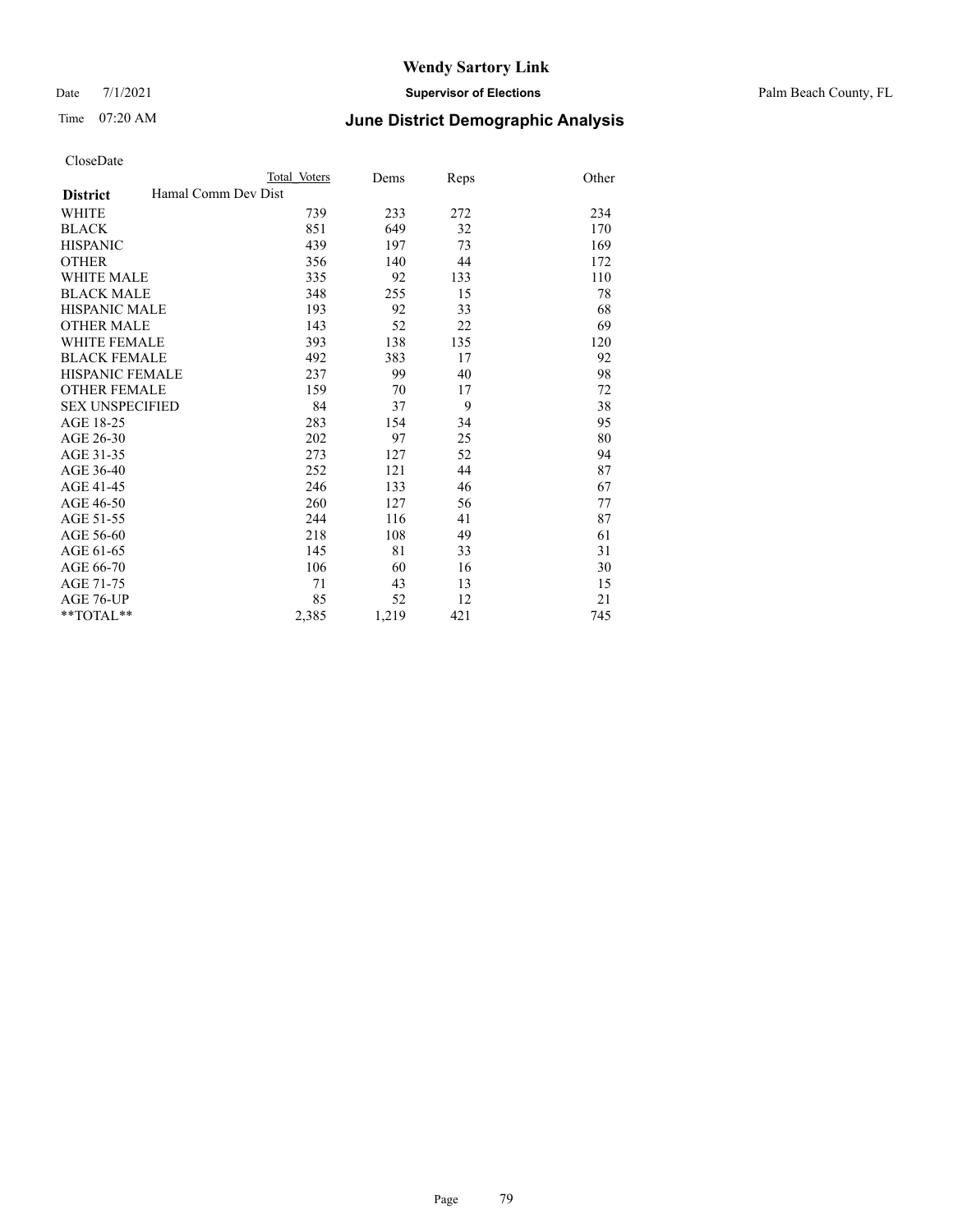# June District Demographic Analysis

CloseDate

| District | Total Voters | Dems | Reps | Other |
|---|---|---|---|---|
| **Hamal Comm Dev Dist** | | | | |
| WHITE | 739 | 233 | 272 | 234 |
| BLACK | 851 | 649 | 32 | 170 |
| HISPANIC | 439 | 197 | 73 | 169 |
| OTHER | 356 | 140 | 44 | 172 |
| WHITE MALE | 335 | 92 | 133 | 110 |
| BLACK MALE | 348 | 255 | 15 | 78 |
| HISPANIC MALE | 193 | 92 | 33 | 68 |
| OTHER MALE | 143 | 52 | 22 | 69 |
| WHITE FEMALE | 393 | 138 | 135 | 120 |
| BLACK FEMALE | 492 | 383 | 17 | 92 |
| HISPANIC FEMALE | 237 | 99 | 40 | 98 |
| OTHER FEMALE | 159 | 70 | 17 | 72 |
| SEX UNSPECIFIED | 84 | 37 | 9 | 38 |
| AGE 18-25 | 283 | 154 | 34 | 95 |
| AGE 26-30 | 202 | 97 | 25 | 80 |
| AGE 31-35 | 273 | 127 | 52 | 94 |
| AGE 36-40 | 252 | 121 | 44 | 87 |
| AGE 41-45 | 246 | 133 | 46 | 67 |
| AGE 46-50 | 260 | 127 | 56 | 77 |
| AGE 51-55 | 244 | 116 | 41 | 87 |
| AGE 56-60 | 218 | 108 | 49 | 61 |
| AGE 61-65 | 145 | 81 | 33 | 31 |
| AGE 66-70 | 106 | 60 | 16 | 30 |
| AGE 71-75 | 71 | 43 | 13 | 15 |
| AGE 76-UP | 85 | 52 | 12 | 21 |
| **TOTAL** | 2,385 | 1,219 | 421 | 745 |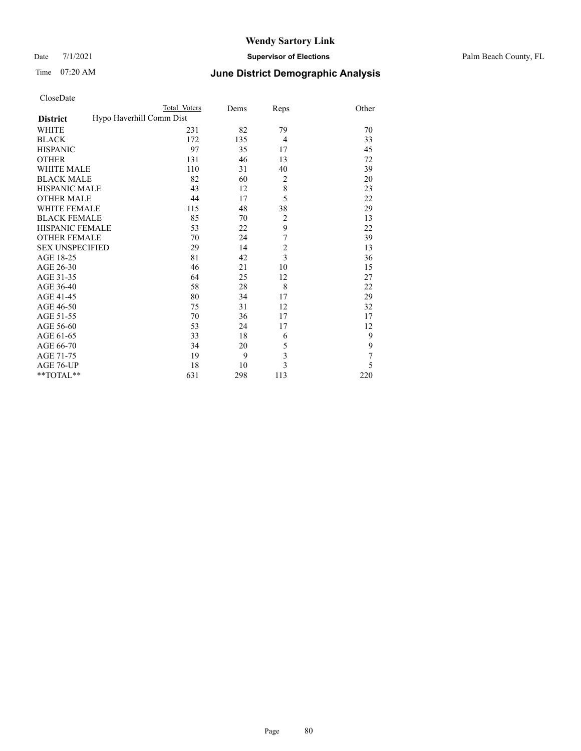# Wendy Sartory Link

Date 7/1/2021 **Supervisor of Elections** Palm Beach County, FL

Time 07:20 AM **June District Demographic Analysis**

CloseDate

| **District** | Total Voters | Dems | Reps | Other |
|---|---|---|---|---|
| Hypo Haverhill Comm Dist | | | | |
| WHITE | 231 | 82 | 79 | 70 |
| BLACK | 172 | 135 | 4 | 33 |
| HISPANIC | 97 | 35 | 17 | 45 |
| OTHER | 131 | 46 | 13 | 72 |
| WHITE MALE | 110 | 31 | 40 | 39 |
| BLACK MALE | 82 | 60 | 2 | 20 |
| HISPANIC MALE | 43 | 12 | 8 | 23 |
| OTHER MALE | 44 | 17 | 5 | 22 |
| WHITE FEMALE | 115 | 48 | 38 | 29 |
| BLACK FEMALE | 85 | 70 | 2 | 13 |
| HISPANIC FEMALE | 53 | 22 | 9 | 22 |
| OTHER FEMALE | 70 | 24 | 7 | 39 |
| SEX UNSPECIFIED | 29 | 14 | 2 | 13 |
| AGE 18-25 | 81 | 42 | 3 | 36 |
| AGE 26-30 | 46 | 21 | 10 | 15 |
| AGE 31-35 | 64 | 25 | 12 | 27 |
| AGE 36-40 | 58 | 28 | 8 | 22 |
| AGE 41-45 | 80 | 34 | 17 | 29 |
| AGE 46-50 | 75 | 31 | 12 | 32 |
| AGE 51-55 | 70 | 36 | 17 | 17 |
| AGE 56-60 | 53 | 24 | 17 | 12 |
| AGE 61-65 | 33 | 18 | 6 | 9 |
| AGE 66-70 | 34 | 20 | 5 | 9 |
| AGE 71-75 | 19 | 9 | 3 | 7 |
| AGE 76-UP | 18 | 10 | 3 | 5 |
| **TOTAL** | 631 | 298 | 113 | 220 |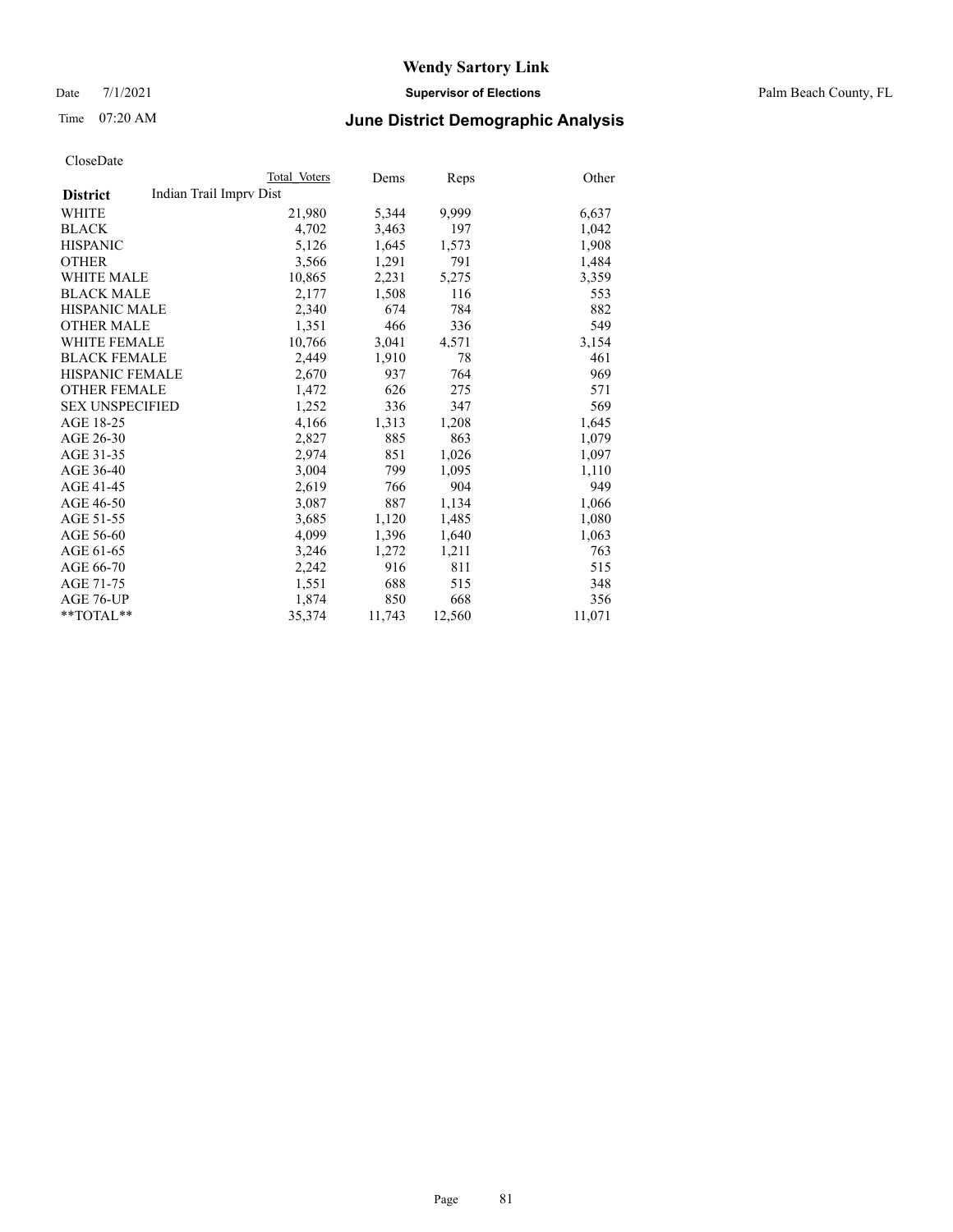# Wendy Sartory Link

Date 7/1/2021 **Supervisor of Elections** Palm Beach County, FL

Time 07:20 AM **June District Demographic Analysis**

CloseDate

| District | Total Voters | Dems | Reps | Other |
|---|---|---|---|---|
| Indian Trail Imprv Dist | | | | |
| WHITE | 21,980 | 5,344 | 9,999 | 6,637 |
| BLACK | 4,702 | 3,463 | 197 | 1,042 |
| HISPANIC | 5,126 | 1,645 | 1,573 | 1,908 |
| OTHER | 3,566 | 1,291 | 791 | 1,484 |
| WHITE MALE | 10,865 | 2,231 | 5,275 | 3,359 |
| BLACK MALE | 2,177 | 1,508 | 116 | 553 |
| HISPANIC MALE | 2,340 | 674 | 784 | 882 |
| OTHER MALE | 1,351 | 466 | 336 | 549 |
| WHITE FEMALE | 10,766 | 3,041 | 4,571 | 3,154 |
| BLACK FEMALE | 2,449 | 1,910 | 78 | 461 |
| HISPANIC FEMALE | 2,670 | 937 | 764 | 969 |
| OTHER FEMALE | 1,472 | 626 | 275 | 571 |
| SEX UNSPECIFIED | 1,252 | 336 | 347 | 569 |
| AGE 18-25 | 4,166 | 1,313 | 1,208 | 1,645 |
| AGE 26-30 | 2,827 | 885 | 863 | 1,079 |
| AGE 31-35 | 2,974 | 851 | 1,026 | 1,097 |
| AGE 36-40 | 3,004 | 799 | 1,095 | 1,110 |
| AGE 41-45 | 2,619 | 766 | 904 | 949 |
| AGE 46-50 | 3,087 | 887 | 1,134 | 1,066 |
| AGE 51-55 | 3,685 | 1,120 | 1,485 | 1,080 |
| AGE 56-60 | 4,099 | 1,396 | 1,640 | 1,063 |
| AGE 61-65 | 3,246 | 1,272 | 1,211 | 763 |
| AGE 66-70 | 2,242 | 916 | 811 | 515 |
| AGE 71-75 | 1,551 | 688 | 515 | 348 |
| AGE 76-UP | 1,874 | 850 | 668 | 356 |
| **TOTAL** | 35,374 | 11,743 | 12,560 | 11,071 |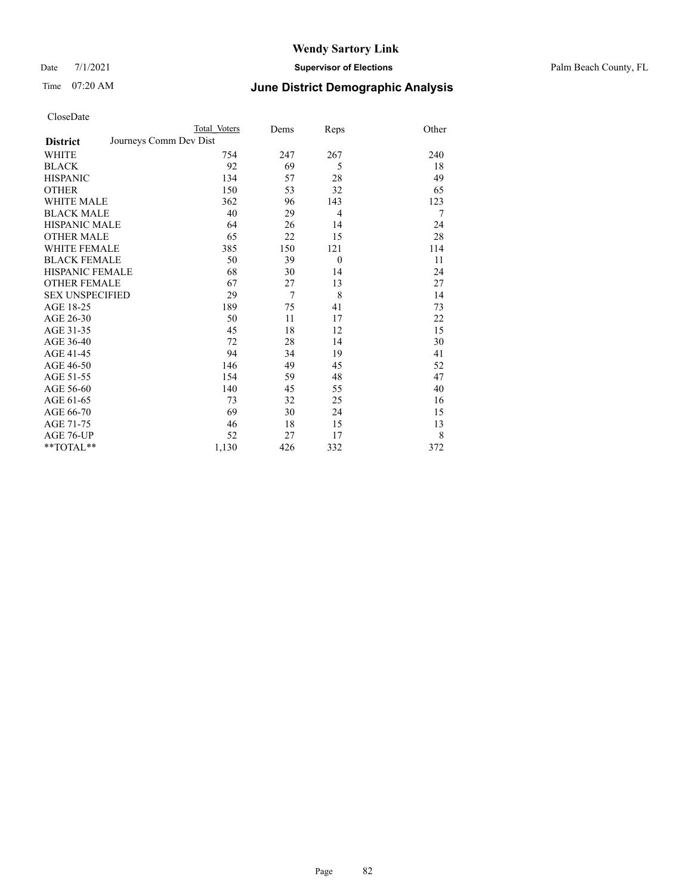# Wendy Sartory Link

Date 7/1/2021 **Supervisor of Elections** Palm Beach County, FL

Time 07:20 AM **June District Demographic Analysis**

CloseDate

| **District** | Total Voters | Dems | Reps | Other |
|---|---|---|---|---|
| Journeys Comm Dev Dist | | | | |
| WHITE | 754 | 247 | 267 | 240 |
| BLACK | 92 | 69 | 5 | 18 |
| HISPANIC | 134 | 57 | 28 | 49 |
| OTHER | 150 | 53 | 32 | 65 |
| WHITE MALE | 362 | 96 | 143 | 123 |
| BLACK MALE | 40 | 29 | 4 | 7 |
| HISPANIC MALE | 64 | 26 | 14 | 24 |
| OTHER MALE | 65 | 22 | 15 | 28 |
| WHITE FEMALE | 385 | 150 | 121 | 114 |
| BLACK FEMALE | 50 | 39 | 0 | 11 |
| HISPANIC FEMALE | 68 | 30 | 14 | 24 |
| OTHER FEMALE | 67 | 27 | 13 | 27 |
| SEX UNSPECIFIED | 29 | 7 | 8 | 14 |
| AGE 18-25 | 189 | 75 | 41 | 73 |
| AGE 26-30 | 50 | 11 | 17 | 22 |
| AGE 31-35 | 45 | 18 | 12 | 15 |
| AGE 36-40 | 72 | 28 | 14 | 30 |
| AGE 41-45 | 94 | 34 | 19 | 41 |
| AGE 46-50 | 146 | 49 | 45 | 52 |
| AGE 51-55 | 154 | 59 | 48 | 47 |
| AGE 56-60 | 140 | 45 | 55 | 40 |
| AGE 61-65 | 73 | 32 | 25 | 16 |
| AGE 66-70 | 69 | 30 | 24 | 15 |
| AGE 71-75 | 46 | 18 | 15 | 13 |
| AGE 76-UP | 52 | 27 | 17 | 8 |
| **TOTAL** | 1,130 | 426 | 332 | 372 |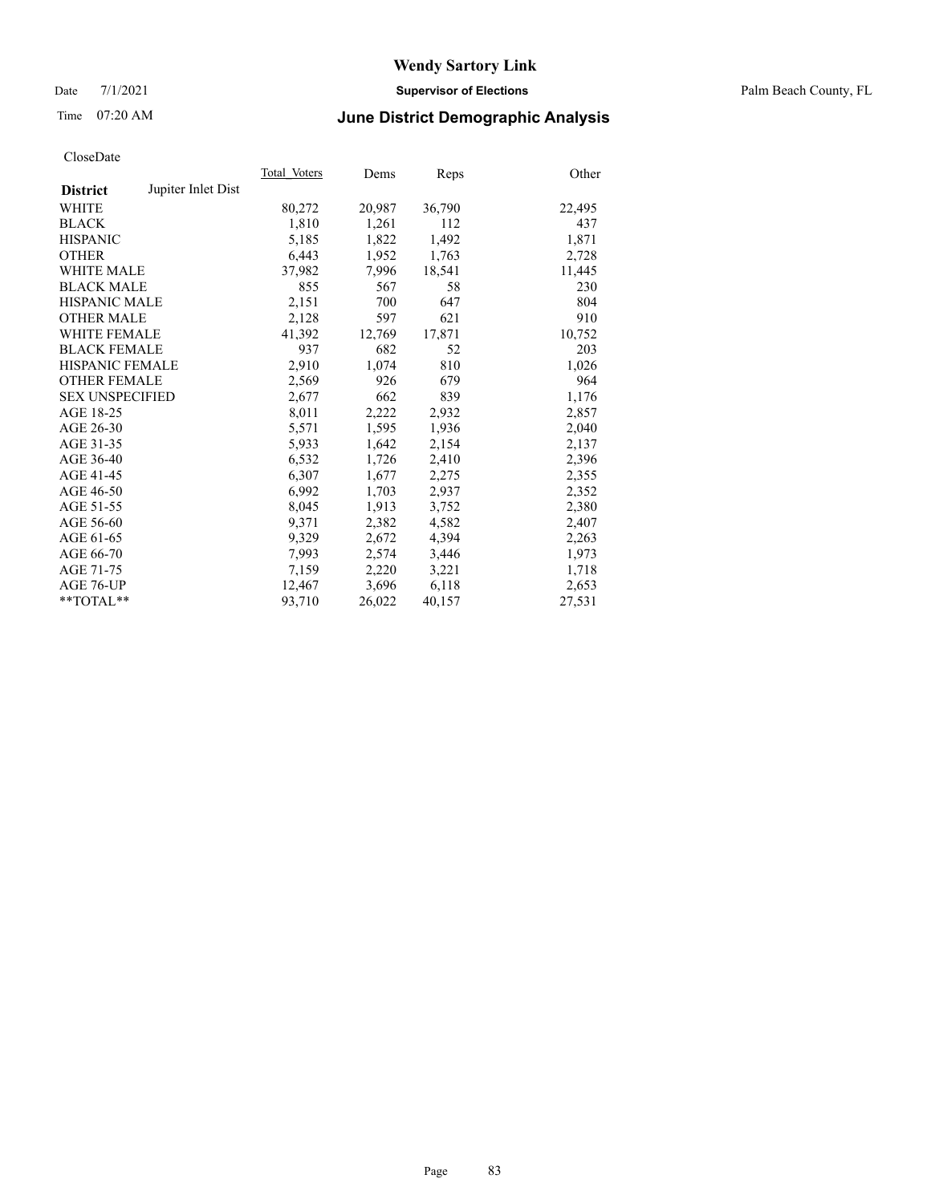# Wendy Sartory Link

Date 7/1/2021 **Supervisor of Elections** Palm Beach County, FL

Time 07:20 AM **June District Demographic Analysis**

CloseDate

| **District** Jupiter Inlet Dist | Total_Voters | Dems | Reps | Other |
|---|---|---|---|---|
| WHITE | 80,272 | 20,987 | 36,790 | 22,495 |
| BLACK | 1,810 | 1,261 | 112 | 437 |
| HISPANIC | 5,185 | 1,822 | 1,492 | 1,871 |
| OTHER | 6,443 | 1,952 | 1,763 | 2,728 |
| WHITE MALE | 37,982 | 7,996 | 18,541 | 11,445 |
| BLACK MALE | 855 | 567 | 58 | 230 |
| HISPANIC MALE | 2,151 | 700 | 647 | 804 |
| OTHER MALE | 2,128 | 597 | 621 | 910 |
| WHITE FEMALE | 41,392 | 12,769 | 17,871 | 10,752 |
| BLACK FEMALE | 937 | 682 | 52 | 203 |
| HISPANIC FEMALE | 2,910 | 1,074 | 810 | 1,026 |
| OTHER FEMALE | 2,569 | 926 | 679 | 964 |
| SEX UNSPECIFIED | 2,677 | 662 | 839 | 1,176 |
| AGE 18-25 | 8,011 | 2,222 | 2,932 | 2,857 |
| AGE 26-30 | 5,571 | 1,595 | 1,936 | 2,040 |
| AGE 31-35 | 5,933 | 1,642 | 2,154 | 2,137 |
| AGE 36-40 | 6,532 | 1,726 | 2,410 | 2,396 |
| AGE 41-45 | 6,307 | 1,677 | 2,275 | 2,355 |
| AGE 46-50 | 6,992 | 1,703 | 2,937 | 2,352 |
| AGE 51-55 | 8,045 | 1,913 | 3,752 | 2,380 |
| AGE 56-60 | 9,371 | 2,382 | 4,582 | 2,407 |
| AGE 61-65 | 9,329 | 2,672 | 4,394 | 2,263 |
| AGE 66-70 | 7,993 | 2,574 | 3,446 | 1,973 |
| AGE 71-75 | 7,159 | 2,220 | 3,221 | 1,718 |
| AGE 76-UP | 12,467 | 3,696 | 6,118 | 2,653 |
| **TOTAL** | 93,710 | 26,022 | 40,157 | 27,531 |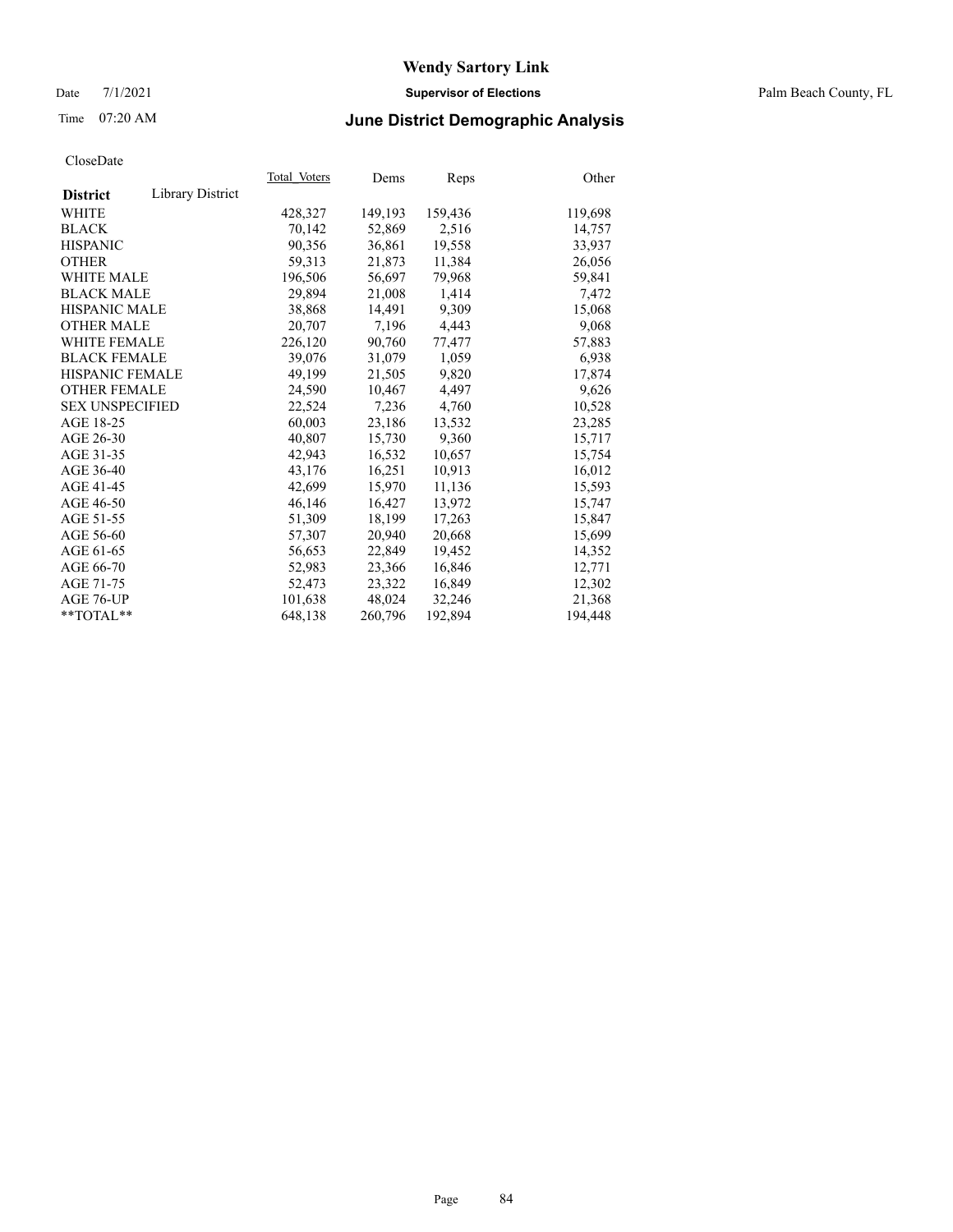CloseDate

| District | Library District | Total_Voters | Dems | Reps | Other |
|---|---|---|---|---|---|
| WHITE | | 428,327 | 149,193 | 159,436 | 119,698 |
| BLACK | | 70,142 | 52,869 | 2,516 | 14,757 |
| HISPANIC | | 90,356 | 36,861 | 19,558 | 33,937 |
| OTHER | | 59,313 | 21,873 | 11,384 | 26,056 |
| WHITE MALE | | 196,506 | 56,697 | 79,968 | 59,841 |
| BLACK MALE | | 29,894 | 21,008 | 1,414 | 7,472 |
| HISPANIC MALE | | 38,868 | 14,491 | 9,309 | 15,068 |
| OTHER MALE | | 20,707 | 7,196 | 4,443 | 9,068 |
| WHITE FEMALE | | 226,120 | 90,760 | 77,477 | 57,883 |
| BLACK FEMALE | | 39,076 | 31,079 | 1,059 | 6,938 |
| HISPANIC FEMALE | | 49,199 | 21,505 | 9,820 | 17,874 |
| OTHER FEMALE | | 24,590 | 10,467 | 4,497 | 9,626 |
| SEX UNSPECIFIED | | 22,524 | 7,236 | 4,760 | 10,528 |
| AGE 18-25 | | 60,003 | 23,186 | 13,532 | 23,285 |
| AGE 26-30 | | 40,807 | 15,730 | 9,360 | 15,717 |
| AGE 31-35 | | 42,943 | 16,532 | 10,657 | 15,754 |
| AGE 36-40 | | 43,176 | 16,251 | 10,913 | 16,012 |
| AGE 41-45 | | 42,699 | 15,970 | 11,136 | 15,593 |
| AGE 46-50 | | 46,146 | 16,427 | 13,972 | 15,747 |
| AGE 51-55 | | 51,309 | 18,199 | 17,263 | 15,847 |
| AGE 56-60 | | 57,307 | 20,940 | 20,668 | 15,699 |
| AGE 61-65 | | 56,653 | 22,849 | 19,452 | 14,352 |
| AGE 66-70 | | 52,983 | 23,366 | 16,846 | 12,771 |
| AGE 71-75 | | 52,473 | 23,322 | 16,849 | 12,302 |
| AGE 76-UP | | 101,638 | 48,024 | 32,246 | 21,368 |
| **TOTAL** | | 648,138 | 260,796 | 192,894 | 194,448 |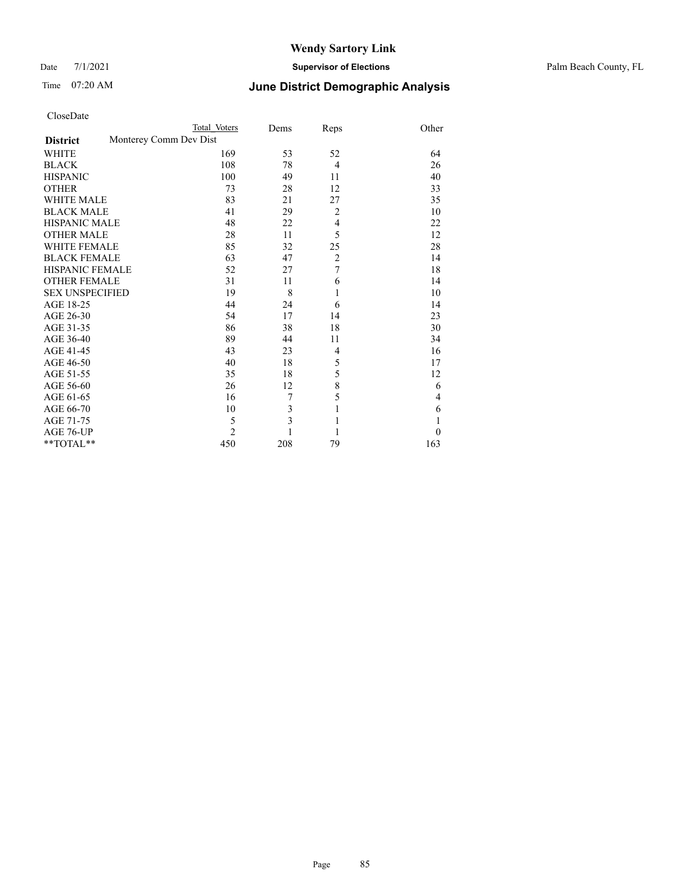# Wendy Sartory Link

Date 7/1/2021 **Supervisor of Elections** Palm Beach County, FL

Time 07:20 AM **June District Demographic Analysis**

CloseDate

| **District** | Total Voters | Dems | Reps | Other |
|---|---|---|---|---|
| Monterey Comm Dev Dist | | | | |
| WHITE | 169 | 53 | 52 | 64 |
| BLACK | 108 | 78 | 4 | 26 |
| HISPANIC | 100 | 49 | 11 | 40 |
| OTHER | 73 | 28 | 12 | 33 |
| WHITE MALE | 83 | 21 | 27 | 35 |
| BLACK MALE | 41 | 29 | 2 | 10 |
| HISPANIC MALE | 48 | 22 | 4 | 22 |
| OTHER MALE | 28 | 11 | 5 | 12 |
| WHITE FEMALE | 85 | 32 | 25 | 28 |
| BLACK FEMALE | 63 | 47 | 2 | 14 |
| HISPANIC FEMALE | 52 | 27 | 7 | 18 |
| OTHER FEMALE | 31 | 11 | 6 | 14 |
| SEX UNSPECIFIED | 19 | 8 | 1 | 10 |
| AGE 18-25 | 44 | 24 | 6 | 14 |
| AGE 26-30 | 54 | 17 | 14 | 23 |
| AGE 31-35 | 86 | 38 | 18 | 30 |
| AGE 36-40 | 89 | 44 | 11 | 34 |
| AGE 41-45 | 43 | 23 | 4 | 16 |
| AGE 46-50 | 40 | 18 | 5 | 17 |
| AGE 51-55 | 35 | 18 | 5 | 12 |
| AGE 56-60 | 26 | 12 | 8 | 6 |
| AGE 61-65 | 16 | 7 | 5 | 4 |
| AGE 66-70 | 10 | 3 | 1 | 6 |
| AGE 71-75 | 5 | 3 | 1 | 1 |
| AGE 76-UP | 2 | 1 | 1 | 0 |
| **TOTAL** | 450 | 208 | 79 | 163 |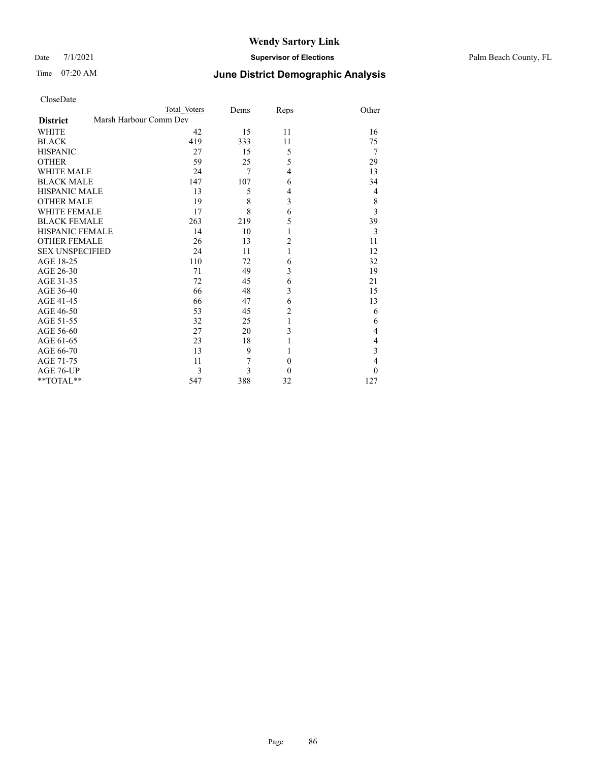# Wendy Sartory Link

Date 7/1/2021 **Supervisor of Elections** Palm Beach County, FL

Time 07:20 AM **June District Demographic Analysis**

CloseDate

| **District** | Total Voters | Dems | Reps | Other |
|---|---|---|---|---|
| Marsh Harbour Comm Dev | | | | |
| WHITE | 42 | 15 | 11 | 16 |
| BLACK | 419 | 333 | 11 | 75 |
| HISPANIC | 27 | 15 | 5 | 7 |
| OTHER | 59 | 25 | 5 | 29 |
| WHITE MALE | 24 | 7 | 4 | 13 |
| BLACK MALE | 147 | 107 | 6 | 34 |
| HISPANIC MALE | 13 | 5 | 4 | 4 |
| OTHER MALE | 19 | 8 | 3 | 8 |
| WHITE FEMALE | 17 | 8 | 6 | 3 |
| BLACK FEMALE | 263 | 219 | 5 | 39 |
| HISPANIC FEMALE | 14 | 10 | 1 | 3 |
| OTHER FEMALE | 26 | 13 | 2 | 11 |
| SEX UNSPECIFIED | 24 | 11 | 1 | 12 |
| AGE 18-25 | 110 | 72 | 6 | 32 |
| AGE 26-30 | 71 | 49 | 3 | 19 |
| AGE 31-35 | 72 | 45 | 6 | 21 |
| AGE 36-40 | 66 | 48 | 3 | 15 |
| AGE 41-45 | 66 | 47 | 6 | 13 |
| AGE 46-50 | 53 | 45 | 2 | 6 |
| AGE 51-55 | 32 | 25 | 1 | 6 |
| AGE 56-60 | 27 | 20 | 3 | 4 |
| AGE 61-65 | 23 | 18 | 1 | 4 |
| AGE 66-70 | 13 | 9 | 1 | 3 |
| AGE 71-75 | 11 | 7 | 0 | 4 |
| AGE 76-UP | 3 | 3 | 0 | 0 |
| **TOTAL** | 547 | 388 | 32 | 127 |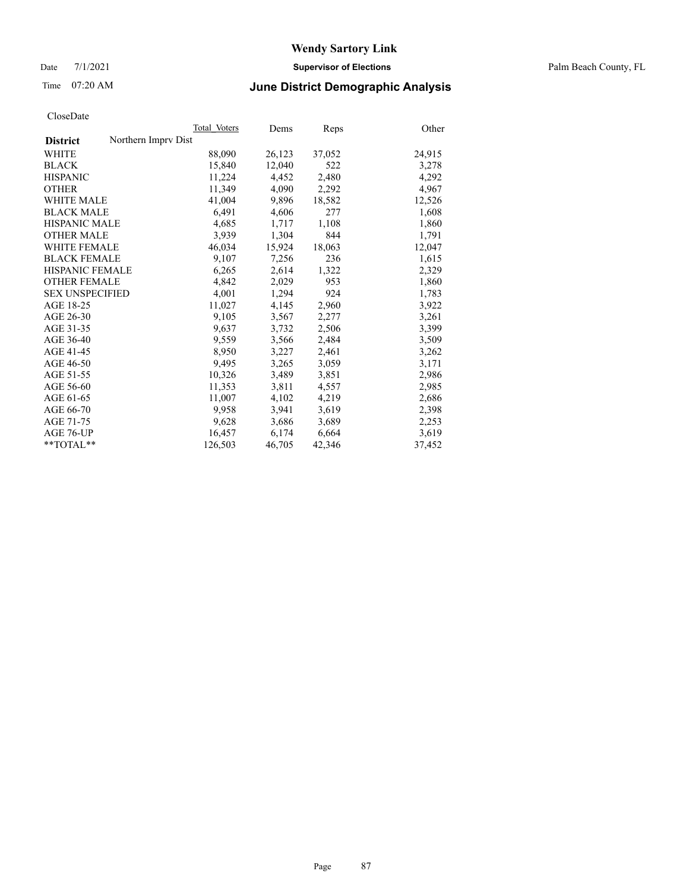# Wendy Sartory Link

Date 7/1/2021 **Supervisor of Elections** Palm Beach County, FL

Time 07:20 AM **June District Demographic Analysis**

CloseDate

| | Total Voters | Dems | Reps | Other |
|---|---|---|---|---|
| **District** Northern Imprv Dist | | | | |
| WHITE | 88,090 | 26,123 | 37,052 | 24,915 |
| BLACK | 15,840 | 12,040 | 522 | 3,278 |
| HISPANIC | 11,224 | 4,452 | 2,480 | 4,292 |
| OTHER | 11,349 | 4,090 | 2,292 | 4,967 |
| WHITE MALE | 41,004 | 9,896 | 18,582 | 12,526 |
| BLACK MALE | 6,491 | 4,606 | 277 | 1,608 |
| HISPANIC MALE | 4,685 | 1,717 | 1,108 | 1,860 |
| OTHER MALE | 3,939 | 1,304 | 844 | 1,791 |
| WHITE FEMALE | 46,034 | 15,924 | 18,063 | 12,047 |
| BLACK FEMALE | 9,107 | 7,256 | 236 | 1,615 |
| HISPANIC FEMALE | 6,265 | 2,614 | 1,322 | 2,329 |
| OTHER FEMALE | 4,842 | 2,029 | 953 | 1,860 |
| SEX UNSPECIFIED | 4,001 | 1,294 | 924 | 1,783 |
| AGE 18-25 | 11,027 | 4,145 | 2,960 | 3,922 |
| AGE 26-30 | 9,105 | 3,567 | 2,277 | 3,261 |
| AGE 31-35 | 9,637 | 3,732 | 2,506 | 3,399 |
| AGE 36-40 | 9,559 | 3,566 | 2,484 | 3,509 |
| AGE 41-45 | 8,950 | 3,227 | 2,461 | 3,262 |
| AGE 46-50 | 9,495 | 3,265 | 3,059 | 3,171 |
| AGE 51-55 | 10,326 | 3,489 | 3,851 | 2,986 |
| AGE 56-60 | 11,353 | 3,811 | 4,557 | 2,985 |
| AGE 61-65 | 11,007 | 4,102 | 4,219 | 2,686 |
| AGE 66-70 | 9,958 | 3,941 | 3,619 | 2,398 |
| AGE 71-75 | 9,628 | 3,686 | 3,689 | 2,253 |
| AGE 76-UP | 16,457 | 6,174 | 6,664 | 3,619 |
| **TOTAL** | 126,503 | 46,705 | 42,346 | 37,452 |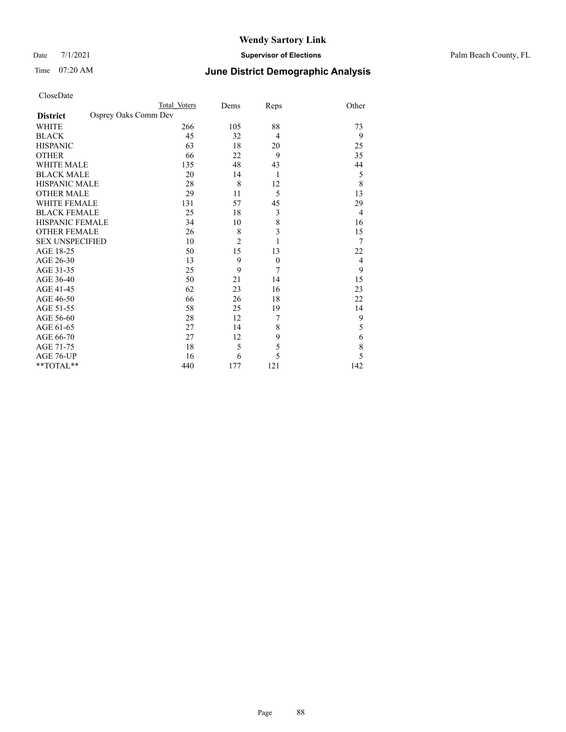# Wendy Sartory Link

Date 7/1/2021 **Supervisor of Elections** Palm Beach County, FL

Time 07:20 AM **June District Demographic Analysis**

CloseDate

| | Total Voters | Dems | Reps | Other |
|---|---|---|---|---|
| **District** Osprey Oaks Comm Dev | | | | |
| WHITE | 266 | 105 | 88 | 73 |
| BLACK | 45 | 32 | 4 | 9 |
| HISPANIC | 63 | 18 | 20 | 25 |
| OTHER | 66 | 22 | 9 | 35 |
| WHITE MALE | 135 | 48 | 43 | 44 |
| BLACK MALE | 20 | 14 | 1 | 5 |
| HISPANIC MALE | 28 | 8 | 12 | 8 |
| OTHER MALE | 29 | 11 | 5 | 13 |
| WHITE FEMALE | 131 | 57 | 45 | 29 |
| BLACK FEMALE | 25 | 18 | 3 | 4 |
| HISPANIC FEMALE | 34 | 10 | 8 | 16 |
| OTHER FEMALE | 26 | 8 | 3 | 15 |
| SEX UNSPECIFIED | 10 | 2 | 1 | 7 |
| AGE 18-25 | 50 | 15 | 13 | 22 |
| AGE 26-30 | 13 | 9 | 0 | 4 |
| AGE 31-35 | 25 | 9 | 7 | 9 |
| AGE 36-40 | 50 | 21 | 14 | 15 |
| AGE 41-45 | 62 | 23 | 16 | 23 |
| AGE 46-50 | 66 | 26 | 18 | 22 |
| AGE 51-55 | 58 | 25 | 19 | 14 |
| AGE 56-60 | 28 | 12 | 7 | 9 |
| AGE 61-65 | 27 | 14 | 8 | 5 |
| AGE 66-70 | 27 | 12 | 9 | 6 |
| AGE 71-75 | 18 | 5 | 5 | 8 |
| AGE 76-UP | 16 | 6 | 5 | 5 |
| **TOTAL** | 440 | 177 | 121 | 142 |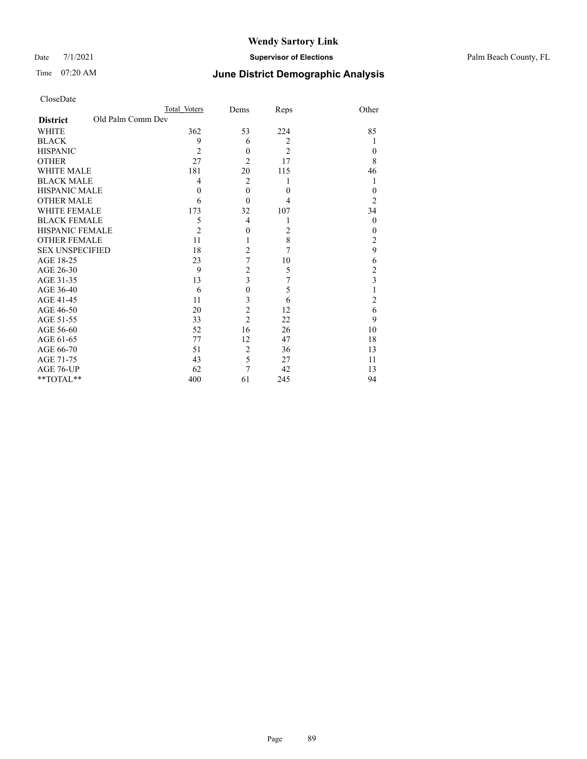# Wendy Sartory Link

Date 7/1/2021 **Supervisor of Elections** Palm Beach County, FL

Time 07:20 AM **June District Demographic Analysis**

CloseDate

| **District** | Old Palm Comm Dev Total Voters | Dems | Reps | Other |
|---|---|---|---|---|
| WHITE | 362 | 53 | 224 | 85 |
| BLACK | 9 | 6 | 2 | 1 |
| HISPANIC | 2 | 0 | 2 | 0 |
| OTHER | 27 | 2 | 17 | 8 |
| WHITE MALE | 181 | 20 | 115 | 46 |
| BLACK MALE | 4 | 2 | 1 | 1 |
| HISPANIC MALE | 0 | 0 | 0 | 0 |
| OTHER MALE | 6 | 0 | 4 | 2 |
| WHITE FEMALE | 173 | 32 | 107 | 34 |
| BLACK FEMALE | 5 | 4 | 1 | 0 |
| HISPANIC FEMALE | 2 | 0 | 2 | 0 |
| OTHER FEMALE | 11 | 1 | 8 | 2 |
| SEX UNSPECIFIED | 18 | 2 | 7 | 9 |
| AGE 18-25 | 23 | 7 | 10 | 6 |
| AGE 26-30 | 9 | 2 | 5 | 2 |
| AGE 31-35 | 13 | 3 | 7 | 3 |
| AGE 36-40 | 6 | 0 | 5 | 1 |
| AGE 41-45 | 11 | 3 | 6 | 2 |
| AGE 46-50 | 20 | 2 | 12 | 6 |
| AGE 51-55 | 33 | 2 | 22 | 9 |
| AGE 56-60 | 52 | 16 | 26 | 10 |
| AGE 61-65 | 77 | 12 | 47 | 18 |
| AGE 66-70 | 51 | 2 | 36 | 13 |
| AGE 71-75 | 43 | 5 | 27 | 11 |
| AGE 76-UP | 62 | 7 | 42 | 13 |
| **TOTAL** | 400 | 61 | 245 | 94 |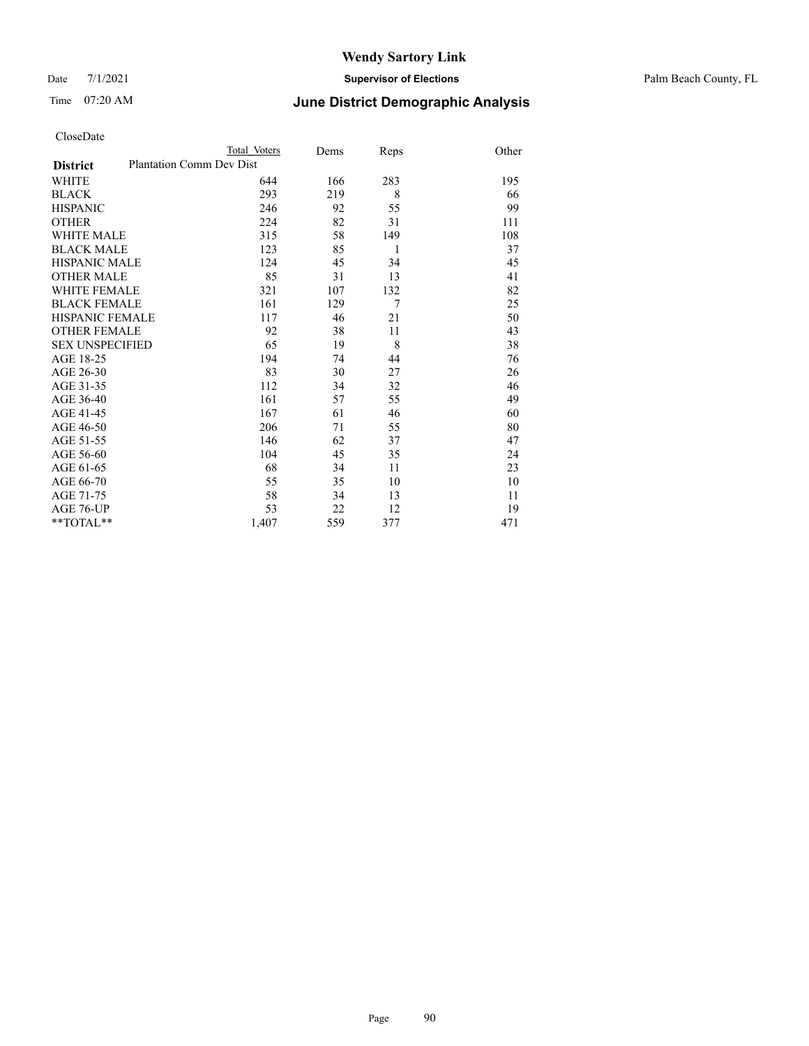# Wendy Sartory Link

Date 7/1/2021 **Supervisor of Elections** Palm Beach County, FL

Time 07:20 AM **June District Demographic Analysis**

CloseDate

| | Total Voters | Dems | Reps | Other |
|---|---|---|---|---|
| **District** Plantation Comm Dev Dist | | | | |
| WHITE | 644 | 166 | 283 | 195 |
| BLACK | 293 | 219 | 8 | 66 |
| HISPANIC | 246 | 92 | 55 | 99 |
| OTHER | 224 | 82 | 31 | 111 |
| WHITE MALE | 315 | 58 | 149 | 108 |
| BLACK MALE | 123 | 85 | 1 | 37 |
| HISPANIC MALE | 124 | 45 | 34 | 45 |
| OTHER MALE | 85 | 31 | 13 | 41 |
| WHITE FEMALE | 321 | 107 | 132 | 82 |
| BLACK FEMALE | 161 | 129 | 7 | 25 |
| HISPANIC FEMALE | 117 | 46 | 21 | 50 |
| OTHER FEMALE | 92 | 38 | 11 | 43 |
| SEX UNSPECIFIED | 65 | 19 | 8 | 38 |
| AGE 18-25 | 194 | 74 | 44 | 76 |
| AGE 26-30 | 83 | 30 | 27 | 26 |
| AGE 31-35 | 112 | 34 | 32 | 46 |
| AGE 36-40 | 161 | 57 | 55 | 49 |
| AGE 41-45 | 167 | 61 | 46 | 60 |
| AGE 46-50 | 206 | 71 | 55 | 80 |
| AGE 51-55 | 146 | 62 | 37 | 47 |
| AGE 56-60 | 104 | 45 | 35 | 24 |
| AGE 61-65 | 68 | 34 | 11 | 23 |
| AGE 66-70 | 55 | 35 | 10 | 10 |
| AGE 71-75 | 58 | 34 | 13 | 11 |
| AGE 76-UP | 53 | 22 | 12 | 19 |
| **TOTAL** | 1,407 | 559 | 377 | 471 |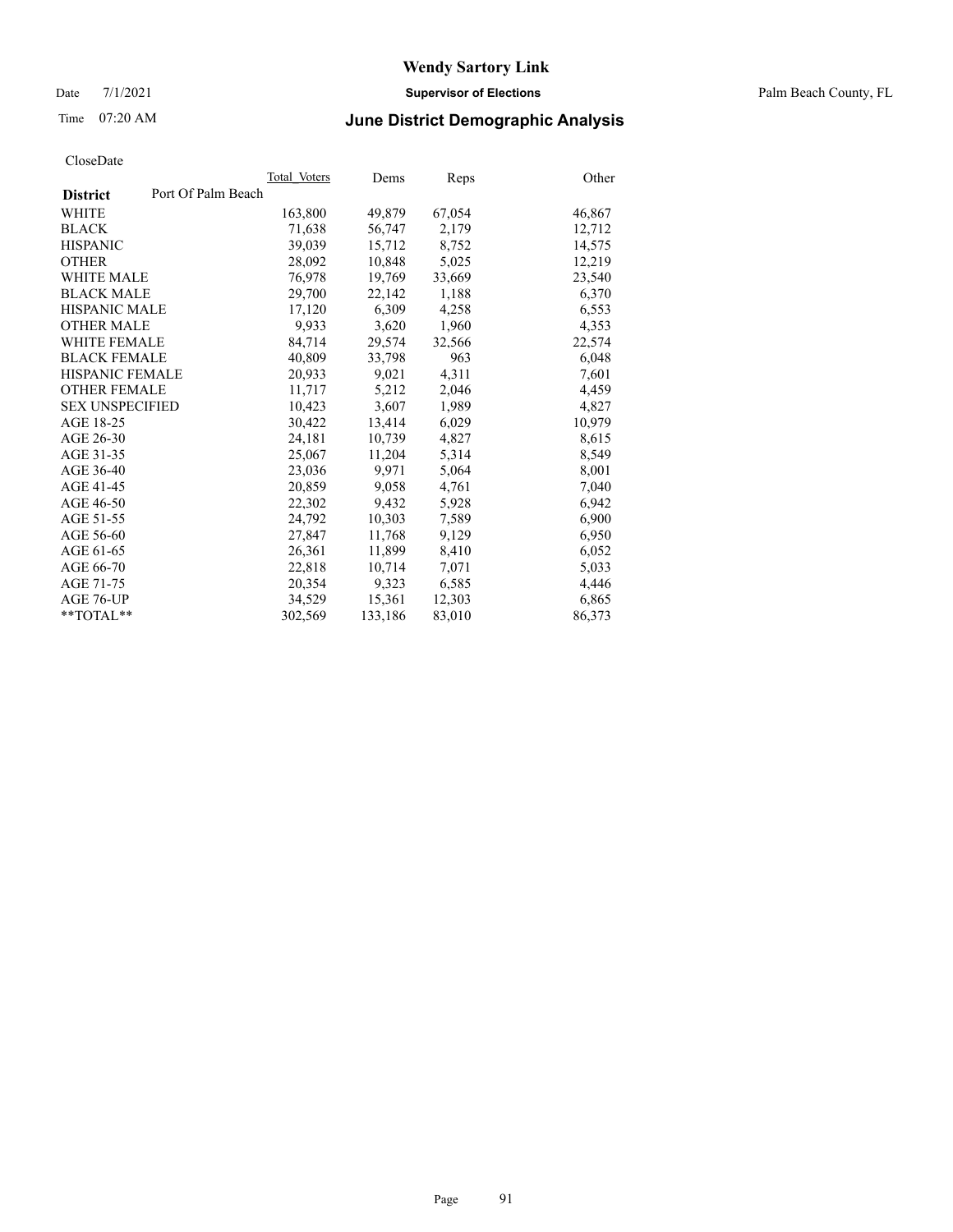# Wendy Sartory Link

Date 7/1/2021

**Supervisor of Elections**

Palm Beach County, FL

Time 07:20 AM

## June District Demographic Analysis

CloseDate

| **District** | Total_Voters | Dems | Reps | Other |
|---|---|---|---|---|
| Port Of Palm Beach | | | | |
| WHITE | 163,800 | 49,879 | 67,054 | 46,867 |
| BLACK | 71,638 | 56,747 | 2,179 | 12,712 |
| HISPANIC | 39,039 | 15,712 | 8,752 | 14,575 |
| OTHER | 28,092 | 10,848 | 5,025 | 12,219 |
| WHITE MALE | 76,978 | 19,769 | 33,669 | 23,540 |
| BLACK MALE | 29,700 | 22,142 | 1,188 | 6,370 |
| HISPANIC MALE | 17,120 | 6,309 | 4,258 | 6,553 |
| OTHER MALE | 9,933 | 3,620 | 1,960 | 4,353 |
| WHITE FEMALE | 84,714 | 29,574 | 32,566 | 22,574 |
| BLACK FEMALE | 40,809 | 33,798 | 963 | 6,048 |
| HISPANIC FEMALE | 20,933 | 9,021 | 4,311 | 7,601 |
| OTHER FEMALE | 11,717 | 5,212 | 2,046 | 4,459 |
| SEX UNSPECIFIED | 10,423 | 3,607 | 1,989 | 4,827 |
| AGE 18-25 | 30,422 | 13,414 | 6,029 | 10,979 |
| AGE 26-30 | 24,181 | 10,739 | 4,827 | 8,615 |
| AGE 31-35 | 25,067 | 11,204 | 5,314 | 8,549 |
| AGE 36-40 | 23,036 | 9,971 | 5,064 | 8,001 |
| AGE 41-45 | 20,859 | 9,058 | 4,761 | 7,040 |
| AGE 46-50 | 22,302 | 9,432 | 5,928 | 6,942 |
| AGE 51-55 | 24,792 | 10,303 | 7,589 | 6,900 |
| AGE 56-60 | 27,847 | 11,768 | 9,129 | 6,950 |
| AGE 61-65 | 26,361 | 11,899 | 8,410 | 6,052 |
| AGE 66-70 | 22,818 | 10,714 | 7,071 | 5,033 |
| AGE 71-75 | 20,354 | 9,323 | 6,585 | 4,446 |
| AGE 76-UP | 34,529 | 15,361 | 12,303 | 6,865 |
| **TOTAL** | 302,569 | 133,186 | 83,010 | 86,373 |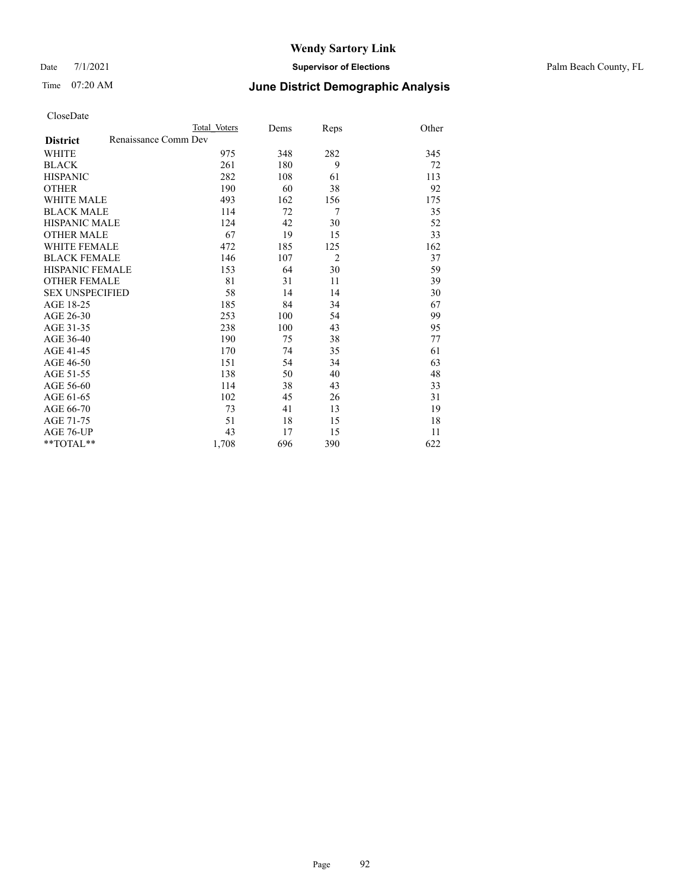# Wendy Sartory Link

Date 7/1/2021 **Supervisor of Elections** Palm Beach County, FL

Time 07:20 AM **June District Demographic Analysis**

CloseDate

| **District** | Total Voters | Dems | Reps | Other |
|---|---|---|---|---|
| Renaissance Comm Dev | | | | |
| WHITE | 975 | 348 | 282 | 345 |
| BLACK | 261 | 180 | 9 | 72 |
| HISPANIC | 282 | 108 | 61 | 113 |
| OTHER | 190 | 60 | 38 | 92 |
| WHITE MALE | 493 | 162 | 156 | 175 |
| BLACK MALE | 114 | 72 | 7 | 35 |
| HISPANIC MALE | 124 | 42 | 30 | 52 |
| OTHER MALE | 67 | 19 | 15 | 33 |
| WHITE FEMALE | 472 | 185 | 125 | 162 |
| BLACK FEMALE | 146 | 107 | 2 | 37 |
| HISPANIC FEMALE | 153 | 64 | 30 | 59 |
| OTHER FEMALE | 81 | 31 | 11 | 39 |
| SEX UNSPECIFIED | 58 | 14 | 14 | 30 |
| AGE 18-25 | 185 | 84 | 34 | 67 |
| AGE 26-30 | 253 | 100 | 54 | 99 |
| AGE 31-35 | 238 | 100 | 43 | 95 |
| AGE 36-40 | 190 | 75 | 38 | 77 |
| AGE 41-45 | 170 | 74 | 35 | 61 |
| AGE 46-50 | 151 | 54 | 34 | 63 |
| AGE 51-55 | 138 | 50 | 40 | 48 |
| AGE 56-60 | 114 | 38 | 43 | 33 |
| AGE 61-65 | 102 | 45 | 26 | 31 |
| AGE 66-70 | 73 | 41 | 13 | 19 |
| AGE 71-75 | 51 | 18 | 15 | 18 |
| AGE 76-UP | 43 | 17 | 15 | 11 |
| **TOTAL** | 1,708 | 696 | 390 | 622 |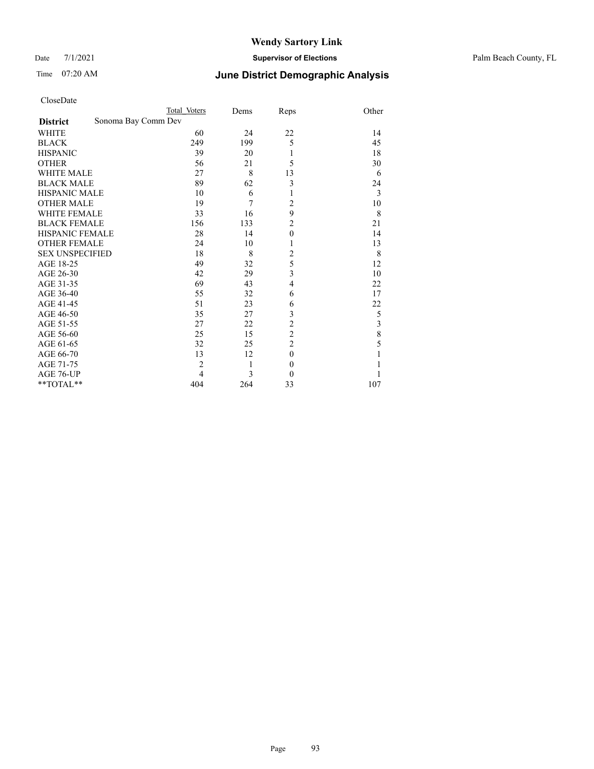# Wendy Sartory Link

Date 7/1/2021 **Supervisor of Elections** Palm Beach County, FL

Time 07:20 AM **June District Demographic Analysis**

CloseDate

| **District** | Sonoma Bay Comm Dev Total Voters | Dems | Reps | Other |
|---|---|---|---|---|
| WHITE | 60 | 24 | 22 | 14 |
| BLACK | 249 | 199 | 5 | 45 |
| HISPANIC | 39 | 20 | 1 | 18 |
| OTHER | 56 | 21 | 5 | 30 |
| WHITE MALE | 27 | 8 | 13 | 6 |
| BLACK MALE | 89 | 62 | 3 | 24 |
| HISPANIC MALE | 10 | 6 | 1 | 3 |
| OTHER MALE | 19 | 7 | 2 | 10 |
| WHITE FEMALE | 33 | 16 | 9 | 8 |
| BLACK FEMALE | 156 | 133 | 2 | 21 |
| HISPANIC FEMALE | 28 | 14 | 0 | 14 |
| OTHER FEMALE | 24 | 10 | 1 | 13 |
| SEX UNSPECIFIED | 18 | 8 | 2 | 8 |
| AGE 18-25 | 49 | 32 | 5 | 12 |
| AGE 26-30 | 42 | 29 | 3 | 10 |
| AGE 31-35 | 69 | 43 | 4 | 22 |
| AGE 36-40 | 55 | 32 | 6 | 17 |
| AGE 41-45 | 51 | 23 | 6 | 22 |
| AGE 46-50 | 35 | 27 | 3 | 5 |
| AGE 51-55 | 27 | 22 | 2 | 3 |
| AGE 56-60 | 25 | 15 | 2 | 8 |
| AGE 61-65 | 32 | 25 | 2 | 5 |
| AGE 66-70 | 13 | 12 | 0 | 1 |
| AGE 71-75 | 2 | 1 | 0 | 1 |
| AGE 76-UP | 4 | 3 | 0 | 1 |
| **TOTAL** | 404 | 264 | 33 | 107 |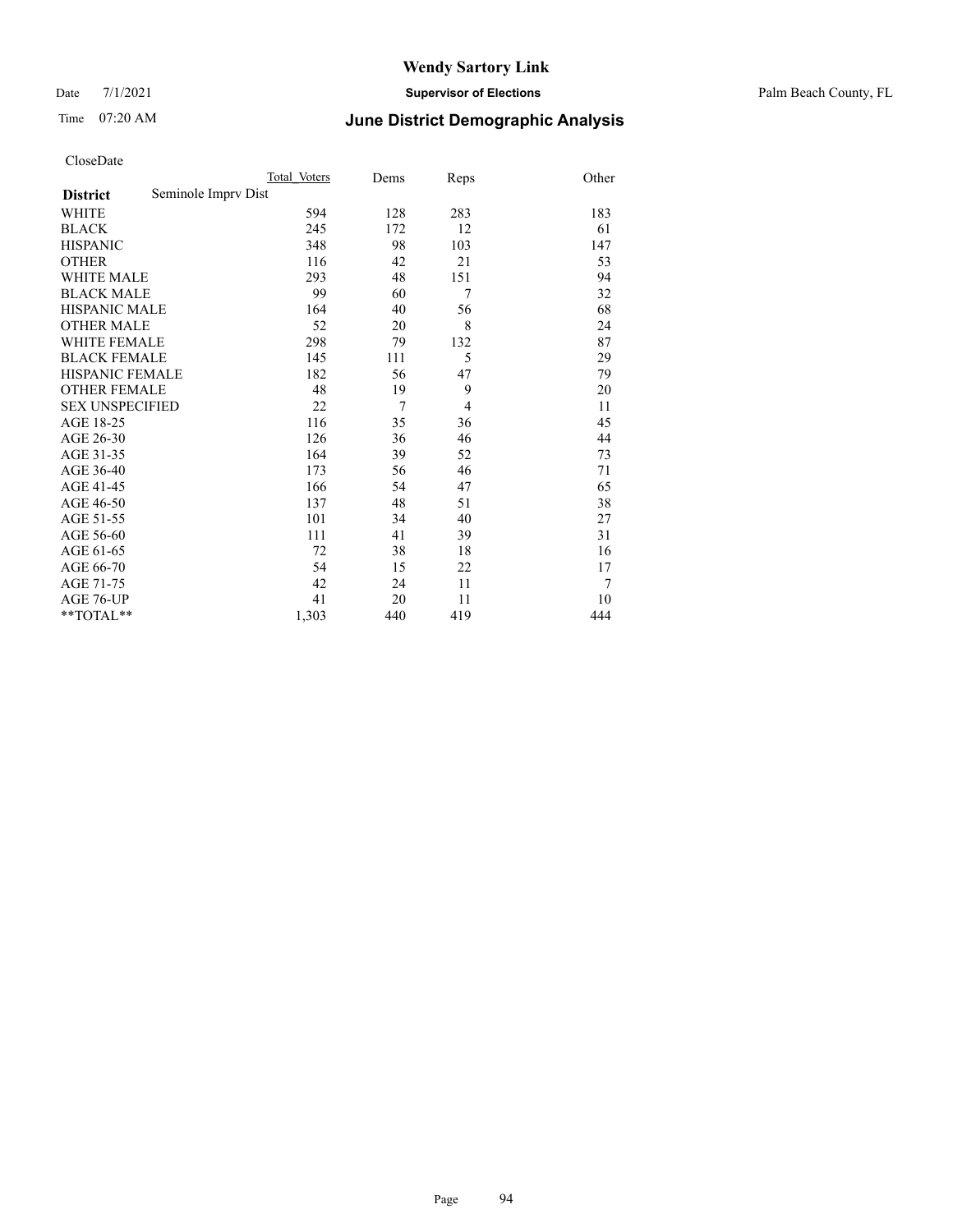CloseDate

| District | Seminole Imprv Dist | Total Voters | Dems | Reps | Other |
|---|---|---|---|---|---|
| WHITE | | 594 | 128 | 283 | 183 |
| BLACK | | 245 | 172 | 12 | 61 |
| HISPANIC | | 348 | 98 | 103 | 147 |
| OTHER | | 116 | 42 | 21 | 53 |
| WHITE MALE | | 293 | 48 | 151 | 94 |
| BLACK MALE | | 99 | 60 | 7 | 32 |
| HISPANIC MALE | | 164 | 40 | 56 | 68 |
| OTHER MALE | | 52 | 20 | 8 | 24 |
| WHITE FEMALE | | 298 | 79 | 132 | 87 |
| BLACK FEMALE | | 145 | 111 | 5 | 29 |
| HISPANIC FEMALE | | 182 | 56 | 47 | 79 |
| OTHER FEMALE | | 48 | 19 | 9 | 20 |
| SEX UNSPECIFIED | | 22 | 7 | 4 | 11 |
| AGE 18-25 | | 116 | 35 | 36 | 45 |
| AGE 26-30 | | 126 | 36 | 46 | 44 |
| AGE 31-35 | | 164 | 39 | 52 | 73 |
| AGE 36-40 | | 173 | 56 | 46 | 71 |
| AGE 41-45 | | 166 | 54 | 47 | 65 |
| AGE 46-50 | | 137 | 48 | 51 | 38 |
| AGE 51-55 | | 101 | 34 | 40 | 27 |
| AGE 56-60 | | 111 | 41 | 39 | 31 |
| AGE 61-65 | | 72 | 38 | 18 | 16 |
| AGE 66-70 | | 54 | 15 | 22 | 17 |
| AGE 71-75 | | 42 | 24 | 11 | 7 |
| AGE 76-UP | | 41 | 20 | 11 | 10 |
| **TOTAL** | | 1,303 | 440 | 419 | 444 |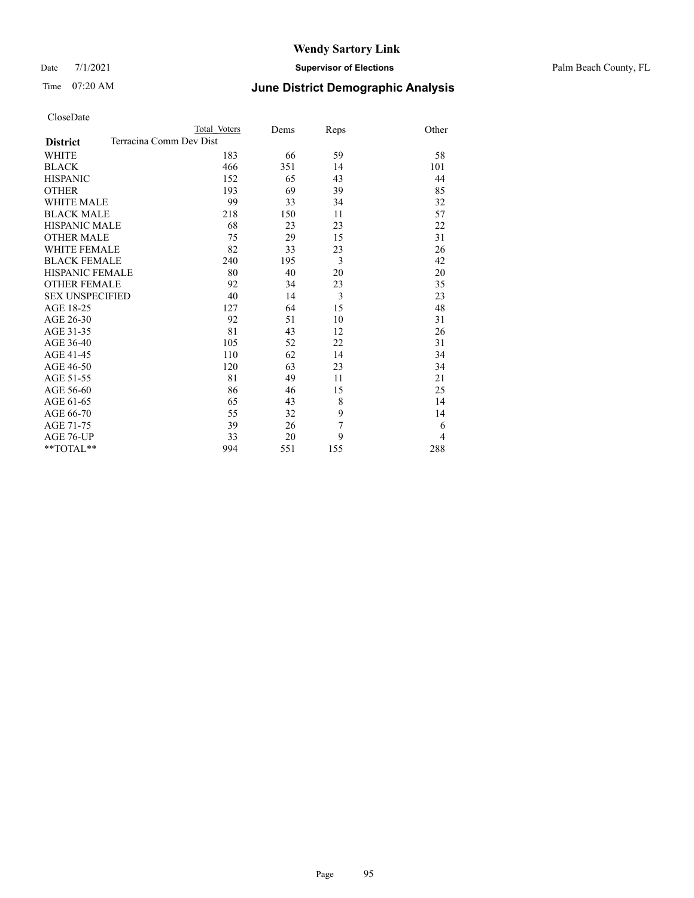# Wendy Sartory Link

Date 7/1/2021 **Supervisor of Elections** Palm Beach County, FL

Time 07:20 AM **June District Demographic Analysis**

CloseDate

| District | Total Voters | Dems | Reps | Other |
|---|---|---|---|---|
| Terracina Comm Dev Dist | | | | |
| WHITE | 183 | 66 | 59 | 58 |
| BLACK | 466 | 351 | 14 | 101 |
| HISPANIC | 152 | 65 | 43 | 44 |
| OTHER | 193 | 69 | 39 | 85 |
| WHITE MALE | 99 | 33 | 34 | 32 |
| BLACK MALE | 218 | 150 | 11 | 57 |
| HISPANIC MALE | 68 | 23 | 23 | 22 |
| OTHER MALE | 75 | 29 | 15 | 31 |
| WHITE FEMALE | 82 | 33 | 23 | 26 |
| BLACK FEMALE | 240 | 195 | 3 | 42 |
| HISPANIC FEMALE | 80 | 40 | 20 | 20 |
| OTHER FEMALE | 92 | 34 | 23 | 35 |
| SEX UNSPECIFIED | 40 | 14 | 3 | 23 |
| AGE 18-25 | 127 | 64 | 15 | 48 |
| AGE 26-30 | 92 | 51 | 10 | 31 |
| AGE 31-35 | 81 | 43 | 12 | 26 |
| AGE 36-40 | 105 | 52 | 22 | 31 |
| AGE 41-45 | 110 | 62 | 14 | 34 |
| AGE 46-50 | 120 | 63 | 23 | 34 |
| AGE 51-55 | 81 | 49 | 11 | 21 |
| AGE 56-60 | 86 | 46 | 15 | 25 |
| AGE 61-65 | 65 | 43 | 8 | 14 |
| AGE 66-70 | 55 | 32 | 9 | 14 |
| AGE 71-75 | 39 | 26 | 7 | 6 |
| AGE 76-UP | 33 | 20 | 9 | 4 |
| **TOTAL** | 994 | 551 | 155 | 288 |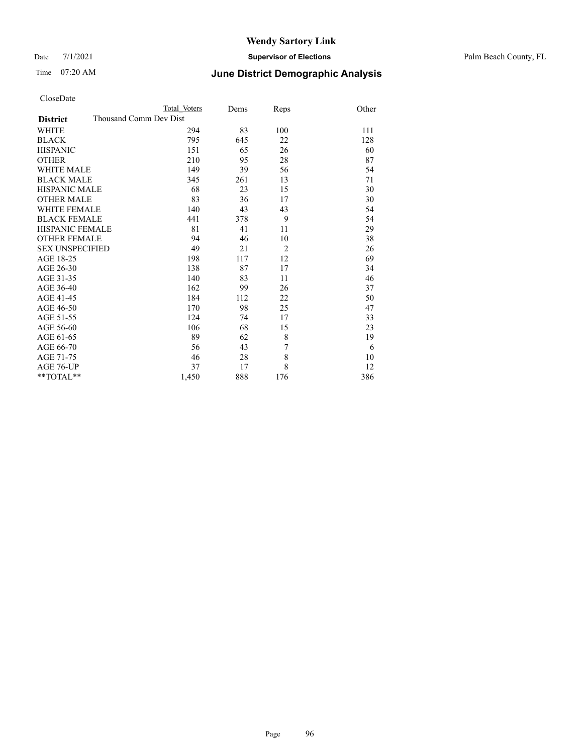# Wendy Sartory Link

Date 7/1/2021 **Supervisor of Elections** Palm Beach County, FL

Time 07:20 AM **June District Demographic Analysis**

CloseDate

| **District** | Total Voters | Dems | Reps | Other |
|---|---|---|---|---|
| Thousand Comm Dev Dist | | | | |
| WHITE | 294 | 83 | 100 | 111 |
| BLACK | 795 | 645 | 22 | 128 |
| HISPANIC | 151 | 65 | 26 | 60 |
| OTHER | 210 | 95 | 28 | 87 |
| WHITE MALE | 149 | 39 | 56 | 54 |
| BLACK MALE | 345 | 261 | 13 | 71 |
| HISPANIC MALE | 68 | 23 | 15 | 30 |
| OTHER MALE | 83 | 36 | 17 | 30 |
| WHITE FEMALE | 140 | 43 | 43 | 54 |
| BLACK FEMALE | 441 | 378 | 9 | 54 |
| HISPANIC FEMALE | 81 | 41 | 11 | 29 |
| OTHER FEMALE | 94 | 46 | 10 | 38 |
| SEX UNSPECIFIED | 49 | 21 | 2 | 26 |
| AGE 18-25 | 198 | 117 | 12 | 69 |
| AGE 26-30 | 138 | 87 | 17 | 34 |
| AGE 31-35 | 140 | 83 | 11 | 46 |
| AGE 36-40 | 162 | 99 | 26 | 37 |
| AGE 41-45 | 184 | 112 | 22 | 50 |
| AGE 46-50 | 170 | 98 | 25 | 47 |
| AGE 51-55 | 124 | 74 | 17 | 33 |
| AGE 56-60 | 106 | 68 | 15 | 23 |
| AGE 61-65 | 89 | 62 | 8 | 19 |
| AGE 66-70 | 56 | 43 | 7 | 6 |
| AGE 71-75 | 46 | 28 | 8 | 10 |
| AGE 76-UP | 37 | 17 | 8 | 12 |
| **TOTAL** | 1,450 | 888 | 176 | 386 |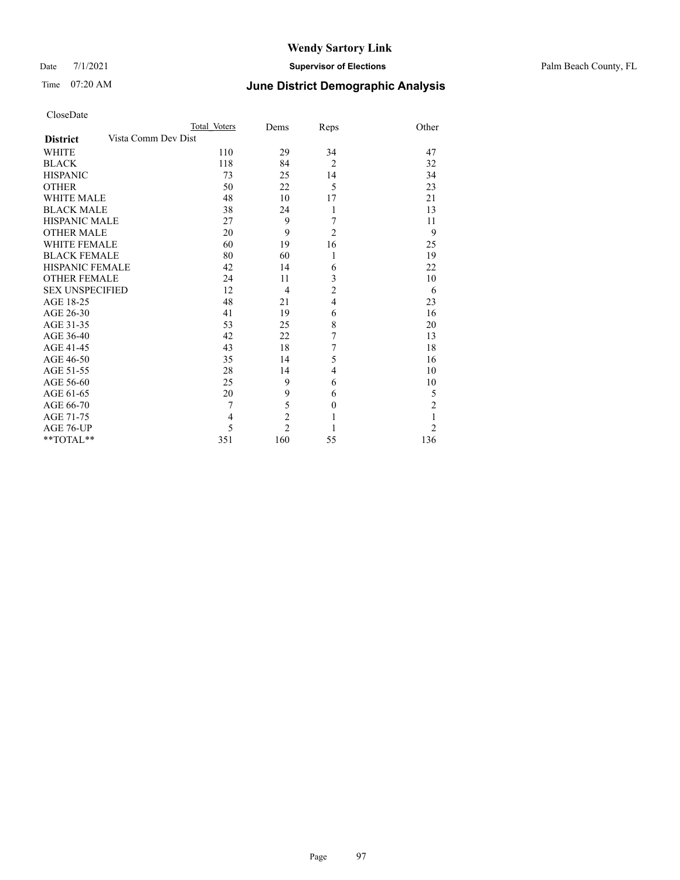# June District Demographic Analysis

CloseDate

| District | Total Voters | Dems | Reps | Other |
|---|---|---|---|---|
| **Vista Comm Dev Dist** | | | | |
| WHITE | 110 | 29 | 34 | 47 |
| BLACK | 118 | 84 | 2 | 32 |
| HISPANIC | 73 | 25 | 14 | 34 |
| OTHER | 50 | 22 | 5 | 23 |
| WHITE MALE | 48 | 10 | 17 | 21 |
| BLACK MALE | 38 | 24 | 1 | 13 |
| HISPANIC MALE | 27 | 9 | 7 | 11 |
| OTHER MALE | 20 | 9 | 2 | 9 |
| WHITE FEMALE | 60 | 19 | 16 | 25 |
| BLACK FEMALE | 80 | 60 | 1 | 19 |
| HISPANIC FEMALE | 42 | 14 | 6 | 22 |
| OTHER FEMALE | 24 | 11 | 3 | 10 |
| SEX UNSPECIFIED | 12 | 4 | 2 | 6 |
| AGE 18-25 | 48 | 21 | 4 | 23 |
| AGE 26-30 | 41 | 19 | 6 | 16 |
| AGE 31-35 | 53 | 25 | 8 | 20 |
| AGE 36-40 | 42 | 22 | 7 | 13 |
| AGE 41-45 | 43 | 18 | 7 | 18 |
| AGE 46-50 | 35 | 14 | 5 | 16 |
| AGE 51-55 | 28 | 14 | 4 | 10 |
| AGE 56-60 | 25 | 9 | 6 | 10 |
| AGE 61-65 | 20 | 9 | 6 | 5 |
| AGE 66-70 | 7 | 5 | 0 | 2 |
| AGE 71-75 | 4 | 2 | 1 | 1 |
| AGE 76-UP | 5 | 2 | 1 | 2 |
| **TOTAL** | 351 | 160 | 55 | 136 |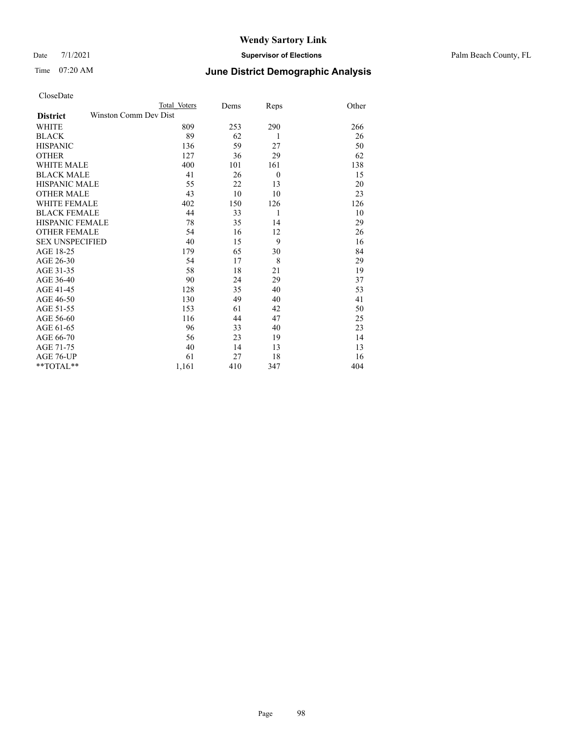# Wendy Sartory Link

Date 7/1/2021 **Supervisor of Elections** Palm Beach County, FL

Time 07:20 AM **June District Demographic Analysis**

CloseDate

| District | Total Voters | Dems | Reps | Other |
|---|---|---|---|---|
| Winston Comm Dev Dist | | | | |
| WHITE | 809 | 253 | 290 | 266 |
| BLACK | 89 | 62 | 1 | 26 |
| HISPANIC | 136 | 59 | 27 | 50 |
| OTHER | 127 | 36 | 29 | 62 |
| WHITE MALE | 400 | 101 | 161 | 138 |
| BLACK MALE | 41 | 26 | 0 | 15 |
| HISPANIC MALE | 55 | 22 | 13 | 20 |
| OTHER MALE | 43 | 10 | 10 | 23 |
| WHITE FEMALE | 402 | 150 | 126 | 126 |
| BLACK FEMALE | 44 | 33 | 1 | 10 |
| HISPANIC FEMALE | 78 | 35 | 14 | 29 |
| OTHER FEMALE | 54 | 16 | 12 | 26 |
| SEX UNSPECIFIED | 40 | 15 | 9 | 16 |
| AGE 18-25 | 179 | 65 | 30 | 84 |
| AGE 26-30 | 54 | 17 | 8 | 29 |
| AGE 31-35 | 58 | 18 | 21 | 19 |
| AGE 36-40 | 90 | 24 | 29 | 37 |
| AGE 41-45 | 128 | 35 | 40 | 53 |
| AGE 46-50 | 130 | 49 | 40 | 41 |
| AGE 51-55 | 153 | 61 | 42 | 50 |
| AGE 56-60 | 116 | 44 | 47 | 25 |
| AGE 61-65 | 96 | 33 | 40 | 23 |
| AGE 66-70 | 56 | 23 | 19 | 14 |
| AGE 71-75 | 40 | 14 | 13 | 13 |
| AGE 76-UP | 61 | 27 | 18 | 16 |
| **TOTAL** | 1,161 | 410 | 347 | 404 |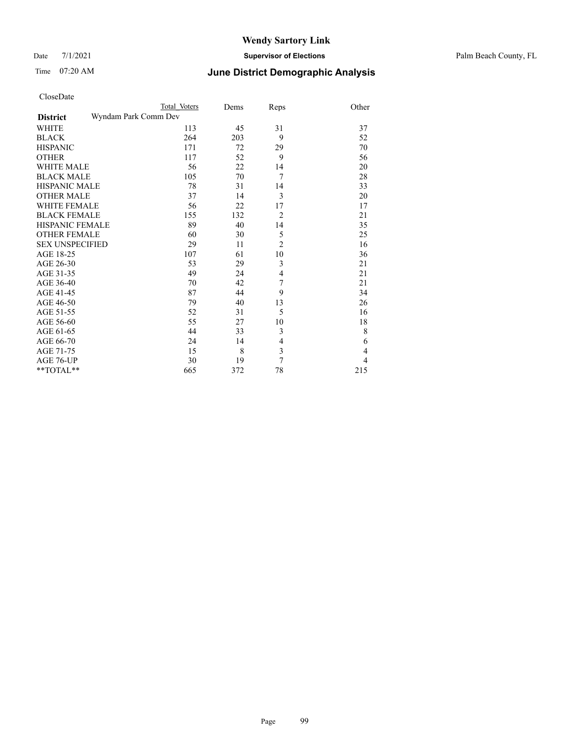# Wendy Sartory Link

Date 7/1/2021 **Supervisor of Elections** Palm Beach County, FL

Time 07:20 AM **June District Demographic Analysis**

CloseDate

| **District** | Total Voters | Dems | Reps | Other |
|---|---|---|---|---|
| Wyndam Park Comm Dev | | | | |
| WHITE | 113 | 45 | 31 | 37 |
| BLACK | 264 | 203 | 9 | 52 |
| HISPANIC | 171 | 72 | 29 | 70 |
| OTHER | 117 | 52 | 9 | 56 |
| WHITE MALE | 56 | 22 | 14 | 20 |
| BLACK MALE | 105 | 70 | 7 | 28 |
| HISPANIC MALE | 78 | 31 | 14 | 33 |
| OTHER MALE | 37 | 14 | 3 | 20 |
| WHITE FEMALE | 56 | 22 | 17 | 17 |
| BLACK FEMALE | 155 | 132 | 2 | 21 |
| HISPANIC FEMALE | 89 | 40 | 14 | 35 |
| OTHER FEMALE | 60 | 30 | 5 | 25 |
| SEX UNSPECIFIED | 29 | 11 | 2 | 16 |
| AGE 18-25 | 107 | 61 | 10 | 36 |
| AGE 26-30 | 53 | 29 | 3 | 21 |
| AGE 31-35 | 49 | 24 | 4 | 21 |
| AGE 36-40 | 70 | 42 | 7 | 21 |
| AGE 41-45 | 87 | 44 | 9 | 34 |
| AGE 46-50 | 79 | 40 | 13 | 26 |
| AGE 51-55 | 52 | 31 | 5 | 16 |
| AGE 56-60 | 55 | 27 | 10 | 18 |
| AGE 61-65 | 44 | 33 | 3 | 8 |
| AGE 66-70 | 24 | 14 | 4 | 6 |
| AGE 71-75 | 15 | 8 | 3 | 4 |
| AGE 76-UP | 30 | 19 | 7 | 4 |
| **TOTAL** | 665 | 372 | 78 | 215 |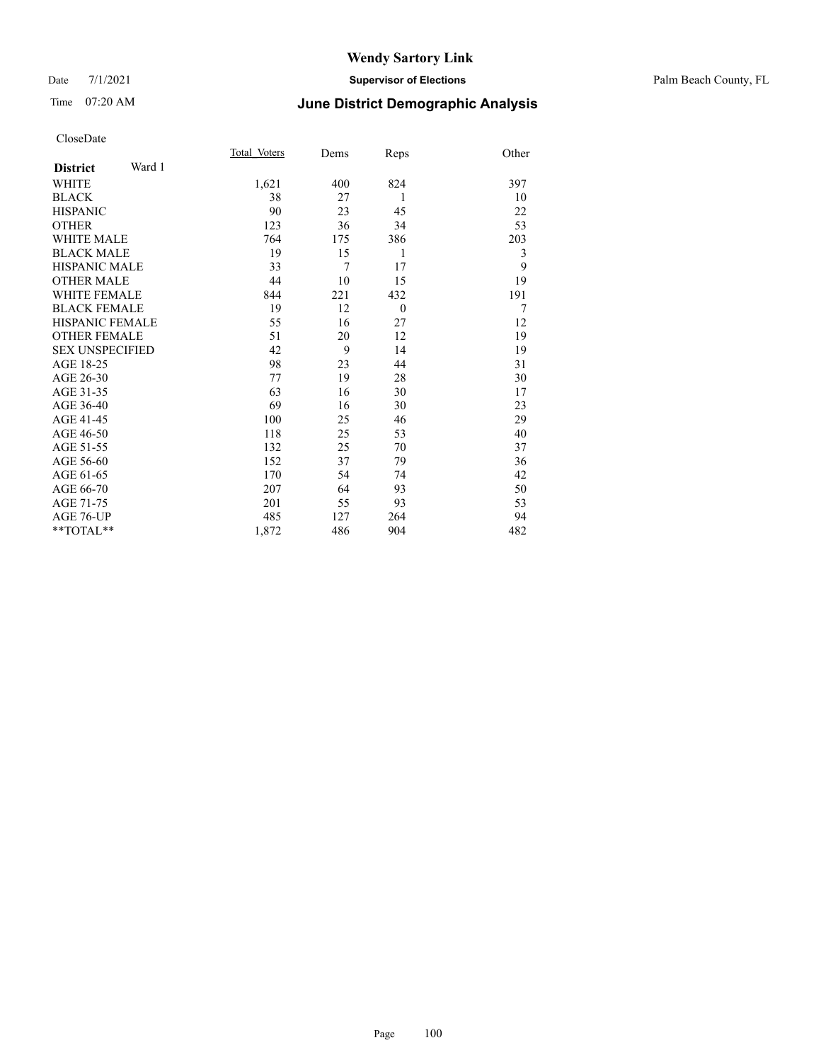# Wendy Sartory Link

Date 7/1/2021 **Supervisor of Elections** Palm Beach County, FL

Time 07:20 AM **June District Demographic Analysis**

CloseDate

| **District** Ward 1 | Total_Voters | Dems | Reps | Other |
|---|---|---|---|---|
| WHITE | 1,621 | 400 | 824 | 397 |
| BLACK | 38 | 27 | 1 | 10 |
| HISPANIC | 90 | 23 | 45 | 22 |
| OTHER | 123 | 36 | 34 | 53 |
| WHITE MALE | 764 | 175 | 386 | 203 |
| BLACK MALE | 19 | 15 | 1 | 3 |
| HISPANIC MALE | 33 | 7 | 17 | 9 |
| OTHER MALE | 44 | 10 | 15 | 19 |
| WHITE FEMALE | 844 | 221 | 432 | 191 |
| BLACK FEMALE | 19 | 12 | 0 | 7 |
| HISPANIC FEMALE | 55 | 16 | 27 | 12 |
| OTHER FEMALE | 51 | 20 | 12 | 19 |
| SEX UNSPECIFIED | 42 | 9 | 14 | 19 |
| AGE 18-25 | 98 | 23 | 44 | 31 |
| AGE 26-30 | 77 | 19 | 28 | 30 |
| AGE 31-35 | 63 | 16 | 30 | 17 |
| AGE 36-40 | 69 | 16 | 30 | 23 |
| AGE 41-45 | 100 | 25 | 46 | 29 |
| AGE 46-50 | 118 | 25 | 53 | 40 |
| AGE 51-55 | 132 | 25 | 70 | 37 |
| AGE 56-60 | 152 | 37 | 79 | 36 |
| AGE 61-65 | 170 | 54 | 74 | 42 |
| AGE 66-70 | 207 | 64 | 93 | 50 |
| AGE 71-75 | 201 | 55 | 93 | 53 |
| AGE 76-UP | 485 | 127 | 264 | 94 |
| **TOTAL** | 1,872 | 486 | 904 | 482 |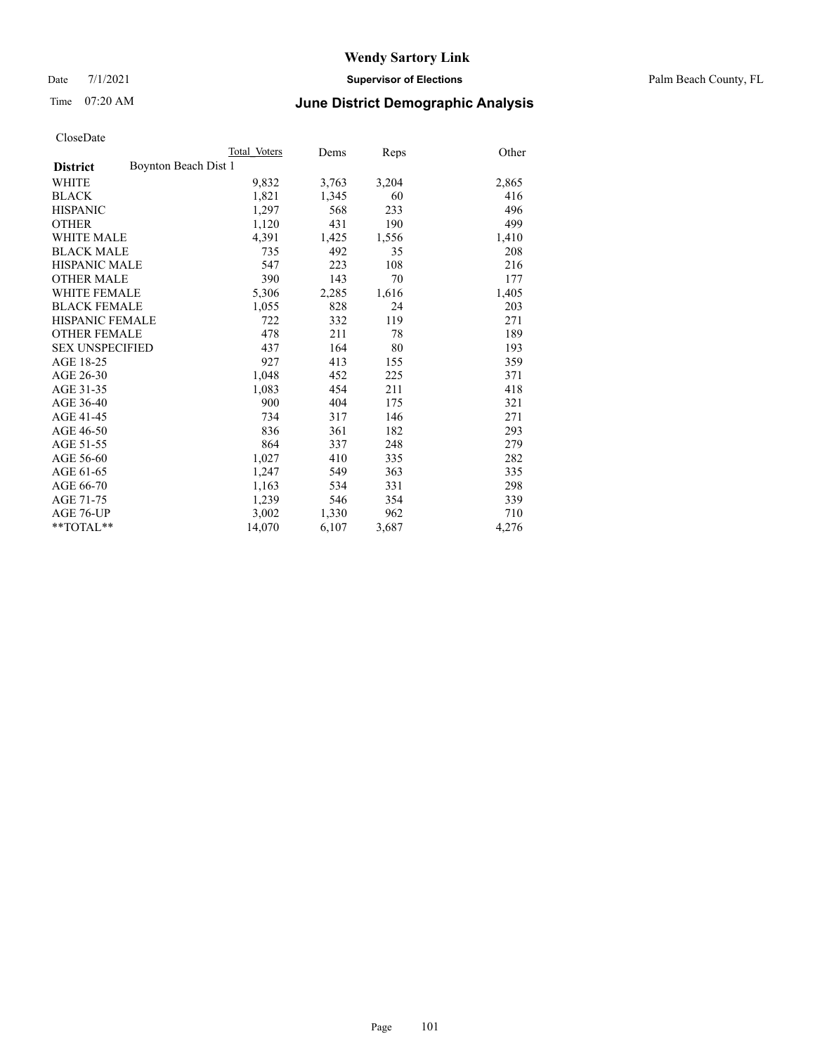# Wendy Sartory Link

Date 7/1/2021 **Supervisor of Elections** Palm Beach County, FL

Time 07:20 AM **June District Demographic Analysis**

CloseDate

| | Total Voters | Dems | Reps | Other |
|---|---|---|---|---|
| **District** Boynton Beach Dist 1 | | | | |
| WHITE | 9,832 | 3,763 | 3,204 | 2,865 |
| BLACK | 1,821 | 1,345 | 60 | 416 |
| HISPANIC | 1,297 | 568 | 233 | 496 |
| OTHER | 1,120 | 431 | 190 | 499 |
| WHITE MALE | 4,391 | 1,425 | 1,556 | 1,410 |
| BLACK MALE | 735 | 492 | 35 | 208 |
| HISPANIC MALE | 547 | 223 | 108 | 216 |
| OTHER MALE | 390 | 143 | 70 | 177 |
| WHITE FEMALE | 5,306 | 2,285 | 1,616 | 1,405 |
| BLACK FEMALE | 1,055 | 828 | 24 | 203 |
| HISPANIC FEMALE | 722 | 332 | 119 | 271 |
| OTHER FEMALE | 478 | 211 | 78 | 189 |
| SEX UNSPECIFIED | 437 | 164 | 80 | 193 |
| AGE 18-25 | 927 | 413 | 155 | 359 |
| AGE 26-30 | 1,048 | 452 | 225 | 371 |
| AGE 31-35 | 1,083 | 454 | 211 | 418 |
| AGE 36-40 | 900 | 404 | 175 | 321 |
| AGE 41-45 | 734 | 317 | 146 | 271 |
| AGE 46-50 | 836 | 361 | 182 | 293 |
| AGE 51-55 | 864 | 337 | 248 | 279 |
| AGE 56-60 | 1,027 | 410 | 335 | 282 |
| AGE 61-65 | 1,247 | 549 | 363 | 335 |
| AGE 66-70 | 1,163 | 534 | 331 | 298 |
| AGE 71-75 | 1,239 | 546 | 354 | 339 |
| AGE 76-UP | 3,002 | 1,330 | 962 | 710 |
| **TOTAL** | 14,070 | 6,107 | 3,687 | 4,276 |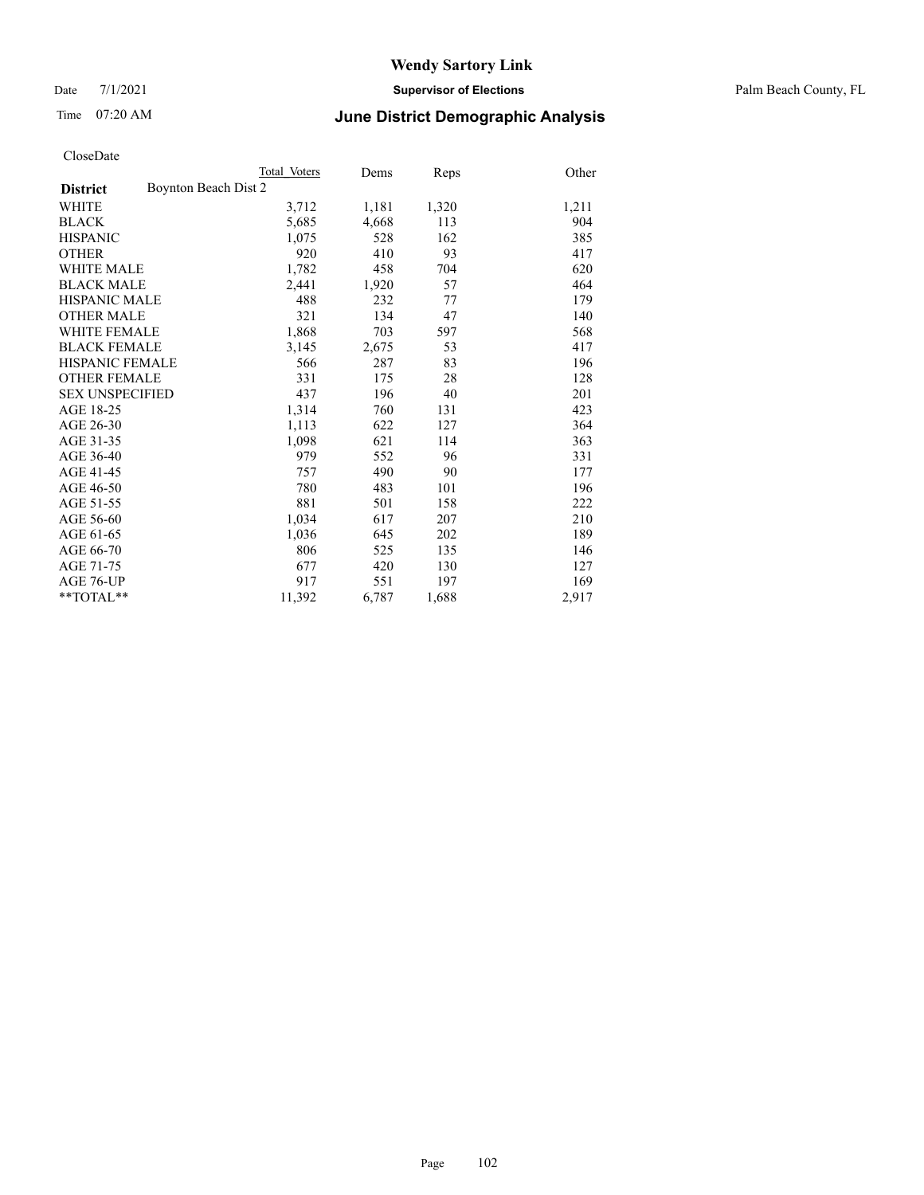# Wendy Sartory Link

Date 7/1/2021 **Supervisor of Elections** Palm Beach County, FL

Time 07:20 AM **June District Demographic Analysis**

CloseDate

| District | Boynton Beach Dist 2 | Total Voters | Dems | Reps | Other |
|---|---|---|---|---|---|
| WHITE | | 3,712 | 1,181 | 1,320 | 1,211 |
| BLACK | | 5,685 | 4,668 | 113 | 904 |
| HISPANIC | | 1,075 | 528 | 162 | 385 |
| OTHER | | 920 | 410 | 93 | 417 |
| WHITE MALE | | 1,782 | 458 | 704 | 620 |
| BLACK MALE | | 2,441 | 1,920 | 57 | 464 |
| HISPANIC MALE | | 488 | 232 | 77 | 179 |
| OTHER MALE | | 321 | 134 | 47 | 140 |
| WHITE FEMALE | | 1,868 | 703 | 597 | 568 |
| BLACK FEMALE | | 3,145 | 2,675 | 53 | 417 |
| HISPANIC FEMALE | | 566 | 287 | 83 | 196 |
| OTHER FEMALE | | 331 | 175 | 28 | 128 |
| SEX UNSPECIFIED | | 437 | 196 | 40 | 201 |
| AGE 18-25 | | 1,314 | 760 | 131 | 423 |
| AGE 26-30 | | 1,113 | 622 | 127 | 364 |
| AGE 31-35 | | 1,098 | 621 | 114 | 363 |
| AGE 36-40 | | 979 | 552 | 96 | 331 |
| AGE 41-45 | | 757 | 490 | 90 | 177 |
| AGE 46-50 | | 780 | 483 | 101 | 196 |
| AGE 51-55 | | 881 | 501 | 158 | 222 |
| AGE 56-60 | | 1,034 | 617 | 207 | 210 |
| AGE 61-65 | | 1,036 | 645 | 202 | 189 |
| AGE 66-70 | | 806 | 525 | 135 | 146 |
| AGE 71-75 | | 677 | 420 | 130 | 127 |
| AGE 76-UP | | 917 | 551 | 197 | 169 |
| **TOTAL** | | 11,392 | 6,787 | 1,688 | 2,917 |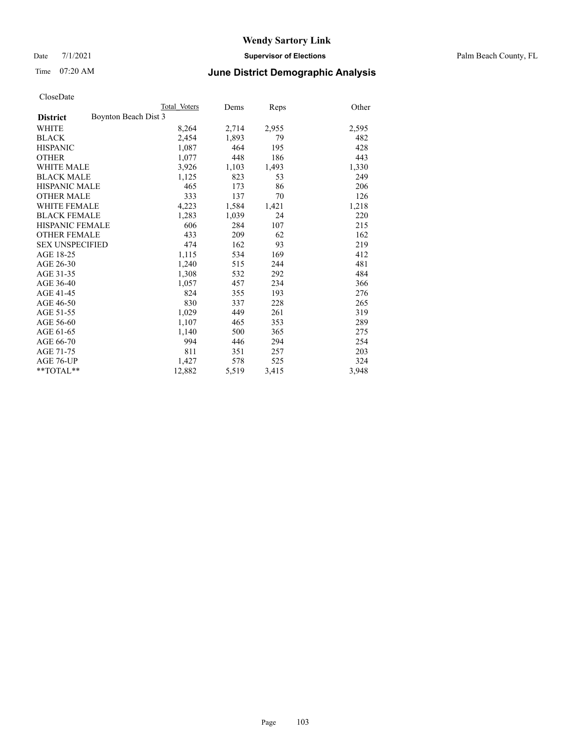# Wendy Sartory Link

Date 7/1/2021 **Supervisor of Elections** Palm Beach County, FL

Time 07:20 AM **June District Demographic Analysis**

CloseDate

| **District** | Boynton Beach Dist 3 Total Voters | Dems | Reps | Other |
|---|---|---|---|---|
| WHITE | 8,264 | 2,714 | 2,955 | 2,595 |
| BLACK | 2,454 | 1,893 | 79 | 482 |
| HISPANIC | 1,087 | 464 | 195 | 428 |
| OTHER | 1,077 | 448 | 186 | 443 |
| WHITE MALE | 3,926 | 1,103 | 1,493 | 1,330 |
| BLACK MALE | 1,125 | 823 | 53 | 249 |
| HISPANIC MALE | 465 | 173 | 86 | 206 |
| OTHER MALE | 333 | 137 | 70 | 126 |
| WHITE FEMALE | 4,223 | 1,584 | 1,421 | 1,218 |
| BLACK FEMALE | 1,283 | 1,039 | 24 | 220 |
| HISPANIC FEMALE | 606 | 284 | 107 | 215 |
| OTHER FEMALE | 433 | 209 | 62 | 162 |
| SEX UNSPECIFIED | 474 | 162 | 93 | 219 |
| AGE 18-25 | 1,115 | 534 | 169 | 412 |
| AGE 26-30 | 1,240 | 515 | 244 | 481 |
| AGE 31-35 | 1,308 | 532 | 292 | 484 |
| AGE 36-40 | 1,057 | 457 | 234 | 366 |
| AGE 41-45 | 824 | 355 | 193 | 276 |
| AGE 46-50 | 830 | 337 | 228 | 265 |
| AGE 51-55 | 1,029 | 449 | 261 | 319 |
| AGE 56-60 | 1,107 | 465 | 353 | 289 |
| AGE 61-65 | 1,140 | 500 | 365 | 275 |
| AGE 66-70 | 994 | 446 | 294 | 254 |
| AGE 71-75 | 811 | 351 | 257 | 203 |
| AGE 76-UP | 1,427 | 578 | 525 | 324 |
| **TOTAL** | 12,882 | 5,519 | 3,415 | 3,948 |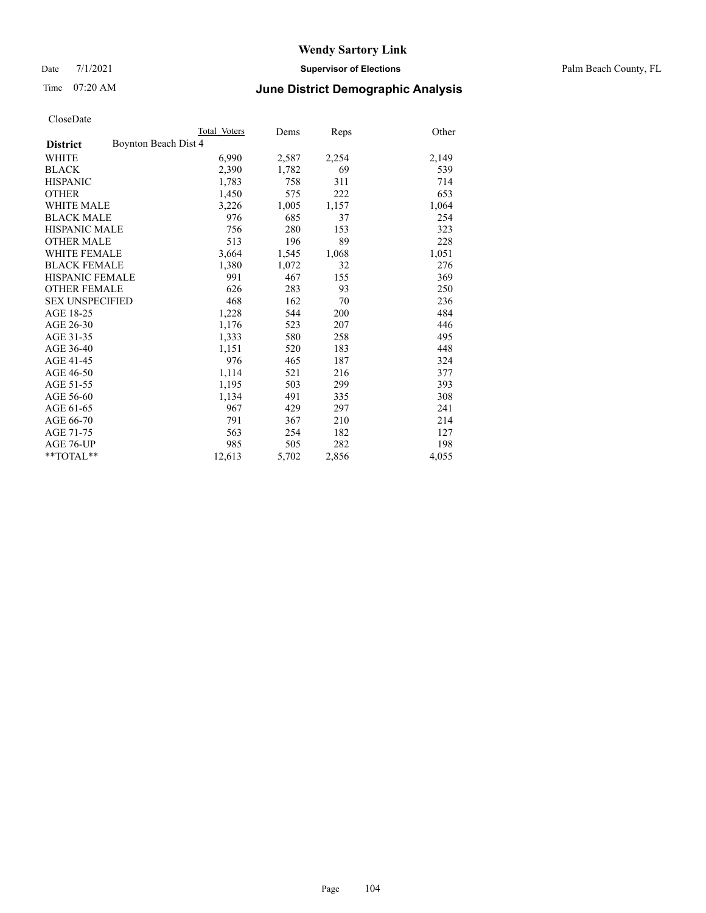# Wendy Sartory Link

Date 7/1/2021 **Supervisor of Elections** Palm Beach County, FL

Time 07:20 AM **June District Demographic Analysis**

CloseDate

| **District** | Boynton Beach Dist 4 | Total Voters | Dems | Reps | Other |
|---|---|---|---|---|---|
| WHITE | | 6,990 | 2,587 | 2,254 | 2,149 |
| BLACK | | 2,390 | 1,782 | 69 | 539 |
| HISPANIC | | 1,783 | 758 | 311 | 714 |
| OTHER | | 1,450 | 575 | 222 | 653 |
| WHITE MALE | | 3,226 | 1,005 | 1,157 | 1,064 |
| BLACK MALE | | 976 | 685 | 37 | 254 |
| HISPANIC MALE | | 756 | 280 | 153 | 323 |
| OTHER MALE | | 513 | 196 | 89 | 228 |
| WHITE FEMALE | | 3,664 | 1,545 | 1,068 | 1,051 |
| BLACK FEMALE | | 1,380 | 1,072 | 32 | 276 |
| HISPANIC FEMALE | | 991 | 467 | 155 | 369 |
| OTHER FEMALE | | 626 | 283 | 93 | 250 |
| SEX UNSPECIFIED | | 468 | 162 | 70 | 236 |
| AGE 18-25 | | 1,228 | 544 | 200 | 484 |
| AGE 26-30 | | 1,176 | 523 | 207 | 446 |
| AGE 31-35 | | 1,333 | 580 | 258 | 495 |
| AGE 36-40 | | 1,151 | 520 | 183 | 448 |
| AGE 41-45 | | 976 | 465 | 187 | 324 |
| AGE 46-50 | | 1,114 | 521 | 216 | 377 |
| AGE 51-55 | | 1,195 | 503 | 299 | 393 |
| AGE 56-60 | | 1,134 | 491 | 335 | 308 |
| AGE 61-65 | | 967 | 429 | 297 | 241 |
| AGE 66-70 | | 791 | 367 | 210 | 214 |
| AGE 71-75 | | 563 | 254 | 182 | 127 |
| AGE 76-UP | | 985 | 505 | 282 | 198 |
| **TOTAL** | | 12,613 | 5,702 | 2,856 | 4,055 |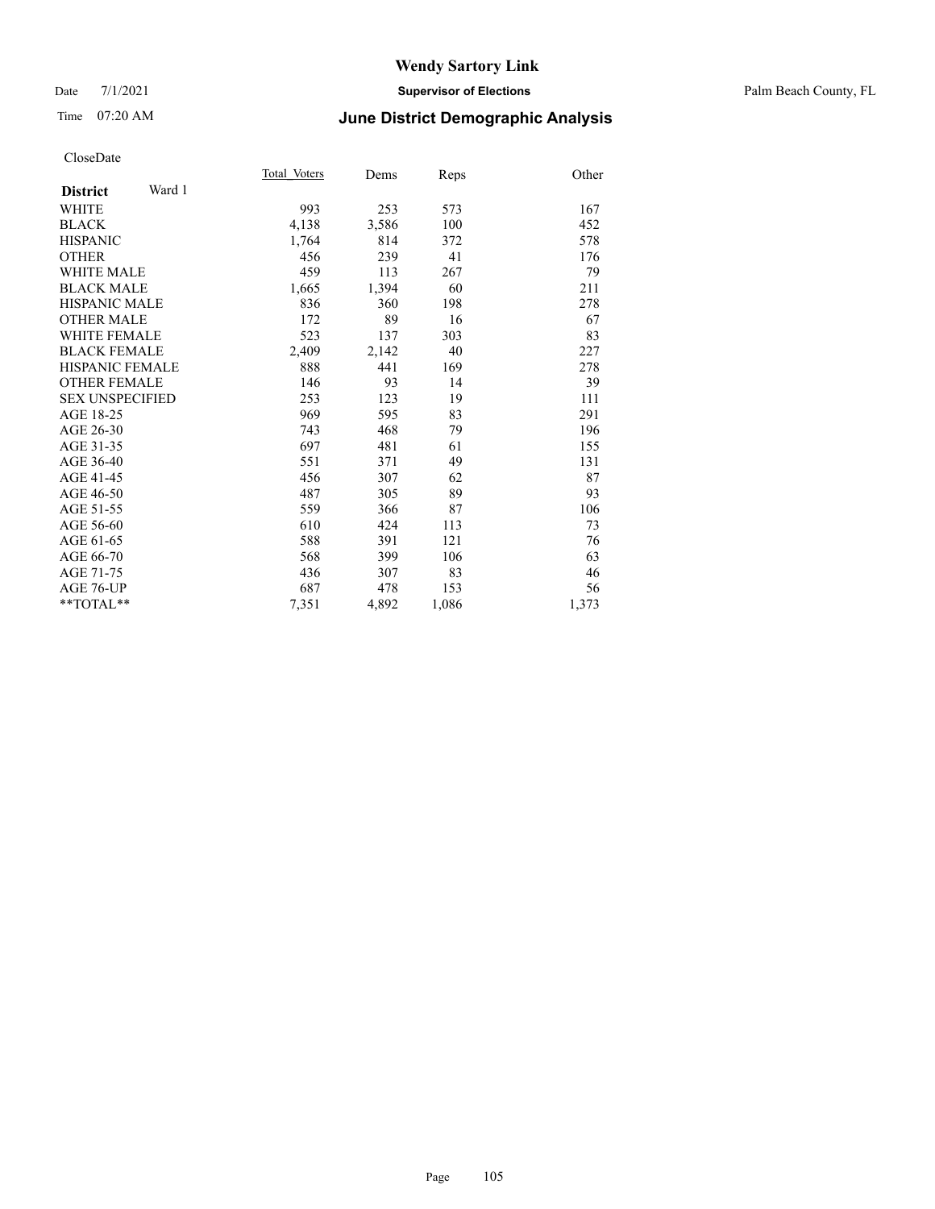# Wendy Sartory Link

Date 7/1/2021 **Supervisor of Elections** Palm Beach County, FL

Time 07:20 AM **June District Demographic Analysis**

CloseDate

| **District** Ward 1 | Total_Voters | Dems | Reps | Other |
|---|---|---|---|---|
| WHITE | 993 | 253 | 573 | 167 |
| BLACK | 4,138 | 3,586 | 100 | 452 |
| HISPANIC | 1,764 | 814 | 372 | 578 |
| OTHER | 456 | 239 | 41 | 176 |
| WHITE MALE | 459 | 113 | 267 | 79 |
| BLACK MALE | 1,665 | 1,394 | 60 | 211 |
| HISPANIC MALE | 836 | 360 | 198 | 278 |
| OTHER MALE | 172 | 89 | 16 | 67 |
| WHITE FEMALE | 523 | 137 | 303 | 83 |
| BLACK FEMALE | 2,409 | 2,142 | 40 | 227 |
| HISPANIC FEMALE | 888 | 441 | 169 | 278 |
| OTHER FEMALE | 146 | 93 | 14 | 39 |
| SEX UNSPECIFIED | 253 | 123 | 19 | 111 |
| AGE 18-25 | 969 | 595 | 83 | 291 |
| AGE 26-30 | 743 | 468 | 79 | 196 |
| AGE 31-35 | 697 | 481 | 61 | 155 |
| AGE 36-40 | 551 | 371 | 49 | 131 |
| AGE 41-45 | 456 | 307 | 62 | 87 |
| AGE 46-50 | 487 | 305 | 89 | 93 |
| AGE 51-55 | 559 | 366 | 87 | 106 |
| AGE 56-60 | 610 | 424 | 113 | 73 |
| AGE 61-65 | 588 | 391 | 121 | 76 |
| AGE 66-70 | 568 | 399 | 106 | 63 |
| AGE 71-75 | 436 | 307 | 83 | 46 |
| AGE 76-UP | 687 | 478 | 153 | 56 |
| **TOTAL** | 7,351 | 4,892 | 1,086 | 1,373 |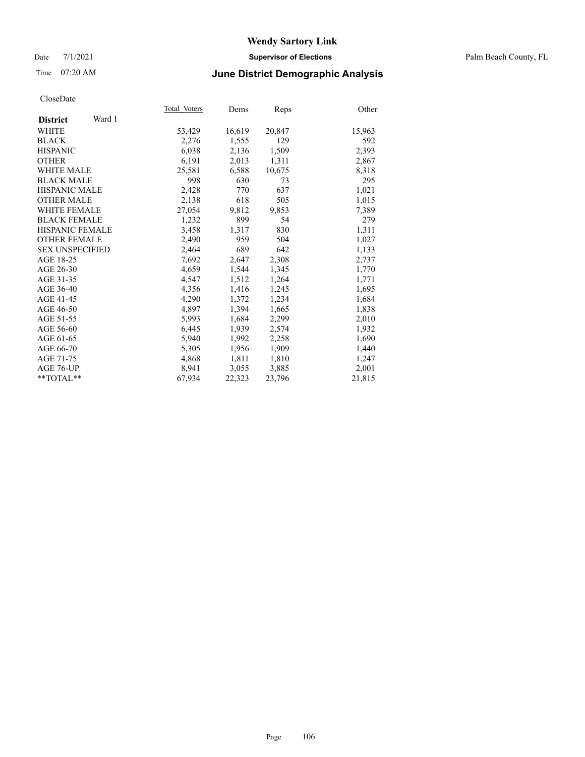# Wendy Sartory Link

Date 7/1/2021 **Supervisor of Elections** Palm Beach County, FL

Time 07:20 AM **June District Demographic Analysis**

CloseDate

| **District** Ward 1 | Total_Voters | Dems | Reps | Other |
|---|---|---|---|---|
| WHITE | 53,429 | 16,619 | 20,847 | 15,963 |
| BLACK | 2,276 | 1,555 | 129 | 592 |
| HISPANIC | 6,038 | 2,136 | 1,509 | 2,393 |
| OTHER | 6,191 | 2,013 | 1,311 | 2,867 |
| WHITE MALE | 25,581 | 6,588 | 10,675 | 8,318 |
| BLACK MALE | 998 | 630 | 73 | 295 |
| HISPANIC MALE | 2,428 | 770 | 637 | 1,021 |
| OTHER MALE | 2,138 | 618 | 505 | 1,015 |
| WHITE FEMALE | 27,054 | 9,812 | 9,853 | 7,389 |
| BLACK FEMALE | 1,232 | 899 | 54 | 279 |
| HISPANIC FEMALE | 3,458 | 1,317 | 830 | 1,311 |
| OTHER FEMALE | 2,490 | 959 | 504 | 1,027 |
| SEX UNSPECIFIED | 2,464 | 689 | 642 | 1,133 |
| AGE 18-25 | 7,692 | 2,647 | 2,308 | 2,737 |
| AGE 26-30 | 4,659 | 1,544 | 1,345 | 1,770 |
| AGE 31-35 | 4,547 | 1,512 | 1,264 | 1,771 |
| AGE 36-40 | 4,356 | 1,416 | 1,245 | 1,695 |
| AGE 41-45 | 4,290 | 1,372 | 1,234 | 1,684 |
| AGE 46-50 | 4,897 | 1,394 | 1,665 | 1,838 |
| AGE 51-55 | 5,993 | 1,684 | 2,299 | 2,010 |
| AGE 56-60 | 6,445 | 1,939 | 2,574 | 1,932 |
| AGE 61-65 | 5,940 | 1,992 | 2,258 | 1,690 |
| AGE 66-70 | 5,305 | 1,956 | 1,909 | 1,440 |
| AGE 71-75 | 4,868 | 1,811 | 1,810 | 1,247 |
| AGE 76-UP | 8,941 | 3,055 | 3,885 | 2,001 |
| **TOTAL** | 67,934 | 22,323 | 23,796 | 21,815 |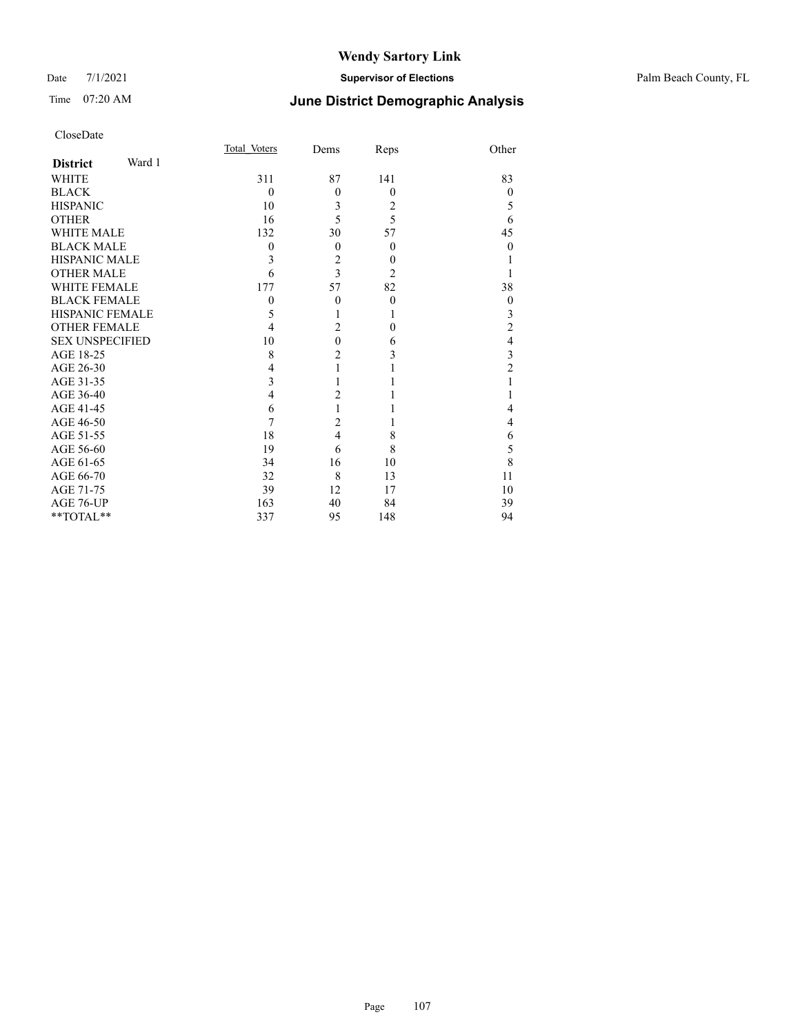# Wendy Sartory Link

Date 7/1/2021 **Supervisor of Elections** Palm Beach County, FL

Time 07:20 AM **June District Demographic Analysis**

CloseDate

| **District** Ward 1 | Total_Voters | Dems | Reps | Other |
|---|---|---|---|---|
| WHITE | 311 | 87 | 141 | 83 |
| BLACK | 0 | 0 | 0 | 0 |
| HISPANIC | 10 | 3 | 2 | 5 |
| OTHER | 16 | 5 | 5 | 6 |
| WHITE MALE | 132 | 30 | 57 | 45 |
| BLACK MALE | 0 | 0 | 0 | 0 |
| HISPANIC MALE | 3 | 2 | 0 | 1 |
| OTHER MALE | 6 | 3 | 2 | 1 |
| WHITE FEMALE | 177 | 57 | 82 | 38 |
| BLACK FEMALE | 0 | 0 | 0 | 0 |
| HISPANIC FEMALE | 5 | 1 | 1 | 3 |
| OTHER FEMALE | 4 | 2 | 0 | 2 |
| SEX UNSPECIFIED | 10 | 0 | 6 | 4 |
| AGE 18-25 | 8 | 2 | 3 | 3 |
| AGE 26-30 | 4 | 1 | 1 | 2 |
| AGE 31-35 | 3 | 1 | 1 | 1 |
| AGE 36-40 | 4 | 2 | 1 | 1 |
| AGE 41-45 | 6 | 1 | 1 | 4 |
| AGE 46-50 | 7 | 2 | 1 | 4 |
| AGE 51-55 | 18 | 4 | 8 | 6 |
| AGE 56-60 | 19 | 6 | 8 | 5 |
| AGE 61-65 | 34 | 16 | 10 | 8 |
| AGE 66-70 | 32 | 8 | 13 | 11 |
| AGE 71-75 | 39 | 12 | 17 | 10 |
| AGE 76-UP | 163 | 40 | 84 | 39 |
| **TOTAL** | 337 | 95 | 148 | 94 |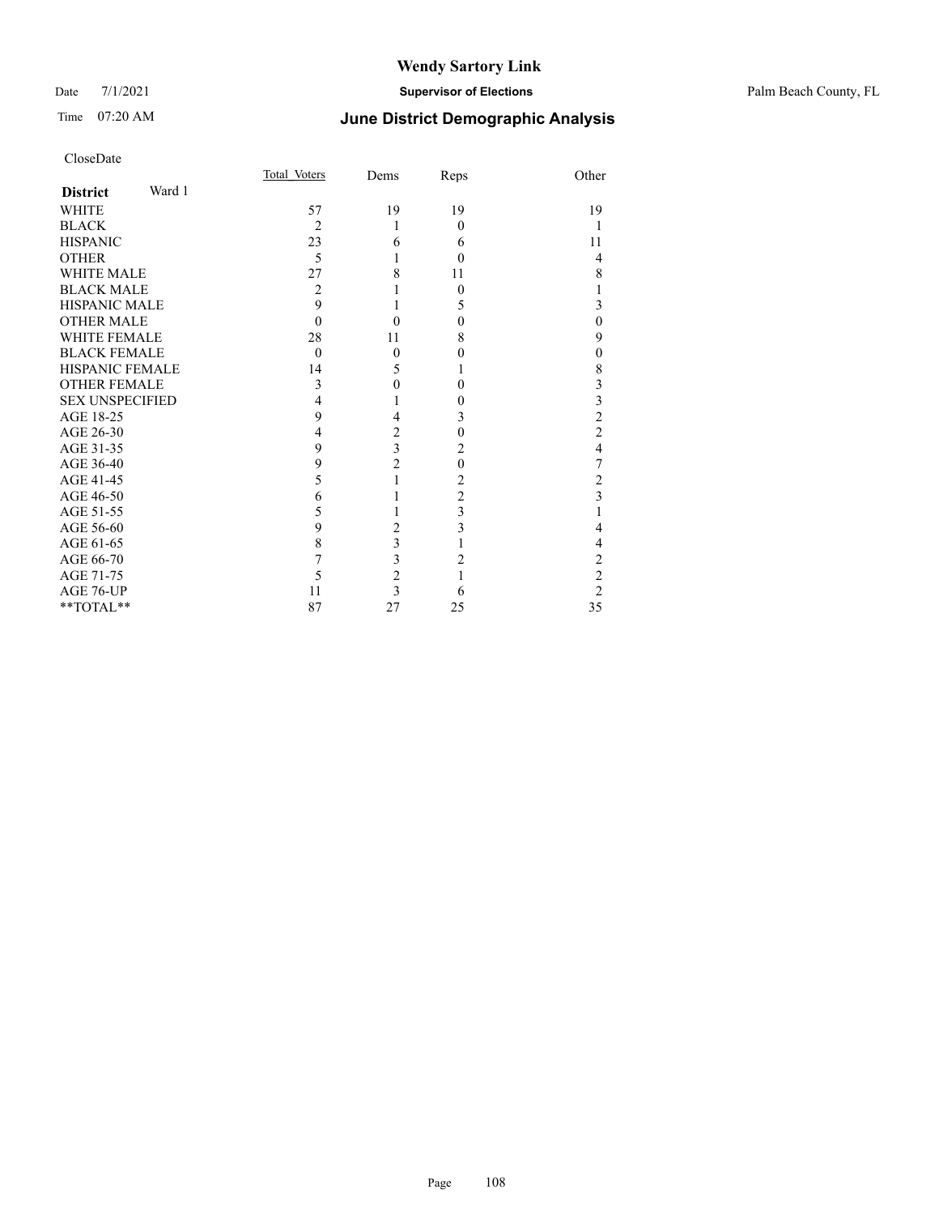# Wendy Sartory Link

Date 7/1/2021 **Supervisor of Elections** Palm Beach County, FL

Time 07:20 AM **June District Demographic Analysis**

CloseDate

| **District** Ward 1 | Total_Voters | Dems | Reps | Other |
|---|---|---|---|---|
| WHITE | 57 | 19 | 19 | 19 |
| BLACK | 2 | 1 | 0 | 1 |
| HISPANIC | 23 | 6 | 6 | 11 |
| OTHER | 5 | 1 | 0 | 4 |
| WHITE MALE | 27 | 8 | 11 | 8 |
| BLACK MALE | 2 | 1 | 0 | 1 |
| HISPANIC MALE | 9 | 1 | 5 | 3 |
| OTHER MALE | 0 | 0 | 0 | 0 |
| WHITE FEMALE | 28 | 11 | 8 | 9 |
| BLACK FEMALE | 0 | 0 | 0 | 0 |
| HISPANIC FEMALE | 14 | 5 | 1 | 8 |
| OTHER FEMALE | 3 | 0 | 0 | 3 |
| SEX UNSPECIFIED | 4 | 1 | 0 | 3 |
| AGE 18-25 | 9 | 4 | 3 | 2 |
| AGE 26-30 | 4 | 2 | 0 | 2 |
| AGE 31-35 | 9 | 3 | 2 | 4 |
| AGE 36-40 | 9 | 2 | 0 | 7 |
| AGE 41-45 | 5 | 1 | 2 | 2 |
| AGE 46-50 | 6 | 1 | 2 | 3 |
| AGE 51-55 | 5 | 1 | 3 | 1 |
| AGE 56-60 | 9 | 2 | 3 | 4 |
| AGE 61-65 | 8 | 3 | 1 | 4 |
| AGE 66-70 | 7 | 3 | 2 | 2 |
| AGE 71-75 | 5 | 2 | 1 | 2 |
| AGE 76-UP | 11 | 3 | 6 | 2 |
| **TOTAL** | 87 | 27 | 25 | 35 |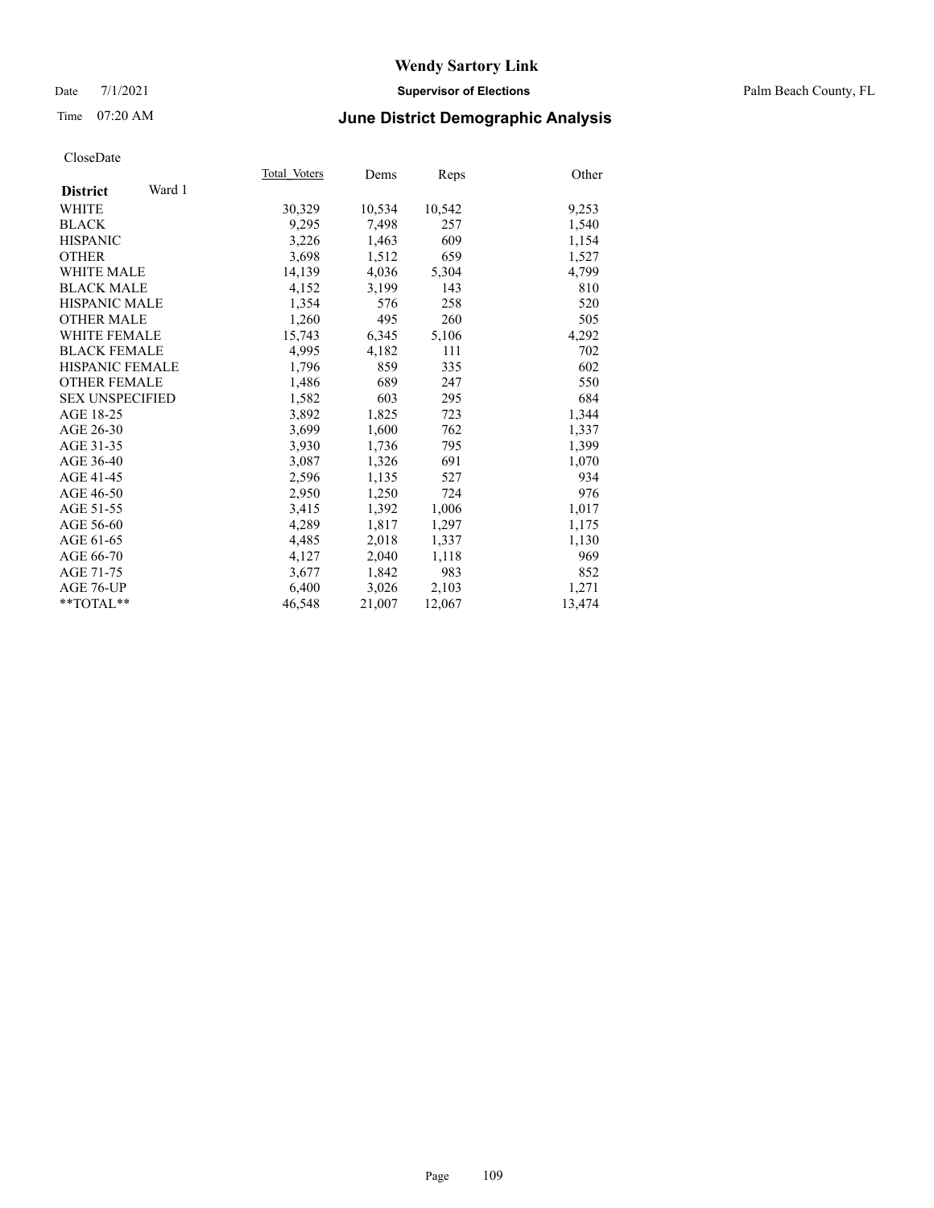# Wendy Sartory Link

Date 7/1/2021 **Supervisor of Elections** Palm Beach County, FL

Time 07:20 AM **June District Demographic Analysis**

CloseDate

| **District** Ward 1 | Total_Voters | Dems | Reps | Other |
|---|---|---|---|---|
| WHITE | 30,329 | 10,534 | 10,542 | 9,253 |
| BLACK | 9,295 | 7,498 | 257 | 1,540 |
| HISPANIC | 3,226 | 1,463 | 609 | 1,154 |
| OTHER | 3,698 | 1,512 | 659 | 1,527 |
| WHITE MALE | 14,139 | 4,036 | 5,304 | 4,799 |
| BLACK MALE | 4,152 | 3,199 | 143 | 810 |
| HISPANIC MALE | 1,354 | 576 | 258 | 520 |
| OTHER MALE | 1,260 | 495 | 260 | 505 |
| WHITE FEMALE | 15,743 | 6,345 | 5,106 | 4,292 |
| BLACK FEMALE | 4,995 | 4,182 | 111 | 702 |
| HISPANIC FEMALE | 1,796 | 859 | 335 | 602 |
| OTHER FEMALE | 1,486 | 689 | 247 | 550 |
| SEX UNSPECIFIED | 1,582 | 603 | 295 | 684 |
| AGE 18-25 | 3,892 | 1,825 | 723 | 1,344 |
| AGE 26-30 | 3,699 | 1,600 | 762 | 1,337 |
| AGE 31-35 | 3,930 | 1,736 | 795 | 1,399 |
| AGE 36-40 | 3,087 | 1,326 | 691 | 1,070 |
| AGE 41-45 | 2,596 | 1,135 | 527 | 934 |
| AGE 46-50 | 2,950 | 1,250 | 724 | 976 |
| AGE 51-55 | 3,415 | 1,392 | 1,006 | 1,017 |
| AGE 56-60 | 4,289 | 1,817 | 1,297 | 1,175 |
| AGE 61-65 | 4,485 | 2,018 | 1,337 | 1,130 |
| AGE 66-70 | 4,127 | 2,040 | 1,118 | 969 |
| AGE 71-75 | 3,677 | 1,842 | 983 | 852 |
| AGE 76-UP | 6,400 | 3,026 | 2,103 | 1,271 |
| **TOTAL** | 46,548 | 21,007 | 12,067 | 13,474 |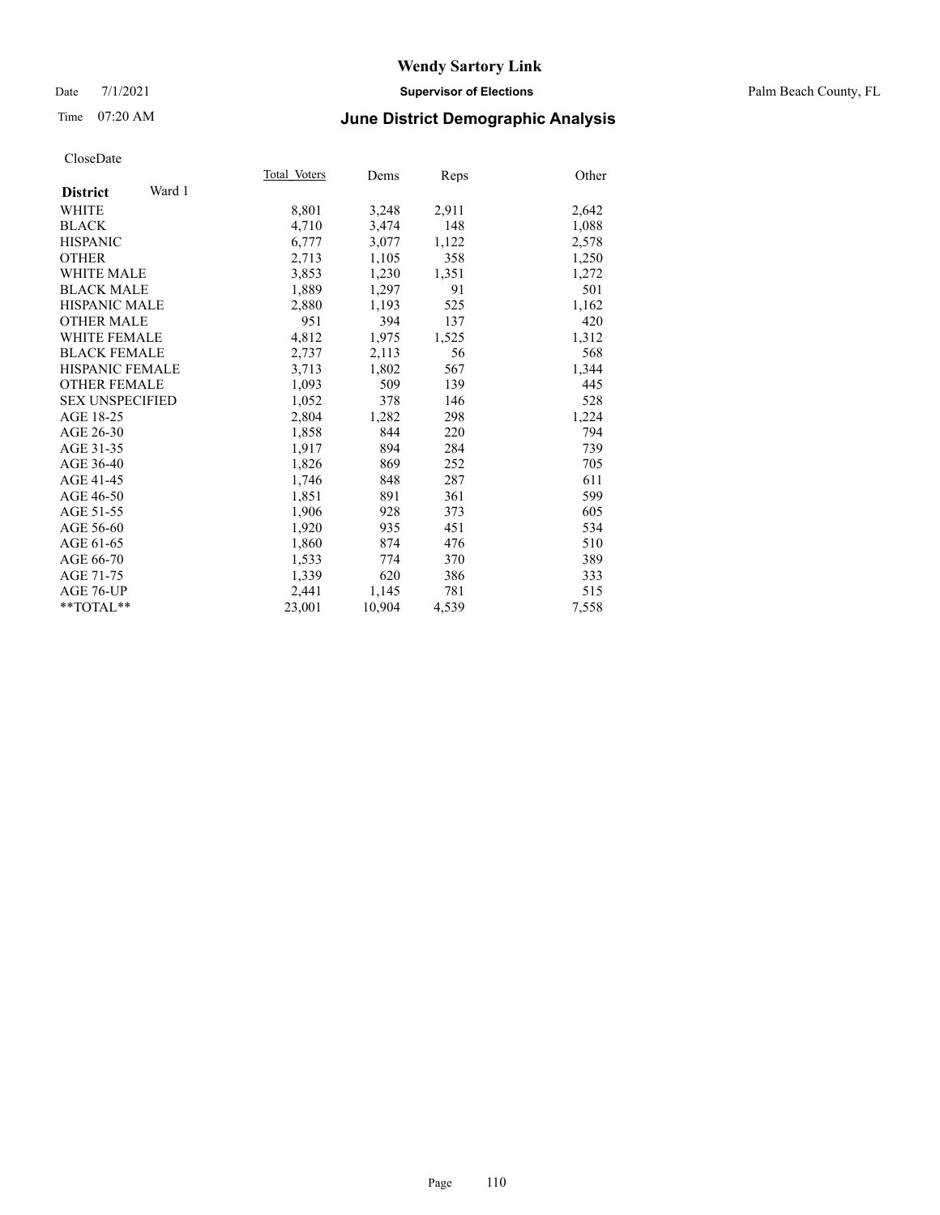# Wendy Sartory Link

Date 7/1/2021 **Supervisor of Elections** Palm Beach County, FL

Time 07:20 AM **June District Demographic Analysis**

CloseDate

| **District** Ward 1 | Total Voters | Dems | Reps | Other |
|---|---|---|---|---|
| WHITE | 8,801 | 3,248 | 2,911 | 2,642 |
| BLACK | 4,710 | 3,474 | 148 | 1,088 |
| HISPANIC | 6,777 | 3,077 | 1,122 | 2,578 |
| OTHER | 2,713 | 1,105 | 358 | 1,250 |
| WHITE MALE | 3,853 | 1,230 | 1,351 | 1,272 |
| BLACK MALE | 1,889 | 1,297 | 91 | 501 |
| HISPANIC MALE | 2,880 | 1,193 | 525 | 1,162 |
| OTHER MALE | 951 | 394 | 137 | 420 |
| WHITE FEMALE | 4,812 | 1,975 | 1,525 | 1,312 |
| BLACK FEMALE | 2,737 | 2,113 | 56 | 568 |
| HISPANIC FEMALE | 3,713 | 1,802 | 567 | 1,344 |
| OTHER FEMALE | 1,093 | 509 | 139 | 445 |
| SEX UNSPECIFIED | 1,052 | 378 | 146 | 528 |
| AGE 18-25 | 2,804 | 1,282 | 298 | 1,224 |
| AGE 26-30 | 1,858 | 844 | 220 | 794 |
| AGE 31-35 | 1,917 | 894 | 284 | 739 |
| AGE 36-40 | 1,826 | 869 | 252 | 705 |
| AGE 41-45 | 1,746 | 848 | 287 | 611 |
| AGE 46-50 | 1,851 | 891 | 361 | 599 |
| AGE 51-55 | 1,906 | 928 | 373 | 605 |
| AGE 56-60 | 1,920 | 935 | 451 | 534 |
| AGE 61-65 | 1,860 | 874 | 476 | 510 |
| AGE 66-70 | 1,533 | 774 | 370 | 389 |
| AGE 71-75 | 1,339 | 620 | 386 | 333 |
| AGE 76-UP | 2,441 | 1,145 | 781 | 515 |
| **TOTAL** | 23,001 | 10,904 | 4,539 | 7,558 |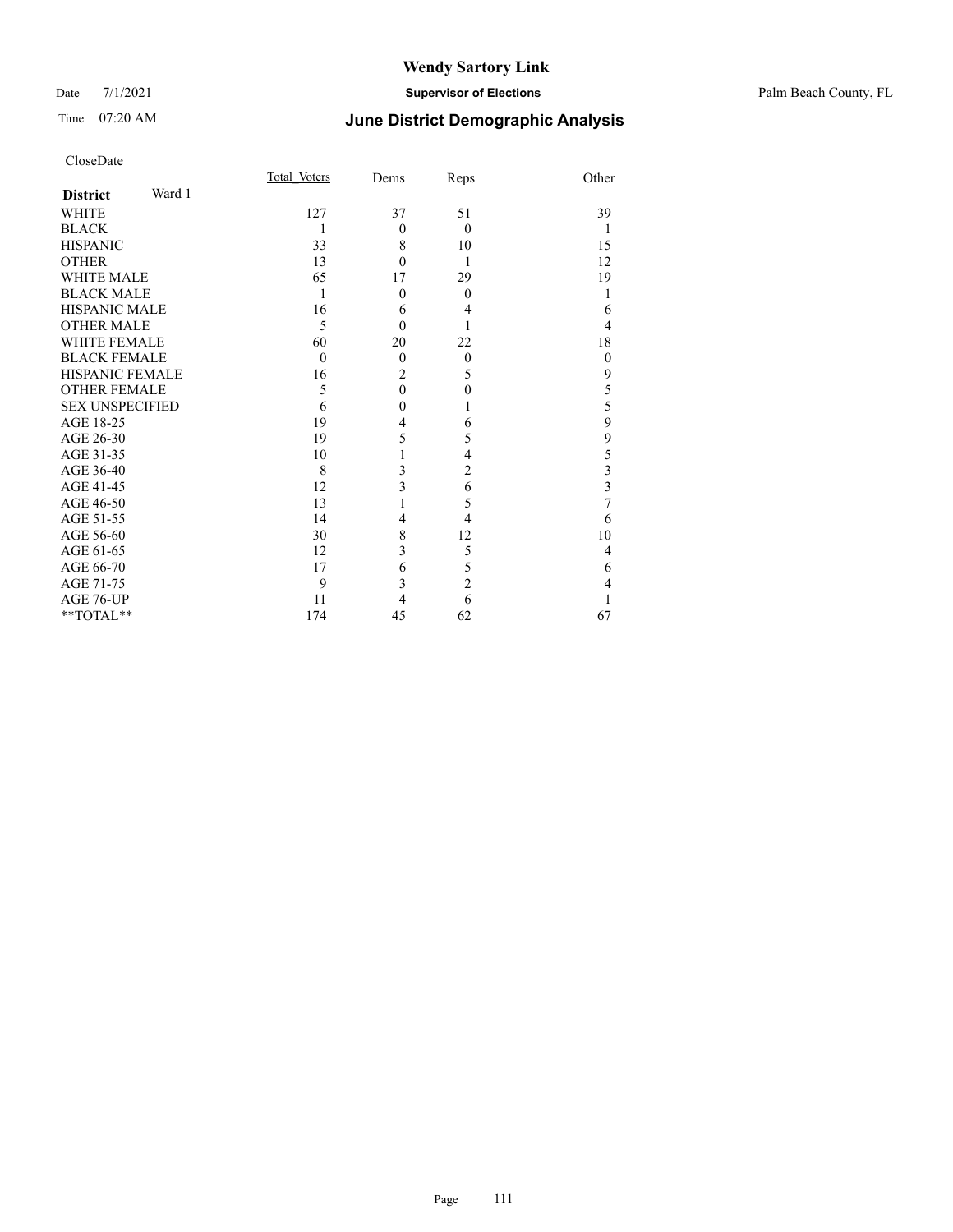# Wendy Sartory Link

Date 7/1/2021 **Supervisor of Elections** Palm Beach County, FL

Time 07:20 AM **June District Demographic Analysis**

CloseDate

| **District** Ward 1 | Total_Voters | Dems | Reps | Other |
|---|---|---|---|---|
| WHITE | 127 | 37 | 51 | 39 |
| BLACK | 1 | 0 | 0 | 1 |
| HISPANIC | 33 | 8 | 10 | 15 |
| OTHER | 13 | 0 | 1 | 12 |
| WHITE MALE | 65 | 17 | 29 | 19 |
| BLACK MALE | 1 | 0 | 0 | 1 |
| HISPANIC MALE | 16 | 6 | 4 | 6 |
| OTHER MALE | 5 | 0 | 1 | 4 |
| WHITE FEMALE | 60 | 20 | 22 | 18 |
| BLACK FEMALE | 0 | 0 | 0 | 0 |
| HISPANIC FEMALE | 16 | 2 | 5 | 9 |
| OTHER FEMALE | 5 | 0 | 0 | 5 |
| SEX UNSPECIFIED | 6 | 0 | 1 | 5 |
| AGE 18-25 | 19 | 4 | 6 | 9 |
| AGE 26-30 | 19 | 5 | 5 | 9 |
| AGE 31-35 | 10 | 1 | 4 | 5 |
| AGE 36-40 | 8 | 3 | 2 | 3 |
| AGE 41-45 | 12 | 3 | 6 | 3 |
| AGE 46-50 | 13 | 1 | 5 | 7 |
| AGE 51-55 | 14 | 4 | 4 | 6 |
| AGE 56-60 | 30 | 8 | 12 | 10 |
| AGE 61-65 | 12 | 3 | 5 | 4 |
| AGE 66-70 | 17 | 6 | 5 | 6 |
| AGE 71-75 | 9 | 3 | 2 | 4 |
| AGE 76-UP | 11 | 4 | 6 | 1 |
| **TOTAL** | 174 | 45 | 62 | 67 |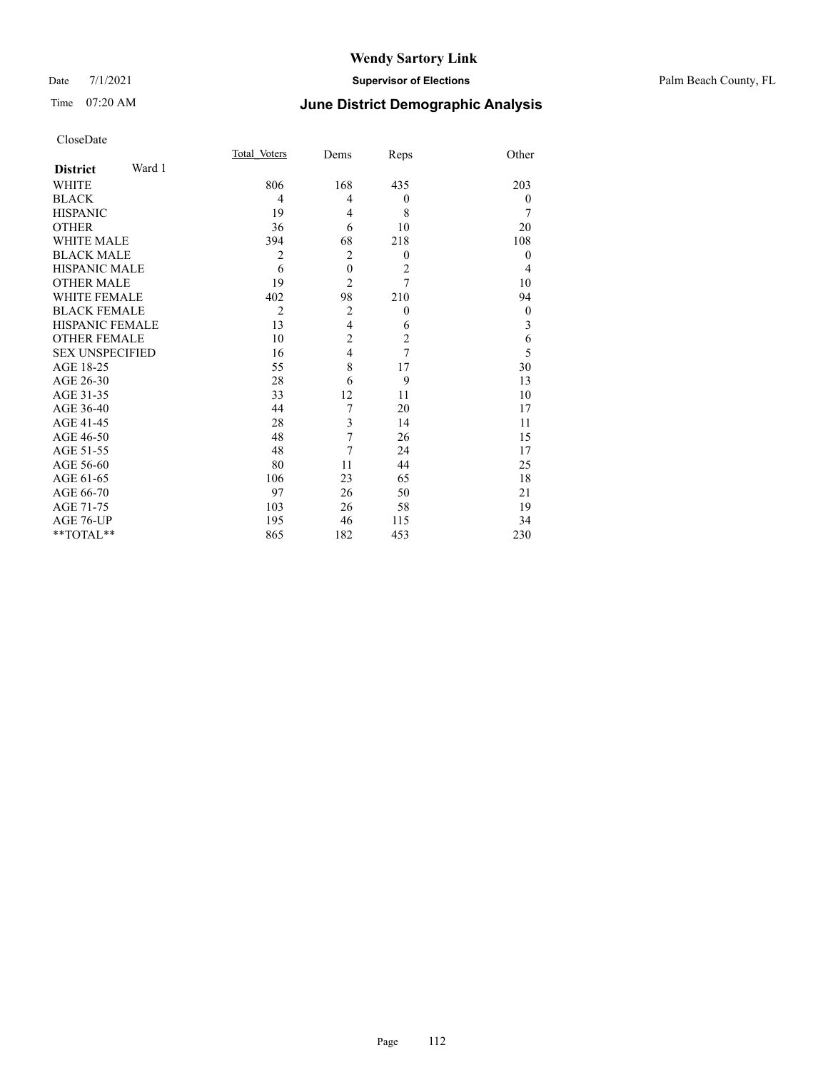# Wendy Sartory Link

Date 7/1/2021 **Supervisor of Elections** Palm Beach County, FL

Time 07:20 AM **June District Demographic Analysis**

CloseDate

| **District** Ward 1 | Total Voters | Dems | Reps | Other |
|---|---|---|---|---|
| WHITE | 806 | 168 | 435 | 203 |
| BLACK | 4 | 4 | 0 | 0 |
| HISPANIC | 19 | 4 | 8 | 7 |
| OTHER | 36 | 6 | 10 | 20 |
| WHITE MALE | 394 | 68 | 218 | 108 |
| BLACK MALE | 2 | 2 | 0 | 0 |
| HISPANIC MALE | 6 | 0 | 2 | 4 |
| OTHER MALE | 19 | 2 | 7 | 10 |
| WHITE FEMALE | 402 | 98 | 210 | 94 |
| BLACK FEMALE | 2 | 2 | 0 | 0 |
| HISPANIC FEMALE | 13 | 4 | 6 | 3 |
| OTHER FEMALE | 10 | 2 | 2 | 6 |
| SEX UNSPECIFIED | 16 | 4 | 7 | 5 |
| AGE 18-25 | 55 | 8 | 17 | 30 |
| AGE 26-30 | 28 | 6 | 9 | 13 |
| AGE 31-35 | 33 | 12 | 11 | 10 |
| AGE 36-40 | 44 | 7 | 20 | 17 |
| AGE 41-45 | 28 | 3 | 14 | 11 |
| AGE 46-50 | 48 | 7 | 26 | 15 |
| AGE 51-55 | 48 | 7 | 24 | 17 |
| AGE 56-60 | 80 | 11 | 44 | 25 |
| AGE 61-65 | 106 | 23 | 65 | 18 |
| AGE 66-70 | 97 | 26 | 50 | 21 |
| AGE 71-75 | 103 | 26 | 58 | 19 |
| AGE 76-UP | 195 | 46 | 115 | 34 |
| **TOTAL** | 865 | 182 | 453 | 230 |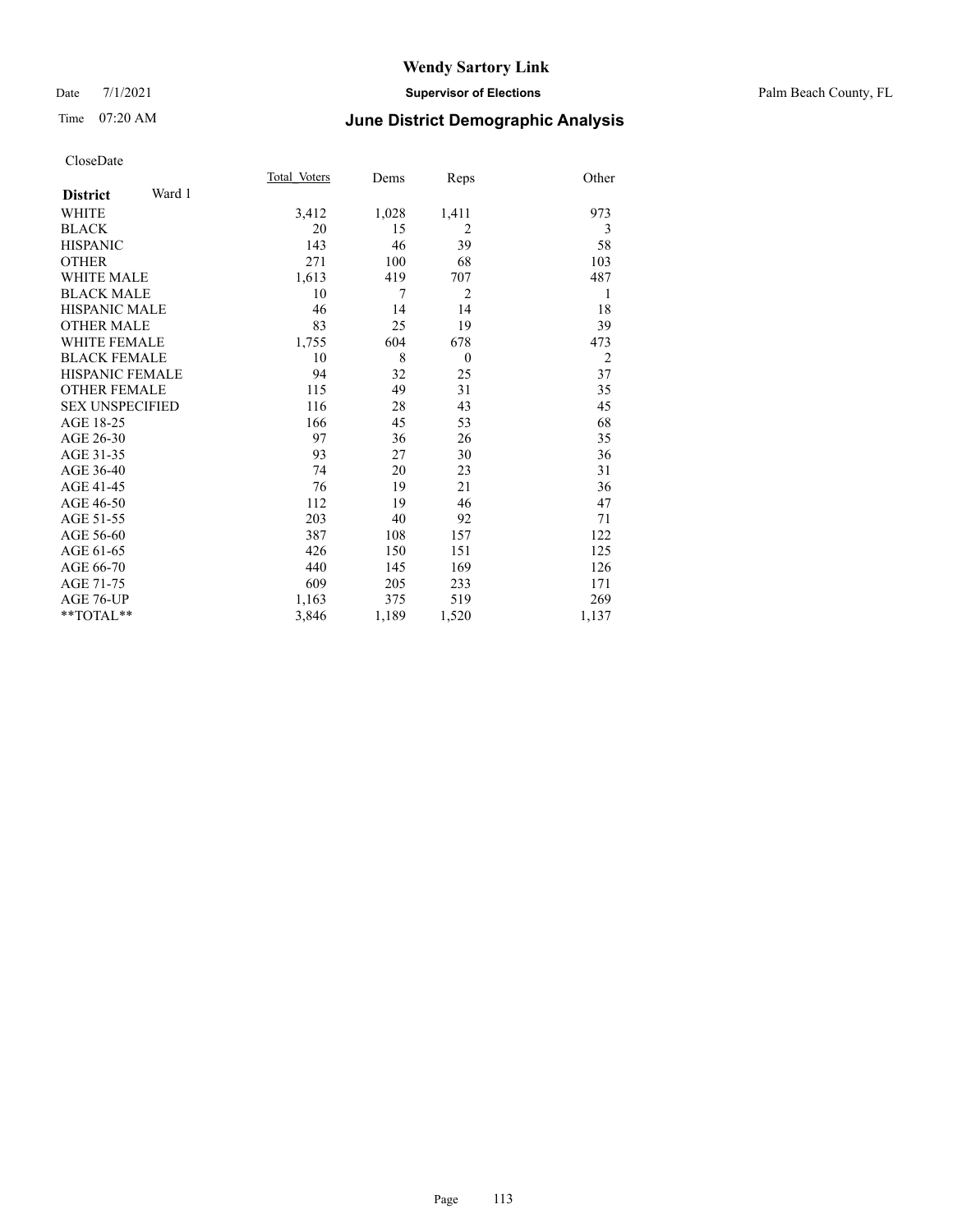# Wendy Sartory Link

Date 7/1/2021 **Supervisor of Elections** Palm Beach County, FL

Time 07:20 AM **June District Demographic Analysis**

CloseDate

| **District** Ward 1 | Total_Voters | Dems | Reps | Other |
|---|---|---|---|---|
| WHITE | 3,412 | 1,028 | 1,411 | 973 |
| BLACK | 20 | 15 | 2 | 3 |
| HISPANIC | 143 | 46 | 39 | 58 |
| OTHER | 271 | 100 | 68 | 103 |
| WHITE MALE | 1,613 | 419 | 707 | 487 |
| BLACK MALE | 10 | 7 | 2 | 1 |
| HISPANIC MALE | 46 | 14 | 14 | 18 |
| OTHER MALE | 83 | 25 | 19 | 39 |
| WHITE FEMALE | 1,755 | 604 | 678 | 473 |
| BLACK FEMALE | 10 | 8 | 0 | 2 |
| HISPANIC FEMALE | 94 | 32 | 25 | 37 |
| OTHER FEMALE | 115 | 49 | 31 | 35 |
| SEX UNSPECIFIED | 116 | 28 | 43 | 45 |
| AGE 18-25 | 166 | 45 | 53 | 68 |
| AGE 26-30 | 97 | 36 | 26 | 35 |
| AGE 31-35 | 93 | 27 | 30 | 36 |
| AGE 36-40 | 74 | 20 | 23 | 31 |
| AGE 41-45 | 76 | 19 | 21 | 36 |
| AGE 46-50 | 112 | 19 | 46 | 47 |
| AGE 51-55 | 203 | 40 | 92 | 71 |
| AGE 56-60 | 387 | 108 | 157 | 122 |
| AGE 61-65 | 426 | 150 | 151 | 125 |
| AGE 66-70 | 440 | 145 | 169 | 126 |
| AGE 71-75 | 609 | 205 | 233 | 171 |
| AGE 76-UP | 1,163 | 375 | 519 | 269 |
| **TOTAL** | 3,846 | 1,189 | 1,520 | 1,137 |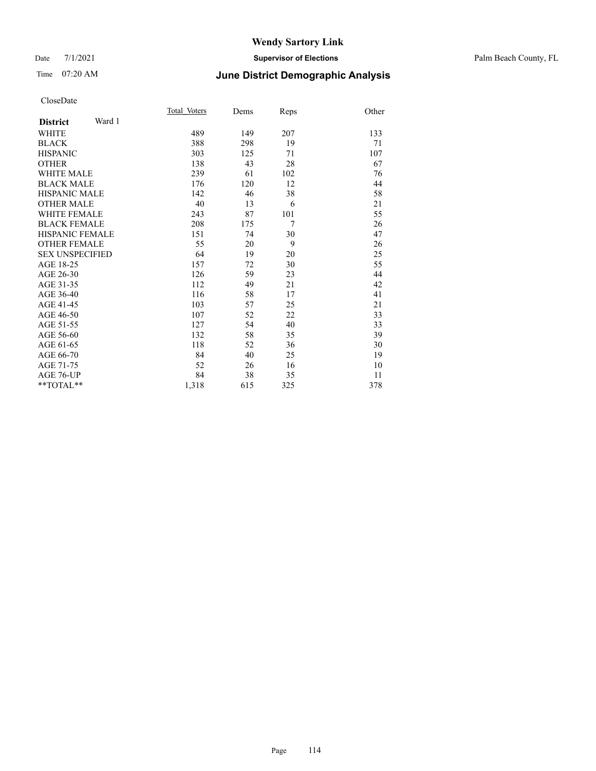# Wendy Sartory Link

Date 7/1/2021 **Supervisor of Elections** Palm Beach County, FL

Time 07:20 AM **June District Demographic Analysis**

CloseDate

| **District** Ward 1 | Total Voters | Dems | Reps | Other |
|---|---|---|---|---|
| WHITE | 489 | 149 | 207 | 133 |
| BLACK | 388 | 298 | 19 | 71 |
| HISPANIC | 303 | 125 | 71 | 107 |
| OTHER | 138 | 43 | 28 | 67 |
| WHITE MALE | 239 | 61 | 102 | 76 |
| BLACK MALE | 176 | 120 | 12 | 44 |
| HISPANIC MALE | 142 | 46 | 38 | 58 |
| OTHER MALE | 40 | 13 | 6 | 21 |
| WHITE FEMALE | 243 | 87 | 101 | 55 |
| BLACK FEMALE | 208 | 175 | 7 | 26 |
| HISPANIC FEMALE | 151 | 74 | 30 | 47 |
| OTHER FEMALE | 55 | 20 | 9 | 26 |
| SEX UNSPECIFIED | 64 | 19 | 20 | 25 |
| AGE 18-25 | 157 | 72 | 30 | 55 |
| AGE 26-30 | 126 | 59 | 23 | 44 |
| AGE 31-35 | 112 | 49 | 21 | 42 |
| AGE 36-40 | 116 | 58 | 17 | 41 |
| AGE 41-45 | 103 | 57 | 25 | 21 |
| AGE 46-50 | 107 | 52 | 22 | 33 |
| AGE 51-55 | 127 | 54 | 40 | 33 |
| AGE 56-60 | 132 | 58 | 35 | 39 |
| AGE 61-65 | 118 | 52 | 36 | 30 |
| AGE 66-70 | 84 | 40 | 25 | 19 |
| AGE 71-75 | 52 | 26 | 16 | 10 |
| AGE 76-UP | 84 | 38 | 35 | 11 |
| **TOTAL** | 1,318 | 615 | 325 | 378 |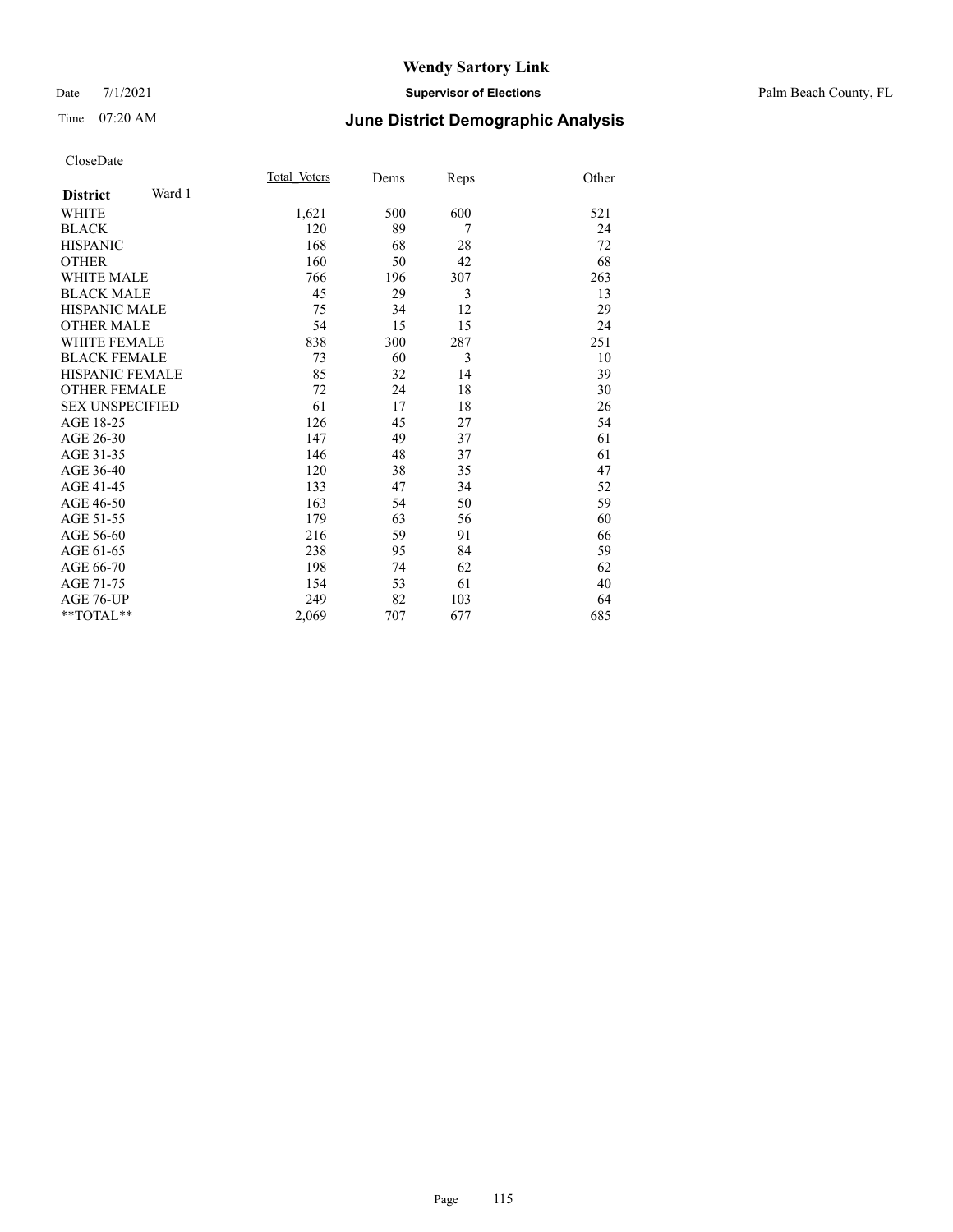# Wendy Sartory Link

Date 7/1/2021 **Supervisor of Elections** Palm Beach County, FL

Time 07:20 AM **June District Demographic Analysis**

CloseDate

| **District** Ward 1 | Total_Voters | Dems | Reps | Other |
|---|---|---|---|---|
| WHITE | 1,621 | 500 | 600 | 521 |
| BLACK | 120 | 89 | 7 | 24 |
| HISPANIC | 168 | 68 | 28 | 72 |
| OTHER | 160 | 50 | 42 | 68 |
| WHITE MALE | 766 | 196 | 307 | 263 |
| BLACK MALE | 45 | 29 | 3 | 13 |
| HISPANIC MALE | 75 | 34 | 12 | 29 |
| OTHER MALE | 54 | 15 | 15 | 24 |
| WHITE FEMALE | 838 | 300 | 287 | 251 |
| BLACK FEMALE | 73 | 60 | 3 | 10 |
| HISPANIC FEMALE | 85 | 32 | 14 | 39 |
| OTHER FEMALE | 72 | 24 | 18 | 30 |
| SEX UNSPECIFIED | 61 | 17 | 18 | 26 |
| AGE 18-25 | 126 | 45 | 27 | 54 |
| AGE 26-30 | 147 | 49 | 37 | 61 |
| AGE 31-35 | 146 | 48 | 37 | 61 |
| AGE 36-40 | 120 | 38 | 35 | 47 |
| AGE 41-45 | 133 | 47 | 34 | 52 |
| AGE 46-50 | 163 | 54 | 50 | 59 |
| AGE 51-55 | 179 | 63 | 56 | 60 |
| AGE 56-60 | 216 | 59 | 91 | 66 |
| AGE 61-65 | 238 | 95 | 84 | 59 |
| AGE 66-70 | 198 | 74 | 62 | 62 |
| AGE 71-75 | 154 | 53 | 61 | 40 |
| AGE 76-UP | 249 | 82 | 103 | 64 |
| **TOTAL** | 2,069 | 707 | 677 | 685 |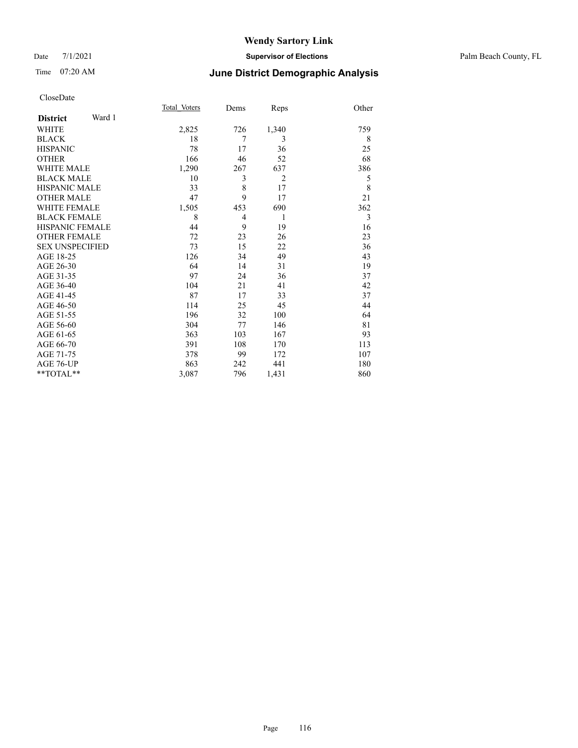# Wendy Sartory Link

Date 7/1/2021 **Supervisor of Elections** Palm Beach County, FL

Time 07:20 AM **June District Demographic Analysis**

CloseDate

| **District** Ward 1 | Total_Voters | Dems | Reps | Other |
|---|---|---|---|---|
| WHITE | 2,825 | 726 | 1,340 | 759 |
| BLACK | 18 | 7 | 3 | 8 |
| HISPANIC | 78 | 17 | 36 | 25 |
| OTHER | 166 | 46 | 52 | 68 |
| WHITE MALE | 1,290 | 267 | 637 | 386 |
| BLACK MALE | 10 | 3 | 2 | 5 |
| HISPANIC MALE | 33 | 8 | 17 | 8 |
| OTHER MALE | 47 | 9 | 17 | 21 |
| WHITE FEMALE | 1,505 | 453 | 690 | 362 |
| BLACK FEMALE | 8 | 4 | 1 | 3 |
| HISPANIC FEMALE | 44 | 9 | 19 | 16 |
| OTHER FEMALE | 72 | 23 | 26 | 23 |
| SEX UNSPECIFIED | 73 | 15 | 22 | 36 |
| AGE 18-25 | 126 | 34 | 49 | 43 |
| AGE 26-30 | 64 | 14 | 31 | 19 |
| AGE 31-35 | 97 | 24 | 36 | 37 |
| AGE 36-40 | 104 | 21 | 41 | 42 |
| AGE 41-45 | 87 | 17 | 33 | 37 |
| AGE 46-50 | 114 | 25 | 45 | 44 |
| AGE 51-55 | 196 | 32 | 100 | 64 |
| AGE 56-60 | 304 | 77 | 146 | 81 |
| AGE 61-65 | 363 | 103 | 167 | 93 |
| AGE 66-70 | 391 | 108 | 170 | 113 |
| AGE 71-75 | 378 | 99 | 172 | 107 |
| AGE 76-UP | 863 | 242 | 441 | 180 |
| **TOTAL** | 3,087 | 796 | 1,431 | 860 |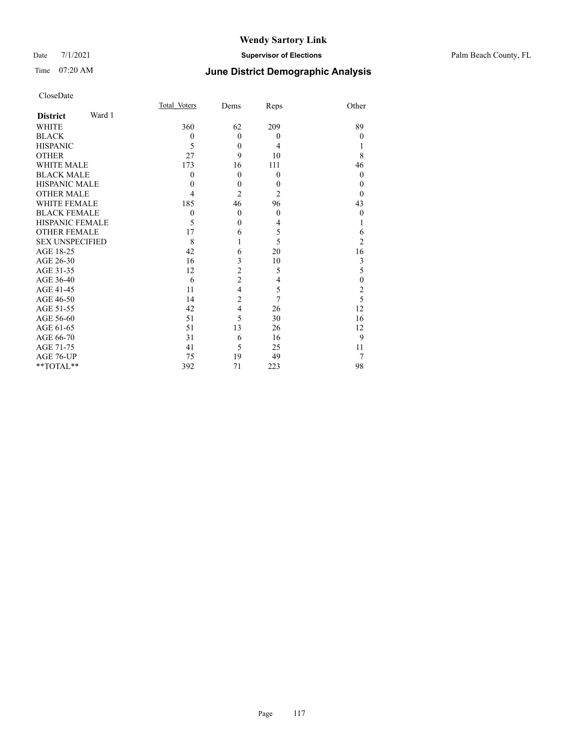# Wendy Sartory Link

Date 7/1/2021 **Supervisor of Elections** Palm Beach County, FL

Time 07:20 AM **June District Demographic Analysis**

CloseDate

| **District** Ward 1 | Total_Voters | Dems | Reps | Other |
|---|---|---|---|---|
| WHITE | 360 | 62 | 209 | 89 |
| BLACK | 0 | 0 | 0 | 0 |
| HISPANIC | 5 | 0 | 4 | 1 |
| OTHER | 27 | 9 | 10 | 8 |
| WHITE MALE | 173 | 16 | 111 | 46 |
| BLACK MALE | 0 | 0 | 0 | 0 |
| HISPANIC MALE | 0 | 0 | 0 | 0 |
| OTHER MALE | 4 | 2 | 2 | 0 |
| WHITE FEMALE | 185 | 46 | 96 | 43 |
| BLACK FEMALE | 0 | 0 | 0 | 0 |
| HISPANIC FEMALE | 5 | 0 | 4 | 1 |
| OTHER FEMALE | 17 | 6 | 5 | 6 |
| SEX UNSPECIFIED | 8 | 1 | 5 | 2 |
| AGE 18-25 | 42 | 6 | 20 | 16 |
| AGE 26-30 | 16 | 3 | 10 | 3 |
| AGE 31-35 | 12 | 2 | 5 | 5 |
| AGE 36-40 | 6 | 2 | 4 | 0 |
| AGE 41-45 | 11 | 4 | 5 | 2 |
| AGE 46-50 | 14 | 2 | 7 | 5 |
| AGE 51-55 | 42 | 4 | 26 | 12 |
| AGE 56-60 | 51 | 5 | 30 | 16 |
| AGE 61-65 | 51 | 13 | 26 | 12 |
| AGE 66-70 | 31 | 6 | 16 | 9 |
| AGE 71-75 | 41 | 5 | 25 | 11 |
| AGE 76-UP | 75 | 19 | 49 | 7 |
| **TOTAL** | 392 | 71 | 223 | 98 |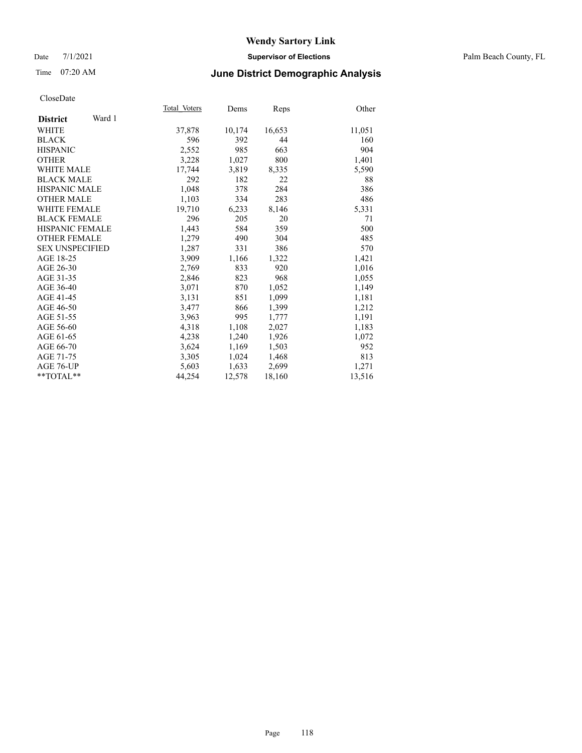# Wendy Sartory Link

Date 7/1/2021

**Supervisor of Elections**

Palm Beach County, FL

Time 07:20 AM

## June District Demographic Analysis

CloseDate

| District | Ward 1 | Total Voters | Dems | Reps | Other |
|---|---|---|---|---|---|
| WHITE | | 37,878 | 10,174 | 16,653 | 11,051 |
| BLACK | | 596 | 392 | 44 | 160 |
| HISPANIC | | 2,552 | 985 | 663 | 904 |
| OTHER | | 3,228 | 1,027 | 800 | 1,401 |
| WHITE MALE | | 17,744 | 3,819 | 8,335 | 5,590 |
| BLACK MALE | | 292 | 182 | 22 | 88 |
| HISPANIC MALE | | 1,048 | 378 | 284 | 386 |
| OTHER MALE | | 1,103 | 334 | 283 | 486 |
| WHITE FEMALE | | 19,710 | 6,233 | 8,146 | 5,331 |
| BLACK FEMALE | | 296 | 205 | 20 | 71 |
| HISPANIC FEMALE | | 1,443 | 584 | 359 | 500 |
| OTHER FEMALE | | 1,279 | 490 | 304 | 485 |
| SEX UNSPECIFIED | | 1,287 | 331 | 386 | 570 |
| AGE 18-25 | | 3,909 | 1,166 | 1,322 | 1,421 |
| AGE 26-30 | | 2,769 | 833 | 920 | 1,016 |
| AGE 31-35 | | 2,846 | 823 | 968 | 1,055 |
| AGE 36-40 | | 3,071 | 870 | 1,052 | 1,149 |
| AGE 41-45 | | 3,131 | 851 | 1,099 | 1,181 |
| AGE 46-50 | | 3,477 | 866 | 1,399 | 1,212 |
| AGE 51-55 | | 3,963 | 995 | 1,777 | 1,191 |
| AGE 56-60 | | 4,318 | 1,108 | 2,027 | 1,183 |
| AGE 61-65 | | 4,238 | 1,240 | 1,926 | 1,072 |
| AGE 66-70 | | 3,624 | 1,169 | 1,503 | 952 |
| AGE 71-75 | | 3,305 | 1,024 | 1,468 | 813 |
| AGE 76-UP | | 5,603 | 1,633 | 2,699 | 1,271 |
| **TOTAL** | | 44,254 | 12,578 | 18,160 | 13,516 |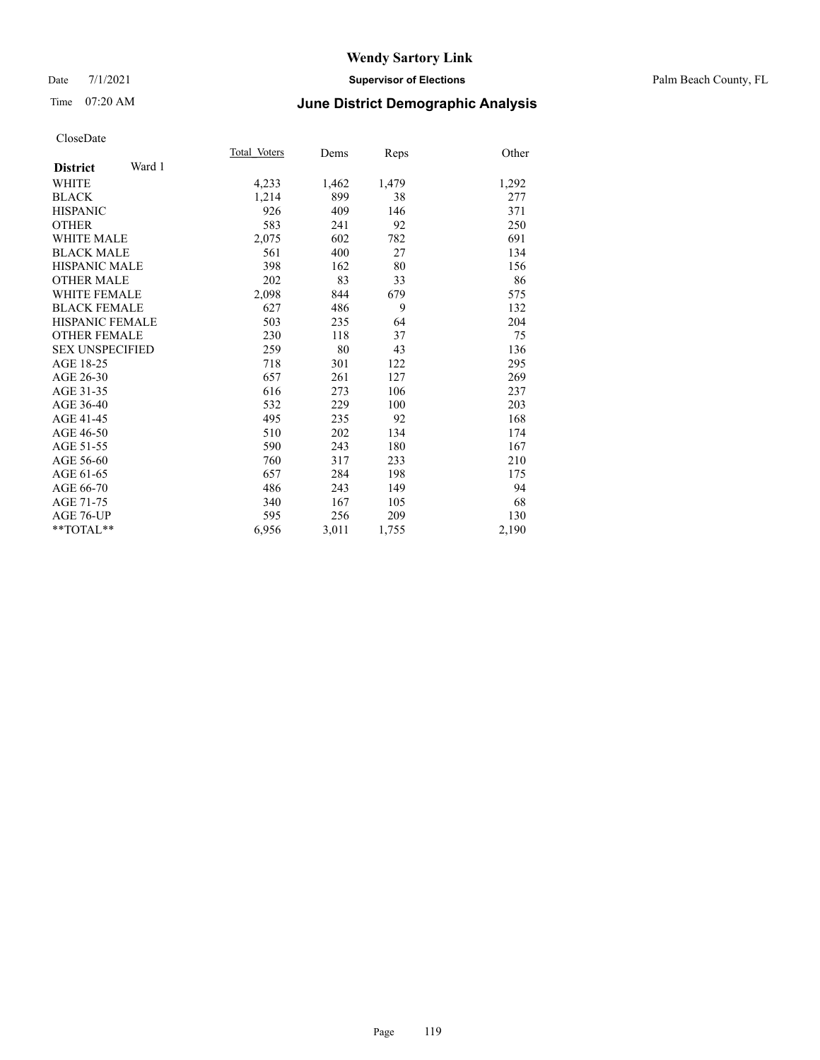# Wendy Sartory Link

Date 7/1/2021 **Supervisor of Elections** Palm Beach County, FL

Time 07:20 AM **June District Demographic Analysis**

CloseDate

| **District** Ward 1 | Total Voters | Dems | Reps | Other |
|---|---|---|---|---|
| WHITE | 4,233 | 1,462 | 1,479 | 1,292 |
| BLACK | 1,214 | 899 | 38 | 277 |
| HISPANIC | 926 | 409 | 146 | 371 |
| OTHER | 583 | 241 | 92 | 250 |
| WHITE MALE | 2,075 | 602 | 782 | 691 |
| BLACK MALE | 561 | 400 | 27 | 134 |
| HISPANIC MALE | 398 | 162 | 80 | 156 |
| OTHER MALE | 202 | 83 | 33 | 86 |
| WHITE FEMALE | 2,098 | 844 | 679 | 575 |
| BLACK FEMALE | 627 | 486 | 9 | 132 |
| HISPANIC FEMALE | 503 | 235 | 64 | 204 |
| OTHER FEMALE | 230 | 118 | 37 | 75 |
| SEX UNSPECIFIED | 259 | 80 | 43 | 136 |
| AGE 18-25 | 718 | 301 | 122 | 295 |
| AGE 26-30 | 657 | 261 | 127 | 269 |
| AGE 31-35 | 616 | 273 | 106 | 237 |
| AGE 36-40 | 532 | 229 | 100 | 203 |
| AGE 41-45 | 495 | 235 | 92 | 168 |
| AGE 46-50 | 510 | 202 | 134 | 174 |
| AGE 51-55 | 590 | 243 | 180 | 167 |
| AGE 56-60 | 760 | 317 | 233 | 210 |
| AGE 61-65 | 657 | 284 | 198 | 175 |
| AGE 66-70 | 486 | 243 | 149 | 94 |
| AGE 71-75 | 340 | 167 | 105 | 68 |
| AGE 76-UP | 595 | 256 | 209 | 130 |
| **TOTAL** | 6,956 | 3,011 | 1,755 | 2,190 |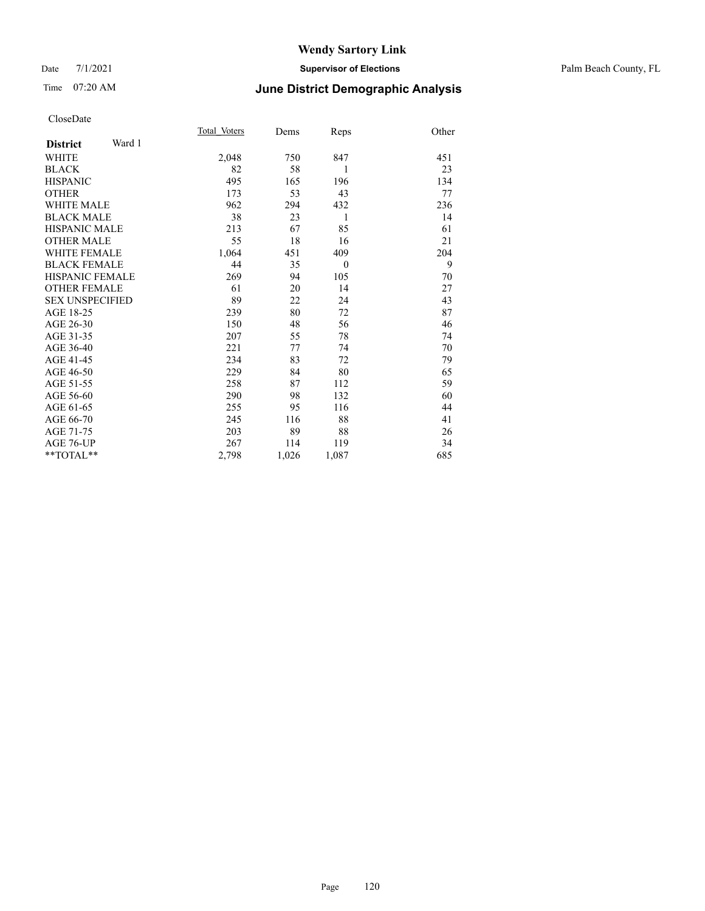# Wendy Sartory Link

Date 7/1/2021 **Supervisor of Elections** Palm Beach County, FL

Time 07:20 AM **June District Demographic Analysis**

CloseDate

| **District** Ward 1 | Total Voters | Dems | Reps | Other |
|---|---|---|---|---|
| WHITE | 2,048 | 750 | 847 | 451 |
| BLACK | 82 | 58 | 1 | 23 |
| HISPANIC | 495 | 165 | 196 | 134 |
| OTHER | 173 | 53 | 43 | 77 |
| WHITE MALE | 962 | 294 | 432 | 236 |
| BLACK MALE | 38 | 23 | 1 | 14 |
| HISPANIC MALE | 213 | 67 | 85 | 61 |
| OTHER MALE | 55 | 18 | 16 | 21 |
| WHITE FEMALE | 1,064 | 451 | 409 | 204 |
| BLACK FEMALE | 44 | 35 | 0 | 9 |
| HISPANIC FEMALE | 269 | 94 | 105 | 70 |
| OTHER FEMALE | 61 | 20 | 14 | 27 |
| SEX UNSPECIFIED | 89 | 22 | 24 | 43 |
| AGE 18-25 | 239 | 80 | 72 | 87 |
| AGE 26-30 | 150 | 48 | 56 | 46 |
| AGE 31-35 | 207 | 55 | 78 | 74 |
| AGE 36-40 | 221 | 77 | 74 | 70 |
| AGE 41-45 | 234 | 83 | 72 | 79 |
| AGE 46-50 | 229 | 84 | 80 | 65 |
| AGE 51-55 | 258 | 87 | 112 | 59 |
| AGE 56-60 | 290 | 98 | 132 | 60 |
| AGE 61-65 | 255 | 95 | 116 | 44 |
| AGE 66-70 | 245 | 116 | 88 | 41 |
| AGE 71-75 | 203 | 89 | 88 | 26 |
| AGE 76-UP | 267 | 114 | 119 | 34 |
| **TOTAL** | 2,798 | 1,026 | 1,087 | 685 |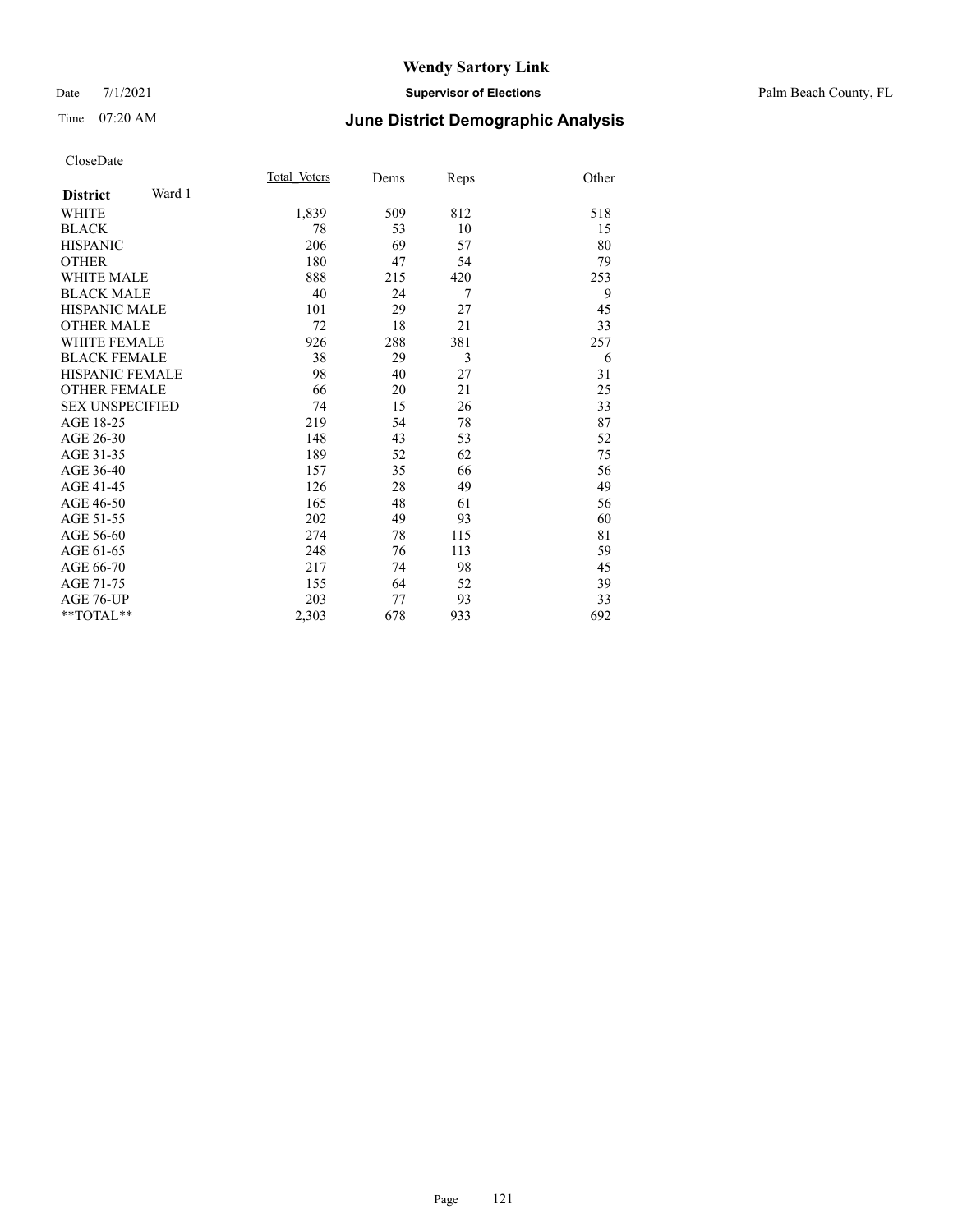# Wendy Sartory Link

Date 7/1/2021 **Supervisor of Elections** Palm Beach County, FL

Time 07:20 AM **June District Demographic Analysis**

CloseDate

| **District** Ward 1 | Total Voters | Dems | Reps | Other |
|---|---|---|---|---|
| WHITE | 1,839 | 509 | 812 | 518 |
| BLACK | 78 | 53 | 10 | 15 |
| HISPANIC | 206 | 69 | 57 | 80 |
| OTHER | 180 | 47 | 54 | 79 |
| WHITE MALE | 888 | 215 | 420 | 253 |
| BLACK MALE | 40 | 24 | 7 | 9 |
| HISPANIC MALE | 101 | 29 | 27 | 45 |
| OTHER MALE | 72 | 18 | 21 | 33 |
| WHITE FEMALE | 926 | 288 | 381 | 257 |
| BLACK FEMALE | 38 | 29 | 3 | 6 |
| HISPANIC FEMALE | 98 | 40 | 27 | 31 |
| OTHER FEMALE | 66 | 20 | 21 | 25 |
| SEX UNSPECIFIED | 74 | 15 | 26 | 33 |
| AGE 18-25 | 219 | 54 | 78 | 87 |
| AGE 26-30 | 148 | 43 | 53 | 52 |
| AGE 31-35 | 189 | 52 | 62 | 75 |
| AGE 36-40 | 157 | 35 | 66 | 56 |
| AGE 41-45 | 126 | 28 | 49 | 49 |
| AGE 46-50 | 165 | 48 | 61 | 56 |
| AGE 51-55 | 202 | 49 | 93 | 60 |
| AGE 56-60 | 274 | 78 | 115 | 81 |
| AGE 61-65 | 248 | 76 | 113 | 59 |
| AGE 66-70 | 217 | 74 | 98 | 45 |
| AGE 71-75 | 155 | 64 | 52 | 39 |
| AGE 76-UP | 203 | 77 | 93 | 33 |
| **TOTAL** | 2,303 | 678 | 933 | 692 |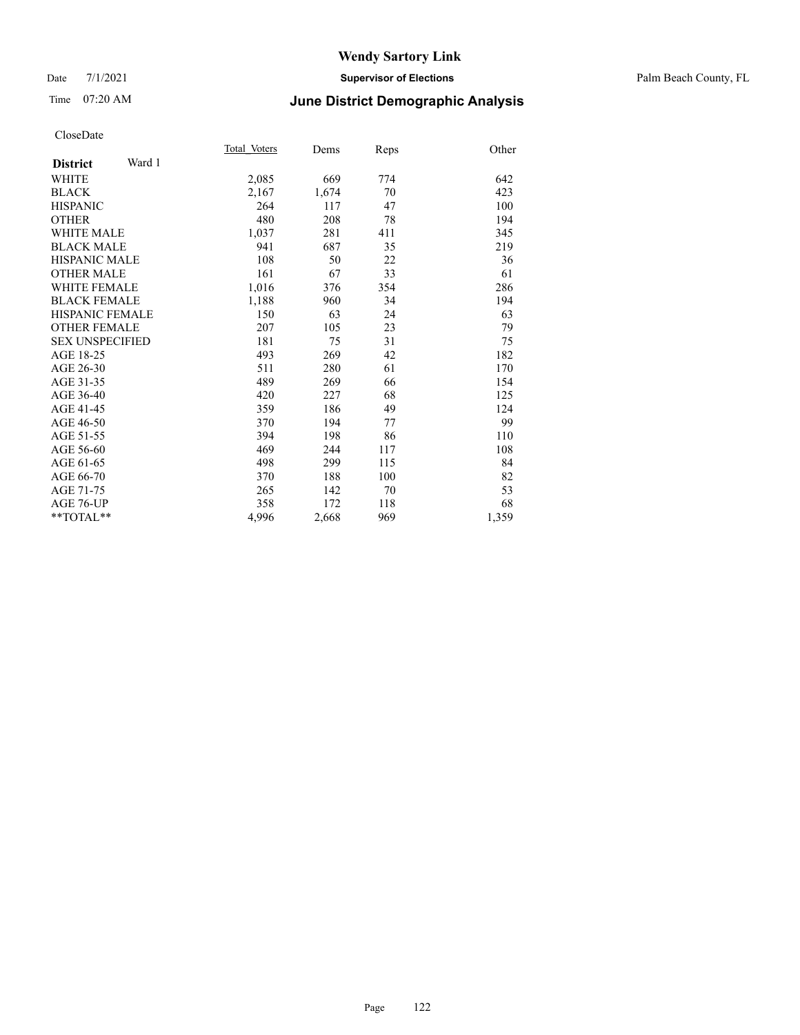# Wendy Sartory Link

Date 7/1/2021 **Supervisor of Elections** Palm Beach County, FL

Time 07:20 AM **June District Demographic Analysis**

CloseDate

| **District** Ward 1 | Total_Voters | Dems | Reps | Other |
|---|---|---|---|---|
| WHITE | 2,085 | 669 | 774 | 642 |
| BLACK | 2,167 | 1,674 | 70 | 423 |
| HISPANIC | 264 | 117 | 47 | 100 |
| OTHER | 480 | 208 | 78 | 194 |
| WHITE MALE | 1,037 | 281 | 411 | 345 |
| BLACK MALE | 941 | 687 | 35 | 219 |
| HISPANIC MALE | 108 | 50 | 22 | 36 |
| OTHER MALE | 161 | 67 | 33 | 61 |
| WHITE FEMALE | 1,016 | 376 | 354 | 286 |
| BLACK FEMALE | 1,188 | 960 | 34 | 194 |
| HISPANIC FEMALE | 150 | 63 | 24 | 63 |
| OTHER FEMALE | 207 | 105 | 23 | 79 |
| SEX UNSPECIFIED | 181 | 75 | 31 | 75 |
| AGE 18-25 | 493 | 269 | 42 | 182 |
| AGE 26-30 | 511 | 280 | 61 | 170 |
| AGE 31-35 | 489 | 269 | 66 | 154 |
| AGE 36-40 | 420 | 227 | 68 | 125 |
| AGE 41-45 | 359 | 186 | 49 | 124 |
| AGE 46-50 | 370 | 194 | 77 | 99 |
| AGE 51-55 | 394 | 198 | 86 | 110 |
| AGE 56-60 | 469 | 244 | 117 | 108 |
| AGE 61-65 | 498 | 299 | 115 | 84 |
| AGE 66-70 | 370 | 188 | 100 | 82 |
| AGE 71-75 | 265 | 142 | 70 | 53 |
| AGE 76-UP | 358 | 172 | 118 | 68 |
| **TOTAL** | 4,996 | 2,668 | 969 | 1,359 |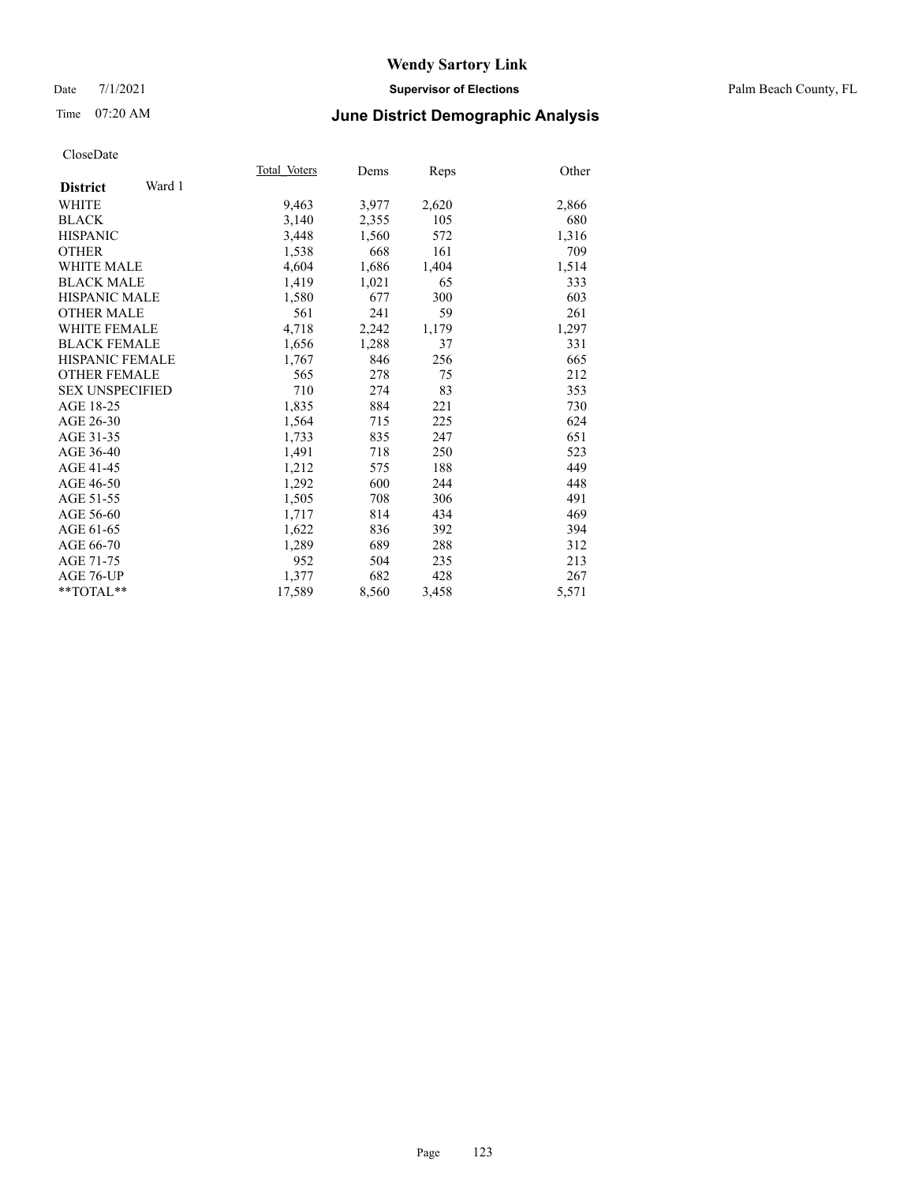# Wendy Sartory Link

Date 7/1/2021 **Supervisor of Elections** Palm Beach County, FL

Time 07:20 AM **June District Demographic Analysis**

CloseDate

| **District** Ward 1 | Total Voters | Dems | Reps | Other |
|---|---|---|---|---|
| WHITE | 9,463 | 3,977 | 2,620 | 2,866 |
| BLACK | 3,140 | 2,355 | 105 | 680 |
| HISPANIC | 3,448 | 1,560 | 572 | 1,316 |
| OTHER | 1,538 | 668 | 161 | 709 |
| WHITE MALE | 4,604 | 1,686 | 1,404 | 1,514 |
| BLACK MALE | 1,419 | 1,021 | 65 | 333 |
| HISPANIC MALE | 1,580 | 677 | 300 | 603 |
| OTHER MALE | 561 | 241 | 59 | 261 |
| WHITE FEMALE | 4,718 | 2,242 | 1,179 | 1,297 |
| BLACK FEMALE | 1,656 | 1,288 | 37 | 331 |
| HISPANIC FEMALE | 1,767 | 846 | 256 | 665 |
| OTHER FEMALE | 565 | 278 | 75 | 212 |
| SEX UNSPECIFIED | 710 | 274 | 83 | 353 |
| AGE 18-25 | 1,835 | 884 | 221 | 730 |
| AGE 26-30 | 1,564 | 715 | 225 | 624 |
| AGE 31-35 | 1,733 | 835 | 247 | 651 |
| AGE 36-40 | 1,491 | 718 | 250 | 523 |
| AGE 41-45 | 1,212 | 575 | 188 | 449 |
| AGE 46-50 | 1,292 | 600 | 244 | 448 |
| AGE 51-55 | 1,505 | 708 | 306 | 491 |
| AGE 56-60 | 1,717 | 814 | 434 | 469 |
| AGE 61-65 | 1,622 | 836 | 392 | 394 |
| AGE 66-70 | 1,289 | 689 | 288 | 312 |
| AGE 71-75 | 952 | 504 | 235 | 213 |
| AGE 76-UP | 1,377 | 682 | 428 | 267 |
| **TOTAL** | 17,589 | 8,560 | 3,458 | 5,571 |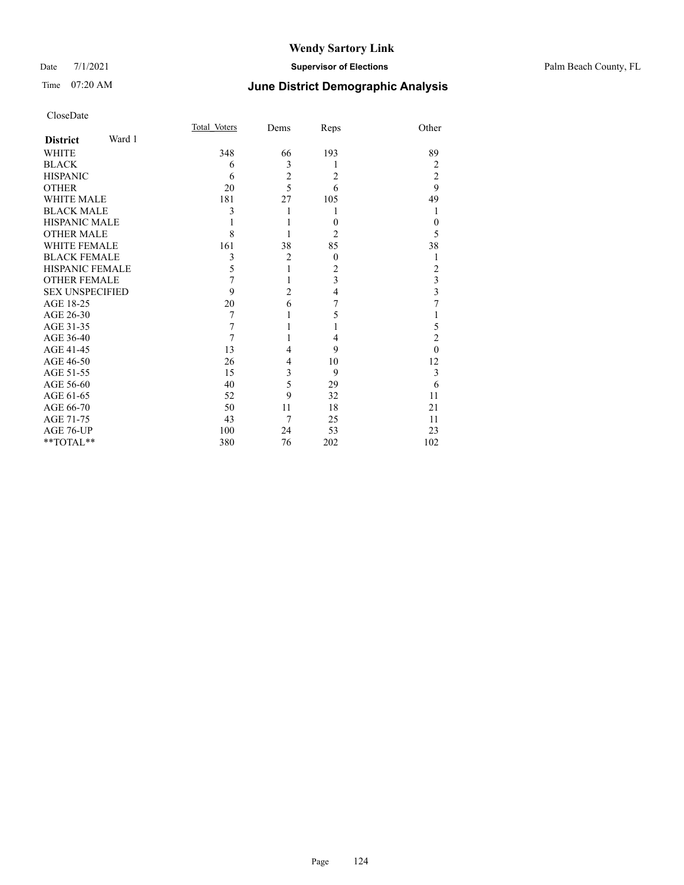# Wendy Sartory Link

Date 7/1/2021 **Supervisor of Elections** Palm Beach County, FL

Time 07:20 AM **June District Demographic Analysis**

CloseDate

| **District** Ward 1 | Total_Voters | Dems | Reps | Other |
|---|---|---|---|---|
| WHITE | 348 | 66 | 193 | 89 |
| BLACK | 6 | 3 | 1 | 2 |
| HISPANIC | 6 | 2 | 2 | 2 |
| OTHER | 20 | 5 | 6 | 9 |
| WHITE MALE | 181 | 27 | 105 | 49 |
| BLACK MALE | 3 | 1 | 1 | 1 |
| HISPANIC MALE | 1 | 1 | 0 | 0 |
| OTHER MALE | 8 | 1 | 2 | 5 |
| WHITE FEMALE | 161 | 38 | 85 | 38 |
| BLACK FEMALE | 3 | 2 | 0 | 1 |
| HISPANIC FEMALE | 5 | 1 | 2 | 2 |
| OTHER FEMALE | 7 | 1 | 3 | 3 |
| SEX UNSPECIFIED | 9 | 2 | 4 | 3 |
| AGE 18-25 | 20 | 6 | 7 | 7 |
| AGE 26-30 | 7 | 1 | 5 | 1 |
| AGE 31-35 | 7 | 1 | 1 | 5 |
| AGE 36-40 | 7 | 1 | 4 | 2 |
| AGE 41-45 | 13 | 4 | 9 | 0 |
| AGE 46-50 | 26 | 4 | 10 | 12 |
| AGE 51-55 | 15 | 3 | 9 | 3 |
| AGE 56-60 | 40 | 5 | 29 | 6 |
| AGE 61-65 | 52 | 9 | 32 | 11 |
| AGE 66-70 | 50 | 11 | 18 | 21 |
| AGE 71-75 | 43 | 7 | 25 | 11 |
| AGE 76-UP | 100 | 24 | 53 | 23 |
| **TOTAL** | 380 | 76 | 202 | 102 |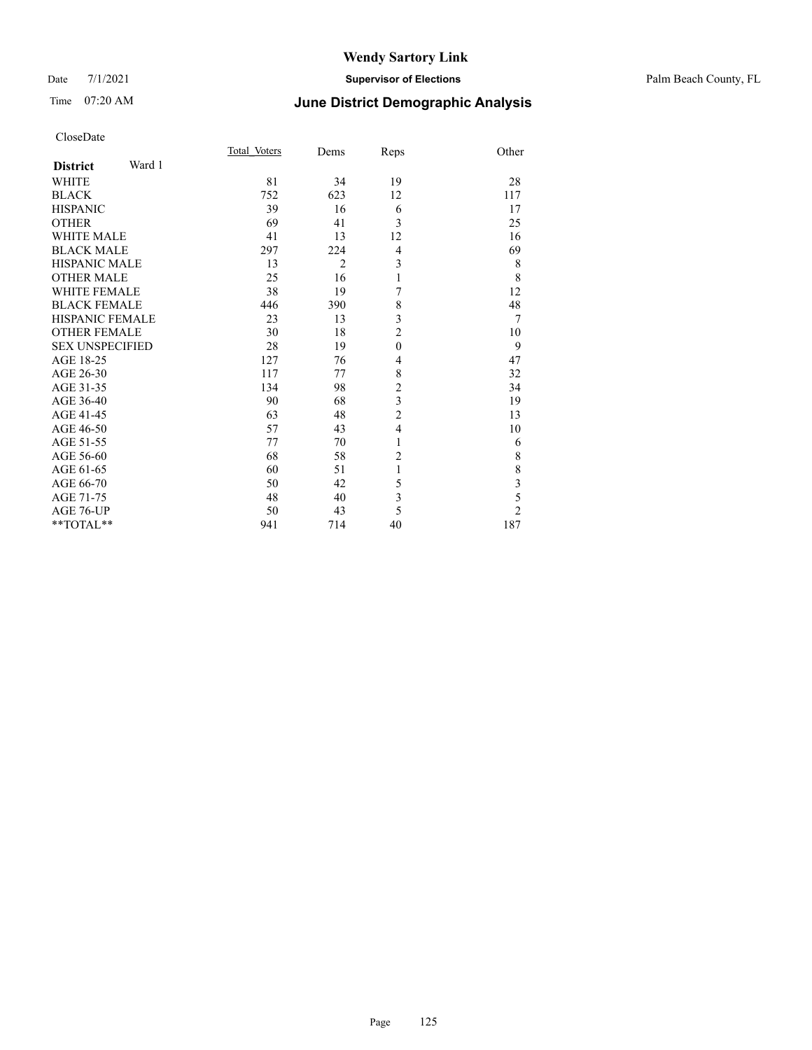# Wendy Sartory Link

Date 7/1/2021 **Supervisor of Elections** Palm Beach County, FL

Time 07:20 AM **June District Demographic Analysis**

CloseDate

| **District** Ward 1 | Total_Voters | Dems | Reps | Other |
|---|---|---|---|---|
| WHITE | 81 | 34 | 19 | 28 |
| BLACK | 752 | 623 | 12 | 117 |
| HISPANIC | 39 | 16 | 6 | 17 |
| OTHER | 69 | 41 | 3 | 25 |
| WHITE MALE | 41 | 13 | 12 | 16 |
| BLACK MALE | 297 | 224 | 4 | 69 |
| HISPANIC MALE | 13 | 2 | 3 | 8 |
| OTHER MALE | 25 | 16 | 1 | 8 |
| WHITE FEMALE | 38 | 19 | 7 | 12 |
| BLACK FEMALE | 446 | 390 | 8 | 48 |
| HISPANIC FEMALE | 23 | 13 | 3 | 7 |
| OTHER FEMALE | 30 | 18 | 2 | 10 |
| SEX UNSPECIFIED | 28 | 19 | 0 | 9 |
| AGE 18-25 | 127 | 76 | 4 | 47 |
| AGE 26-30 | 117 | 77 | 8 | 32 |
| AGE 31-35 | 134 | 98 | 2 | 34 |
| AGE 36-40 | 90 | 68 | 3 | 19 |
| AGE 41-45 | 63 | 48 | 2 | 13 |
| AGE 46-50 | 57 | 43 | 4 | 10 |
| AGE 51-55 | 77 | 70 | 1 | 6 |
| AGE 56-60 | 68 | 58 | 2 | 8 |
| AGE 61-65 | 60 | 51 | 1 | 8 |
| AGE 66-70 | 50 | 42 | 5 | 3 |
| AGE 71-75 | 48 | 40 | 3 | 5 |
| AGE 76-UP | 50 | 43 | 5 | 2 |
| **TOTAL** | 941 | 714 | 40 | 187 |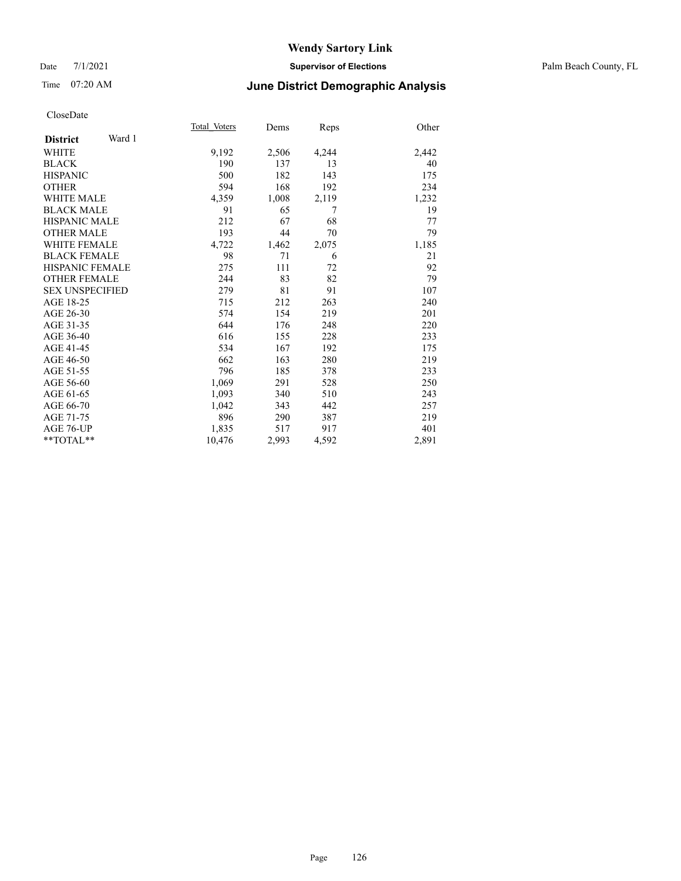# Wendy Sartory Link

Date 7/1/2021 **Supervisor of Elections** Palm Beach County, FL

Time 07:20 AM **June District Demographic Analysis**

CloseDate

| **District** Ward 1 | Total Voters | Dems | Reps | Other |
|---|---|---|---|---|
| WHITE | 9,192 | 2,506 | 4,244 | 2,442 |
| BLACK | 190 | 137 | 13 | 40 |
| HISPANIC | 500 | 182 | 143 | 175 |
| OTHER | 594 | 168 | 192 | 234 |
| WHITE MALE | 4,359 | 1,008 | 2,119 | 1,232 |
| BLACK MALE | 91 | 65 | 7 | 19 |
| HISPANIC MALE | 212 | 67 | 68 | 77 |
| OTHER MALE | 193 | 44 | 70 | 79 |
| WHITE FEMALE | 4,722 | 1,462 | 2,075 | 1,185 |
| BLACK FEMALE | 98 | 71 | 6 | 21 |
| HISPANIC FEMALE | 275 | 111 | 72 | 92 |
| OTHER FEMALE | 244 | 83 | 82 | 79 |
| SEX UNSPECIFIED | 279 | 81 | 91 | 107 |
| AGE 18-25 | 715 | 212 | 263 | 240 |
| AGE 26-30 | 574 | 154 | 219 | 201 |
| AGE 31-35 | 644 | 176 | 248 | 220 |
| AGE 36-40 | 616 | 155 | 228 | 233 |
| AGE 41-45 | 534 | 167 | 192 | 175 |
| AGE 46-50 | 662 | 163 | 280 | 219 |
| AGE 51-55 | 796 | 185 | 378 | 233 |
| AGE 56-60 | 1,069 | 291 | 528 | 250 |
| AGE 61-65 | 1,093 | 340 | 510 | 243 |
| AGE 66-70 | 1,042 | 343 | 442 | 257 |
| AGE 71-75 | 896 | 290 | 387 | 219 |
| AGE 76-UP | 1,835 | 517 | 917 | 401 |
| **TOTAL** | 10,476 | 2,993 | 4,592 | 2,891 |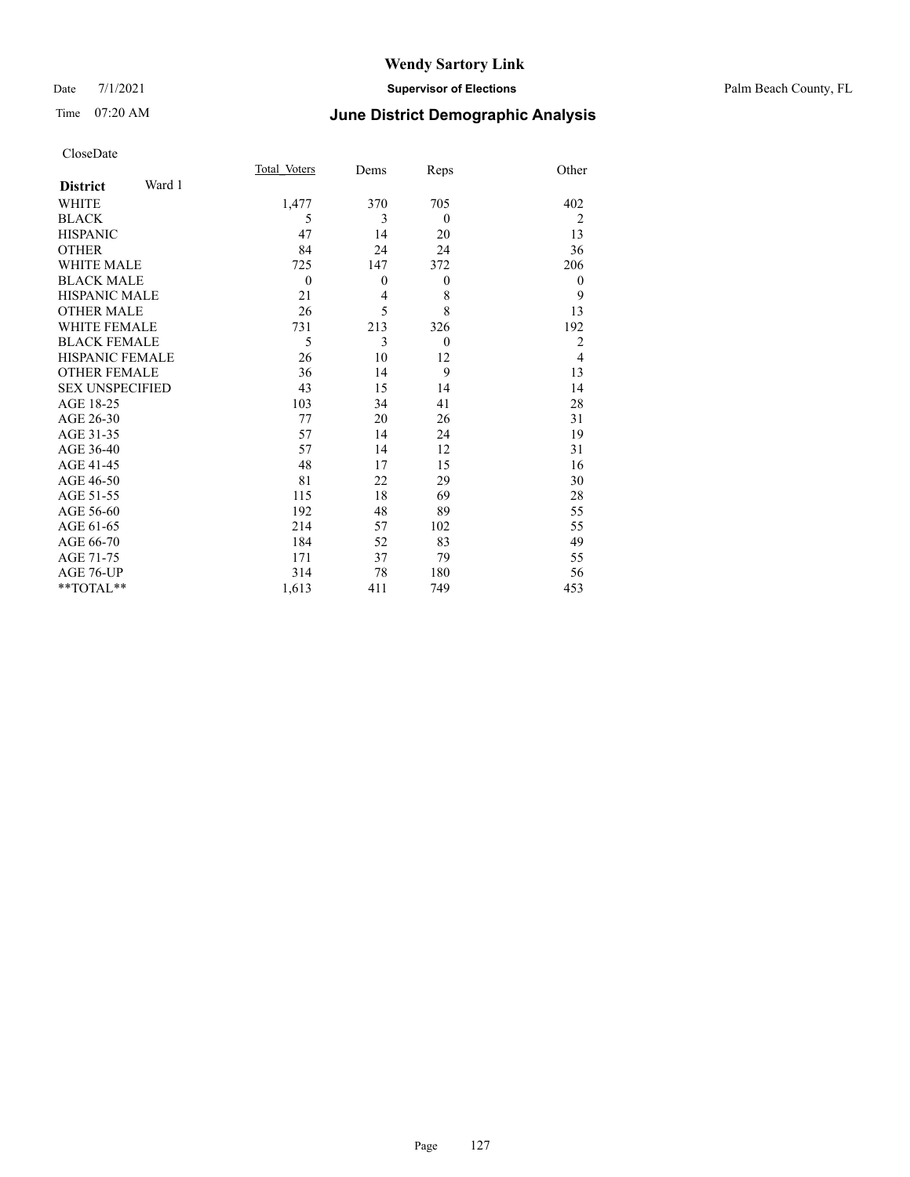# Wendy Sartory Link

Date 7/1/2021 **Supervisor of Elections** Palm Beach County, FL

Time 07:20 AM **June District Demographic Analysis**

CloseDate

| **District** Ward 1 | Total_Voters | Dems | Reps | Other |
|---|---|---|---|---|
| WHITE | 1,477 | 370 | 705 | 402 |
| BLACK | 5 | 3 | 0 | 2 |
| HISPANIC | 47 | 14 | 20 | 13 |
| OTHER | 84 | 24 | 24 | 36 |
| WHITE MALE | 725 | 147 | 372 | 206 |
| BLACK MALE | 0 | 0 | 0 | 0 |
| HISPANIC MALE | 21 | 4 | 8 | 9 |
| OTHER MALE | 26 | 5 | 8 | 13 |
| WHITE FEMALE | 731 | 213 | 326 | 192 |
| BLACK FEMALE | 5 | 3 | 0 | 2 |
| HISPANIC FEMALE | 26 | 10 | 12 | 4 |
| OTHER FEMALE | 36 | 14 | 9 | 13 |
| SEX UNSPECIFIED | 43 | 15 | 14 | 14 |
| AGE 18-25 | 103 | 34 | 41 | 28 |
| AGE 26-30 | 77 | 20 | 26 | 31 |
| AGE 31-35 | 57 | 14 | 24 | 19 |
| AGE 36-40 | 57 | 14 | 12 | 31 |
| AGE 41-45 | 48 | 17 | 15 | 16 |
| AGE 46-50 | 81 | 22 | 29 | 30 |
| AGE 51-55 | 115 | 18 | 69 | 28 |
| AGE 56-60 | 192 | 48 | 89 | 55 |
| AGE 61-65 | 214 | 57 | 102 | 55 |
| AGE 66-70 | 184 | 52 | 83 | 49 |
| AGE 71-75 | 171 | 37 | 79 | 55 |
| AGE 76-UP | 314 | 78 | 180 | 56 |
| **TOTAL** | 1,613 | 411 | 749 | 453 |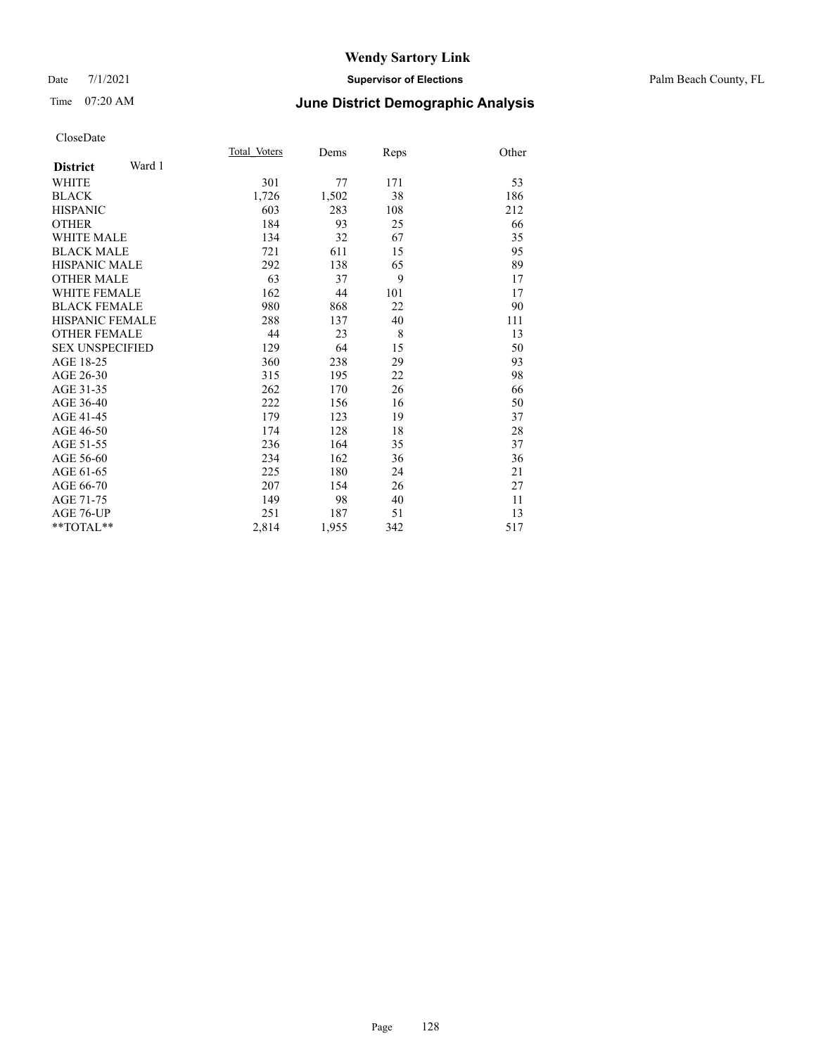# Wendy Sartory Link

Date 7/1/2021 **Supervisor of Elections** Palm Beach County, FL

Time 07:20 AM **June District Demographic Analysis**

CloseDate

| **District** Ward 1 | Total_Voters | Dems | Reps | Other |
|---|---|---|---|---|
| WHITE | 301 | 77 | 171 | 53 |
| BLACK | 1,726 | 1,502 | 38 | 186 |
| HISPANIC | 603 | 283 | 108 | 212 |
| OTHER | 184 | 93 | 25 | 66 |
| WHITE MALE | 134 | 32 | 67 | 35 |
| BLACK MALE | 721 | 611 | 15 | 95 |
| HISPANIC MALE | 292 | 138 | 65 | 89 |
| OTHER MALE | 63 | 37 | 9 | 17 |
| WHITE FEMALE | 162 | 44 | 101 | 17 |
| BLACK FEMALE | 980 | 868 | 22 | 90 |
| HISPANIC FEMALE | 288 | 137 | 40 | 111 |
| OTHER FEMALE | 44 | 23 | 8 | 13 |
| SEX UNSPECIFIED | 129 | 64 | 15 | 50 |
| AGE 18-25 | 360 | 238 | 29 | 93 |
| AGE 26-30 | 315 | 195 | 22 | 98 |
| AGE 31-35 | 262 | 170 | 26 | 66 |
| AGE 36-40 | 222 | 156 | 16 | 50 |
| AGE 41-45 | 179 | 123 | 19 | 37 |
| AGE 46-50 | 174 | 128 | 18 | 28 |
| AGE 51-55 | 236 | 164 | 35 | 37 |
| AGE 56-60 | 234 | 162 | 36 | 36 |
| AGE 61-65 | 225 | 180 | 24 | 21 |
| AGE 66-70 | 207 | 154 | 26 | 27 |
| AGE 71-75 | 149 | 98 | 40 | 11 |
| AGE 76-UP | 251 | 187 | 51 | 13 |
| **TOTAL** | 2,814 | 1,955 | 342 | 517 |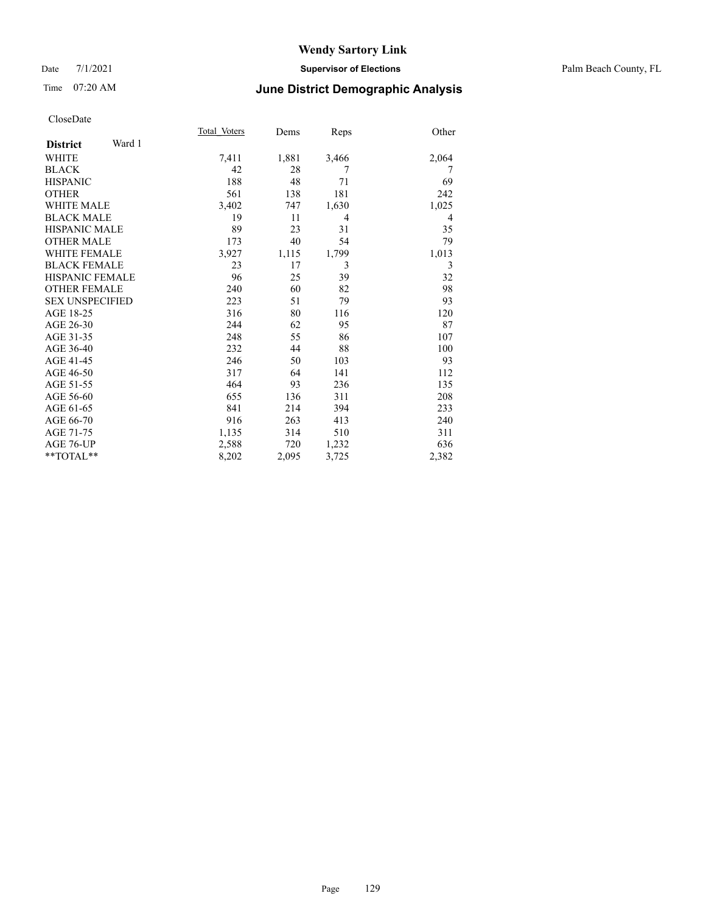# Wendy Sartory Link

Date 7/1/2021 **Supervisor of Elections** Palm Beach County, FL

Time 07:20 AM **June District Demographic Analysis**

CloseDate

| **District** Ward 1 | Total_Voters | Dems | Reps | Other |
|---|---|---|---|---|
| WHITE | 7,411 | 1,881 | 3,466 | 2,064 |
| BLACK | 42 | 28 | 7 | 7 |
| HISPANIC | 188 | 48 | 71 | 69 |
| OTHER | 561 | 138 | 181 | 242 |
| WHITE MALE | 3,402 | 747 | 1,630 | 1,025 |
| BLACK MALE | 19 | 11 | 4 | 4 |
| HISPANIC MALE | 89 | 23 | 31 | 35 |
| OTHER MALE | 173 | 40 | 54 | 79 |
| WHITE FEMALE | 3,927 | 1,115 | 1,799 | 1,013 |
| BLACK FEMALE | 23 | 17 | 3 | 3 |
| HISPANIC FEMALE | 96 | 25 | 39 | 32 |
| OTHER FEMALE | 240 | 60 | 82 | 98 |
| SEX UNSPECIFIED | 223 | 51 | 79 | 93 |
| AGE 18-25 | 316 | 80 | 116 | 120 |
| AGE 26-30 | 244 | 62 | 95 | 87 |
| AGE 31-35 | 248 | 55 | 86 | 107 |
| AGE 36-40 | 232 | 44 | 88 | 100 |
| AGE 41-45 | 246 | 50 | 103 | 93 |
| AGE 46-50 | 317 | 64 | 141 | 112 |
| AGE 51-55 | 464 | 93 | 236 | 135 |
| AGE 56-60 | 655 | 136 | 311 | 208 |
| AGE 61-65 | 841 | 214 | 394 | 233 |
| AGE 66-70 | 916 | 263 | 413 | 240 |
| AGE 71-75 | 1,135 | 314 | 510 | 311 |
| AGE 76-UP | 2,588 | 720 | 1,232 | 636 |
| **TOTAL** | 8,202 | 2,095 | 3,725 | 2,382 |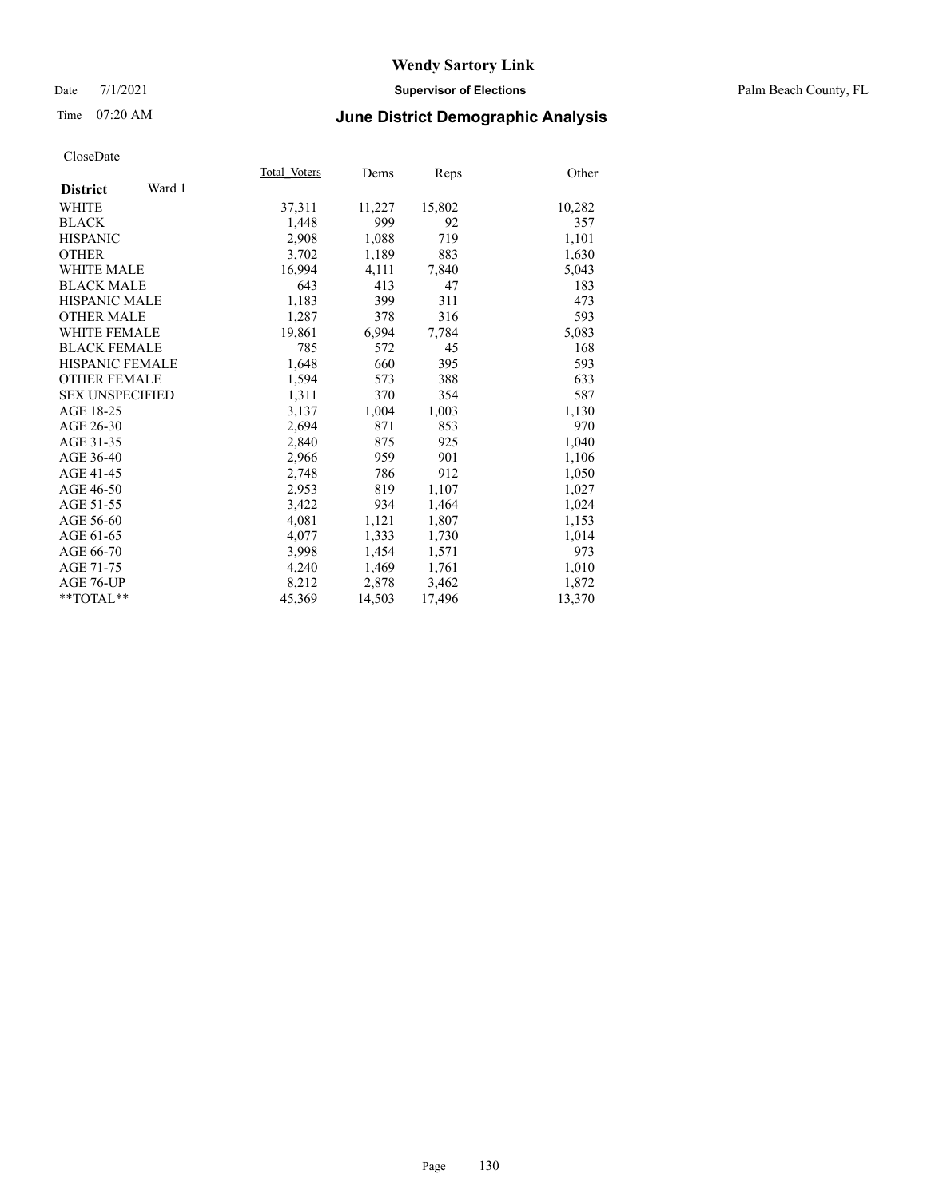# Wendy Sartory Link

Date 7/1/2021 **Supervisor of Elections** Palm Beach County, FL

Time 07:20 AM **June District Demographic Analysis**

CloseDate

| **District** Ward 1 | Total Voters | Dems | Reps | Other |
|---|---|---|---|---|
| WHITE | 37,311 | 11,227 | 15,802 | 10,282 |
| BLACK | 1,448 | 999 | 92 | 357 |
| HISPANIC | 2,908 | 1,088 | 719 | 1,101 |
| OTHER | 3,702 | 1,189 | 883 | 1,630 |
| WHITE MALE | 16,994 | 4,111 | 7,840 | 5,043 |
| BLACK MALE | 643 | 413 | 47 | 183 |
| HISPANIC MALE | 1,183 | 399 | 311 | 473 |
| OTHER MALE | 1,287 | 378 | 316 | 593 |
| WHITE FEMALE | 19,861 | 6,994 | 7,784 | 5,083 |
| BLACK FEMALE | 785 | 572 | 45 | 168 |
| HISPANIC FEMALE | 1,648 | 660 | 395 | 593 |
| OTHER FEMALE | 1,594 | 573 | 388 | 633 |
| SEX UNSPECIFIED | 1,311 | 370 | 354 | 587 |
| AGE 18-25 | 3,137 | 1,004 | 1,003 | 1,130 |
| AGE 26-30 | 2,694 | 871 | 853 | 970 |
| AGE 31-35 | 2,840 | 875 | 925 | 1,040 |
| AGE 36-40 | 2,966 | 959 | 901 | 1,106 |
| AGE 41-45 | 2,748 | 786 | 912 | 1,050 |
| AGE 46-50 | 2,953 | 819 | 1,107 | 1,027 |
| AGE 51-55 | 3,422 | 934 | 1,464 | 1,024 |
| AGE 56-60 | 4,081 | 1,121 | 1,807 | 1,153 |
| AGE 61-65 | 4,077 | 1,333 | 1,730 | 1,014 |
| AGE 66-70 | 3,998 | 1,454 | 1,571 | 973 |
| AGE 71-75 | 4,240 | 1,469 | 1,761 | 1,010 |
| AGE 76-UP | 8,212 | 2,878 | 3,462 | 1,872 |
| **TOTAL** | 45,369 | 14,503 | 17,496 | 13,370 |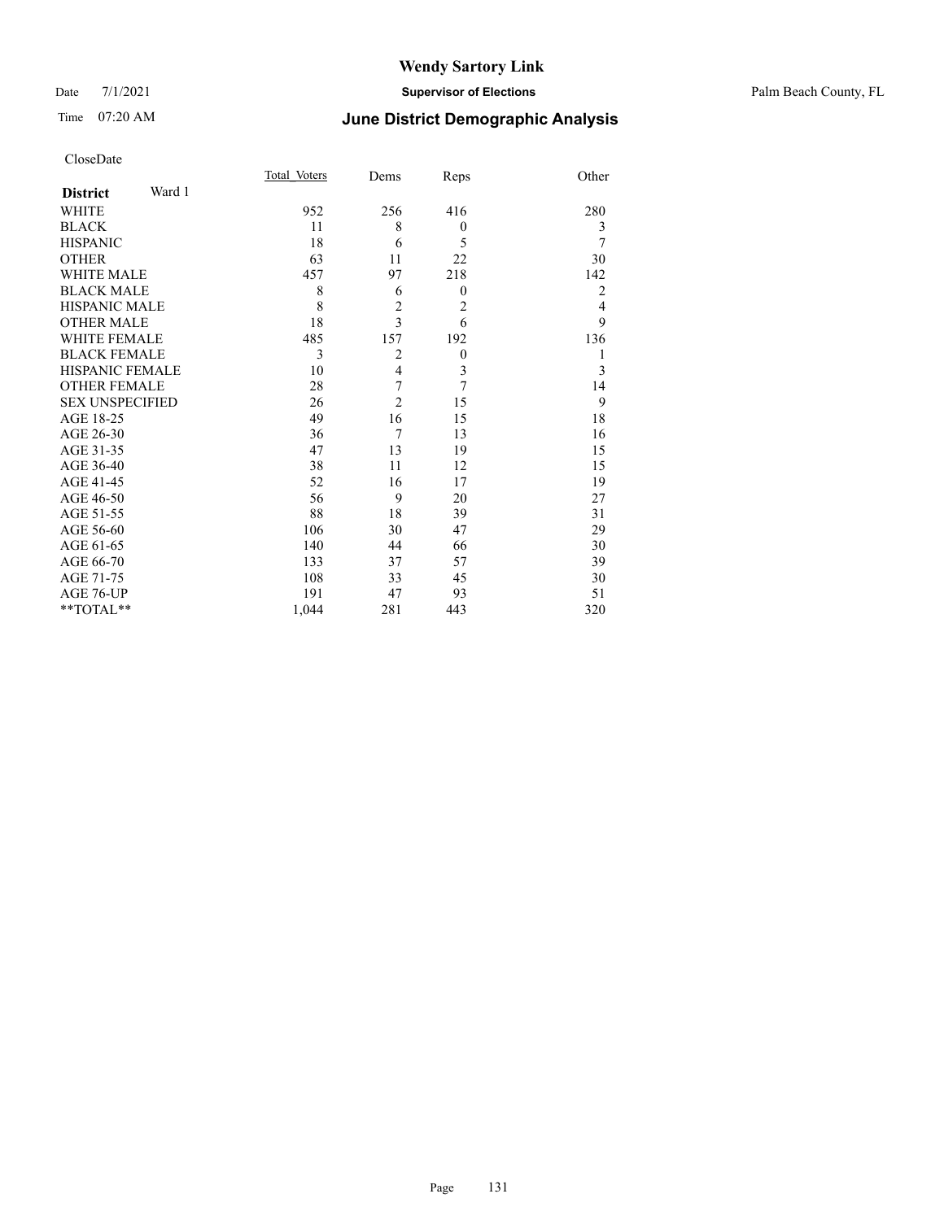# Wendy Sartory Link

Date 7/1/2021 **Supervisor of Elections** Palm Beach County, FL

Time 07:20 AM **June District Demographic Analysis**

CloseDate

| **District** Ward 1 | Total Voters | Dems | Reps | Other |
|---|---|---|---|---|
| WHITE | 952 | 256 | 416 | 280 |
| BLACK | 11 | 8 | 0 | 3 |
| HISPANIC | 18 | 6 | 5 | 7 |
| OTHER | 63 | 11 | 22 | 30 |
| WHITE MALE | 457 | 97 | 218 | 142 |
| BLACK MALE | 8 | 6 | 0 | 2 |
| HISPANIC MALE | 8 | 2 | 2 | 4 |
| OTHER MALE | 18 | 3 | 6 | 9 |
| WHITE FEMALE | 485 | 157 | 192 | 136 |
| BLACK FEMALE | 3 | 2 | 0 | 1 |
| HISPANIC FEMALE | 10 | 4 | 3 | 3 |
| OTHER FEMALE | 28 | 7 | 7 | 14 |
| SEX UNSPECIFIED | 26 | 2 | 15 | 9 |
| AGE 18-25 | 49 | 16 | 15 | 18 |
| AGE 26-30 | 36 | 7 | 13 | 16 |
| AGE 31-35 | 47 | 13 | 19 | 15 |
| AGE 36-40 | 38 | 11 | 12 | 15 |
| AGE 41-45 | 52 | 16 | 17 | 19 |
| AGE 46-50 | 56 | 9 | 20 | 27 |
| AGE 51-55 | 88 | 18 | 39 | 31 |
| AGE 56-60 | 106 | 30 | 47 | 29 |
| AGE 61-65 | 140 | 44 | 66 | 30 |
| AGE 66-70 | 133 | 37 | 57 | 39 |
| AGE 71-75 | 108 | 33 | 45 | 30 |
| AGE 76-UP | 191 | 47 | 93 | 51 |
| **TOTAL** | 1,044 | 281 | 443 | 320 |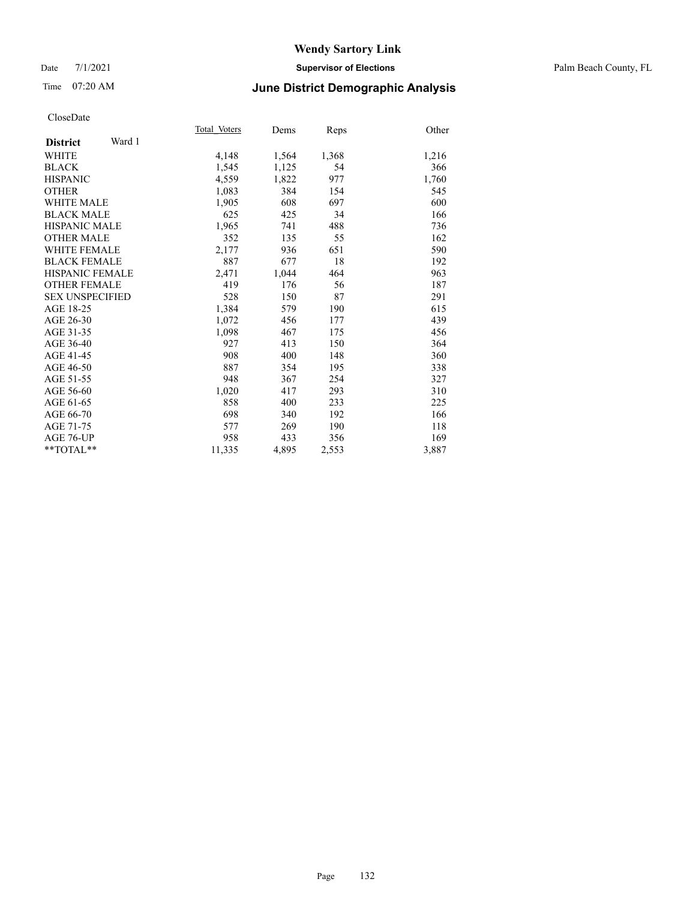# Wendy Sartory Link

Date 7/1/2021

**Supervisor of Elections**

Palm Beach County, FL

Time 07:20 AM

## June District Demographic Analysis

CloseDate

| **District** Ward 1 | Total_Voters | Dems | Reps | Other |
|---|---|---|---|---|
| WHITE | 4,148 | 1,564 | 1,368 | 1,216 |
| BLACK | 1,545 | 1,125 | 54 | 366 |
| HISPANIC | 4,559 | 1,822 | 977 | 1,760 |
| OTHER | 1,083 | 384 | 154 | 545 |
| WHITE MALE | 1,905 | 608 | 697 | 600 |
| BLACK MALE | 625 | 425 | 34 | 166 |
| HISPANIC MALE | 1,965 | 741 | 488 | 736 |
| OTHER MALE | 352 | 135 | 55 | 162 |
| WHITE FEMALE | 2,177 | 936 | 651 | 590 |
| BLACK FEMALE | 887 | 677 | 18 | 192 |
| HISPANIC FEMALE | 2,471 | 1,044 | 464 | 963 |
| OTHER FEMALE | 419 | 176 | 56 | 187 |
| SEX UNSPECIFIED | 528 | 150 | 87 | 291 |
| AGE 18-25 | 1,384 | 579 | 190 | 615 |
| AGE 26-30 | 1,072 | 456 | 177 | 439 |
| AGE 31-35 | 1,098 | 467 | 175 | 456 |
| AGE 36-40 | 927 | 413 | 150 | 364 |
| AGE 41-45 | 908 | 400 | 148 | 360 |
| AGE 46-50 | 887 | 354 | 195 | 338 |
| AGE 51-55 | 948 | 367 | 254 | 327 |
| AGE 56-60 | 1,020 | 417 | 293 | 310 |
| AGE 61-65 | 858 | 400 | 233 | 225 |
| AGE 66-70 | 698 | 340 | 192 | 166 |
| AGE 71-75 | 577 | 269 | 190 | 118 |
| AGE 76-UP | 958 | 433 | 356 | 169 |
| **TOTAL** | 11,335 | 4,895 | 2,553 | 3,887 |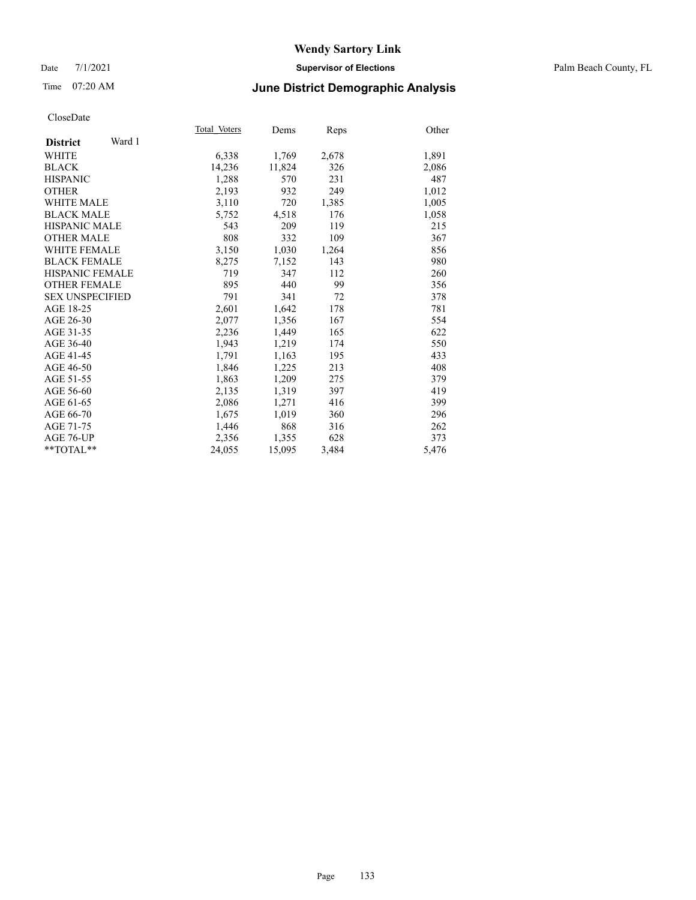# Wendy Sartory Link

Date 7/1/2021 **Supervisor of Elections** Palm Beach County, FL

Time 07:20 AM **June District Demographic Analysis**

CloseDate

| **District** Ward 1 | Total Voters | Dems | Reps | Other |
|---|---|---|---|---|
| WHITE | 6,338 | 1,769 | 2,678 | 1,891 |
| BLACK | 14,236 | 11,824 | 326 | 2,086 |
| HISPANIC | 1,288 | 570 | 231 | 487 |
| OTHER | 2,193 | 932 | 249 | 1,012 |
| WHITE MALE | 3,110 | 720 | 1,385 | 1,005 |
| BLACK MALE | 5,752 | 4,518 | 176 | 1,058 |
| HISPANIC MALE | 543 | 209 | 119 | 215 |
| OTHER MALE | 808 | 332 | 109 | 367 |
| WHITE FEMALE | 3,150 | 1,030 | 1,264 | 856 |
| BLACK FEMALE | 8,275 | 7,152 | 143 | 980 |
| HISPANIC FEMALE | 719 | 347 | 112 | 260 |
| OTHER FEMALE | 895 | 440 | 99 | 356 |
| SEX UNSPECIFIED | 791 | 341 | 72 | 378 |
| AGE 18-25 | 2,601 | 1,642 | 178 | 781 |
| AGE 26-30 | 2,077 | 1,356 | 167 | 554 |
| AGE 31-35 | 2,236 | 1,449 | 165 | 622 |
| AGE 36-40 | 1,943 | 1,219 | 174 | 550 |
| AGE 41-45 | 1,791 | 1,163 | 195 | 433 |
| AGE 46-50 | 1,846 | 1,225 | 213 | 408 |
| AGE 51-55 | 1,863 | 1,209 | 275 | 379 |
| AGE 56-60 | 2,135 | 1,319 | 397 | 419 |
| AGE 61-65 | 2,086 | 1,271 | 416 | 399 |
| AGE 66-70 | 1,675 | 1,019 | 360 | 296 |
| AGE 71-75 | 1,446 | 868 | 316 | 262 |
| AGE 76-UP | 2,356 | 1,355 | 628 | 373 |
| **TOTAL** | 24,055 | 15,095 | 3,484 | 5,476 |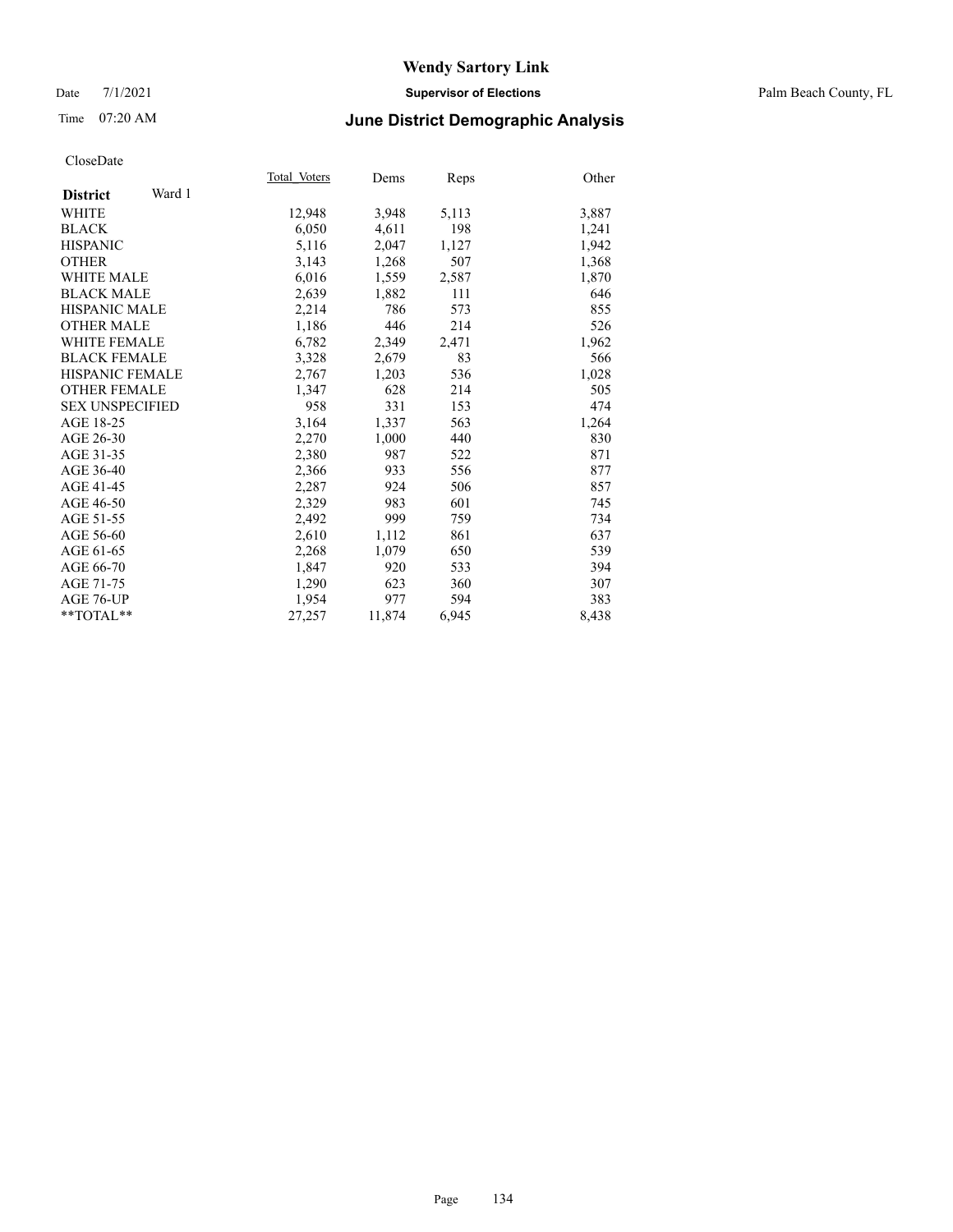# Wendy Sartory Link

Date 7/1/2021 **Supervisor of Elections** Palm Beach County, FL

Time 07:20 AM **June District Demographic Analysis**

CloseDate

| **District** Ward 1 | Total_Voters | Dems | Reps | Other |
|---|---|---|---|---|
| WHITE | 12,948 | 3,948 | 5,113 | 3,887 |
| BLACK | 6,050 | 4,611 | 198 | 1,241 |
| HISPANIC | 5,116 | 2,047 | 1,127 | 1,942 |
| OTHER | 3,143 | 1,268 | 507 | 1,368 |
| WHITE MALE | 6,016 | 1,559 | 2,587 | 1,870 |
| BLACK MALE | 2,639 | 1,882 | 111 | 646 |
| HISPANIC MALE | 2,214 | 786 | 573 | 855 |
| OTHER MALE | 1,186 | 446 | 214 | 526 |
| WHITE FEMALE | 6,782 | 2,349 | 2,471 | 1,962 |
| BLACK FEMALE | 3,328 | 2,679 | 83 | 566 |
| HISPANIC FEMALE | 2,767 | 1,203 | 536 | 1,028 |
| OTHER FEMALE | 1,347 | 628 | 214 | 505 |
| SEX UNSPECIFIED | 958 | 331 | 153 | 474 |
| AGE 18-25 | 3,164 | 1,337 | 563 | 1,264 |
| AGE 26-30 | 2,270 | 1,000 | 440 | 830 |
| AGE 31-35 | 2,380 | 987 | 522 | 871 |
| AGE 36-40 | 2,366 | 933 | 556 | 877 |
| AGE 41-45 | 2,287 | 924 | 506 | 857 |
| AGE 46-50 | 2,329 | 983 | 601 | 745 |
| AGE 51-55 | 2,492 | 999 | 759 | 734 |
| AGE 56-60 | 2,610 | 1,112 | 861 | 637 |
| AGE 61-65 | 2,268 | 1,079 | 650 | 539 |
| AGE 66-70 | 1,847 | 920 | 533 | 394 |
| AGE 71-75 | 1,290 | 623 | 360 | 307 |
| AGE 76-UP | 1,954 | 977 | 594 | 383 |
| **TOTAL** | 27,257 | 11,874 | 6,945 | 8,438 |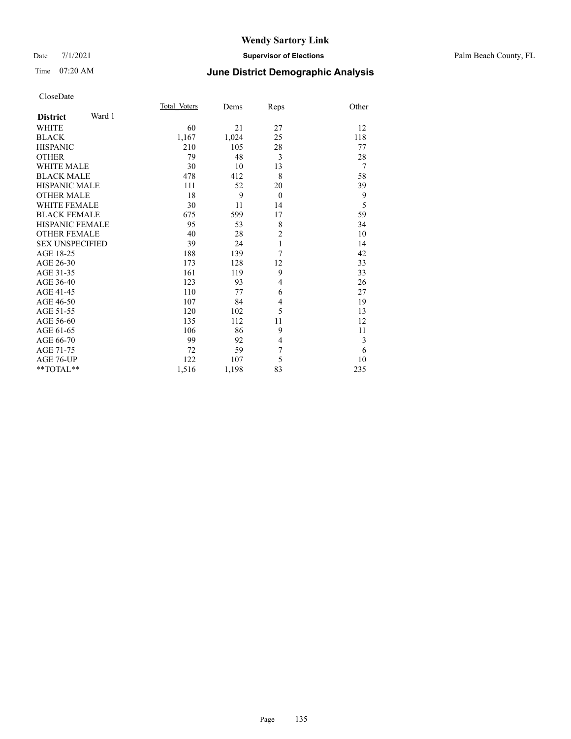# Wendy Sartory Link

Date 7/1/2021 **Supervisor of Elections** Palm Beach County, FL

Time 07:20 AM **June District Demographic Analysis**

CloseDate

| **District** Ward 1 | Total Voters | Dems | Reps | Other |
|---|---|---|---|---|
| WHITE | 60 | 21 | 27 | 12 |
| BLACK | 1,167 | 1,024 | 25 | 118 |
| HISPANIC | 210 | 105 | 28 | 77 |
| OTHER | 79 | 48 | 3 | 28 |
| WHITE MALE | 30 | 10 | 13 | 7 |
| BLACK MALE | 478 | 412 | 8 | 58 |
| HISPANIC MALE | 111 | 52 | 20 | 39 |
| OTHER MALE | 18 | 9 | 0 | 9 |
| WHITE FEMALE | 30 | 11 | 14 | 5 |
| BLACK FEMALE | 675 | 599 | 17 | 59 |
| HISPANIC FEMALE | 95 | 53 | 8 | 34 |
| OTHER FEMALE | 40 | 28 | 2 | 10 |
| SEX UNSPECIFIED | 39 | 24 | 1 | 14 |
| AGE 18-25 | 188 | 139 | 7 | 42 |
| AGE 26-30 | 173 | 128 | 12 | 33 |
| AGE 31-35 | 161 | 119 | 9 | 33 |
| AGE 36-40 | 123 | 93 | 4 | 26 |
| AGE 41-45 | 110 | 77 | 6 | 27 |
| AGE 46-50 | 107 | 84 | 4 | 19 |
| AGE 51-55 | 120 | 102 | 5 | 13 |
| AGE 56-60 | 135 | 112 | 11 | 12 |
| AGE 61-65 | 106 | 86 | 9 | 11 |
| AGE 66-70 | 99 | 92 | 4 | 3 |
| AGE 71-75 | 72 | 59 | 7 | 6 |
| AGE 76-UP | 122 | 107 | 5 | 10 |
| **TOTAL** | 1,516 | 1,198 | 83 | 235 |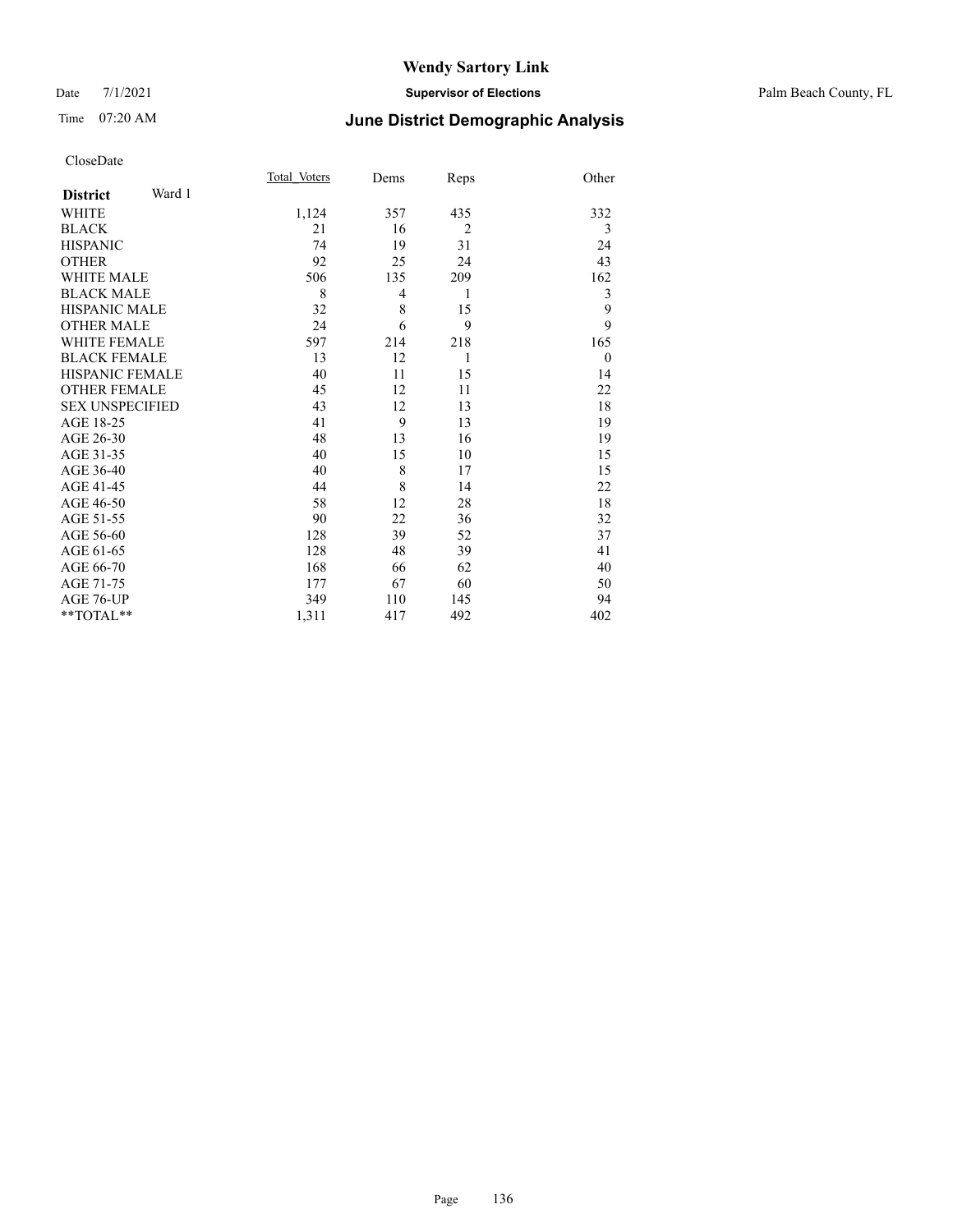# Wendy Sartory Link

Date 7/1/2021 **Supervisor of Elections** Palm Beach County, FL

Time 07:20 AM **June District Demographic Analysis**

CloseDate

| **District** Ward 1 | Total Voters | Dems | Reps | Other |
|---|---|---|---|---|
| WHITE | 1,124 | 357 | 435 | 332 |
| BLACK | 21 | 16 | 2 | 3 |
| HISPANIC | 74 | 19 | 31 | 24 |
| OTHER | 92 | 25 | 24 | 43 |
| WHITE MALE | 506 | 135 | 209 | 162 |
| BLACK MALE | 8 | 4 | 1 | 3 |
| HISPANIC MALE | 32 | 8 | 15 | 9 |
| OTHER MALE | 24 | 6 | 9 | 9 |
| WHITE FEMALE | 597 | 214 | 218 | 165 |
| BLACK FEMALE | 13 | 12 | 1 | 0 |
| HISPANIC FEMALE | 40 | 11 | 15 | 14 |
| OTHER FEMALE | 45 | 12 | 11 | 22 |
| SEX UNSPECIFIED | 43 | 12 | 13 | 18 |
| AGE 18-25 | 41 | 9 | 13 | 19 |
| AGE 26-30 | 48 | 13 | 16 | 19 |
| AGE 31-35 | 40 | 15 | 10 | 15 |
| AGE 36-40 | 40 | 8 | 17 | 15 |
| AGE 41-45 | 44 | 8 | 14 | 22 |
| AGE 46-50 | 58 | 12 | 28 | 18 |
| AGE 51-55 | 90 | 22 | 36 | 32 |
| AGE 56-60 | 128 | 39 | 52 | 37 |
| AGE 61-65 | 128 | 48 | 39 | 41 |
| AGE 66-70 | 168 | 66 | 62 | 40 |
| AGE 71-75 | 177 | 67 | 60 | 50 |
| AGE 76-UP | 349 | 110 | 145 | 94 |
| **TOTAL** | 1,311 | 417 | 492 | 402 |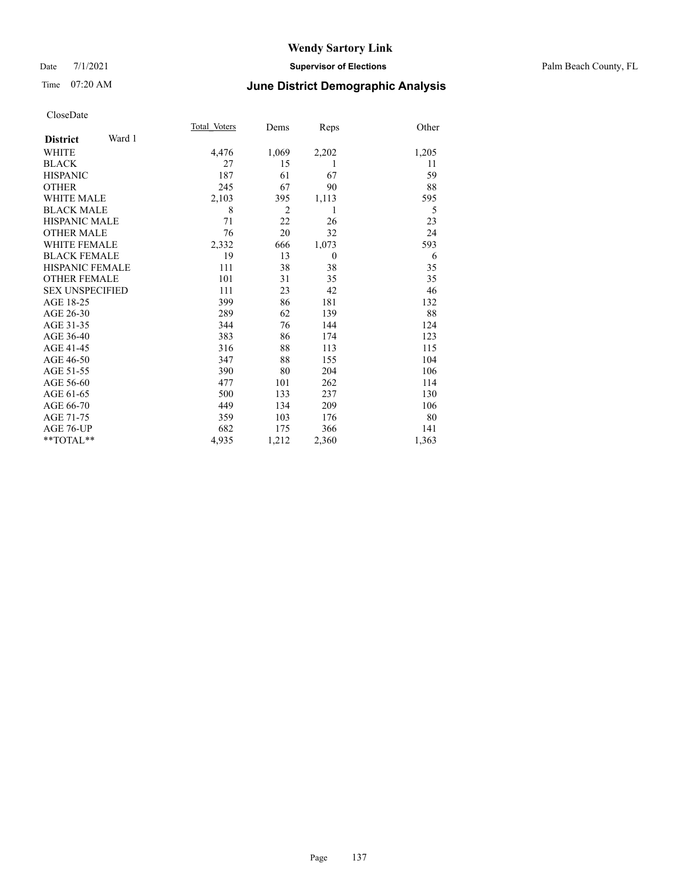# Wendy Sartory Link

Date 7/1/2021 **Supervisor of Elections** Palm Beach County, FL

Time 07:20 AM **June District Demographic Analysis**

CloseDate

| **District** Ward 1 | Total Voters | Dems | Reps | Other |
|---|---|---|---|---|
| WHITE | 4,476 | 1,069 | 2,202 | 1,205 |
| BLACK | 27 | 15 | 1 | 11 |
| HISPANIC | 187 | 61 | 67 | 59 |
| OTHER | 245 | 67 | 90 | 88 |
| WHITE MALE | 2,103 | 395 | 1,113 | 595 |
| BLACK MALE | 8 | 2 | 1 | 5 |
| HISPANIC MALE | 71 | 22 | 26 | 23 |
| OTHER MALE | 76 | 20 | 32 | 24 |
| WHITE FEMALE | 2,332 | 666 | 1,073 | 593 |
| BLACK FEMALE | 19 | 13 | 0 | 6 |
| HISPANIC FEMALE | 111 | 38 | 38 | 35 |
| OTHER FEMALE | 101 | 31 | 35 | 35 |
| SEX UNSPECIFIED | 111 | 23 | 42 | 46 |
| AGE 18-25 | 399 | 86 | 181 | 132 |
| AGE 26-30 | 289 | 62 | 139 | 88 |
| AGE 31-35 | 344 | 76 | 144 | 124 |
| AGE 36-40 | 383 | 86 | 174 | 123 |
| AGE 41-45 | 316 | 88 | 113 | 115 |
| AGE 46-50 | 347 | 88 | 155 | 104 |
| AGE 51-55 | 390 | 80 | 204 | 106 |
| AGE 56-60 | 477 | 101 | 262 | 114 |
| AGE 61-65 | 500 | 133 | 237 | 130 |
| AGE 66-70 | 449 | 134 | 209 | 106 |
| AGE 71-75 | 359 | 103 | 176 | 80 |
| AGE 76-UP | 682 | 175 | 366 | 141 |
| **TOTAL** | 4,935 | 1,212 | 2,360 | 1,363 |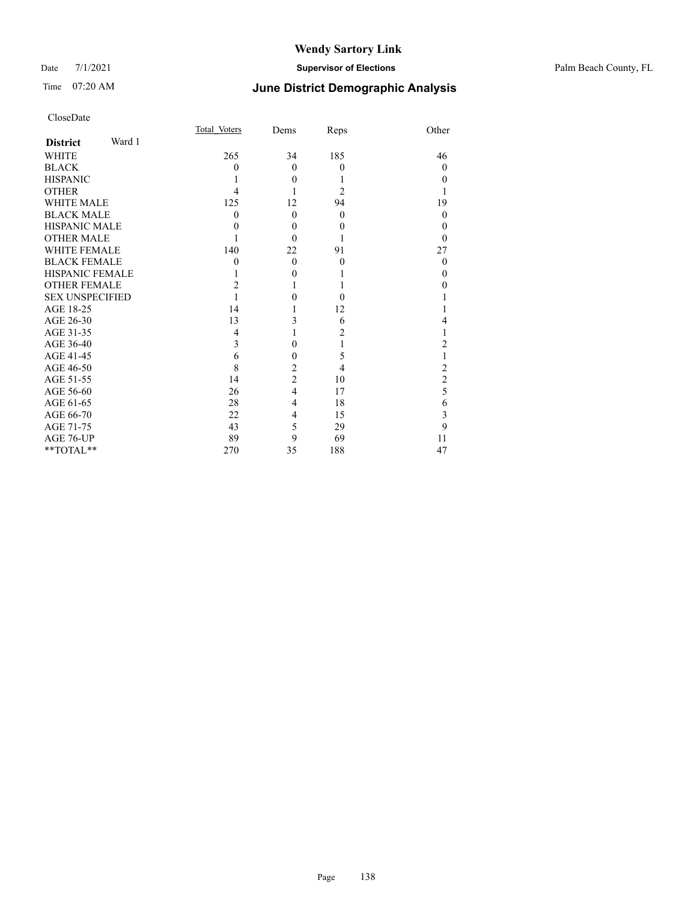# Wendy Sartory Link

Date 7/1/2021 **Supervisor of Elections** Palm Beach County, FL

Time 07:20 AM **June District Demographic Analysis**

CloseDate

| **District** Ward 1 | Total Voters | Dems | Reps | Other |
|---|---|---|---|---|
| WHITE | 265 | 34 | 185 | 46 |
| BLACK | 0 | 0 | 0 | 0 |
| HISPANIC | 1 | 0 | 1 | 0 |
| OTHER | 4 | 1 | 2 | 1 |
| WHITE MALE | 125 | 12 | 94 | 19 |
| BLACK MALE | 0 | 0 | 0 | 0 |
| HISPANIC MALE | 0 | 0 | 0 | 0 |
| OTHER MALE | 1 | 0 | 1 | 0 |
| WHITE FEMALE | 140 | 22 | 91 | 27 |
| BLACK FEMALE | 0 | 0 | 0 | 0 |
| HISPANIC FEMALE | 1 | 0 | 1 | 0 |
| OTHER FEMALE | 2 | 1 | 1 | 0 |
| SEX UNSPECIFIED | 1 | 0 | 0 | 1 |
| AGE 18-25 | 14 | 1 | 12 | 1 |
| AGE 26-30 | 13 | 3 | 6 | 4 |
| AGE 31-35 | 4 | 1 | 2 | 1 |
| AGE 36-40 | 3 | 0 | 1 | 2 |
| AGE 41-45 | 6 | 0 | 5 | 1 |
| AGE 46-50 | 8 | 2 | 4 | 2 |
| AGE 51-55 | 14 | 2 | 10 | 2 |
| AGE 56-60 | 26 | 4 | 17 | 5 |
| AGE 61-65 | 28 | 4 | 18 | 6 |
| AGE 66-70 | 22 | 4 | 15 | 3 |
| AGE 71-75 | 43 | 5 | 29 | 9 |
| AGE 76-UP | 89 | 9 | 69 | 11 |
| **TOTAL** | 270 | 35 | 188 | 47 |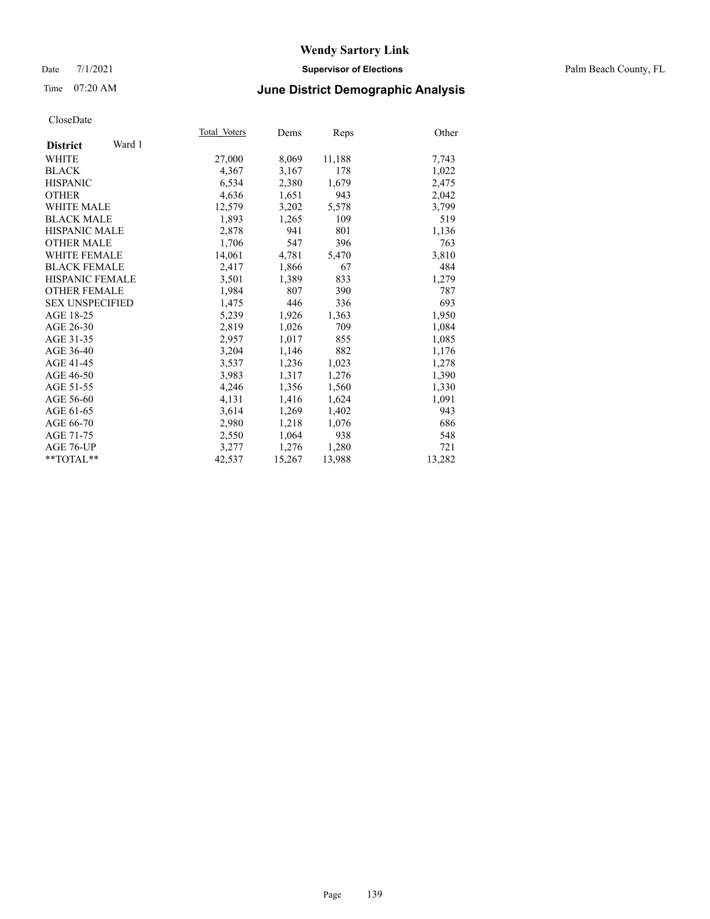# Wendy Sartory Link

Date 7/1/2021 **Supervisor of Elections** Palm Beach County, FL

Time 07:20 AM **June District Demographic Analysis**

CloseDate

| **District** Ward 1 | Total Voters | Dems | Reps | Other |
|---|---|---|---|---|
| WHITE | 27,000 | 8,069 | 11,188 | 7,743 |
| BLACK | 4,367 | 3,167 | 178 | 1,022 |
| HISPANIC | 6,534 | 2,380 | 1,679 | 2,475 |
| OTHER | 4,636 | 1,651 | 943 | 2,042 |
| WHITE MALE | 12,579 | 3,202 | 5,578 | 3,799 |
| BLACK MALE | 1,893 | 1,265 | 109 | 519 |
| HISPANIC MALE | 2,878 | 941 | 801 | 1,136 |
| OTHER MALE | 1,706 | 547 | 396 | 763 |
| WHITE FEMALE | 14,061 | 4,781 | 5,470 | 3,810 |
| BLACK FEMALE | 2,417 | 1,866 | 67 | 484 |
| HISPANIC FEMALE | 3,501 | 1,389 | 833 | 1,279 |
| OTHER FEMALE | 1,984 | 807 | 390 | 787 |
| SEX UNSPECIFIED | 1,475 | 446 | 336 | 693 |
| AGE 18-25 | 5,239 | 1,926 | 1,363 | 1,950 |
| AGE 26-30 | 2,819 | 1,026 | 709 | 1,084 |
| AGE 31-35 | 2,957 | 1,017 | 855 | 1,085 |
| AGE 36-40 | 3,204 | 1,146 | 882 | 1,176 |
| AGE 41-45 | 3,537 | 1,236 | 1,023 | 1,278 |
| AGE 46-50 | 3,983 | 1,317 | 1,276 | 1,390 |
| AGE 51-55 | 4,246 | 1,356 | 1,560 | 1,330 |
| AGE 56-60 | 4,131 | 1,416 | 1,624 | 1,091 |
| AGE 61-65 | 3,614 | 1,269 | 1,402 | 943 |
| AGE 66-70 | 2,980 | 1,218 | 1,076 | 686 |
| AGE 71-75 | 2,550 | 1,064 | 938 | 548 |
| AGE 76-UP | 3,277 | 1,276 | 1,280 | 721 |
| **TOTAL** | 42,537 | 15,267 | 13,988 | 13,282 |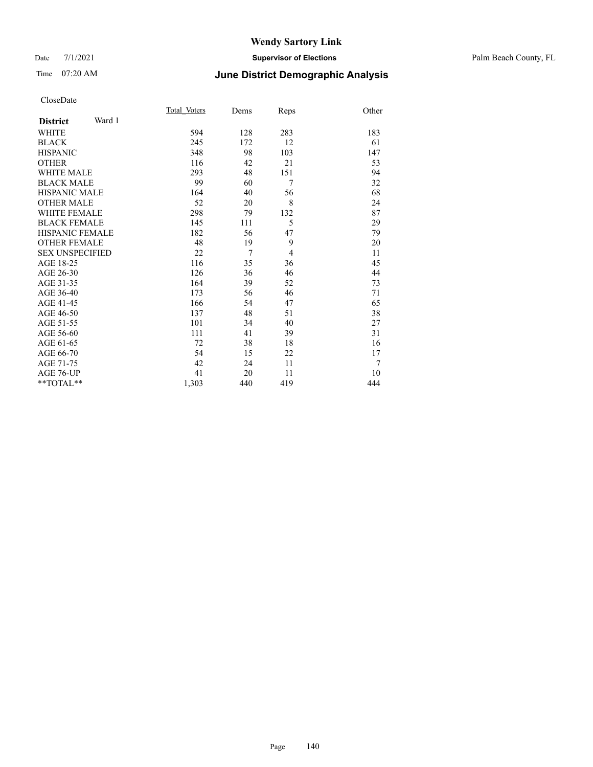# Wendy Sartory Link

Date 7/1/2021 **Supervisor of Elections** Palm Beach County, FL

Time 07:20 AM **June District Demographic Analysis**

CloseDate

| **District** Ward 1 | Total_Voters | Dems | Reps | Other |
|---|---|---|---|---|
| WHITE | 594 | 128 | 283 | 183 |
| BLACK | 245 | 172 | 12 | 61 |
| HISPANIC | 348 | 98 | 103 | 147 |
| OTHER | 116 | 42 | 21 | 53 |
| WHITE MALE | 293 | 48 | 151 | 94 |
| BLACK MALE | 99 | 60 | 7 | 32 |
| HISPANIC MALE | 164 | 40 | 56 | 68 |
| OTHER MALE | 52 | 20 | 8 | 24 |
| WHITE FEMALE | 298 | 79 | 132 | 87 |
| BLACK FEMALE | 145 | 111 | 5 | 29 |
| HISPANIC FEMALE | 182 | 56 | 47 | 79 |
| OTHER FEMALE | 48 | 19 | 9 | 20 |
| SEX UNSPECIFIED | 22 | 7 | 4 | 11 |
| AGE 18-25 | 116 | 35 | 36 | 45 |
| AGE 26-30 | 126 | 36 | 46 | 44 |
| AGE 31-35 | 164 | 39 | 52 | 73 |
| AGE 36-40 | 173 | 56 | 46 | 71 |
| AGE 41-45 | 166 | 54 | 47 | 65 |
| AGE 46-50 | 137 | 48 | 51 | 38 |
| AGE 51-55 | 101 | 34 | 40 | 27 |
| AGE 56-60 | 111 | 41 | 39 | 31 |
| AGE 61-65 | 72 | 38 | 18 | 16 |
| AGE 66-70 | 54 | 15 | 22 | 17 |
| AGE 71-75 | 42 | 24 | 11 | 7 |
| AGE 76-UP | 41 | 20 | 11 | 10 |
| **TOTAL** | 1,303 | 440 | 419 | 444 |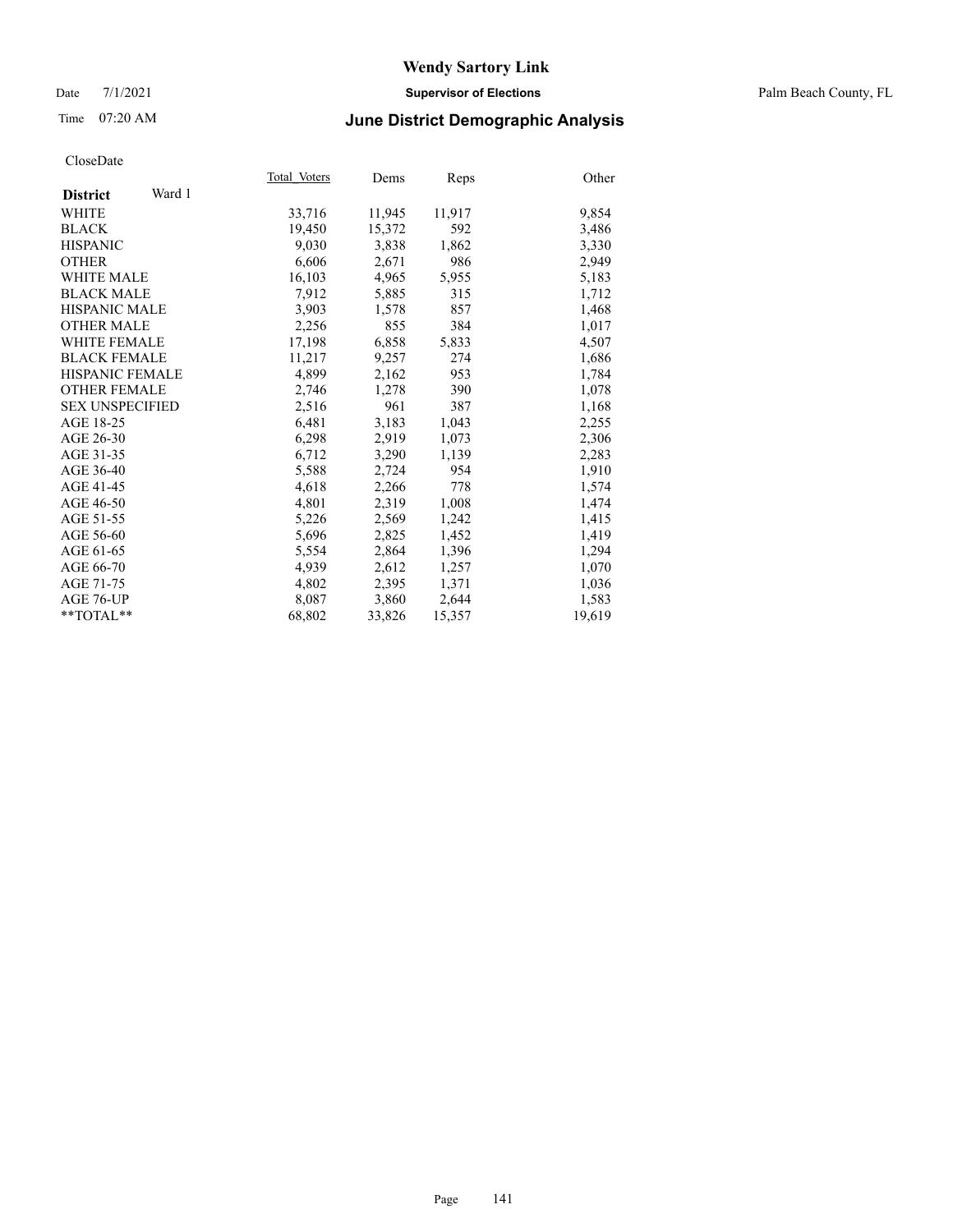# Wendy Sartory Link

Date 7/1/2021 **Supervisor of Elections** Palm Beach County, FL

Time 07:20 AM **June District Demographic Analysis**

CloseDate

| **District** Ward 1 | Total Voters | Dems | Reps | Other |
|---|---|---|---|---|
| WHITE | 33,716 | 11,945 | 11,917 | 9,854 |
| BLACK | 19,450 | 15,372 | 592 | 3,486 |
| HISPANIC | 9,030 | 3,838 | 1,862 | 3,330 |
| OTHER | 6,606 | 2,671 | 986 | 2,949 |
| WHITE MALE | 16,103 | 4,965 | 5,955 | 5,183 |
| BLACK MALE | 7,912 | 5,885 | 315 | 1,712 |
| HISPANIC MALE | 3,903 | 1,578 | 857 | 1,468 |
| OTHER MALE | 2,256 | 855 | 384 | 1,017 |
| WHITE FEMALE | 17,198 | 6,858 | 5,833 | 4,507 |
| BLACK FEMALE | 11,217 | 9,257 | 274 | 1,686 |
| HISPANIC FEMALE | 4,899 | 2,162 | 953 | 1,784 |
| OTHER FEMALE | 2,746 | 1,278 | 390 | 1,078 |
| SEX UNSPECIFIED | 2,516 | 961 | 387 | 1,168 |
| AGE 18-25 | 6,481 | 3,183 | 1,043 | 2,255 |
| AGE 26-30 | 6,298 | 2,919 | 1,073 | 2,306 |
| AGE 31-35 | 6,712 | 3,290 | 1,139 | 2,283 |
| AGE 36-40 | 5,588 | 2,724 | 954 | 1,910 |
| AGE 41-45 | 4,618 | 2,266 | 778 | 1,574 |
| AGE 46-50 | 4,801 | 2,319 | 1,008 | 1,474 |
| AGE 51-55 | 5,226 | 2,569 | 1,242 | 1,415 |
| AGE 56-60 | 5,696 | 2,825 | 1,452 | 1,419 |
| AGE 61-65 | 5,554 | 2,864 | 1,396 | 1,294 |
| AGE 66-70 | 4,939 | 2,612 | 1,257 | 1,070 |
| AGE 71-75 | 4,802 | 2,395 | 1,371 | 1,036 |
| AGE 76-UP | 8,087 | 3,860 | 2,644 | 1,583 |
| **TOTAL** | 68,802 | 33,826 | 15,357 | 19,619 |